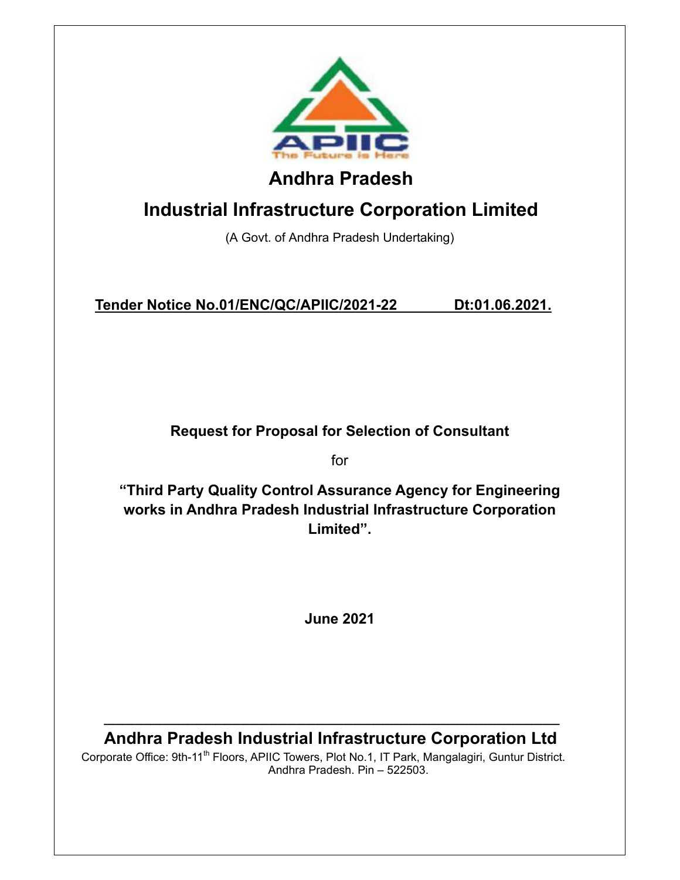APIIC

The Future is Here

# Andhra Pradesh

# Industrial Infrastructure Corporation Limited

(A Govt. of Andhra Pradesh Undertaking)

**Tender Notice No.01/ENC/QC/APIIC/2021-22 Dt:01.06.2021.**

**Request for Proposal for Selection of Consultant**

for

**"Third Party Quality Control Assurance Agency for Engineering works in Andhra Pradesh Industrial Infrastructure Corporation Limited".**

**June 2021**

---

## Andhra Pradesh Industrial Infrastructure Corporation Ltd

Corporate Office: 9th-11th Floors, APIIC Towers, Plot No.1, IT Park, Mangalagiri, Guntur District. Andhra Pradesh. Pin – 522503.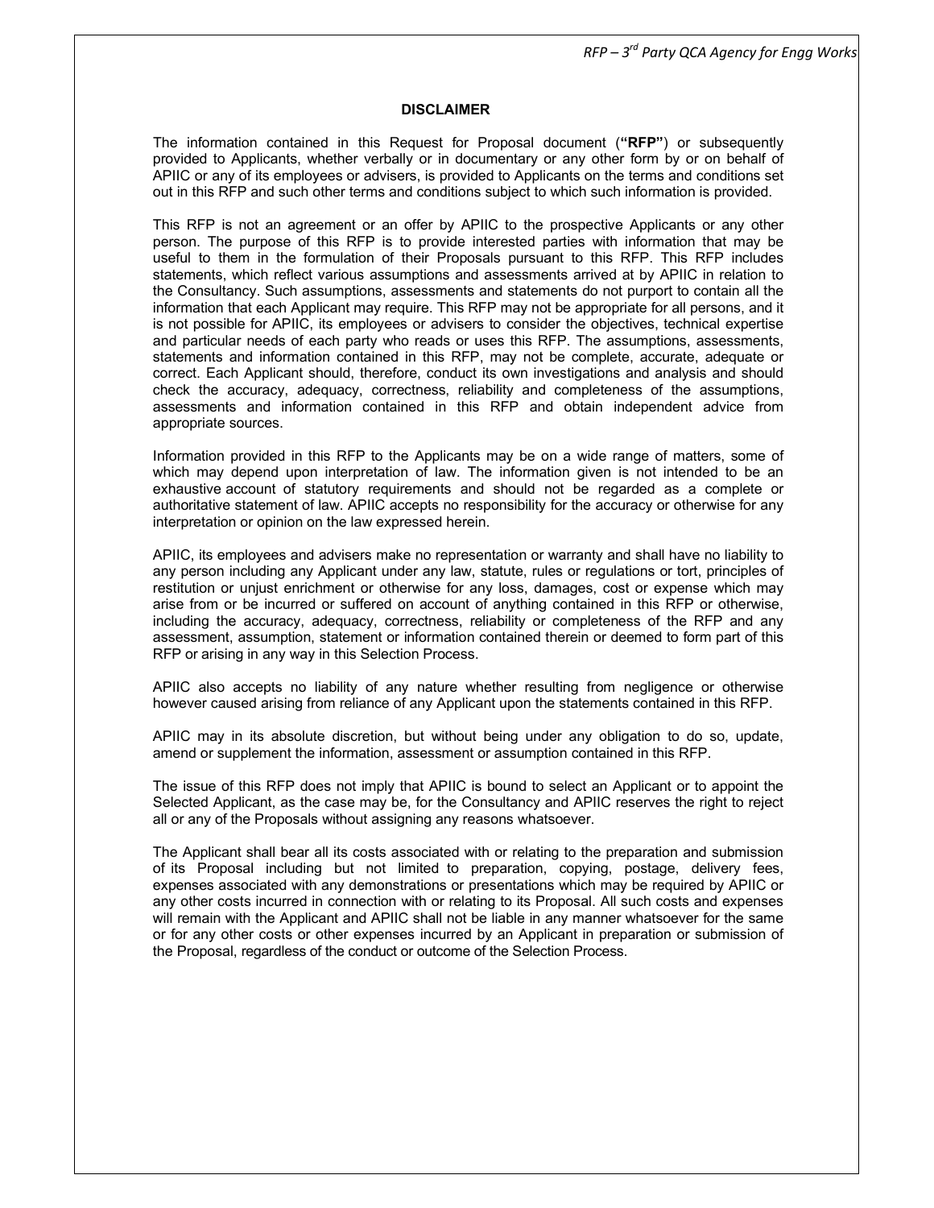## DISCLAIMER

The information contained in this Request for Proposal document (**"RFP"**) or subsequently provided to Applicants, whether verbally or in documentary or any other form by or on behalf of APIIC or any of its employees or advisers, is provided to Applicants on the terms and conditions set out in this RFP and such other terms and conditions subject to which such information is provided.

This RFP is not an agreement or an offer by APIIC to the prospective Applicants or any other person. The purpose of this RFP is to provide interested parties with information that may be useful to them in the formulation of their Proposals pursuant to this RFP. This RFP includes statements, which reflect various assumptions and assessments arrived at by APIIC in relation to the Consultancy. Such assumptions, assessments and statements do not purport to contain all the information that each Applicant may require. This RFP may not be appropriate for all persons, and it is not possible for APIIC, its employees or advisers to consider the objectives, technical expertise and particular needs of each party who reads or uses this RFP. The assumptions, assessments, statements and information contained in this RFP, may not be complete, accurate, adequate or correct. Each Applicant should, therefore, conduct its own investigations and analysis and should check the accuracy, adequacy, correctness, reliability and completeness of the assumptions, assessments and information contained in this RFP and obtain independent advice from appropriate sources.

Information provided in this RFP to the Applicants may be on a wide range of matters, some of which may depend upon interpretation of law. The information given is not intended to be an exhaustive account of statutory requirements and should not be regarded as a complete or authoritative statement of law. APIIC accepts no responsibility for the accuracy or otherwise for any interpretation or opinion on the law expressed herein.

APIIC, its employees and advisers make no representation or warranty and shall have no liability to any person including any Applicant under any law, statute, rules or regulations or tort, principles of restitution or unjust enrichment or otherwise for any loss, damages, cost or expense which may arise from or be incurred or suffered on account of anything contained in this RFP or otherwise, including the accuracy, adequacy, correctness, reliability or completeness of the RFP and any assessment, assumption, statement or information contained therein or deemed to form part of this RFP or arising in any way in this Selection Process.

APIIC also accepts no liability of any nature whether resulting from negligence or otherwise however caused arising from reliance of any Applicant upon the statements contained in this RFP.

APIIC may in its absolute discretion, but without being under any obligation to do so, update, amend or supplement the information, assessment or assumption contained in this RFP.

The issue of this RFP does not imply that APIIC is bound to select an Applicant or to appoint the Selected Applicant, as the case may be, for the Consultancy and APIIC reserves the right to reject all or any of the Proposals without assigning any reasons whatsoever.

The Applicant shall bear all its costs associated with or relating to the preparation and submission of its Proposal including but not limited to preparation, copying, postage, delivery fees, expenses associated with any demonstrations or presentations which may be required by APIIC or any other costs incurred in connection with or relating to its Proposal. All such costs and expenses will remain with the Applicant and APIIC shall not be liable in any manner whatsoever for the same or for any other costs or other expenses incurred by an Applicant in preparation or submission of the Proposal, regardless of the conduct or outcome of the Selection Process.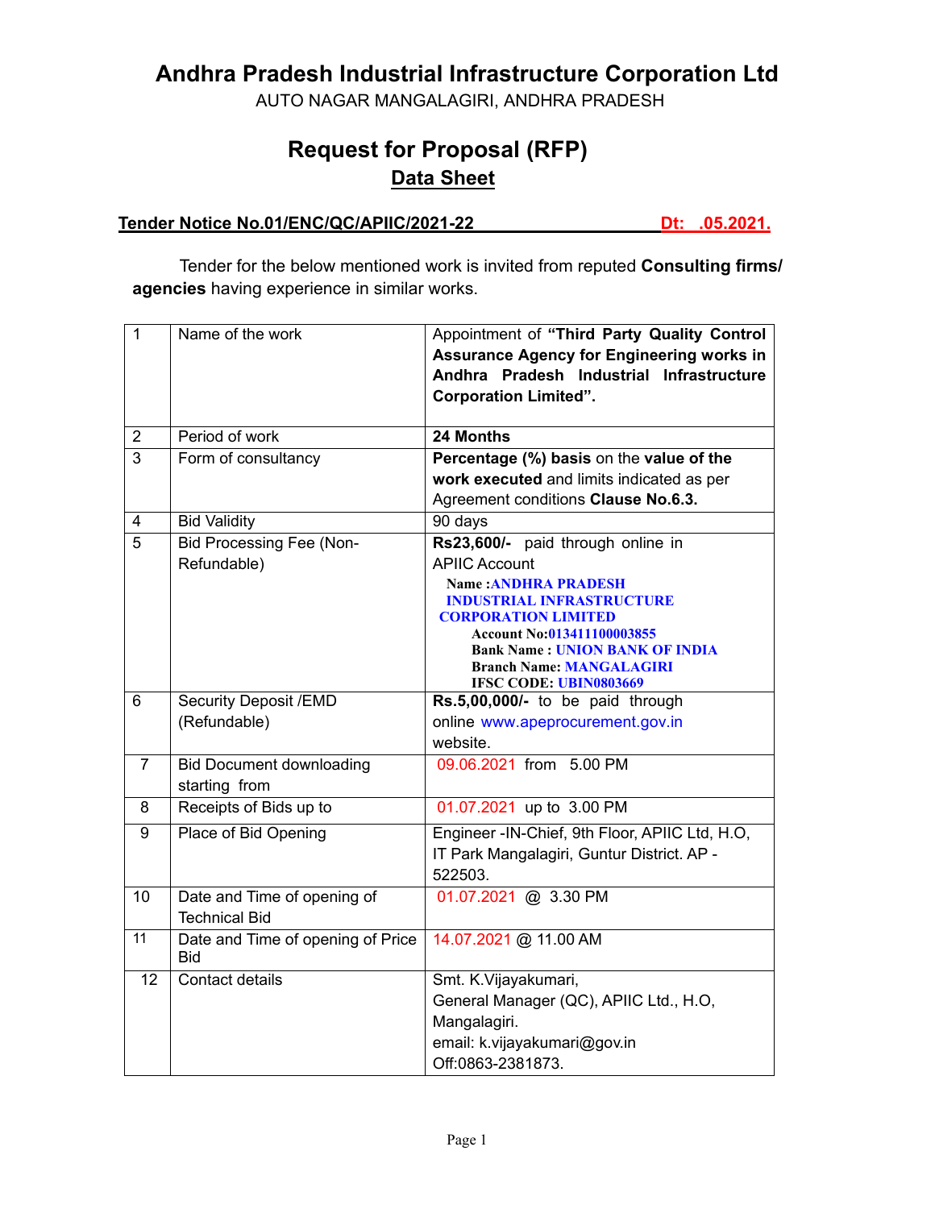# Andhra Pradesh Industrial Infrastructure Corporation Ltd

AUTO NAGAR MANGALAGIRI, ANDHRA PRADESH

## Request for Proposal (RFP)

## Data Sheet

**Tender Notice No.01/ENC/QC/APIIC/2021-22 Dt: .05.2021.**

Tender for the below mentioned work is invited from reputed **Consulting firms/ agencies** having experience in similar works.

| | | |
|---|---|---|
| 1 | Name of the work | Appointment of **"Third Party Quality Control Assurance Agency for Engineering works in Andhra Pradesh Industrial Infrastructure Corporation Limited".** |
| 2 | Period of work | **24 Months** |
| 3 | Form of consultancy | **Percentage (%) basis** on the **value of the work executed** and limits indicated as per Agreement conditions **Clause No.6.3.** |
| 4 | Bid Validity | 90 days |
| 5 | Bid Processing Fee (Non-Refundable) | **Rs23,600/-** paid through online in APIIC Account<br>**Name :ANDHRA PRADESH INDUSTRIAL INFRASTRUCTURE CORPORATION LIMITED**<br>**Account No:013411100003855**<br>**Bank Name : UNION BANK OF INDIA**<br>**Branch Name: MANGALAGIRI**<br>**IFSC CODE: UBIN0803669** |
| 6 | Security Deposit /EMD (Refundable) | **Rs.5,00,000/-** to be paid through online www.apeprocurement.gov.in website. |
| 7 | Bid Document downloading starting from | 09.06.2021 from 5.00 PM |
| 8 | Receipts of Bids up to | 01.07.2021 up to 3.00 PM |
| 9 | Place of Bid Opening | Engineer -IN-Chief, 9th Floor, APIIC Ltd, H.O, IT Park Mangalagiri, Guntur District. AP - 522503. |
| 10 | Date and Time of opening of Technical Bid | 01.07.2021 @ 3.30 PM |
| 11 | Date and Time of opening of Price Bid | 14.07.2021 @ 11.00 AM |
| 12 | Contact details | Smt. K.Vijayakumari,<br>General Manager (QC), APIIC Ltd., H.O, Mangalagiri.<br>email: k.vijayakumari@gov.in<br>Off:0863-2381873. |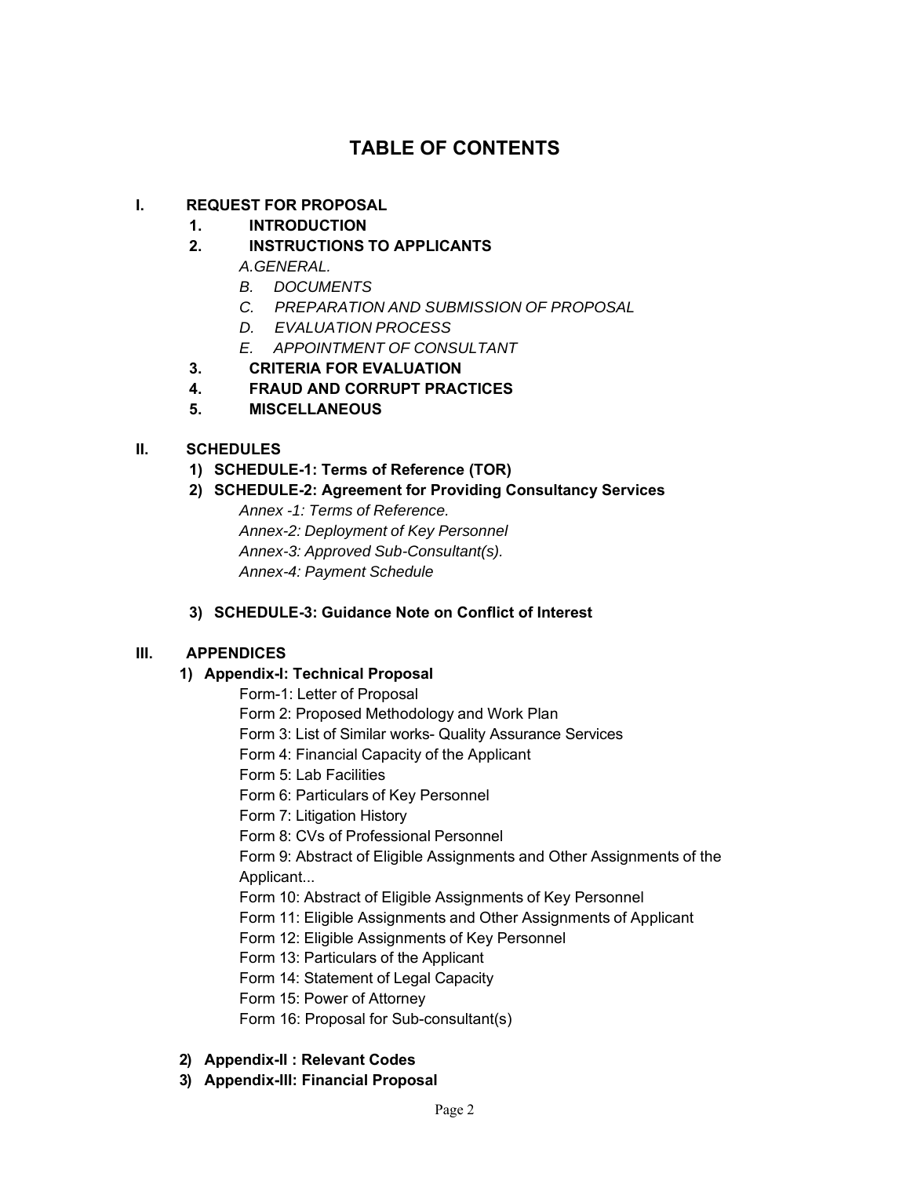# TABLE OF CONTENTS

- **I. REQUEST FOR PROPOSAL**
  - **1. INTRODUCTION**
  - **2. INSTRUCTIONS TO APPLICANTS**
    - *A.GENERAL.*
    - *B. DOCUMENTS*
    - *C. PREPARATION AND SUBMISSION OF PROPOSAL*
    - *D. EVALUATION PROCESS*
    - *E. APPOINTMENT OF CONSULTANT*
  - **3. CRITERIA FOR EVALUATION**
  - **4. FRAUD AND CORRUPT PRACTICES**
  - **5. MISCELLANEOUS**

- **II. SCHEDULES**
  - **1) SCHEDULE-1: Terms of Reference (TOR)**
  - **2) SCHEDULE-2: Agreement for Providing Consultancy Services**
    - *Annex -1: Terms of Reference.*
    - *Annex-2: Deployment of Key Personnel*
    - *Annex-3: Approved Sub-Consultant(s).*
    - *Annex-4: Payment Schedule*
  - **3) SCHEDULE-3: Guidance Note on Conflict of Interest**

- **III. APPENDICES**
  - **1) Appendix-I: Technical Proposal**
    - Form-1: Letter of Proposal
    - Form 2: Proposed Methodology and Work Plan
    - Form 3: List of Similar works- Quality Assurance Services
    - Form 4: Financial Capacity of the Applicant
    - Form 5: Lab Facilities
    - Form 6: Particulars of Key Personnel
    - Form 7: Litigation History
    - Form 8: CVs of Professional Personnel
    - Form 9: Abstract of Eligible Assignments and Other Assignments of the Applicant...
    - Form 10: Abstract of Eligible Assignments of Key Personnel
    - Form 11: Eligible Assignments and Other Assignments of Applicant
    - Form 12: Eligible Assignments of Key Personnel
    - Form 13: Particulars of the Applicant
    - Form 14: Statement of Legal Capacity
    - Form 15: Power of Attorney
    - Form 16: Proposal for Sub-consultant(s)
  - **2) Appendix-II : Relevant Codes**
  - **3) Appendix-III: Financial Proposal**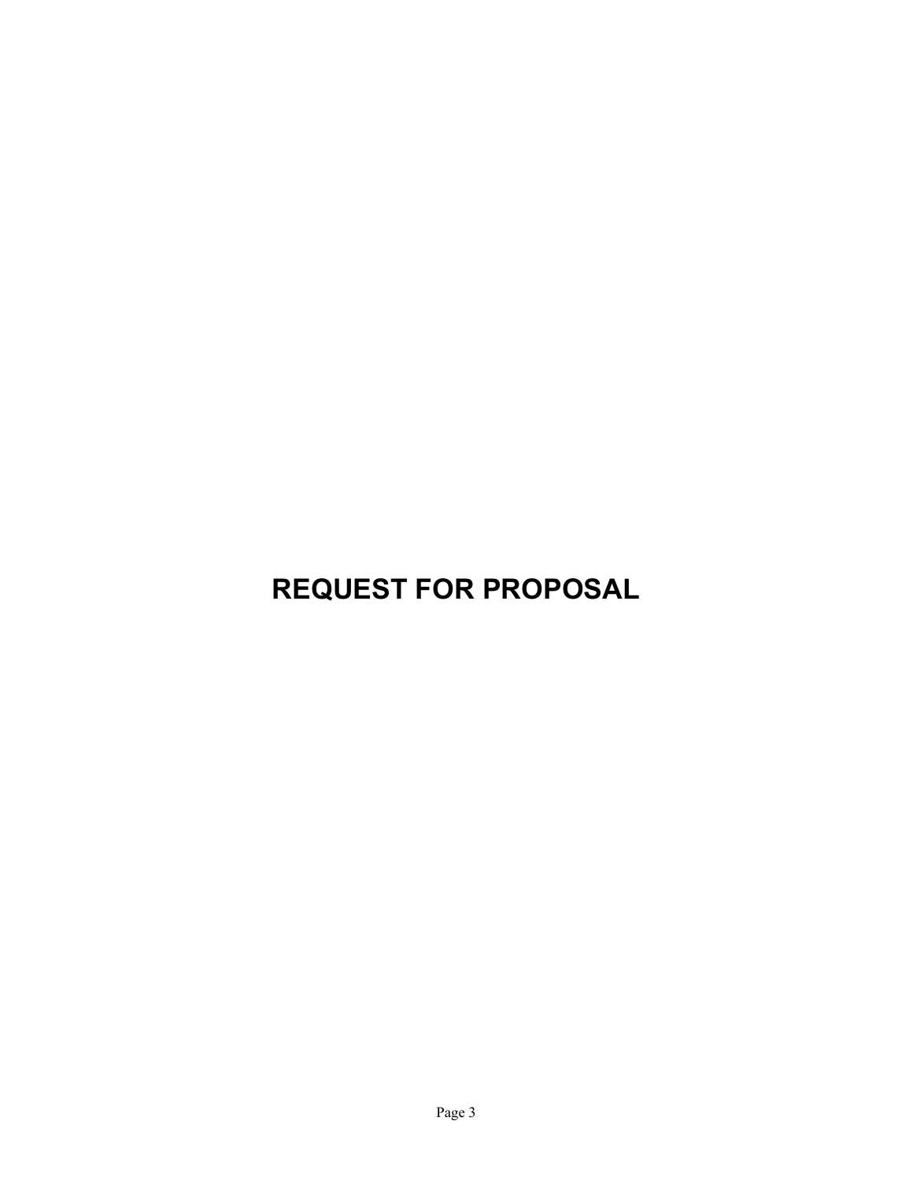# REQUEST FOR PROPOSAL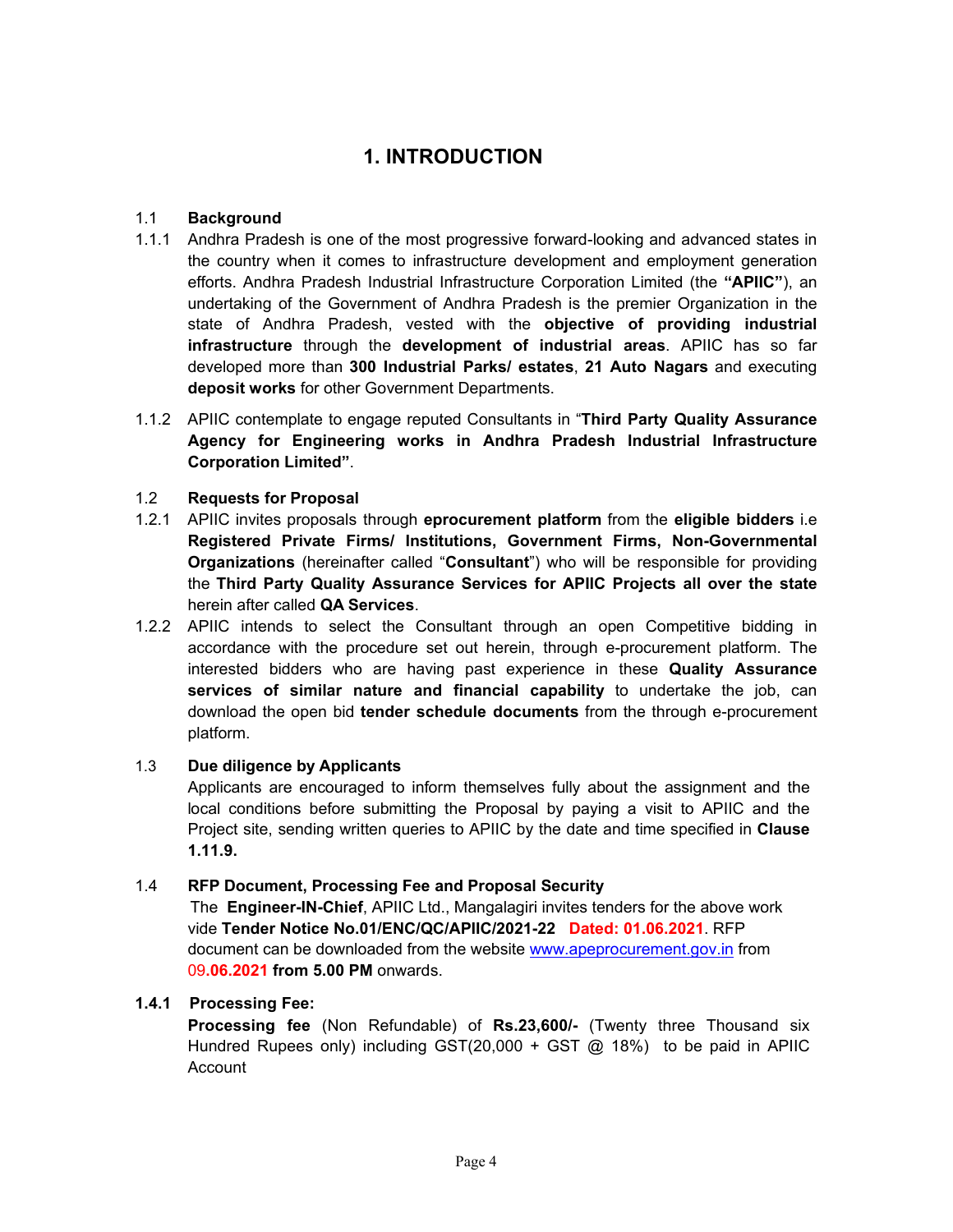# 1. INTRODUCTION

## 1.1 Background

1.1.1 Andhra Pradesh is one of the most progressive forward-looking and advanced states in the country when it comes to infrastructure development and employment generation efforts. Andhra Pradesh Industrial Infrastructure Corporation Limited (the **"APIIC"**), an undertaking of the Government of Andhra Pradesh is the premier Organization in the state of Andhra Pradesh, vested with the **objective of providing industrial infrastructure** through the **development of industrial areas**. APIIC has so far developed more than **300 Industrial Parks/ estates**, **21 Auto Nagars** and executing **deposit works** for other Government Departments.

1.1.2 APIIC contemplate to engage reputed Consultants in "**Third Party Quality Assurance Agency for Engineering works in Andhra Pradesh Industrial Infrastructure Corporation Limited"**.

## 1.2 Requests for Proposal

1.2.1 APIIC invites proposals through **eprocurement platform** from the **eligible bidders** i.e **Registered Private Firms/ Institutions, Government Firms, Non-Governmental Organizations** (hereinafter called "**Consultant**") who will be responsible for providing the **Third Party Quality Assurance Services for APIIC Projects all over the state** herein after called **QA Services**.

1.2.2 APIIC intends to select the Consultant through an open Competitive bidding in accordance with the procedure set out herein, through e-procurement platform. The interested bidders who are having past experience in these **Quality Assurance services of similar nature and financial capability** to undertake the job, can download the open bid **tender schedule documents** from the through e-procurement platform.

## 1.3 Due diligence by Applicants

Applicants are encouraged to inform themselves fully about the assignment and the local conditions before submitting the Proposal by paying a visit to APIIC and the Project site, sending written queries to APIIC by the date and time specified in **Clause 1.11.9.**

## 1.4 RFP Document, Processing Fee and Proposal Security

The **Engineer-IN-Chief**, APIIC Ltd., Mangalagiri invites tenders for the above work vide **Tender Notice No.01/ENC/QC/APIIC/2021-22 Dated: 01.06.2021**. RFP document can be downloaded from the website www.apeprocurement.gov.in from 09**.06.2021 from 5.00 PM** onwards.

### 1.4.1 Processing Fee:

**Processing fee** (Non Refundable) of **Rs.23,600/-** (Twenty three Thousand six Hundred Rupees only) including GST(20,000 + GST @ 18%) to be paid in APIIC Account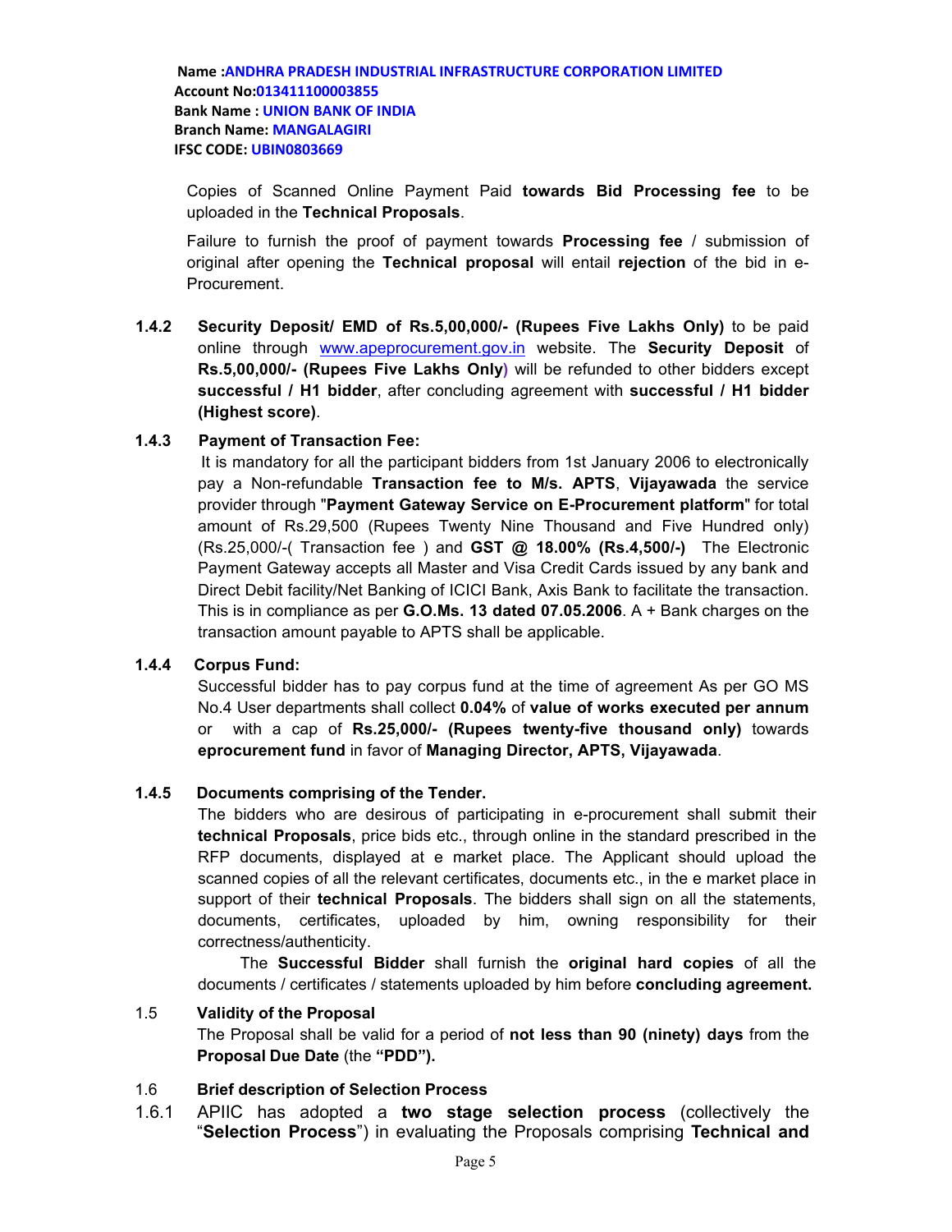**Name :ANDHRA PRADESH INDUSTRIAL INFRASTRUCTURE CORPORATION LIMITED**
**Account No:013411100003855**
**Bank Name : UNION BANK OF INDIA**
**Branch Name: MANGALAGIRI**
**IFSC CODE: UBIN0803669**

Copies of Scanned Online Payment Paid **towards Bid Processing fee** to be uploaded in the **Technical Proposals**.

Failure to furnish the proof of payment towards **Processing fee** / submission of original after opening the **Technical proposal** will entail **rejection** of the bid in e-Procurement.

**1.4.2** **Security Deposit/ EMD of Rs.5,00,000/- (Rupees Five Lakhs Only)** to be paid online through www.apeprocurement.gov.in website. The **Security Deposit** of **Rs.5,00,000/- (Rupees Five Lakhs Only)** will be refunded to other bidders except **successful / H1 bidder**, after concluding agreement with **successful / H1 bidder (Highest score)**.

**1.4.3** **Payment of Transaction Fee:**

It is mandatory for all the participant bidders from 1st January 2006 to electronically pay a Non-refundable **Transaction fee to M/s. APTS**, **Vijayawada** the service provider through "**Payment Gateway Service on E-Procurement platform**" for total amount of Rs.29,500 (Rupees Twenty Nine Thousand and Five Hundred only) (Rs.25,000/-( Transaction fee ) and **GST @ 18.00% (Rs.4,500/-)** The Electronic Payment Gateway accepts all Master and Visa Credit Cards issued by any bank and Direct Debit facility/Net Banking of ICICI Bank, Axis Bank to facilitate the transaction. This is in compliance as per **G.O.Ms. 13 dated 07.05.2006**. A + Bank charges on the transaction amount payable to APTS shall be applicable.

**1.4.4** **Corpus Fund:**

Successful bidder has to pay corpus fund at the time of agreement As per GO MS No.4 User departments shall collect **0.04%** of **value of works executed per annum** or with a cap of **Rs.25,000/- (Rupees twenty-five thousand only)** towards **eprocurement fund** in favor of **Managing Director, APTS, Vijayawada**.

**1.4.5** **Documents comprising of the Tender.**

The bidders who are desirous of participating in e-procurement shall submit their **technical Proposals**, price bids etc., through online in the standard prescribed in the RFP documents, displayed at e market place. The Applicant should upload the scanned copies of all the relevant certificates, documents etc., in the e market place in support of their **technical Proposals**. The bidders shall sign on all the statements, documents, certificates, uploaded by him, owning responsibility for their correctness/authenticity.

The **Successful Bidder** shall furnish the **original hard copies** of all the documents / certificates / statements uploaded by him before **concluding agreement.**

1.5 **Validity of the Proposal**

The Proposal shall be valid for a period of **not less than 90 (ninety) days** from the **Proposal Due Date** (the **"PDD").**

1.6 **Brief description of Selection Process**

1.6.1 APIIC has adopted a **two stage selection process** (collectively the "**Selection Process**") in evaluating the Proposals comprising **Technical and**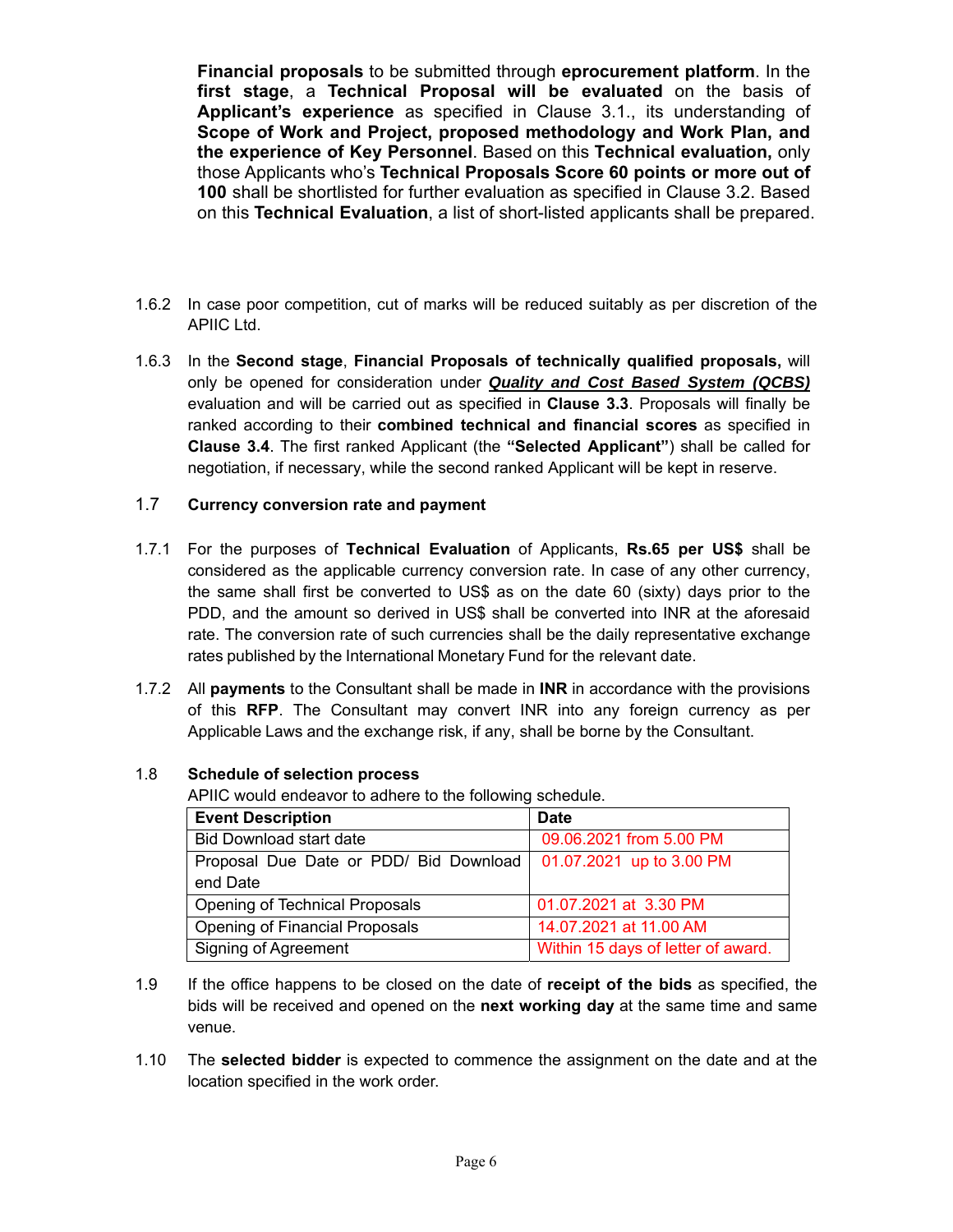**Financial proposals** to be submitted through **eprocurement platform**. In the **first stage**, a **Technical Proposal will be evaluated** on the basis of **Applicant's experience** as specified in Clause 3.1., its understanding of **Scope of Work and Project, proposed methodology and Work Plan, and the experience of Key Personnel**. Based on this **Technical evaluation,** only those Applicants who's **Technical Proposals Score 60 points or more out of 100** shall be shortlisted for further evaluation as specified in Clause 3.2. Based on this **Technical Evaluation**, a list of short-listed applicants shall be prepared.

1.6.2 In case poor competition, cut of marks will be reduced suitably as per discretion of the APIIC Ltd.

1.6.3 In the **Second stage**, **Financial Proposals of technically qualified proposals,** will only be opened for consideration under ***Quality and Cost Based System (QCBS)*** evaluation and will be carried out as specified in **Clause 3.3**. Proposals will finally be ranked according to their **combined technical and financial scores** as specified in **Clause 3.4**. The first ranked Applicant (the **"Selected Applicant"**) shall be called for negotiation, if necessary, while the second ranked Applicant will be kept in reserve.

1.7 **Currency conversion rate and payment**

1.7.1 For the purposes of **Technical Evaluation** of Applicants, **Rs.65 per US$** shall be considered as the applicable currency conversion rate. In case of any other currency, the same shall first be converted to US$ as on the date 60 (sixty) days prior to the PDD, and the amount so derived in US$ shall be converted into INR at the aforesaid rate. The conversion rate of such currencies shall be the daily representative exchange rates published by the International Monetary Fund for the relevant date.

1.7.2 All **payments** to the Consultant shall be made in **INR** in accordance with the provisions of this **RFP**. The Consultant may convert INR into any foreign currency as per Applicable Laws and the exchange risk, if any, shall be borne by the Consultant.

1.8 **Schedule of selection process**

APIIC would endeavor to adhere to the following schedule.

| **Event Description** | **Date** |
|---|---|
| Bid Download start date | 09.06.2021 from 5.00 PM |
| Proposal Due Date or PDD/ Bid Download end Date | 01.07.2021 up to 3.00 PM |
| Opening of Technical Proposals | 01.07.2021 at 3.30 PM |
| Opening of Financial Proposals | 14.07.2021 at 11.00 AM |
| Signing of Agreement | Within 15 days of letter of award. |

1.9 If the office happens to be closed on the date of **receipt of the bids** as specified, the bids will be received and opened on the **next working day** at the same time and same venue.

1.10 The **selected bidder** is expected to commence the assignment on the date and at the location specified in the work order.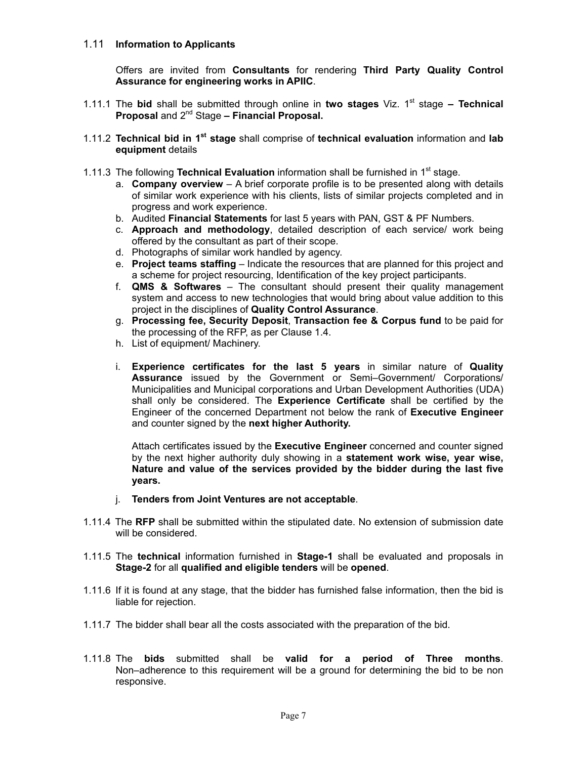## 1.11 **Information to Applicants**

Offers are invited from **Consultants** for rendering **Third Party Quality Control Assurance for engineering works in APIIC**.

1.11.1 The **bid** shall be submitted through online in **two stages** Viz. 1st stage **– Technical Proposal** and 2nd Stage **– Financial Proposal.**

1.11.2 **Technical bid in 1st stage** shall comprise of **technical evaluation** information and **lab equipment** details

1.11.3 The following **Technical Evaluation** information shall be furnished in 1st stage.

a. **Company overview** – A brief corporate profile is to be presented along with details of similar work experience with his clients, lists of similar projects completed and in progress and work experience.
b. Audited **Financial Statements** for last 5 years with PAN, GST & PF Numbers.
c. **Approach and methodology**, detailed description of each service/ work being offered by the consultant as part of their scope.
d. Photographs of similar work handled by agency.
e. **Project teams staffing** – Indicate the resources that are planned for this project and a scheme for project resourcing, Identification of the key project participants.
f. **QMS & Softwares** – The consultant should present their quality management system and access to new technologies that would bring about value addition to this project in the disciplines of **Quality Control Assurance**.
g. **Processing fee, Security Deposit**, **Transaction fee & Corpus fund** to be paid for the processing of the RFP, as per Clause 1.4.
h. List of equipment/ Machinery.
i. **Experience certificates for the last 5 years** in similar nature of **Quality Assurance** issued by the Government or Semi–Government/ Corporations/ Municipalities and Municipal corporations and Urban Development Authorities (UDA) shall only be considered. The **Experience Certificate** shall be certified by the Engineer of the concerned Department not below the rank of **Executive Engineer** and counter signed by the **next higher Authority.**

   Attach certificates issued by the **Executive Engineer** concerned and counter signed by the next higher authority duly showing in a **statement work wise, year wise, Nature and value of the services provided by the bidder during the last five years.**

j. **Tenders from Joint Ventures are not acceptable**.

1.11.4 The **RFP** shall be submitted within the stipulated date. No extension of submission date will be considered.

1.11.5 The **technical** information furnished in **Stage-1** shall be evaluated and proposals in **Stage-2** for all **qualified and eligible tenders** will be **opened**.

1.11.6 If it is found at any stage, that the bidder has furnished false information, then the bid is liable for rejection.

1.11.7 The bidder shall bear all the costs associated with the preparation of the bid.

1.11.8 The **bids** submitted shall be **valid for a period of Three months**. Non–adherence to this requirement will be a ground for determining the bid to be non responsive.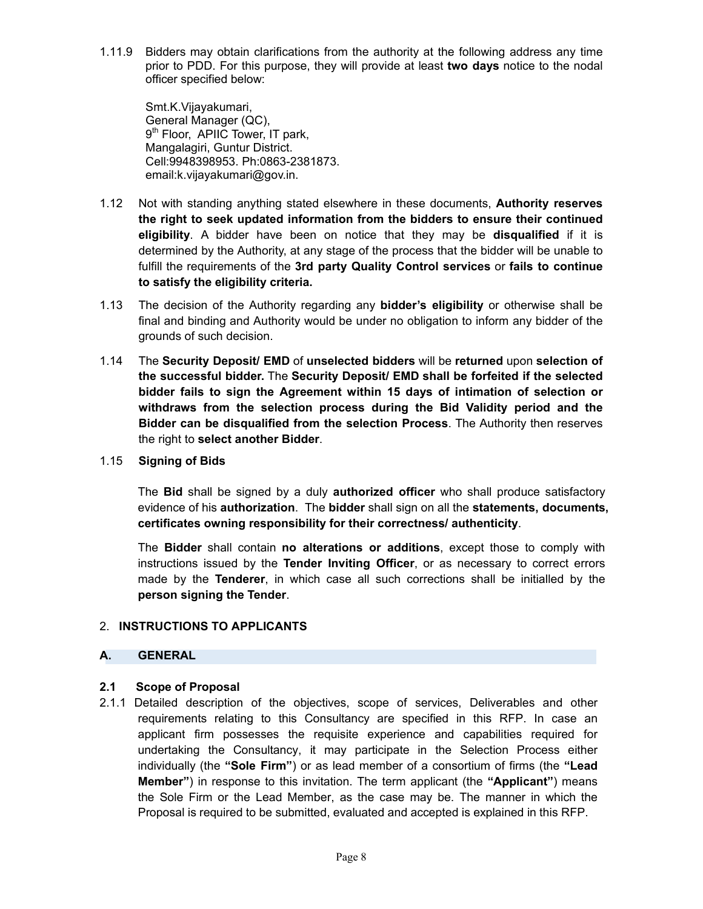1.11.9 Bidders may obtain clarifications from the authority at the following address any time prior to PDD. For this purpose, they will provide at least **two days** notice to the nodal officer specified below:

> Smt.K.Vijayakumari,
> General Manager (QC),
> 9th Floor, APIIC Tower, IT park,
> Mangalagiri, Guntur District.
> Cell:9948398953. Ph:0863-2381873.
> email:k.vijayakumari@gov.in.

1.12 Not with standing anything stated elsewhere in these documents, **Authority reserves the right to seek updated information from the bidders to ensure their continued eligibility**. A bidder have been on notice that they may be **disqualified** if it is determined by the Authority, at any stage of the process that the bidder will be unable to fulfill the requirements of the **3rd party Quality Control services** or **fails to continue to satisfy the eligibility criteria.**

1.13 The decision of the Authority regarding any **bidder's eligibility** or otherwise shall be final and binding and Authority would be under no obligation to inform any bidder of the grounds of such decision.

1.14 The **Security Deposit/ EMD** of **unselected bidders** will be **returned** upon **selection of the successful bidder.** The **Security Deposit/ EMD shall be forfeited if the selected bidder fails to sign the Agreement within 15 days of intimation of selection or withdraws from the selection process during the Bid Validity period and the Bidder can be disqualified from the selection Process**. The Authority then reserves the right to **select another Bidder**.

1.15 **Signing of Bids**

The **Bid** shall be signed by a duly **authorized officer** who shall produce satisfactory evidence of his **authorization**. The **bidder** shall sign on all the **statements, documents, certificates owning responsibility for their correctness/ authenticity**.

The **Bidder** shall contain **no alterations or additions**, except those to comply with instructions issued by the **Tender Inviting Officer**, or as necessary to correct errors made by the **Tenderer**, in which case all such corrections shall be initialled by the **person signing the Tender**.

## 2. INSTRUCTIONS TO APPLICANTS

### A. GENERAL

### 2.1 Scope of Proposal

2.1.1 Detailed description of the objectives, scope of services, Deliverables and other requirements relating to this Consultancy are specified in this RFP. In case an applicant firm possesses the requisite experience and capabilities required for undertaking the Consultancy, it may participate in the Selection Process either individually (the **"Sole Firm"**) or as lead member of a consortium of firms (the **"Lead Member"**) in response to this invitation. The term applicant (the **"Applicant"**) means the Sole Firm or the Lead Member, as the case may be. The manner in which the Proposal is required to be submitted, evaluated and accepted is explained in this RFP.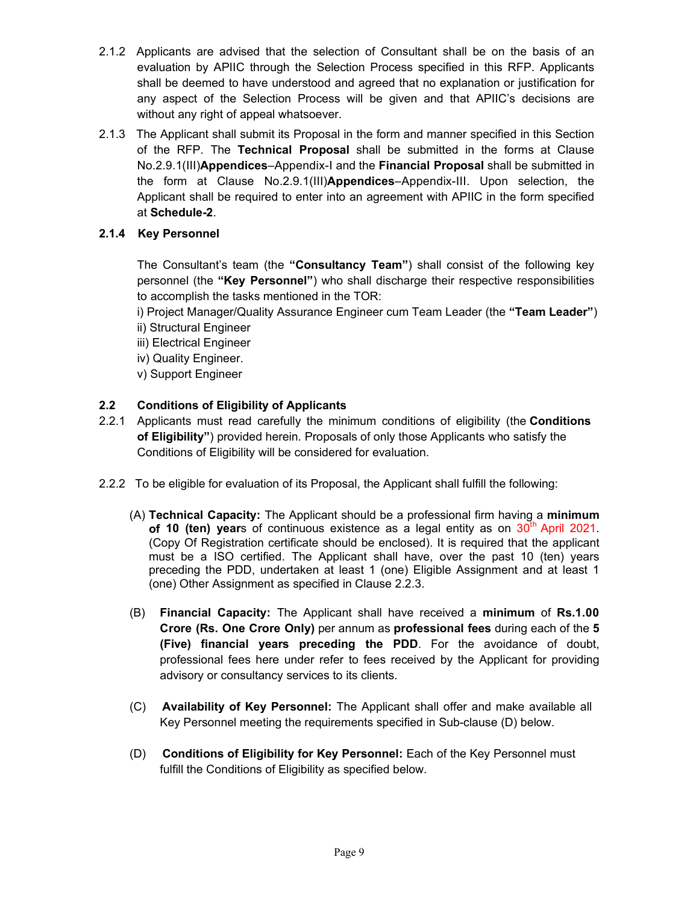2.1.2 Applicants are advised that the selection of Consultant shall be on the basis of an evaluation by APIIC through the Selection Process specified in this RFP. Applicants shall be deemed to have understood and agreed that no explanation or justification for any aspect of the Selection Process will be given and that APIIC's decisions are without any right of appeal whatsoever.

2.1.3 The Applicant shall submit its Proposal in the form and manner specified in this Section of the RFP. The **Technical Proposal** shall be submitted in the forms at Clause No.2.9.1(III)**Appendices**–Appendix-I and the **Financial Proposal** shall be submitted in the form at Clause No.2.9.1(III)**Appendices**–Appendix-III. Upon selection, the Applicant shall be required to enter into an agreement with APIIC in the form specified at **Schedule-2**.

**2.1.4 Key Personnel**

The Consultant's team (the **"Consultancy Team"**) shall consist of the following key personnel (the **"Key Personnel"**) who shall discharge their respective responsibilities to accomplish the tasks mentioned in the TOR:

i) Project Manager/Quality Assurance Engineer cum Team Leader (the **"Team Leader"**)
ii) Structural Engineer
iii) Electrical Engineer
iv) Quality Engineer.
v) Support Engineer

## 2.2 Conditions of Eligibility of Applicants

2.2.1 Applicants must read carefully the minimum conditions of eligibility (the **Conditions of Eligibility"**) provided herein. Proposals of only those Applicants who satisfy the Conditions of Eligibility will be considered for evaluation.

2.2.2 To be eligible for evaluation of its Proposal, the Applicant shall fulfill the following:

(A) **Technical Capacity:** The Applicant should be a professional firm having a **minimum of 10 (ten) year**s of continuous existence as a legal entity as on 30th April 2021. (Copy Of Registration certificate should be enclosed). It is required that the applicant must be a ISO certified. The Applicant shall have, over the past 10 (ten) years preceding the PDD, undertaken at least 1 (one) Eligible Assignment and at least 1 (one) Other Assignment as specified in Clause 2.2.3.

(B) **Financial Capacity:** The Applicant shall have received a **minimum** of **Rs.1.00 Crore (Rs. One Crore Only)** per annum as **professional fees** during each of the **5 (Five) financial years preceding the PDD**. For the avoidance of doubt, professional fees here under refer to fees received by the Applicant for providing advisory or consultancy services to its clients.

(C) **Availability of Key Personnel:** The Applicant shall offer and make available all Key Personnel meeting the requirements specified in Sub-clause (D) below.

(D) **Conditions of Eligibility for Key Personnel:** Each of the Key Personnel must fulfill the Conditions of Eligibility as specified below.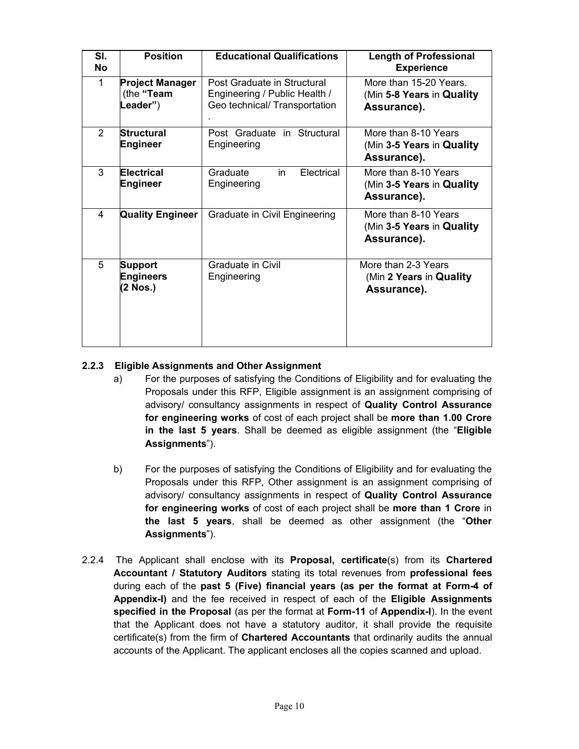| Sl. No | Position | Educational Qualifications | Length of Professional Experience |
|---|---|---|---|
| 1 | **Project Manager** (the **"Team Leader"**) | Post Graduate in Structural Engineering / Public Health / Geo technical/ Transportation . | More than 15-20 Years. (Min **5-8 Years** in **Quality Assurance).** |
| 2 | **Structural Engineer** | Post Graduate in Structural Engineering | More than 8-10 Years (Min **3-5 Years** in **Quality Assurance).** |
| 3 | **Electrical Engineer** | Graduate in Electrical Engineering | More than 8-10 Years (Min **3-5 Years** in **Quality Assurance).** |
| 4 | **Quality Engineer** | Graduate in Civil Engineering | More than 8-10 Years (Min **3-5 Years** in **Quality Assurance).** |
| 5 | **Support Engineers (2 Nos.)** | Graduate in Civil Engineering | More than 2-3 Years (Min **2 Years** in **Quality Assurance).** |

**2.2.3 Eligible Assignments and Other Assignment**

a) For the purposes of satisfying the Conditions of Eligibility and for evaluating the Proposals under this RFP, Eligible assignment is an assignment comprising of advisory/ consultancy assignments in respect of **Quality Control Assurance for engineering works** of cost of each project shall be **more than 1.00 Crore in the last 5 years**. Shall be deemed as eligible assignment (the "**Eligible Assignments**").

b) For the purposes of satisfying the Conditions of Eligibility and for evaluating the Proposals under this RFP, Other assignment is an assignment comprising of advisory/ consultancy assignments in respect of **Quality Control Assurance for engineering works** of cost of each project shall be **more than 1 Crore** in **the last 5 years**, shall be deemed as other assignment (the "**Other Assignments**").

2.2.4 The Applicant shall enclose with its **Proposal, certificate**(s) from its **Chartered Accountant / Statutory Auditors** stating its total revenues from **professional fees** during each of the **past 5 (Five) financial years (as per the format at Form-4 of Appendix-I)** and the fee received in respect of each of the **Eligible Assignments specified in the Proposal** (as per the format at **Form-11** of **Appendix-I**). In the event that the Applicant does not have a statutory auditor, it shall provide the requisite certificate(s) from the firm of **Chartered Accountants** that ordinarily audits the annual accounts of the Applicant. The applicant encloses all the copies scanned and upload.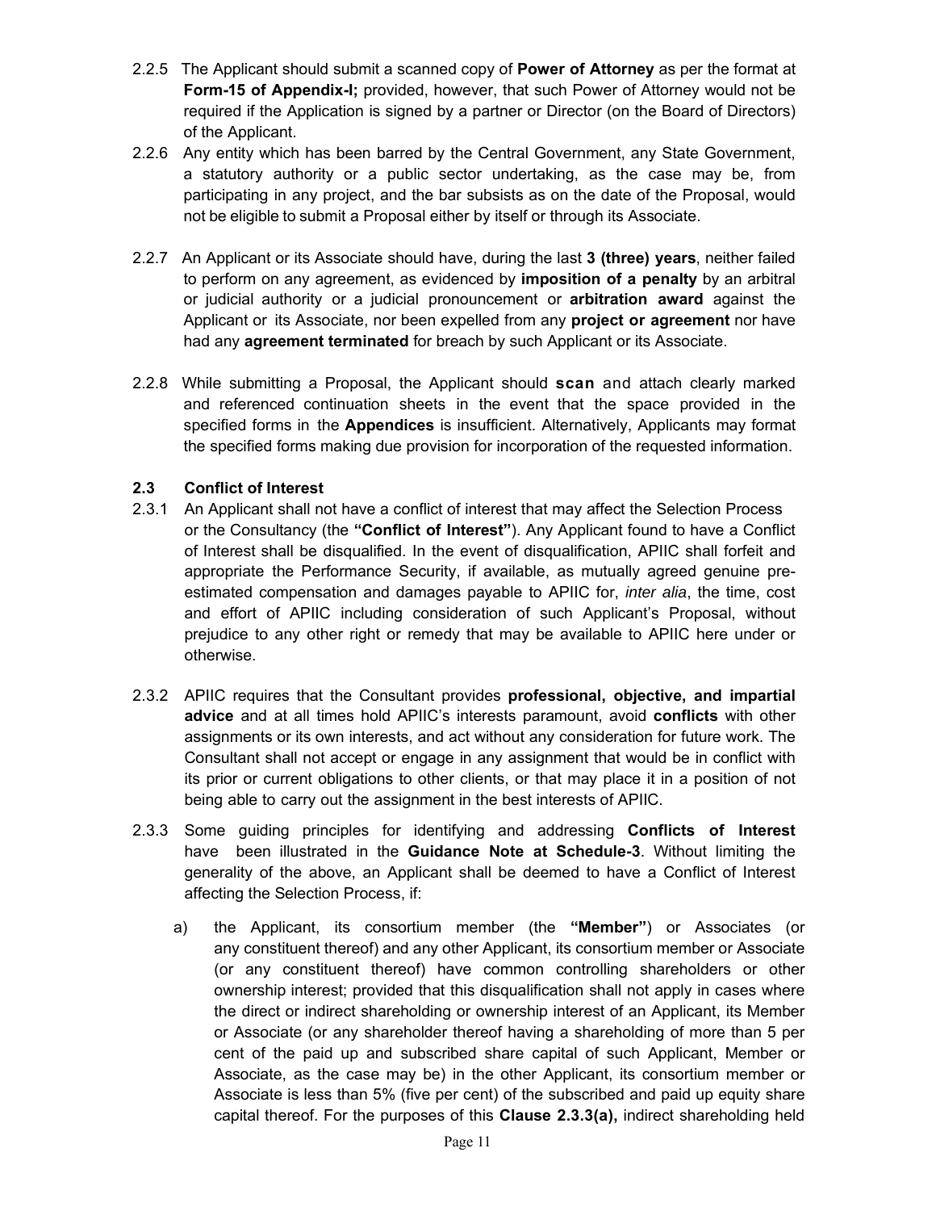2.2.5 The Applicant should submit a scanned copy of **Power of Attorney** as per the format at **Form-15 of Appendix-I;** provided, however, that such Power of Attorney would not be required if the Application is signed by a partner or Director (on the Board of Directors) of the Applicant.

2.2.6 Any entity which has been barred by the Central Government, any State Government, a statutory authority or a public sector undertaking, as the case may be, from participating in any project, and the bar subsists as on the date of the Proposal, would not be eligible to submit a Proposal either by itself or through its Associate.

2.2.7 An Applicant or its Associate should have, during the last **3 (three) years**, neither failed to perform on any agreement, as evidenced by **imposition of a penalty** by an arbitral or judicial authority or a judicial pronouncement or **arbitration award** against the Applicant or its Associate, nor been expelled from any **project or agreement** nor have had any **agreement terminated** for breach by such Applicant or its Associate.

2.2.8 While submitting a Proposal, the Applicant should **scan** and attach clearly marked and referenced continuation sheets in the event that the space provided in the specified forms in the **Appendices** is insufficient. Alternatively, Applicants may format the specified forms making due provision for incorporation of the requested information.

### 2.3 Conflict of Interest

2.3.1 An Applicant shall not have a conflict of interest that may affect the Selection Process or the Consultancy (the **"Conflict of Interest"**). Any Applicant found to have a Conflict of Interest shall be disqualified. In the event of disqualification, APIIC shall forfeit and appropriate the Performance Security, if available, as mutually agreed genuine pre-estimated compensation and damages payable to APIIC for, *inter alia*, the time, cost and effort of APIIC including consideration of such Applicant's Proposal, without prejudice to any other right or remedy that may be available to APIIC here under or otherwise.

2.3.2 APIIC requires that the Consultant provides **professional, objective, and impartial advice** and at all times hold APIIC's interests paramount, avoid **conflicts** with other assignments or its own interests, and act without any consideration for future work. The Consultant shall not accept or engage in any assignment that would be in conflict with its prior or current obligations to other clients, or that may place it in a position of not being able to carry out the assignment in the best interests of APIIC.

2.3.3 Some guiding principles for identifying and addressing **Conflicts of Interest** have been illustrated in the **Guidance Note at Schedule-3**. Without limiting the generality of the above, an Applicant shall be deemed to have a Conflict of Interest affecting the Selection Process, if:

a) the Applicant, its consortium member (the **"Member"**) or Associates (or any constituent thereof) and any other Applicant, its consortium member or Associate (or any constituent thereof) have common controlling shareholders or other ownership interest; provided that this disqualification shall not apply in cases where the direct or indirect shareholding or ownership interest of an Applicant, its Member or Associate (or any shareholder thereof having a shareholding of more than 5 per cent of the paid up and subscribed share capital of such Applicant, Member or Associate, as the case may be) in the other Applicant, its consortium member or Associate is less than 5% (five per cent) of the subscribed and paid up equity share capital thereof. For the purposes of this **Clause 2.3.3(a),** indirect shareholding held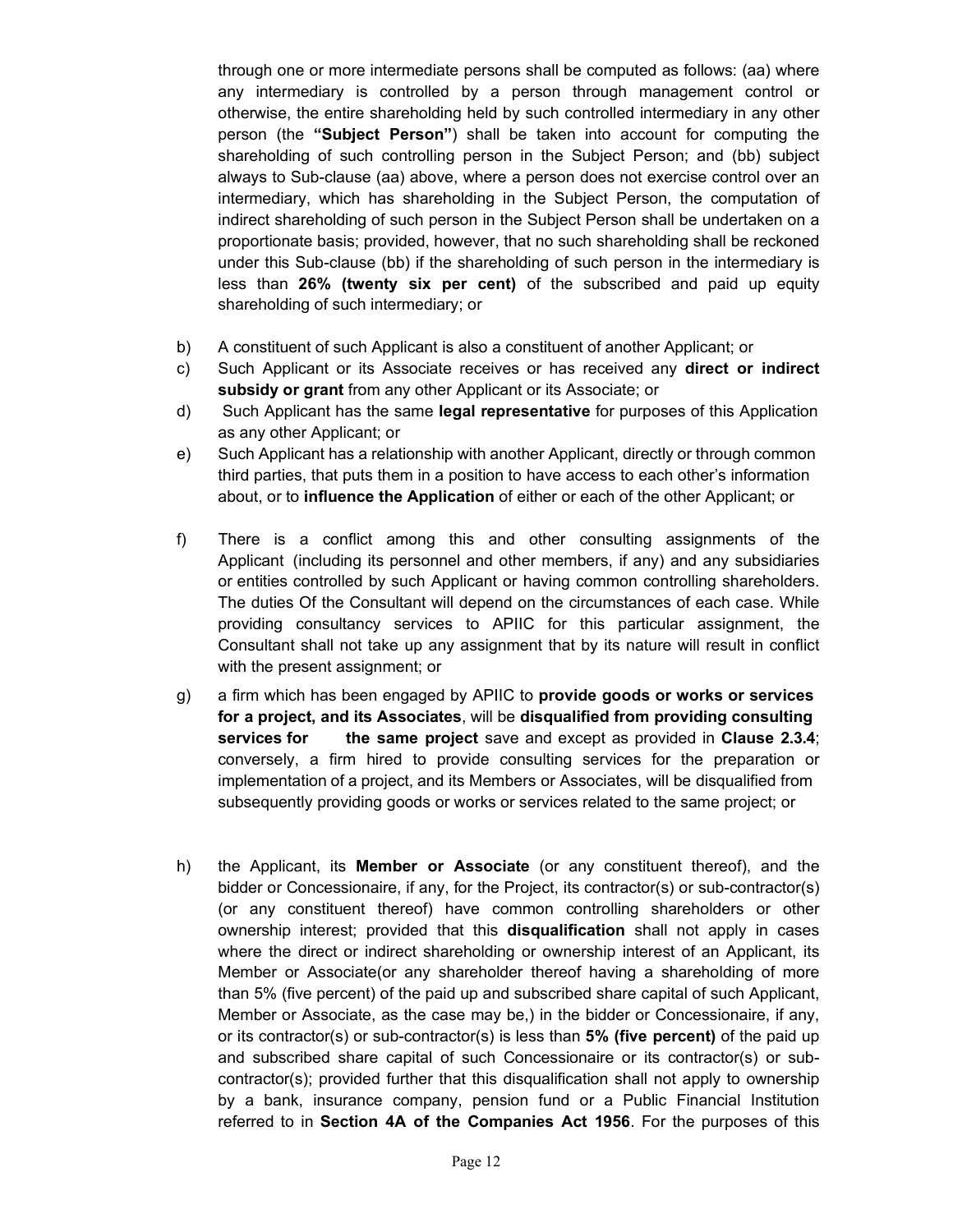through one or more intermediate persons shall be computed as follows: (aa) where any intermediary is controlled by a person through management control or otherwise, the entire shareholding held by such controlled intermediary in any other person (the **"Subject Person"**) shall be taken into account for computing the shareholding of such controlling person in the Subject Person; and (bb) subject always to Sub-clause (aa) above, where a person does not exercise control over an intermediary, which has shareholding in the Subject Person, the computation of indirect shareholding of such person in the Subject Person shall be undertaken on a proportionate basis; provided, however, that no such shareholding shall be reckoned under this Sub-clause (bb) if the shareholding of such person in the intermediary is less than **26% (twenty six per cent)** of the subscribed and paid up equity shareholding of such intermediary; or

b) A constituent of such Applicant is also a constituent of another Applicant; or

c) Such Applicant or its Associate receives or has received any **direct or indirect subsidy or grant** from any other Applicant or its Associate; or

d) Such Applicant has the same **legal representative** for purposes of this Application as any other Applicant; or

e) Such Applicant has a relationship with another Applicant, directly or through common third parties, that puts them in a position to have access to each other's information about, or to **influence the Application** of either or each of the other Applicant; or

f) There is a conflict among this and other consulting assignments of the Applicant (including its personnel and other members, if any) and any subsidiaries or entities controlled by such Applicant or having common controlling shareholders. The duties Of the Consultant will depend on the circumstances of each case. While providing consultancy services to APIIC for this particular assignment, the Consultant shall not take up any assignment that by its nature will result in conflict with the present assignment; or

g) a firm which has been engaged by APIIC to **provide goods or works or services for a project, and its Associates**, will be **disqualified from providing consulting services for the same project** save and except as provided in **Clause 2.3.4**; conversely, a firm hired to provide consulting services for the preparation or implementation of a project, and its Members or Associates, will be disqualified from subsequently providing goods or works or services related to the same project; or

h) the Applicant, its **Member or Associate** (or any constituent thereof), and the bidder or Concessionaire, if any, for the Project, its contractor(s) or sub-contractor(s) (or any constituent thereof) have common controlling shareholders or other ownership interest; provided that this **disqualification** shall not apply in cases where the direct or indirect shareholding or ownership interest of an Applicant, its Member or Associate(or any shareholder thereof having a shareholding of more than 5% (five percent) of the paid up and subscribed share capital of such Applicant, Member or Associate, as the case may be,) in the bidder or Concessionaire, if any, or its contractor(s) or sub-contractor(s) is less than **5% (five percent)** of the paid up and subscribed share capital of such Concessionaire or its contractor(s) or sub-contractor(s); provided further that this disqualification shall not apply to ownership by a bank, insurance company, pension fund or a Public Financial Institution referred to in **Section 4A of the Companies Act 1956**. For the purposes of this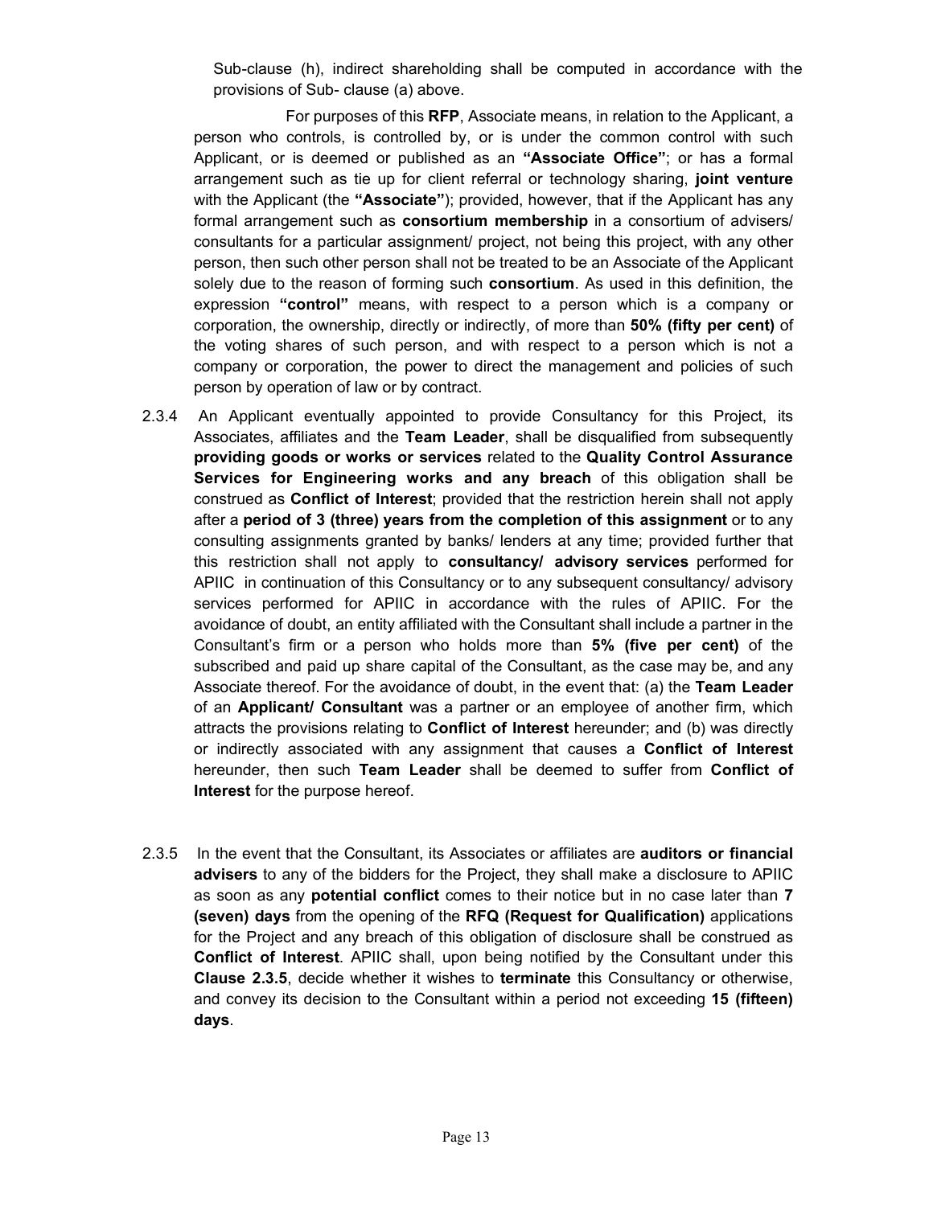Sub-clause (h), indirect shareholding shall be computed in accordance with the provisions of Sub- clause (a) above.

For purposes of this **RFP**, Associate means, in relation to the Applicant, a person who controls, is controlled by, or is under the common control with such Applicant, or is deemed or published as an **"Associate Office"**; or has a formal arrangement such as tie up for client referral or technology sharing, **joint venture** with the Applicant (the **"Associate"**); provided, however, that if the Applicant has any formal arrangement such as **consortium membership** in a consortium of advisers/ consultants for a particular assignment/ project, not being this project, with any other person, then such other person shall not be treated to be an Associate of the Applicant solely due to the reason of forming such **consortium**. As used in this definition, the expression **"control"** means, with respect to a person which is a company or corporation, the ownership, directly or indirectly, of more than **50% (fifty per cent)** of the voting shares of such person, and with respect to a person which is not a company or corporation, the power to direct the management and policies of such person by operation of law or by contract.

2.3.4 An Applicant eventually appointed to provide Consultancy for this Project, its Associates, affiliates and the **Team Leader**, shall be disqualified from subsequently **providing goods or works or services** related to the **Quality Control Assurance Services for Engineering works and any breach** of this obligation shall be construed as **Conflict of Interest**; provided that the restriction herein shall not apply after a **period of 3 (three) years from the completion of this assignment** or to any consulting assignments granted by banks/ lenders at any time; provided further that this restriction shall not apply to **consultancy/ advisory services** performed for APIIC in continuation of this Consultancy or to any subsequent consultancy/ advisory services performed for APIIC in accordance with the rules of APIIC. For the avoidance of doubt, an entity affiliated with the Consultant shall include a partner in the Consultant's firm or a person who holds more than **5% (five per cent)** of the subscribed and paid up share capital of the Consultant, as the case may be, and any Associate thereof. For the avoidance of doubt, in the event that: (a) the **Team Leader** of an **Applicant/ Consultant** was a partner or an employee of another firm, which attracts the provisions relating to **Conflict of Interest** hereunder; and (b) was directly or indirectly associated with any assignment that causes a **Conflict of Interest** hereunder, then such **Team Leader** shall be deemed to suffer from **Conflict of Interest** for the purpose hereof.

2.3.5 In the event that the Consultant, its Associates or affiliates are **auditors or financial advisers** to any of the bidders for the Project, they shall make a disclosure to APIIC as soon as any **potential conflict** comes to their notice but in no case later than **7 (seven) days** from the opening of the **RFQ (Request for Qualification)** applications for the Project and any breach of this obligation of disclosure shall be construed as **Conflict of Interest**. APIIC shall, upon being notified by the Consultant under this **Clause 2.3.5**, decide whether it wishes to **terminate** this Consultancy or otherwise, and convey its decision to the Consultant within a period not exceeding **15 (fifteen) days**.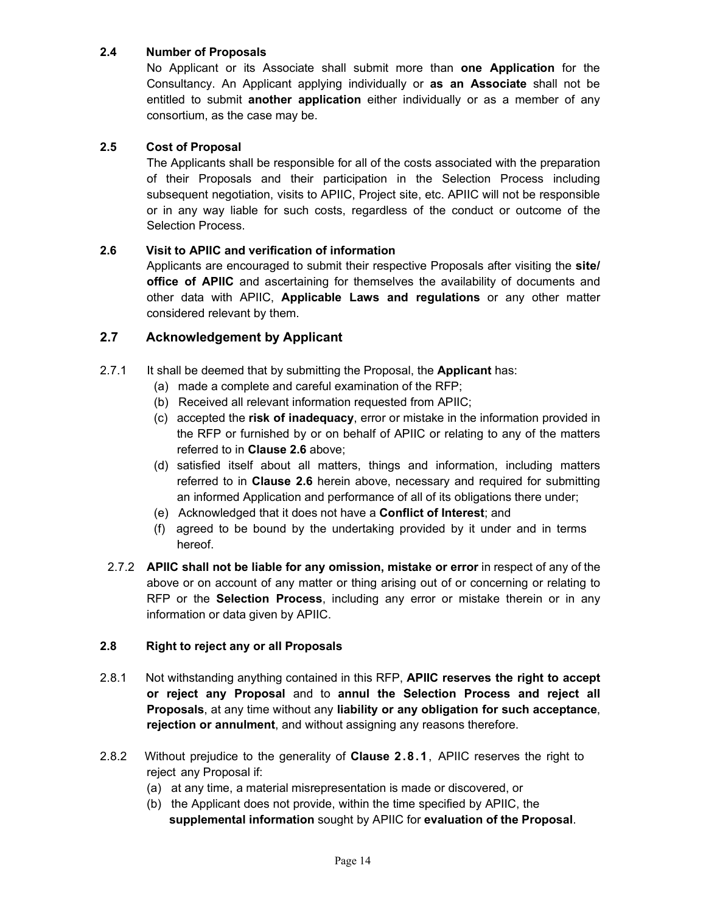**2.4 Number of Proposals**

No Applicant or its Associate shall submit more than **one Application** for the Consultancy. An Applicant applying individually or **as an Associate** shall not be entitled to submit **another application** either individually or as a member of any consortium, as the case may be.

**2.5 Cost of Proposal**

The Applicants shall be responsible for all of the costs associated with the preparation of their Proposals and their participation in the Selection Process including subsequent negotiation, visits to APIIC, Project site, etc. APIIC will not be responsible or in any way liable for such costs, regardless of the conduct or outcome of the Selection Process.

**2.6 Visit to APIIC and verification of information**

Applicants are encouraged to submit their respective Proposals after visiting the **site/ office of APIIC** and ascertaining for themselves the availability of documents and other data with APIIC, **Applicable Laws and regulations** or any other matter considered relevant by them.

## 2.7 Acknowledgement by Applicant

2.7.1 It shall be deemed that by submitting the Proposal, the **Applicant** has:

(a) made a complete and careful examination of the RFP;

(b) Received all relevant information requested from APIIC;

(c) accepted the **risk of inadequacy**, error or mistake in the information provided in the RFP or furnished by or on behalf of APIIC or relating to any of the matters referred to in **Clause 2.6** above;

(d) satisfied itself about all matters, things and information, including matters referred to in **Clause 2.6** herein above, necessary and required for submitting an informed Application and performance of all of its obligations there under;

(e) Acknowledged that it does not have a **Conflict of Interest**; and

(f) agreed to be bound by the undertaking provided by it under and in terms hereof.

2.7.2 **APIIC shall not be liable for any omission, mistake or error** in respect of any of the above or on account of any matter or thing arising out of or concerning or relating to RFP or the **Selection Process**, including any error or mistake therein or in any information or data given by APIIC.

**2.8 Right to reject any or all Proposals**

2.8.1 Not withstanding anything contained in this RFP, **APIIC reserves the right to accept or reject any Proposal** and to **annul the Selection Process and reject all Proposals**, at any time without any **liability or any obligation for such acceptance**, **rejection or annulment**, and without assigning any reasons therefore.

2.8.2 Without prejudice to the generality of **Clause 2.8.1**, APIIC reserves the right to reject any Proposal if:

(a) at any time, a material misrepresentation is made or discovered, or

(b) the Applicant does not provide, within the time specified by APIIC, the **supplemental information** sought by APIIC for **evaluation of the Proposal**.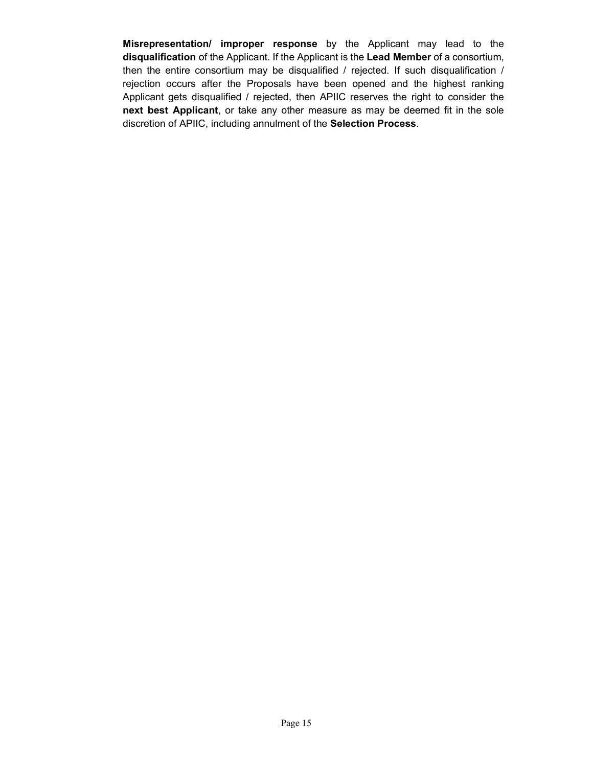**Misrepresentation/ improper response** by the Applicant may lead to the **disqualification** of the Applicant. If the Applicant is the **Lead Member** of a consortium, then the entire consortium may be disqualified / rejected. If such disqualification / rejection occurs after the Proposals have been opened and the highest ranking Applicant gets disqualified / rejected, then APIIC reserves the right to consider the **next best Applicant**, or take any other measure as may be deemed fit in the sole discretion of APIIC, including annulment of the **Selection Process**.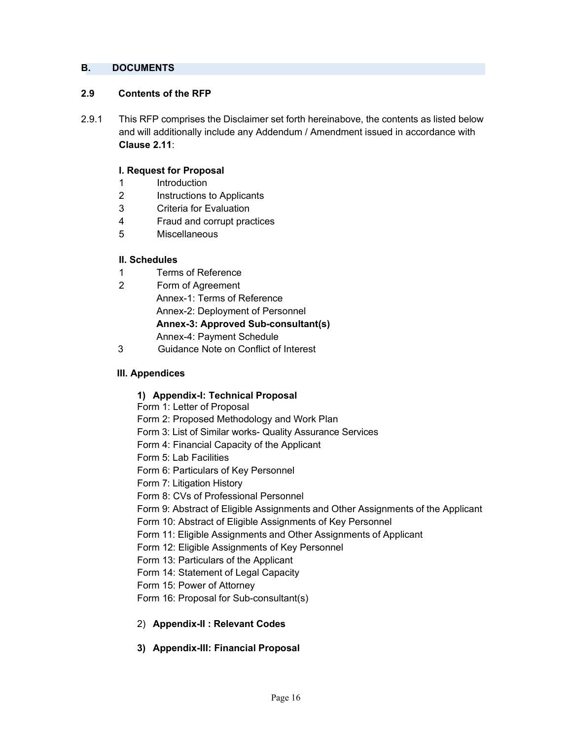## B. DOCUMENTS

### 2.9 Contents of the RFP

2.9.1 This RFP comprises the Disclaimer set forth hereinabove, the contents as listed below and will additionally include any Addendum / Amendment issued in accordance with **Clause 2.11**:

**I. Request for Proposal**

1. Introduction
2. Instructions to Applicants
3. Criteria for Evaluation
4. Fraud and corrupt practices
5. Miscellaneous

**II. Schedules**

1. Terms of Reference
2. Form of Agreement
   - Annex-1: Terms of Reference
   - Annex-2: Deployment of Personnel
   - **Annex-3: Approved Sub-consultant(s)**
   - Annex-4: Payment Schedule
3. Guidance Note on Conflict of Interest

**III. Appendices**

1) **Appendix-I: Technical Proposal**
   - Form 1: Letter of Proposal
   - Form 2: Proposed Methodology and Work Plan
   - Form 3: List of Similar works- Quality Assurance Services
   - Form 4: Financial Capacity of the Applicant
   - Form 5: Lab Facilities
   - Form 6: Particulars of Key Personnel
   - Form 7: Litigation History
   - Form 8: CVs of Professional Personnel
   - Form 9: Abstract of Eligible Assignments and Other Assignments of the Applicant
   - Form 10: Abstract of Eligible Assignments of Key Personnel
   - Form 11: Eligible Assignments and Other Assignments of Applicant
   - Form 12: Eligible Assignments of Key Personnel
   - Form 13: Particulars of the Applicant
   - Form 14: Statement of Legal Capacity
   - Form 15: Power of Attorney
   - Form 16: Proposal for Sub-consultant(s)

2) **Appendix-II : Relevant Codes**

3) **Appendix-III: Financial Proposal**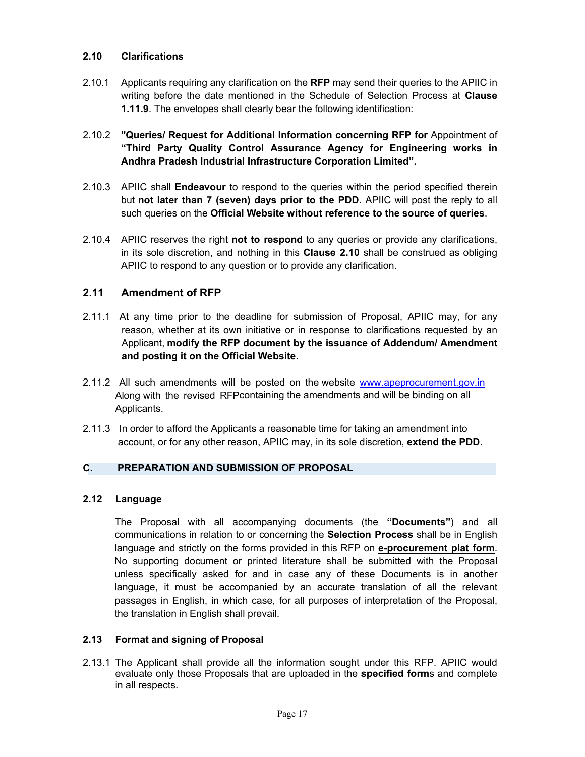### 2.10 Clarifications

2.10.1 Applicants requiring any clarification on the **RFP** may send their queries to the APIIC in writing before the date mentioned in the Schedule of Selection Process at **Clause 1.11.9**. The envelopes shall clearly bear the following identification:

2.10.2 **"Queries/ Request for Additional Information concerning RFP for** Appointment of **"Third Party Quality Control Assurance Agency for Engineering works in Andhra Pradesh Industrial Infrastructure Corporation Limited".**

2.10.3 APIIC shall **Endeavour** to respond to the queries within the period specified therein but **not later than 7 (seven) days prior to the PDD**. APIIC will post the reply to all such queries on the **Official Website without reference to the source of queries**.

2.10.4 APIIC reserves the right **not to respond** to any queries or provide any clarifications, in its sole discretion, and nothing in this **Clause 2.10** shall be construed as obliging APIIC to respond to any question or to provide any clarification.

## 2.11 Amendment of RFP

2.11.1 At any time prior to the deadline for submission of Proposal, APIIC may, for any reason, whether at its own initiative or in response to clarifications requested by an Applicant, **modify the RFP document by the issuance of Addendum/ Amendment and posting it on the Official Website**.

2.11.2 All such amendments will be posted on the website www.apeprocurement.gov.in Along with the revised RFPcontaining the amendments and will be binding on all Applicants.

2.11.3 In order to afford the Applicants a reasonable time for taking an amendment into account, or for any other reason, APIIC may, in its sole discretion, **extend the PDD**.

## C. PREPARATION AND SUBMISSION OF PROPOSAL

### 2.12 Language

The Proposal with all accompanying documents (the **"Documents"**) and all communications in relation to or concerning the **Selection Process** shall be in English language and strictly on the forms provided in this RFP on **e-procurement plat form**. No supporting document or printed literature shall be submitted with the Proposal unless specifically asked for and in case any of these Documents is in another language, it must be accompanied by an accurate translation of all the relevant passages in English, in which case, for all purposes of interpretation of the Proposal, the translation in English shall prevail.

### 2.13 Format and signing of Proposal

2.13.1 The Applicant shall provide all the information sought under this RFP. APIIC would evaluate only those Proposals that are uploaded in the **specified form**s and complete in all respects.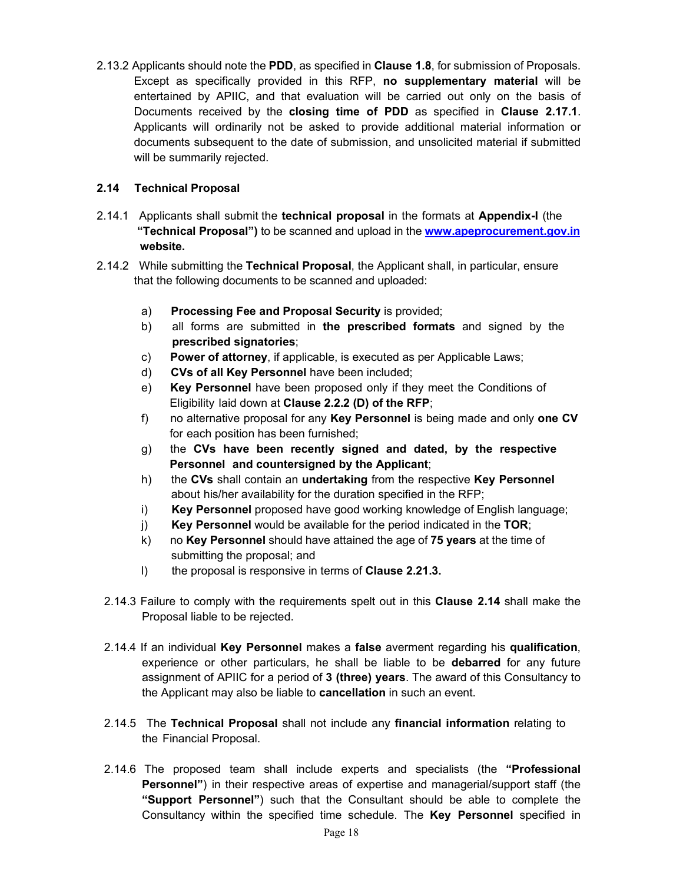2.13.2 Applicants should note the **PDD**, as specified in **Clause 1.8**, for submission of Proposals. Except as specifically provided in this RFP, **no supplementary material** will be entertained by APIIC, and that evaluation will be carried out only on the basis of Documents received by the **closing time of PDD** as specified in **Clause 2.17.1**. Applicants will ordinarily not be asked to provide additional material information or documents subsequent to the date of submission, and unsolicited material if submitted will be summarily rejected.

### 2.14 Technical Proposal

2.14.1 Applicants shall submit the **technical proposal** in the formats at **Appendix-I** (the **"Technical Proposal")** to be scanned and upload in the **[www.apeprocurement.gov.in](http://www.apeprocurement.gov.in) website.**

2.14.2 While submitting the **Technical Proposal**, the Applicant shall, in particular, ensure that the following documents to be scanned and uploaded:

a) **Processing Fee and Proposal Security** is provided;

b) all forms are submitted in **the prescribed formats** and signed by the **prescribed signatories**;

c) **Power of attorney**, if applicable, is executed as per Applicable Laws;

d) **CVs of all Key Personnel** have been included;

e) **Key Personnel** have been proposed only if they meet the Conditions of Eligibility laid down at **Clause 2.2.2 (D) of the RFP**;

f) no alternative proposal for any **Key Personnel** is being made and only **one CV** for each position has been furnished;

g) the **CVs have been recently signed and dated, by the respective Personnel and countersigned by the Applicant**;

h) the **CVs** shall contain an **undertaking** from the respective **Key Personnel** about his/her availability for the duration specified in the RFP;

i) **Key Personnel** proposed have good working knowledge of English language;

j) **Key Personnel** would be available for the period indicated in the **TOR**;

k) no **Key Personnel** should have attained the age of **75 years** at the time of submitting the proposal; and

l) the proposal is responsive in terms of **Clause 2.21.3.**

2.14.3 Failure to comply with the requirements spelt out in this **Clause 2.14** shall make the Proposal liable to be rejected.

2.14.4 If an individual **Key Personnel** makes a **false** averment regarding his **qualification**, experience or other particulars, he shall be liable to be **debarred** for any future assignment of APIIC for a period of **3 (three) years**. The award of this Consultancy to the Applicant may also be liable to **cancellation** in such an event.

2.14.5 The **Technical Proposal** shall not include any **financial information** relating to the Financial Proposal.

2.14.6 The proposed team shall include experts and specialists (the **"Professional Personnel"**) in their respective areas of expertise and managerial/support staff (the **"Support Personnel"**) such that the Consultant should be able to complete the Consultancy within the specified time schedule. The **Key Personnel** specified in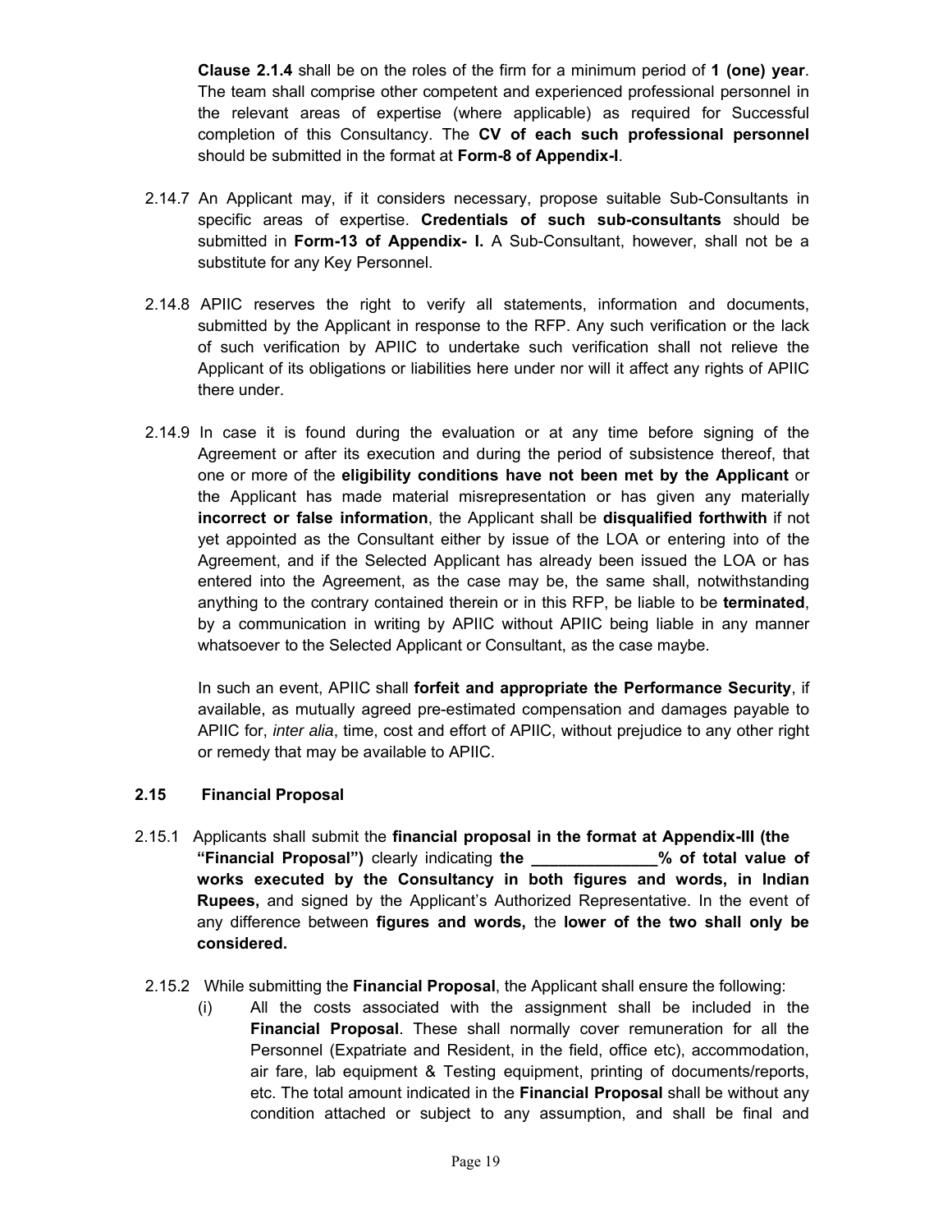**Clause 2.1.4** shall be on the roles of the firm for a minimum period of **1 (one) year**. The team shall comprise other competent and experienced professional personnel in the relevant areas of expertise (where applicable) as required for Successful completion of this Consultancy. The **CV of each such professional personnel** should be submitted in the format at **Form-8 of Appendix-I**.

2.14.7 An Applicant may, if it considers necessary, propose suitable Sub-Consultants in specific areas of expertise. **Credentials of such sub-consultants** should be submitted in **Form-13 of Appendix- I.** A Sub-Consultant, however, shall not be a substitute for any Key Personnel.

2.14.8 APIIC reserves the right to verify all statements, information and documents, submitted by the Applicant in response to the RFP. Any such verification or the lack of such verification by APIIC to undertake such verification shall not relieve the Applicant of its obligations or liabilities here under nor will it affect any rights of APIIC there under.

2.14.9 In case it is found during the evaluation or at any time before signing of the Agreement or after its execution and during the period of subsistence thereof, that one or more of the **eligibility conditions have not been met by the Applicant** or the Applicant has made material misrepresentation or has given any materially **incorrect or false information**, the Applicant shall be **disqualified forthwith** if not yet appointed as the Consultant either by issue of the LOA or entering into of the Agreement, and if the Selected Applicant has already been issued the LOA or has entered into the Agreement, as the case may be, the same shall, notwithstanding anything to the contrary contained therein or in this RFP, be liable to be **terminated**, by a communication in writing by APIIC without APIIC being liable in any manner whatsoever to the Selected Applicant or Consultant, as the case maybe.

In such an event, APIIC shall **forfeit and appropriate the Performance Security**, if available, as mutually agreed pre-estimated compensation and damages payable to APIIC for, *inter alia*, time, cost and effort of APIIC, without prejudice to any other right or remedy that may be available to APIIC.

## 2.15 Financial Proposal

2.15.1 Applicants shall submit the **financial proposal in the format at Appendix-III (the "Financial Proposal")** clearly indicating **the ______________% of total value of works executed by the Consultancy in both figures and words, in Indian Rupees,** and signed by the Applicant's Authorized Representative. In the event of any difference between **figures and words,** the **lower of the two shall only be considered.**

2.15.2 While submitting the **Financial Proposal**, the Applicant shall ensure the following:

(i) All the costs associated with the assignment shall be included in the **Financial Proposal**. These shall normally cover remuneration for all the Personnel (Expatriate and Resident, in the field, office etc), accommodation, air fare, lab equipment & Testing equipment, printing of documents/reports, etc. The total amount indicated in the **Financial Proposal** shall be without any condition attached or subject to any assumption, and shall be final and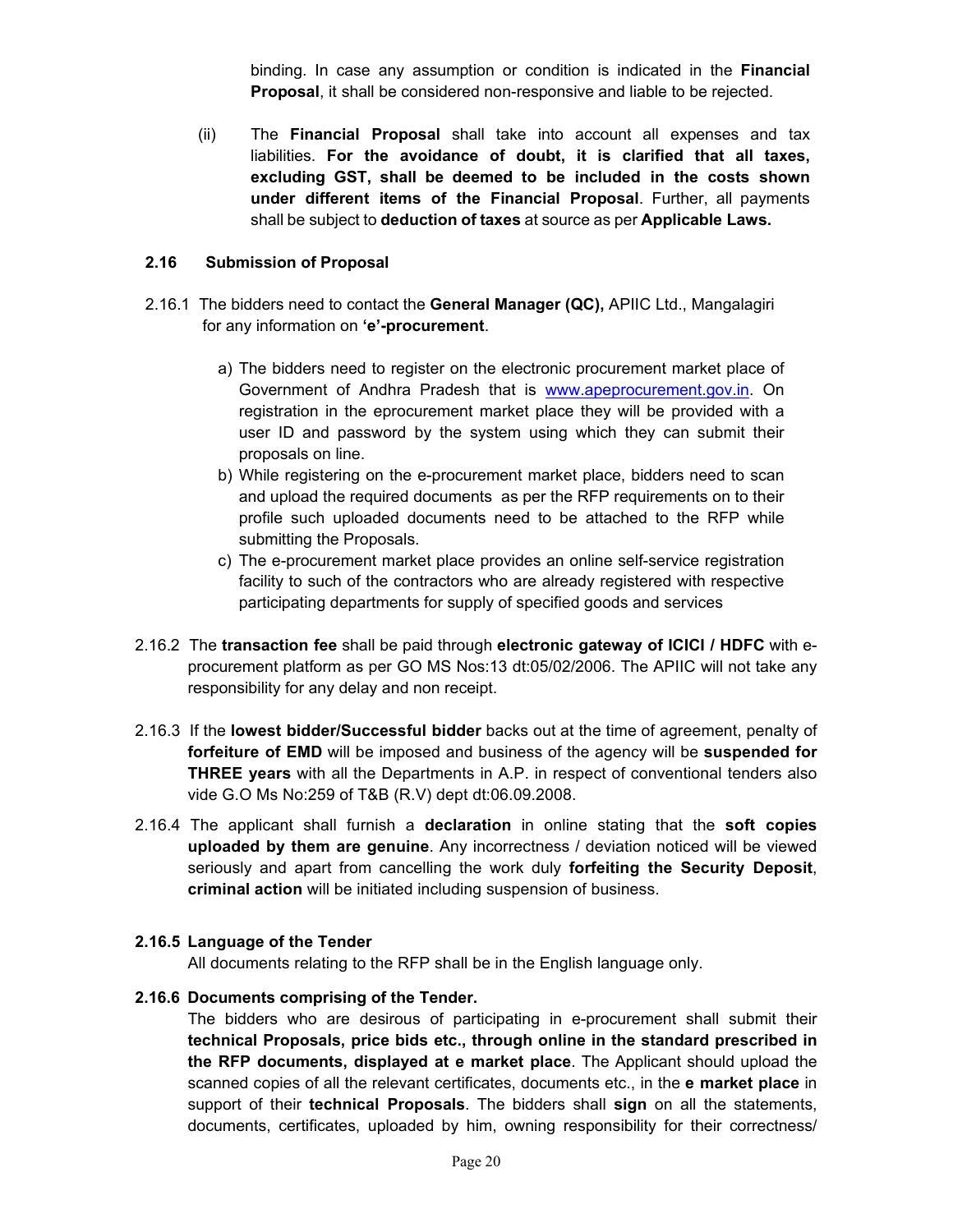binding. In case any assumption or condition is indicated in the **Financial Proposal**, it shall be considered non-responsive and liable to be rejected.

(ii) The **Financial Proposal** shall take into account all expenses and tax liabilities. **For the avoidance of doubt, it is clarified that all taxes, excluding GST, shall be deemed to be included in the costs shown under different items of the Financial Proposal**. Further, all payments shall be subject to **deduction of taxes** at source as per **Applicable Laws.**

## 2.16 Submission of Proposal

2.16.1 The bidders need to contact the **General Manager (QC),** APIIC Ltd., Mangalagiri for any information on **'e'-procurement**.

a) The bidders need to register on the electronic procurement market place of Government of Andhra Pradesh that is www.apeprocurement.gov.in. On registration in the eprocurement market place they will be provided with a user ID and password by the system using which they can submit their proposals on line.
b) While registering on the e-procurement market place, bidders need to scan and upload the required documents as per the RFP requirements on to their profile such uploaded documents need to be attached to the RFP while submitting the Proposals.
c) The e-procurement market place provides an online self-service registration facility to such of the contractors who are already registered with respective participating departments for supply of specified goods and services

2.16.2 The **transaction fee** shall be paid through **electronic gateway of ICICI / HDFC** with e-procurement platform as per GO MS Nos:13 dt:05/02/2006. The APIIC will not take any responsibility for any delay and non receipt.

2.16.3 If the **lowest bidder/Successful bidder** backs out at the time of agreement, penalty of **forfeiture of EMD** will be imposed and business of the agency will be **suspended for THREE years** with all the Departments in A.P. in respect of conventional tenders also vide G.O Ms No:259 of T&B (R.V) dept dt:06.09.2008.

2.16.4 The applicant shall furnish a **declaration** in online stating that the **soft copies uploaded by them are genuine**. Any incorrectness / deviation noticed will be viewed seriously and apart from cancelling the work duly **forfeiting the Security Deposit**, **criminal action** will be initiated including suspension of business.

### 2.16.5 Language of the Tender

All documents relating to the RFP shall be in the English language only.

### 2.16.6 Documents comprising of the Tender.

The bidders who are desirous of participating in e-procurement shall submit their **technical Proposals, price bids etc., through online in the standard prescribed in the RFP documents, displayed at e market place**. The Applicant should upload the scanned copies of all the relevant certificates, documents etc., in the **e market place** in support of their **technical Proposals**. The bidders shall **sign** on all the statements, documents, certificates, uploaded by him, owning responsibility for their correctness/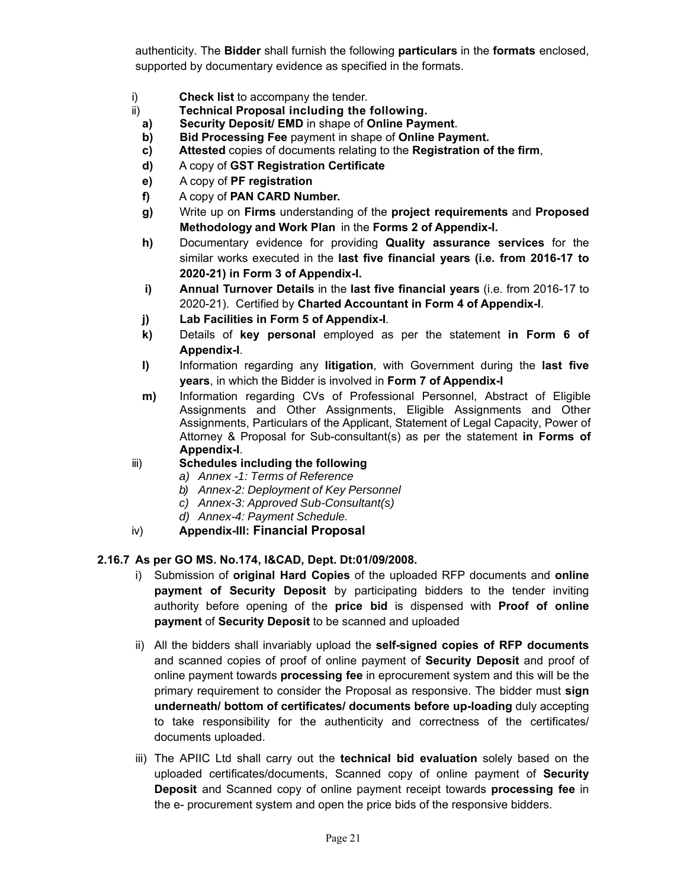authenticity. The **Bidder** shall furnish the following **particulars** in the **formats** enclosed, supported by documentary evidence as specified in the formats.

i) **Check list** to accompany the tender.

ii) **Technical Proposal including the following.**

  - **a)** **Security Deposit/ EMD** in shape of **Online Payment**.
  - **b)** **Bid Processing Fee** payment in shape of **Online Payment.**
  - **c)** **Attested** copies of documents relating to the **Registration of the firm**,
  - **d)** A copy of **GST Registration Certificate**
  - **e)** A copy of **PF registration**
  - **f)** A copy of **PAN CARD Number.**
  - **g)** Write up on **Firms** understanding of the **project requirements** and **Proposed Methodology and Work Plan** in the **Forms 2 of Appendix-I.**
  - **h)** Documentary evidence for providing **Quality assurance services** for the similar works executed in the **last five financial years (i.e. from 2016-17 to 2020-21) in Form 3 of Appendix-I.**
  - **i)** **Annual Turnover Details** in the **last five financial years** (i.e. from 2016-17 to 2020-21). Certified by **Charted Accountant in Form 4 of Appendix-I**.
  - **j)** **Lab Facilities in Form 5 of Appendix-I**.
  - **k)** Details of **key personal** employed as per the statement **in Form 6 of Appendix-I**.
  - **l)** Information regarding any **litigation**, with Government during the **last five years**, in which the Bidder is involved in **Form 7 of Appendix-I**
  - **m)** Information regarding CVs of Professional Personnel, Abstract of Eligible Assignments and Other Assignments, Eligible Assignments and Other Assignments, Particulars of the Applicant, Statement of Legal Capacity, Power of Attorney & Proposal for Sub-consultant(s) as per the statement **in Forms of Appendix-I**.

iii) **Schedules including the following**

  - *a) Annex -1: Terms of Reference*
  - *b) Annex-2: Deployment of Key Personnel*
  - *c) Annex-3: Approved Sub-Consultant(s)*
  - *d) Annex-4: Payment Schedule.*

iv) **Appendix-III: Financial Proposal**

**2.16.7 As per GO MS. No.174, I&CAD, Dept. Dt:01/09/2008.**

i) Submission of **original Hard Copies** of the uploaded RFP documents and **online payment of Security Deposit** by participating bidders to the tender inviting authority before opening of the **price bid** is dispensed with **Proof of online payment** of **Security Deposit** to be scanned and uploaded

ii) All the bidders shall invariably upload the **self-signed copies of RFP documents** and scanned copies of proof of online payment of **Security Deposit** and proof of online payment towards **processing fee** in eprocurement system and this will be the primary requirement to consider the Proposal as responsive. The bidder must **sign underneath/ bottom of certificates/ documents before up-loading** duly accepting to take responsibility for the authenticity and correctness of the certificates/ documents uploaded.

iii) The APIIC Ltd shall carry out the **technical bid evaluation** solely based on the uploaded certificates/documents, Scanned copy of online payment of **Security Deposit** and Scanned copy of online payment receipt towards **processing fee** in the e- procurement system and open the price bids of the responsive bidders.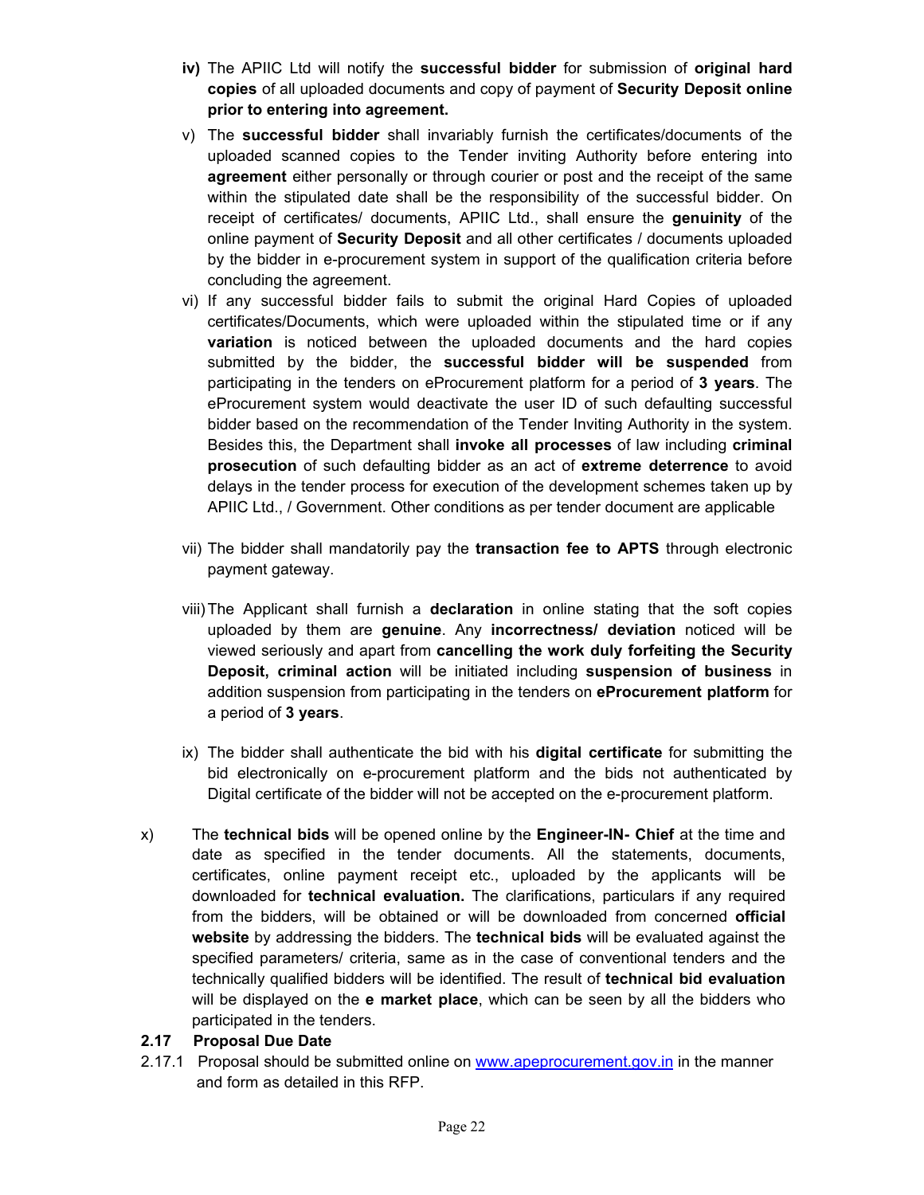- **iv)** The APIIC Ltd will notify the **successful bidder** for submission of **original hard copies** of all uploaded documents and copy of payment of **Security Deposit online prior to entering into agreement.**

- v) The **successful bidder** shall invariably furnish the certificates/documents of the uploaded scanned copies to the Tender inviting Authority before entering into **agreement** either personally or through courier or post and the receipt of the same within the stipulated date shall be the responsibility of the successful bidder. On receipt of certificates/ documents, APIIC Ltd., shall ensure the **genuinity** of the online payment of **Security Deposit** and all other certificates / documents uploaded by the bidder in e-procurement system in support of the qualification criteria before concluding the agreement.

- vi) If any successful bidder fails to submit the original Hard Copies of uploaded certificates/Documents, which were uploaded within the stipulated time or if any **variation** is noticed between the uploaded documents and the hard copies submitted by the bidder, the **successful bidder will be suspended** from participating in the tenders on eProcurement platform for a period of **3 years**. The eProcurement system would deactivate the user ID of such defaulting successful bidder based on the recommendation of the Tender Inviting Authority in the system. Besides this, the Department shall **invoke all processes** of law including **criminal prosecution** of such defaulting bidder as an act of **extreme deterrence** to avoid delays in the tender process for execution of the development schemes taken up by APIIC Ltd., / Government. Other conditions as per tender document are applicable

- vii) The bidder shall mandatorily pay the **transaction fee to APTS** through electronic payment gateway.

- viii) The Applicant shall furnish a **declaration** in online stating that the soft copies uploaded by them are **genuine**. Any **incorrectness/ deviation** noticed will be viewed seriously and apart from **cancelling the work duly forfeiting the Security Deposit, criminal action** will be initiated including **suspension of business** in addition suspension from participating in the tenders on **eProcurement platform** for a period of **3 years**.

- ix) The bidder shall authenticate the bid with his **digital certificate** for submitting the bid electronically on e-procurement platform and the bids not authenticated by Digital certificate of the bidder will not be accepted on the e-procurement platform.

x) The **technical bids** will be opened online by the **Engineer-IN- Chief** at the time and date as specified in the tender documents. All the statements, documents, certificates, online payment receipt etc., uploaded by the applicants will be downloaded for **technical evaluation.** The clarifications, particulars if any required from the bidders, will be obtained or will be downloaded from concerned **official website** by addressing the bidders. The **technical bids** will be evaluated against the specified parameters/ criteria, same as in the case of conventional tenders and the technically qualified bidders will be identified. The result of **technical bid evaluation** will be displayed on the **e market place**, which can be seen by all the bidders who participated in the tenders.

### 2.17 Proposal Due Date

2.17.1 Proposal should be submitted online on www.apeprocurement.gov.in in the manner and form as detailed in this RFP.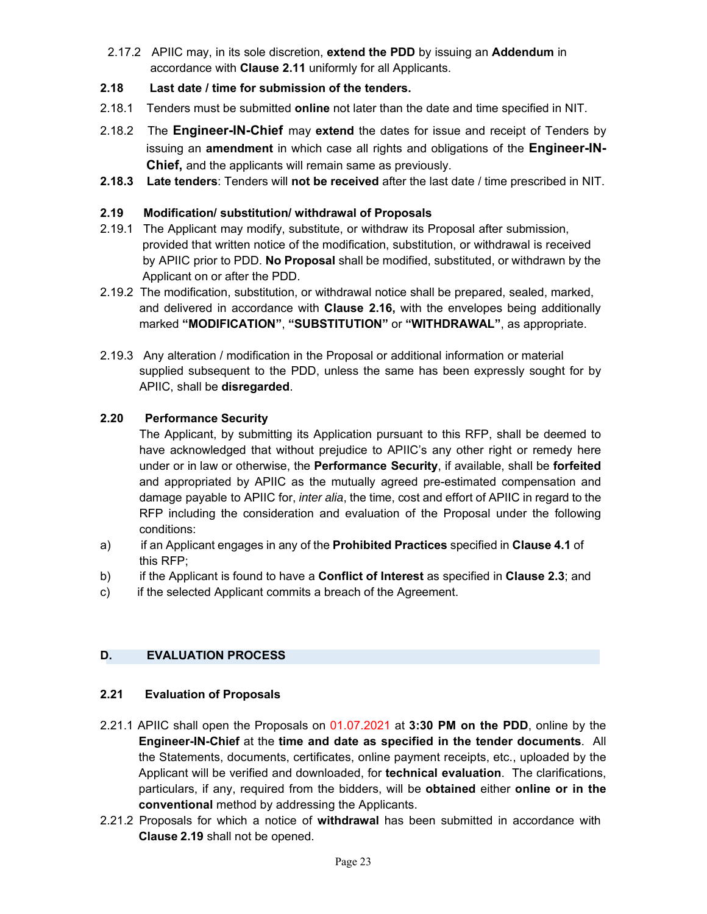2.17.2 APIIC may, in its sole discretion, **extend the PDD** by issuing an **Addendum** in accordance with **Clause 2.11** uniformly for all Applicants.

**2.18 Last date / time for submission of the tenders.**

2.18.1 Tenders must be submitted **online** not later than the date and time specified in NIT.

2.18.2 The **Engineer-IN-Chief** may **extend** the dates for issue and receipt of Tenders by issuing an **amendment** in which case all rights and obligations of the **Engineer-IN-Chief,** and the applicants will remain same as previously.

**2.18.3 Late tenders**: Tenders will **not be received** after the last date / time prescribed in NIT.

**2.19 Modification/ substitution/ withdrawal of Proposals**

2.19.1 The Applicant may modify, substitute, or withdraw its Proposal after submission, provided that written notice of the modification, substitution, or withdrawal is received by APIIC prior to PDD. **No Proposal** shall be modified, substituted, or withdrawn by the Applicant on or after the PDD.

2.19.2 The modification, substitution, or withdrawal notice shall be prepared, sealed, marked, and delivered in accordance with **Clause 2.16,** with the envelopes being additionally marked **"MODIFICATION"**, **"SUBSTITUTION"** or **"WITHDRAWAL"**, as appropriate.

2.19.3 Any alteration / modification in the Proposal or additional information or material supplied subsequent to the PDD, unless the same has been expressly sought for by APIIC, shall be **disregarded**.

**2.20 Performance Security**

The Applicant, by submitting its Application pursuant to this RFP, shall be deemed to have acknowledged that without prejudice to APIIC's any other right or remedy here under or in law or otherwise, the **Performance Security**, if available, shall be **forfeited** and appropriated by APIIC as the mutually agreed pre-estimated compensation and damage payable to APIIC for, *inter alia*, the time, cost and effort of APIIC in regard to the RFP including the consideration and evaluation of the Proposal under the following conditions:

a) if an Applicant engages in any of the **Prohibited Practices** specified in **Clause 4.1** of this RFP;

b) if the Applicant is found to have a **Conflict of Interest** as specified in **Clause 2.3**; and

c) if the selected Applicant commits a breach of the Agreement.

## D. EVALUATION PROCESS

**2.21 Evaluation of Proposals**

2.21.1 APIIC shall open the Proposals on 01.07.2021 at **3:30 PM on the PDD**, online by the **Engineer-IN-Chief** at the **time and date as specified in the tender documents**. All the Statements, documents, certificates, online payment receipts, etc., uploaded by the Applicant will be verified and downloaded, for **technical evaluation**. The clarifications, particulars, if any, required from the bidders, will be **obtained** either **online or in the conventional** method by addressing the Applicants.

2.21.2 Proposals for which a notice of **withdrawal** has been submitted in accordance with **Clause 2.19** shall not be opened.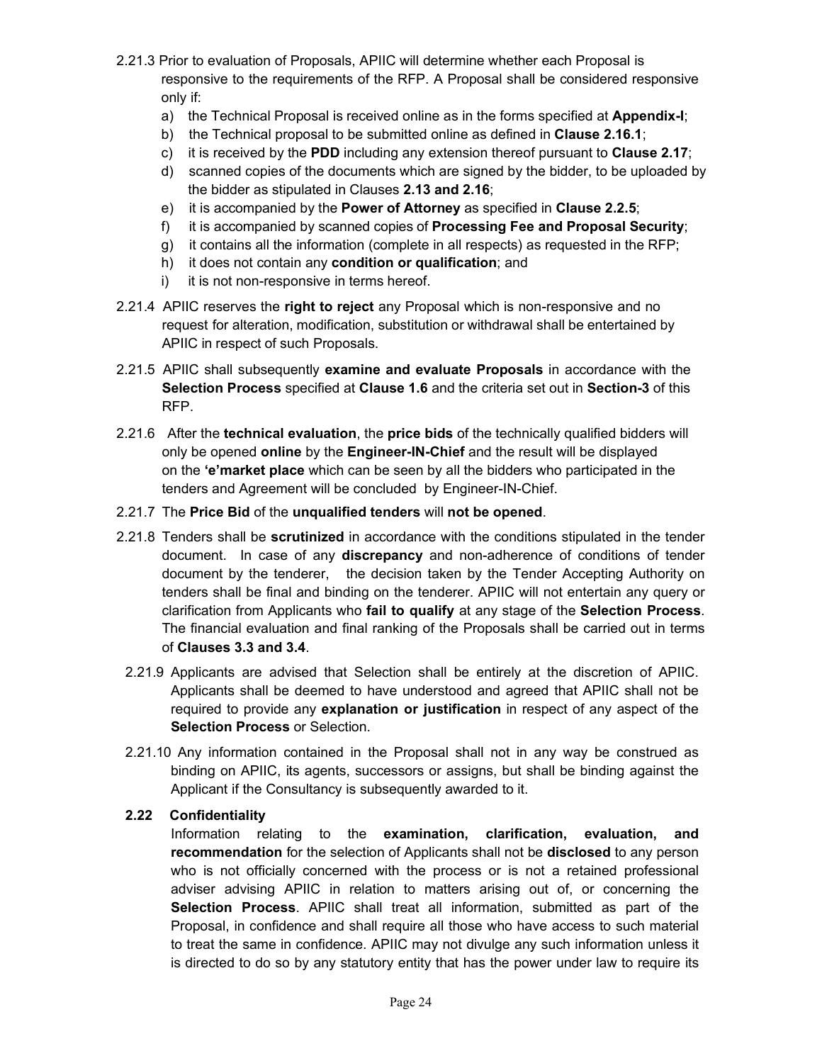2.21.3 Prior to evaluation of Proposals, APIIC will determine whether each Proposal is responsive to the requirements of the RFP. A Proposal shall be considered responsive only if:

a) the Technical Proposal is received online as in the forms specified at **Appendix-I**;
b) the Technical proposal to be submitted online as defined in **Clause 2.16.1**;
c) it is received by the **PDD** including any extension thereof pursuant to **Clause 2.17**;
d) scanned copies of the documents which are signed by the bidder, to be uploaded by the bidder as stipulated in Clauses **2.13 and 2.16**;
e) it is accompanied by the **Power of Attorney** as specified in **Clause 2.2.5**;
f) it is accompanied by scanned copies of **Processing Fee and Proposal Security**;
g) it contains all the information (complete in all respects) as requested in the RFP;
h) it does not contain any **condition or qualification**; and
i) it is not non-responsive in terms hereof.

2.21.4 APIIC reserves the **right to reject** any Proposal which is non-responsive and no request for alteration, modification, substitution or withdrawal shall be entertained by APIIC in respect of such Proposals.

2.21.5 APIIC shall subsequently **examine and evaluate Proposals** in accordance with the **Selection Process** specified at **Clause 1.6** and the criteria set out in **Section-3** of this RFP.

2.21.6 After the **technical evaluation**, the **price bids** of the technically qualified bidders will only be opened **online** by the **Engineer-IN-Chief** and the result will be displayed on the **'e'market place** which can be seen by all the bidders who participated in the tenders and Agreement will be concluded by Engineer-IN-Chief.

2.21.7 The **Price Bid** of the **unqualified tenders** will **not be opened**.

2.21.8 Tenders shall be **scrutinized** in accordance with the conditions stipulated in the tender document. In case of any **discrepancy** and non-adherence of conditions of tender document by the tenderer, the decision taken by the Tender Accepting Authority on tenders shall be final and binding on the tenderer. APIIC will not entertain any query or clarification from Applicants who **fail to qualify** at any stage of the **Selection Process**. The financial evaluation and final ranking of the Proposals shall be carried out in terms of **Clauses 3.3 and 3.4**.

2.21.9 Applicants are advised that Selection shall be entirely at the discretion of APIIC. Applicants shall be deemed to have understood and agreed that APIIC shall not be required to provide any **explanation or justification** in respect of any aspect of the **Selection Process** or Selection.

2.21.10 Any information contained in the Proposal shall not in any way be construed as binding on APIIC, its agents, successors or assigns, but shall be binding against the Applicant if the Consultancy is subsequently awarded to it.

### 2.22 Confidentiality

Information relating to the **examination, clarification, evaluation, and recommendation** for the selection of Applicants shall not be **disclosed** to any person who is not officially concerned with the process or is not a retained professional adviser advising APIIC in relation to matters arising out of, or concerning the **Selection Process**. APIIC shall treat all information, submitted as part of the Proposal, in confidence and shall require all those who have access to such material to treat the same in confidence. APIIC may not divulge any such information unless it is directed to do so by any statutory entity that has the power under law to require its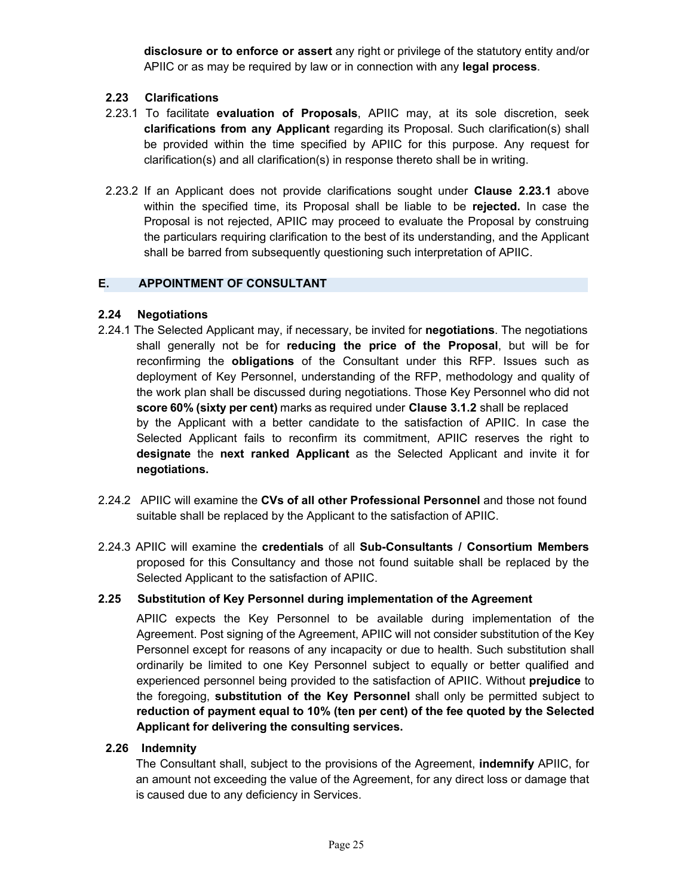**disclosure or to enforce or assert** any right or privilege of the statutory entity and/or APIIC or as may be required by law or in connection with any **legal process**.

### 2.23 Clarifications

2.23.1 To facilitate **evaluation of Proposals**, APIIC may, at its sole discretion, seek **clarifications from any Applicant** regarding its Proposal. Such clarification(s) shall be provided within the time specified by APIIC for this purpose. Any request for clarification(s) and all clarification(s) in response thereto shall be in writing.

2.23.2 If an Applicant does not provide clarifications sought under **Clause 2.23.1** above within the specified time, its Proposal shall be liable to be **rejected.** In case the Proposal is not rejected, APIIC may proceed to evaluate the Proposal by construing the particulars requiring clarification to the best of its understanding, and the Applicant shall be barred from subsequently questioning such interpretation of APIIC.

## E. APPOINTMENT OF CONSULTANT

### 2.24 Negotiations

2.24.1 The Selected Applicant may, if necessary, be invited for **negotiations**. The negotiations shall generally not be for **reducing the price of the Proposal**, but will be for reconfirming the **obligations** of the Consultant under this RFP. Issues such as deployment of Key Personnel, understanding of the RFP, methodology and quality of the work plan shall be discussed during negotiations. Those Key Personnel who did not **score 60% (sixty per cent)** marks as required under **Clause 3.1.2** shall be replaced by the Applicant with a better candidate to the satisfaction of APIIC. In case the Selected Applicant fails to reconfirm its commitment, APIIC reserves the right to **designate** the **next ranked Applicant** as the Selected Applicant and invite it for **negotiations.**

2.24.2 APIIC will examine the **CVs of all other Professional Personnel** and those not found suitable shall be replaced by the Applicant to the satisfaction of APIIC.

2.24.3 APIIC will examine the **credentials** of all **Sub-Consultants / Consortium Members** proposed for this Consultancy and those not found suitable shall be replaced by the Selected Applicant to the satisfaction of APIIC.

### 2.25 Substitution of Key Personnel during implementation of the Agreement

APIIC expects the Key Personnel to be available during implementation of the Agreement. Post signing of the Agreement, APIIC will not consider substitution of the Key Personnel except for reasons of any incapacity or due to health. Such substitution shall ordinarily be limited to one Key Personnel subject to equally or better qualified and experienced personnel being provided to the satisfaction of APIIC. Without **prejudice** to the foregoing, **substitution of the Key Personnel** shall only be permitted subject to **reduction of payment equal to 10% (ten per cent) of the fee quoted by the Selected Applicant for delivering the consulting services.**

### 2.26 Indemnity

The Consultant shall, subject to the provisions of the Agreement, **indemnify** APIIC, for an amount not exceeding the value of the Agreement, for any direct loss or damage that is caused due to any deficiency in Services.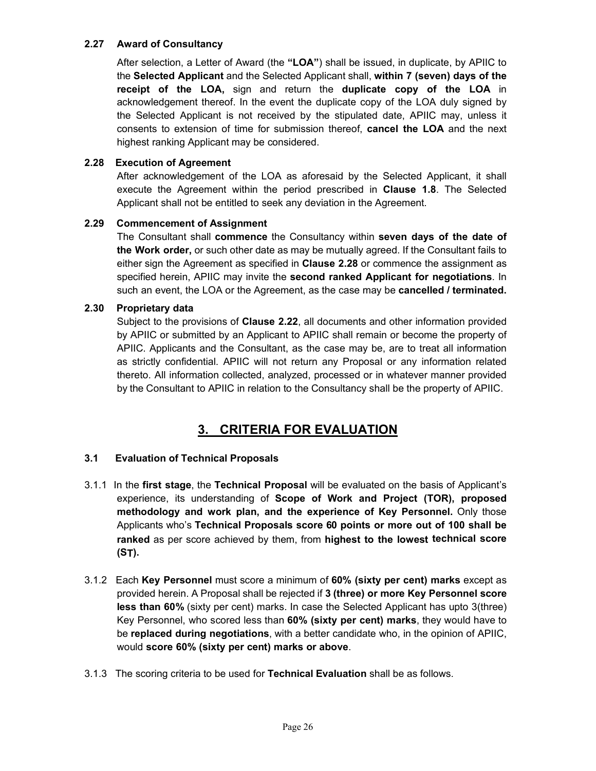**2.27 Award of Consultancy**

After selection, a Letter of Award (the **"LOA"**) shall be issued, in duplicate, by APIIC to the **Selected Applicant** and the Selected Applicant shall, **within 7 (seven) days of the receipt of the LOA,** sign and return the **duplicate copy of the LOA** in acknowledgement thereof. In the event the duplicate copy of the LOA duly signed by the Selected Applicant is not received by the stipulated date, APIIC may, unless it consents to extension of time for submission thereof, **cancel the LOA** and the next highest ranking Applicant may be considered.

**2.28 Execution of Agreement**

After acknowledgement of the LOA as aforesaid by the Selected Applicant, it shall execute the Agreement within the period prescribed in **Clause 1.8**. The Selected Applicant shall not be entitled to seek any deviation in the Agreement.

**2.29 Commencement of Assignment**

The Consultant shall **commence** the Consultancy within **seven days of the date of the Work order,** or such other date as may be mutually agreed. If the Consultant fails to either sign the Agreement as specified in **Clause 2.28** or commence the assignment as specified herein, APIIC may invite the **second ranked Applicant for negotiations**. In such an event, the LOA or the Agreement, as the case may be **cancelled / terminated.**

**2.30 Proprietary data**

Subject to the provisions of **Clause 2.22**, all documents and other information provided by APIIC or submitted by an Applicant to APIIC shall remain or become the property of APIIC. Applicants and the Consultant, as the case may be, are to treat all information as strictly confidential. APIIC will not return any Proposal or any information related thereto. All information collected, analyzed, processed or in whatever manner provided by the Consultant to APIIC in relation to the Consultancy shall be the property of APIIC.

# 3. CRITERIA FOR EVALUATION

**3.1 Evaluation of Technical Proposals**

3.1.1 In the **first stage**, the **Technical Proposal** will be evaluated on the basis of Applicant's experience, its understanding of **Scope of Work and Project (TOR), proposed methodology and work plan, and the experience of Key Personnel.** Only those Applicants who's **Technical Proposals score 60 points or more out of 100 shall be ranked** as per score achieved by them, from **highest to the lowest technical score ($S_T$).**

3.1.2 Each **Key Personnel** must score a minimum of **60% (sixty per cent) marks** except as provided herein. A Proposal shall be rejected if **3 (three) or more Key Personnel score less than 60%** (sixty per cent) marks. In case the Selected Applicant has upto 3(three) Key Personnel, who scored less than **60% (sixty per cent) marks**, they would have to be **replaced during negotiations**, with a better candidate who, in the opinion of APIIC, would **score 60% (sixty per cent) marks or above**.

3.1.3 The scoring criteria to be used for **Technical Evaluation** shall be as follows.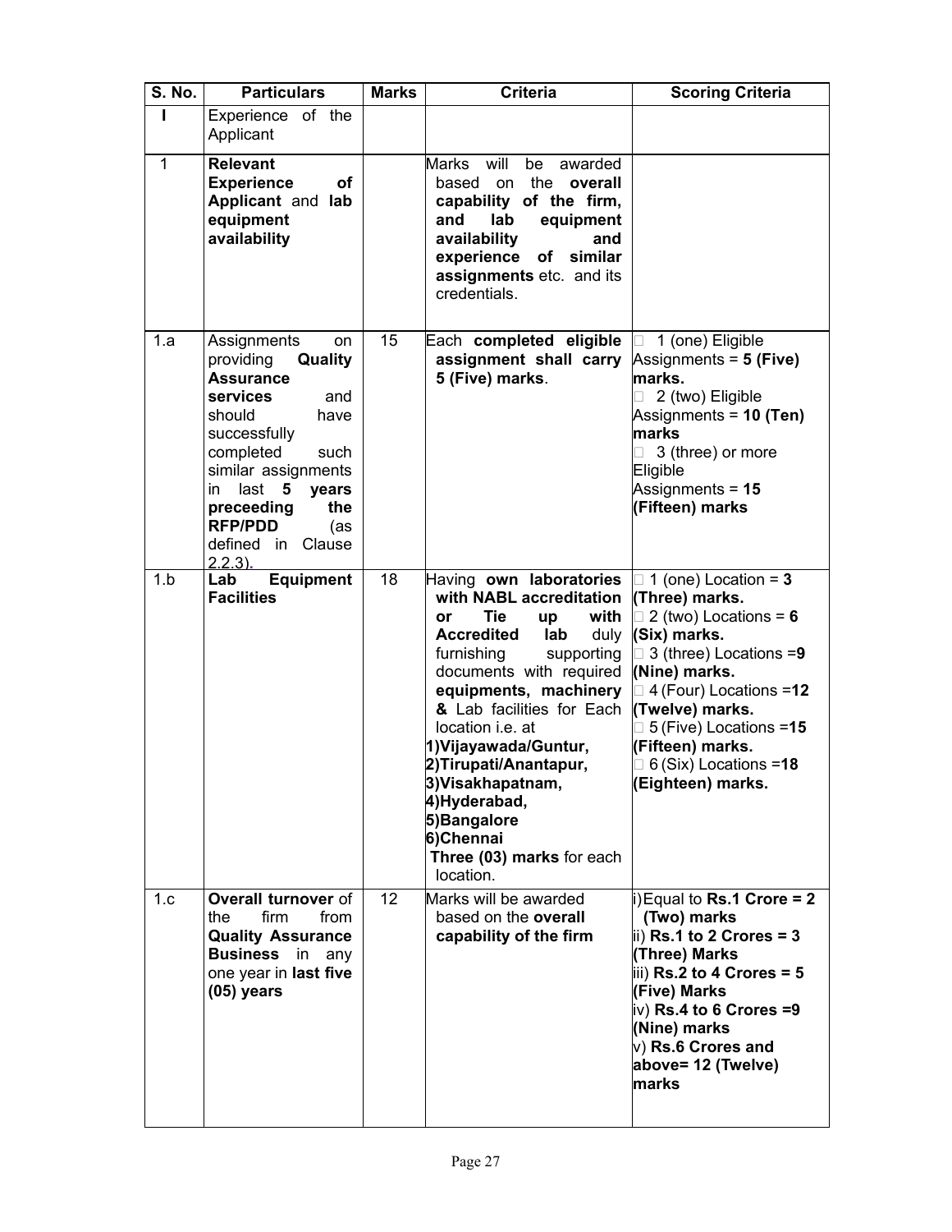| S. No. | Particulars | Marks | Criteria | Scoring Criteria |
|---|---|---|---|---|
| I | Experience of the Applicant | | | |
| 1 | **Relevant Experience of Applicant** and **lab equipment availability** | | Marks will be awarded based on the **overall capability of the firm, and lab equipment availability and experience of similar assignments** etc. and its credentials. | |
| 1.a | Assignments on providing **Quality Assurance services** and should have successfully completed such similar assignments in last **5 years preceeding the RFP/PDD** (as defined in Clause 2.2.3). | 15 | Each **completed eligible assignment shall carry 5 (Five) marks**. | 1 (one) Eligible Assignments = **5 (Five) marks.**<br>2 (two) Eligible Assignments = **10 (Ten) marks**<br>3 (three) or more Eligible Assignments = **15 (Fifteen) marks** |
| 1.b | **Lab Equipment Facilities** | 18 | Having **own laboratories with NABL accreditation or Tie up with Accredited lab** duly furnishing supporting documents with required **equipments, machinery &** Lab facilities for Each location i.e. at<br>**1)Vijayawada/Guntur,**<br>**2)Tirupati/Anantapur,**<br>**3)Visakhapatnam,**<br>**4)Hyderabad,**<br>**5)Bangalore**<br>**6)Chennai**<br>**Three (03) marks** for each location. | 1 (one) Location = **3 (Three) marks.**<br>2 (two) Locations = **6 (Six) marks.**<br>3 (three) Locations =**9 (Nine) marks.**<br>4 (Four) Locations =**12 (Twelve) marks.**<br>5 (Five) Locations =**15 (Fifteen) marks.**<br>6 (Six) Locations =**18 (Eighteen) marks.** |
| 1.c | **Overall turnover** of the firm from **Quality Assurance Business** in any one year in **last five (05) years** | 12 | Marks will be awarded based on the **overall capability of the firm** | i) Equal to **Rs.1 Crore = 2 (Two) marks**<br>ii) **Rs.1 to 2 Crores = 3 (Three) Marks**<br>iii) **Rs.2 to 4 Crores = 5 (Five) Marks**<br>iv) **Rs.4 to 6 Crores =9 (Nine) marks**<br>v) **Rs.6 Crores and above= 12 (Twelve) marks** |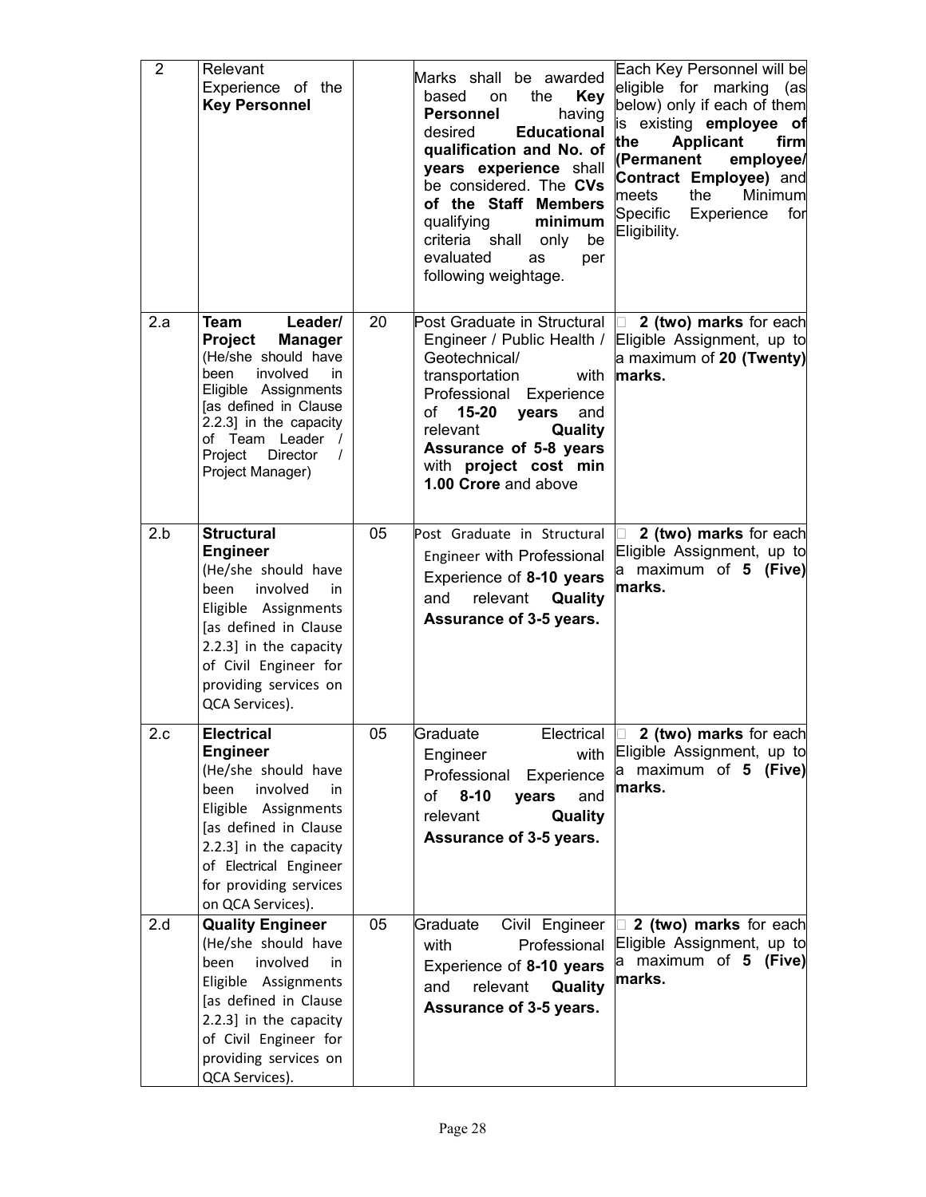| 2 | Relevant Experience of the **Key Personnel** | | Marks shall be awarded based on the **Key Personnel** having desired **Educational qualification and No. of years experience** shall be considered. The **CVs of the Staff Members** qualifying **minimum** criteria shall only be evaluated as per following weightage. | Each Key Personnel will be eligible for marking (as below) only if each of them is existing **employee of the Applicant firm (Permanent employee/ Contract Employee)** and meets the Minimum Specific Experience for Eligibility. |
|---|---|---|---|---|
| 2.a | **Team Leader/ Project Manager** (He/she should have been involved in Eligible Assignments [as defined in Clause 2.2.3] in the capacity of Team Leader / Project Director / Project Manager) | 20 | Post Graduate in Structural Engineer / Public Health / Geotechnical/ transportation with Professional Experience of **15-20 years** and relevant **Quality Assurance of 5-8 years** with **project cost min 1.00 Crore** and above | **2 (two) marks** for each Eligible Assignment, up to a maximum of **20 (Twenty) marks.** |
| 2.b | **Structural Engineer** (He/she should have been involved in Eligible Assignments [as defined in Clause 2.2.3] in the capacity of Civil Engineer for providing services on QCA Services). | 05 | Post Graduate in Structural Engineer with Professional Experience of **8-10 years** and relevant **Quality Assurance of 3-5 years.** | **2 (two) marks** for each Eligible Assignment, up to a maximum of **5 (Five) marks.** |
| 2.c | **Electrical Engineer** (He/she should have been involved in Eligible Assignments [as defined in Clause 2.2.3] in the capacity of Electrical Engineer for providing services on QCA Services). | 05 | Graduate Electrical Engineer with Professional Experience of **8-10 years** and relevant **Quality Assurance of 3-5 years.** | **2 (two) marks** for each Eligible Assignment, up to a maximum of **5 (Five) marks.** |
| 2.d | **Quality Engineer** (He/she should have been involved in Eligible Assignments [as defined in Clause 2.2.3] in the capacity of Civil Engineer for providing services on QCA Services). | 05 | Graduate Civil Engineer with Professional Experience of **8-10 years** and relevant **Quality Assurance of 3-5 years.** | **2 (two) marks** for each Eligible Assignment, up to a maximum of **5 (Five) marks.** |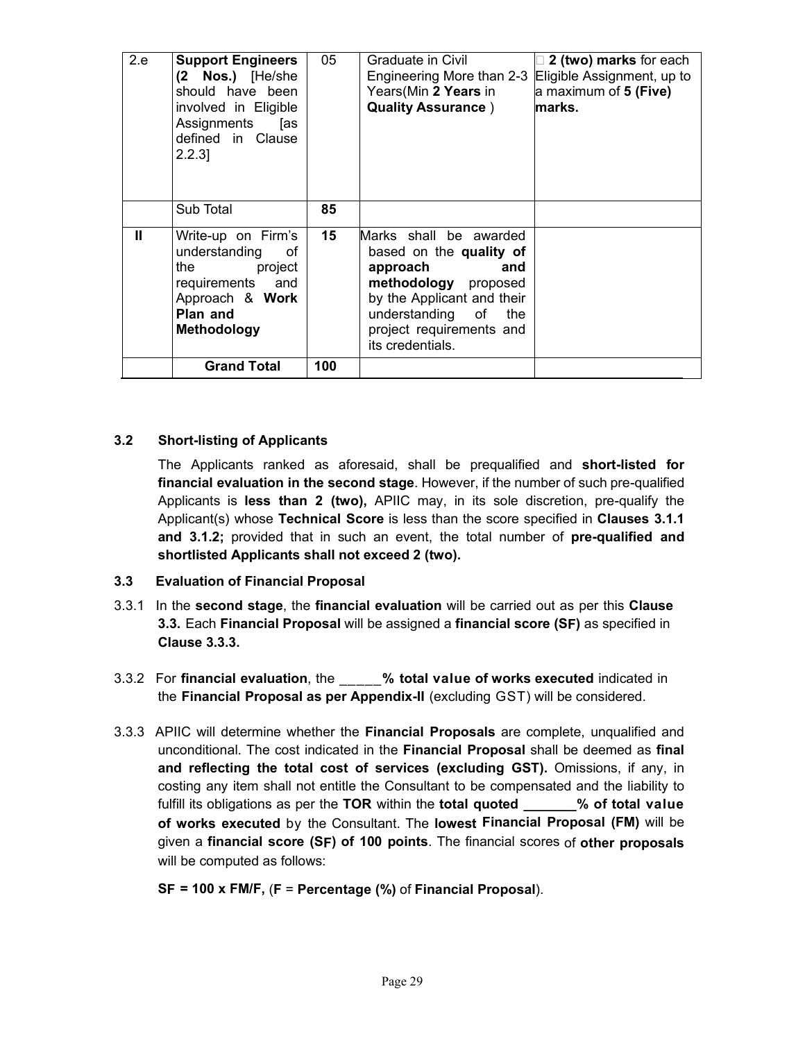| 2.e | **Support Engineers (2 Nos.)** [He/she should have been involved in Eligible Assignments [as defined in Clause 2.2.3] | 05 | Graduate in Civil Engineering More than 2-3 Years(Min **2 Years** in **Quality Assurance** ) | □ **2 (two) marks** for each Eligible Assignment, up to a maximum of **5 (Five) marks.** |
|---|---|---|---|---|
| | Sub Total | **85** | | |
| **II** | Write-up on Firm's understanding of the project requirements and Approach & **Work Plan and Methodology** | **15** | Marks shall be awarded based on the **quality of approach and methodology** proposed by the Applicant and their understanding of the project requirements and its credentials. | |
| | **Grand Total** | **100** | | |

**3.2 Short-listing of Applicants**

The Applicants ranked as aforesaid, shall be prequalified and **short-listed for financial evaluation in the second stage**. However, if the number of such pre-qualified Applicants is **less than 2 (two),** APIIC may, in its sole discretion, pre-qualify the Applicant(s) whose **Technical Score** is less than the score specified in **Clauses 3.1.1 and 3.1.2;** provided that in such an event, the total number of **pre-qualified and shortlisted Applicants shall not exceed 2 (two).**

**3.3 Evaluation of Financial Proposal**

3.3.1 In the **second stage**, the **financial evaluation** will be carried out as per this **Clause 3.3.** Each **Financial Proposal** will be assigned a **financial score (SF)** as specified in **Clause 3.3.3.**

3.3.2 For **financial evaluation**, the _____**% total value of works executed** indicated in the **Financial Proposal as per Appendix-II** (excluding GST) will be considered.

3.3.3 APIIC will determine whether the **Financial Proposals** are complete, unqualified and unconditional. The cost indicated in the **Financial Proposal** shall be deemed as **final and reflecting the total cost of services (excluding GST).** Omissions, if any, in costing any item shall not entitle the Consultant to be compensated and the liability to fulfill its obligations as per the **TOR** within the **total quoted _______% of total value of works executed** by the Consultant. The **lowest Financial Proposal (FM)** will be given a **financial score (SF) of 100 points**. The financial scores of **other proposals** will be computed as follows:

**SF = 100 x FM/F,** (**F** = **Percentage (%)** of **Financial Proposal**).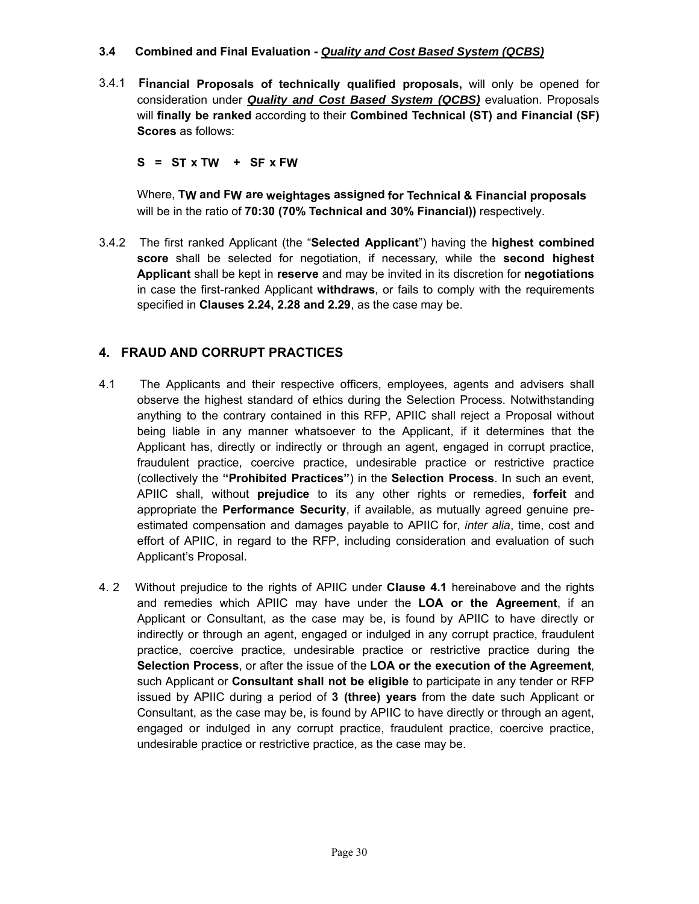### 3.4 Combined and Final Evaluation - ***Quality and Cost Based System (QCBS)***

3.4.1 **Financial Proposals of technically qualified proposals,** will only be opened for consideration under ***Quality and Cost Based System (QCBS)*** evaluation. Proposals will **finally be ranked** according to their **Combined Technical (ST) and Financial (SF) Scores** as follows:

$$S = ST \times TW + SF \times FW$$

Where, **TW and FW are weightages assigned for Technical & Financial proposals** will be in the ratio of **70:30 (70% Technical and 30% Financial))** respectively.

3.4.2 The first ranked Applicant (the "**Selected Applicant**") having the **highest combined score** shall be selected for negotiation, if necessary, while the **second highest Applicant** shall be kept in **reserve** and may be invited in its discretion for **negotiations** in case the first-ranked Applicant **withdraws**, or fails to comply with the requirements specified in **Clauses 2.24, 2.28 and 2.29**, as the case may be.

## 4. FRAUD AND CORRUPT PRACTICES

4.1 The Applicants and their respective officers, employees, agents and advisers shall observe the highest standard of ethics during the Selection Process. Notwithstanding anything to the contrary contained in this RFP, APIIC shall reject a Proposal without being liable in any manner whatsoever to the Applicant, if it determines that the Applicant has, directly or indirectly or through an agent, engaged in corrupt practice, fraudulent practice, coercive practice, undesirable practice or restrictive practice (collectively the **"Prohibited Practices"**) in the **Selection Process**. In such an event, APIIC shall, without **prejudice** to its any other rights or remedies, **forfeit** and appropriate the **Performance Security**, if available, as mutually agreed genuine pre-estimated compensation and damages payable to APIIC for, *inter alia*, time, cost and effort of APIIC, in regard to the RFP, including consideration and evaluation of such Applicant's Proposal.

4.2 Without prejudice to the rights of APIIC under **Clause 4.1** hereinabove and the rights and remedies which APIIC may have under the **LOA or the Agreement**, if an Applicant or Consultant, as the case may be, is found by APIIC to have directly or indirectly or through an agent, engaged or indulged in any corrupt practice, fraudulent practice, coercive practice, undesirable practice or restrictive practice during the **Selection Process**, or after the issue of the **LOA or the execution of the Agreement**, such Applicant or **Consultant shall not be eligible** to participate in any tender or RFP issued by APIIC during a period of **3 (three) years** from the date such Applicant or Consultant, as the case may be, is found by APIIC to have directly or through an agent, engaged or indulged in any corrupt practice, fraudulent practice, coercive practice, undesirable practice or restrictive practice, as the case may be.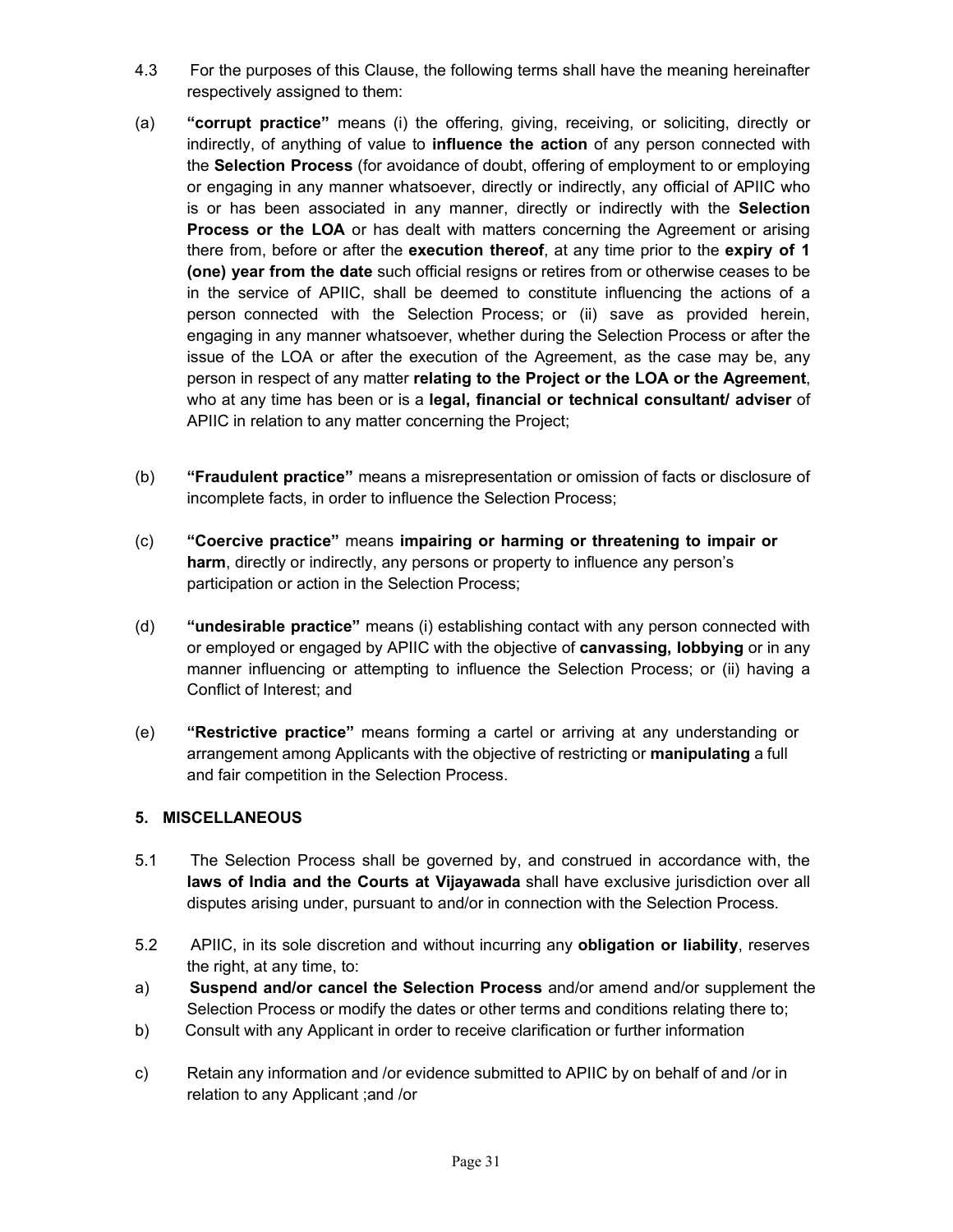4.3 For the purposes of this Clause, the following terms shall have the meaning hereinafter respectively assigned to them:

(a) **"corrupt practice"** means (i) the offering, giving, receiving, or soliciting, directly or indirectly, of anything of value to **influence the action** of any person connected with the **Selection Process** (for avoidance of doubt, offering of employment to or employing or engaging in any manner whatsoever, directly or indirectly, any official of APIIC who is or has been associated in any manner, directly or indirectly with the **Selection Process or the LOA** or has dealt with matters concerning the Agreement or arising there from, before or after the **execution thereof**, at any time prior to the **expiry of 1 (one) year from the date** such official resigns or retires from or otherwise ceases to be in the service of APIIC, shall be deemed to constitute influencing the actions of a person connected with the Selection Process; or (ii) save as provided herein, engaging in any manner whatsoever, whether during the Selection Process or after the issue of the LOA or after the execution of the Agreement, as the case may be, any person in respect of any matter **relating to the Project or the LOA or the Agreement**, who at any time has been or is a **legal, financial or technical consultant/ adviser** of APIIC in relation to any matter concerning the Project;

(b) **"Fraudulent practice"** means a misrepresentation or omission of facts or disclosure of incomplete facts, in order to influence the Selection Process;

(c) **"Coercive practice"** means **impairing or harming or threatening to impair or harm**, directly or indirectly, any persons or property to influence any person's participation or action in the Selection Process;

(d) **"undesirable practice"** means (i) establishing contact with any person connected with or employed or engaged by APIIC with the objective of **canvassing, lobbying** or in any manner influencing or attempting to influence the Selection Process; or (ii) having a Conflict of Interest; and

(e) **"Restrictive practice"** means forming a cartel or arriving at any understanding or arrangement among Applicants with the objective of restricting or **manipulating** a full and fair competition in the Selection Process.

## 5. MISCELLANEOUS

5.1 The Selection Process shall be governed by, and construed in accordance with, the **laws of India and the Courts at Vijayawada** shall have exclusive jurisdiction over all disputes arising under, pursuant to and/or in connection with the Selection Process.

5.2 APIIC, in its sole discretion and without incurring any **obligation or liability**, reserves the right, at any time, to:

a) **Suspend and/or cancel the Selection Process** and/or amend and/or supplement the Selection Process or modify the dates or other terms and conditions relating there to;

b) Consult with any Applicant in order to receive clarification or further information

c) Retain any information and /or evidence submitted to APIIC by on behalf of and /or in relation to any Applicant ;and /or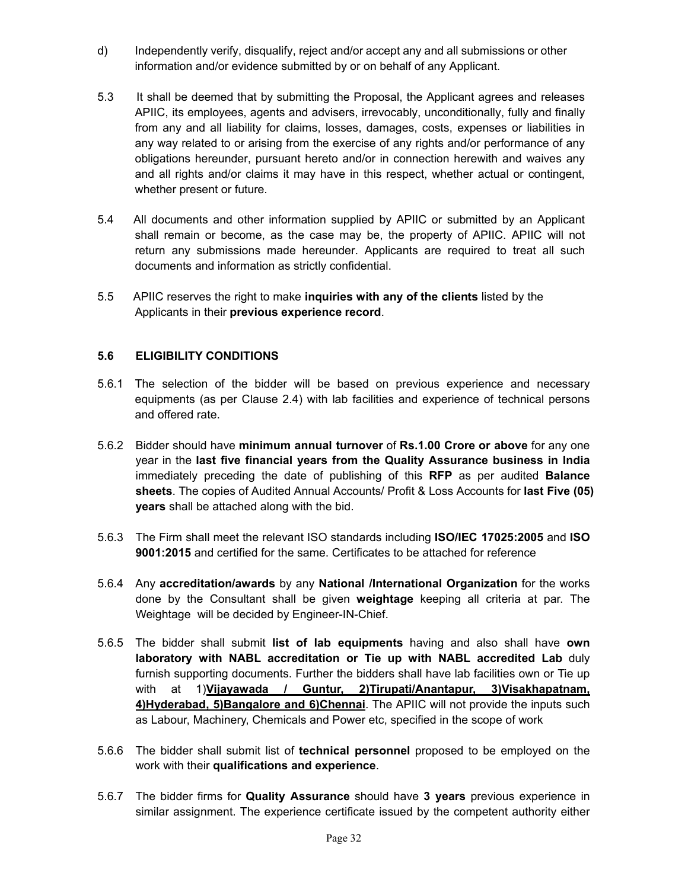d) Independently verify, disqualify, reject and/or accept any and all submissions or other information and/or evidence submitted by or on behalf of any Applicant.

5.3 It shall be deemed that by submitting the Proposal, the Applicant agrees and releases APIIC, its employees, agents and advisers, irrevocably, unconditionally, fully and finally from any and all liability for claims, losses, damages, costs, expenses or liabilities in any way related to or arising from the exercise of any rights and/or performance of any obligations hereunder, pursuant hereto and/or in connection herewith and waives any and all rights and/or claims it may have in this respect, whether actual or contingent, whether present or future.

5.4 All documents and other information supplied by APIIC or submitted by an Applicant shall remain or become, as the case may be, the property of APIIC. APIIC will not return any submissions made hereunder. Applicants are required to treat all such documents and information as strictly confidential.

5.5 APIIC reserves the right to make **inquiries with any of the clients** listed by the Applicants in their **previous experience record**.

### 5.6 ELIGIBILITY CONDITIONS

5.6.1 The selection of the bidder will be based on previous experience and necessary equipments (as per Clause 2.4) with lab facilities and experience of technical persons and offered rate.

5.6.2 Bidder should have **minimum annual turnover** of **Rs.1.00 Crore or above** for any one year in the **last five financial years from the Quality Assurance business in India** immediately preceding the date of publishing of this **RFP** as per audited **Balance sheets**. The copies of Audited Annual Accounts/ Profit & Loss Accounts for **last Five (05) years** shall be attached along with the bid.

5.6.3 The Firm shall meet the relevant ISO standards including **ISO/IEC 17025:2005** and **ISO 9001:2015** and certified for the same. Certificates to be attached for reference

5.6.4 Any **accreditation/awards** by any **National /International Organization** for the works done by the Consultant shall be given **weightage** keeping all criteria at par. The Weightage will be decided by Engineer-IN-Chief.

5.6.5 The bidder shall submit **list of lab equipments** having and also shall have **own laboratory with NABL accreditation or Tie up with NABL accredited Lab** duly furnish supporting documents. Further the bidders shall have lab facilities own or Tie up with at 1)**Vijayawada / Guntur, 2)Tirupati/Anantapur, 3)Visakhapatnam, 4)Hyderabad, 5)Bangalore and 6)Chennai**. The APIIC will not provide the inputs such as Labour, Machinery, Chemicals and Power etc, specified in the scope of work

5.6.6 The bidder shall submit list of **technical personnel** proposed to be employed on the work with their **qualifications and experience**.

5.6.7 The bidder firms for **Quality Assurance** should have **3 years** previous experience in similar assignment. The experience certificate issued by the competent authority either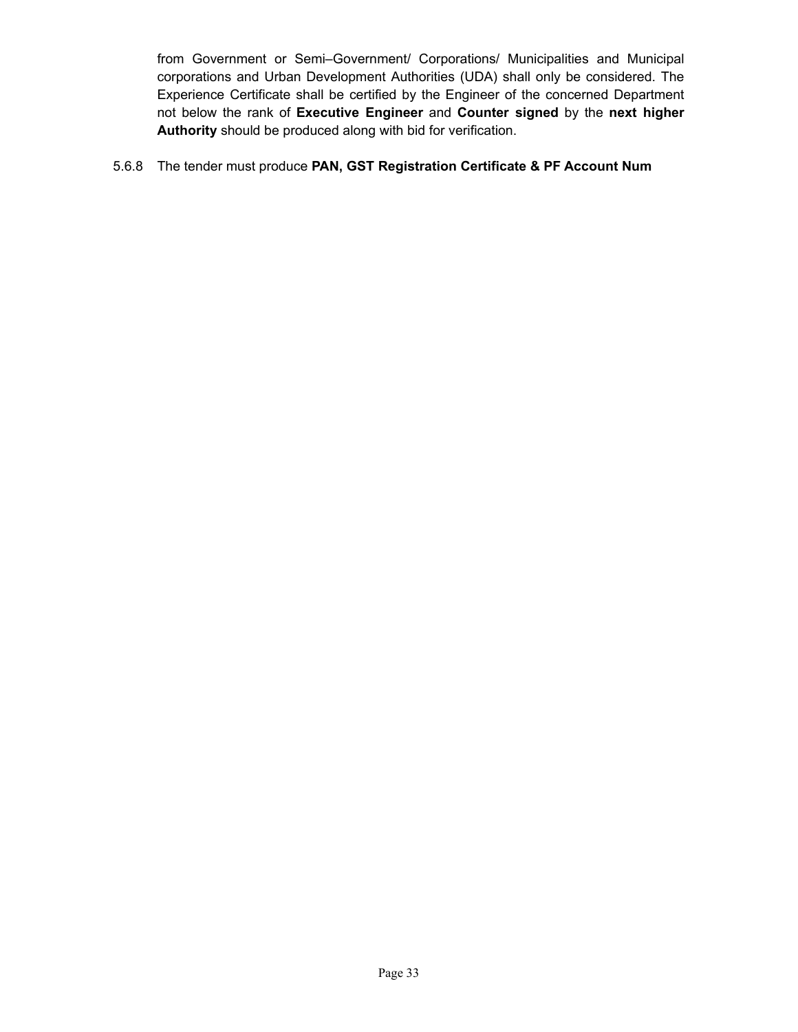from Government or Semi–Government/ Corporations/ Municipalities and Municipal corporations and Urban Development Authorities (UDA) shall only be considered. The Experience Certificate shall be certified by the Engineer of the concerned Department not below the rank of **Executive Engineer** and **Counter signed** by the **next higher Authority** should be produced along with bid for verification.

5.6.8 The tender must produce **PAN, GST Registration Certificate & PF Account Num**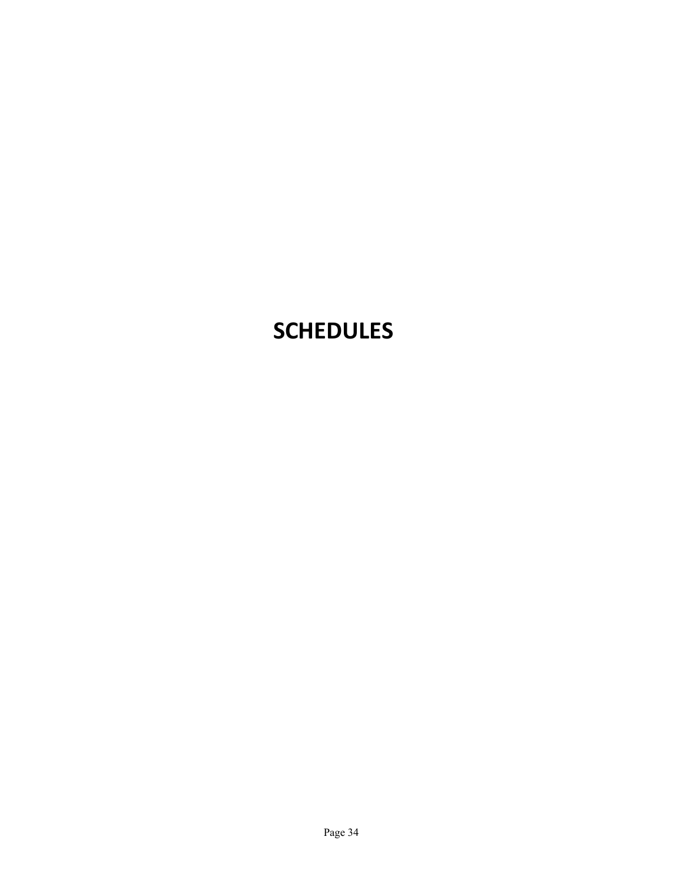# SCHEDULES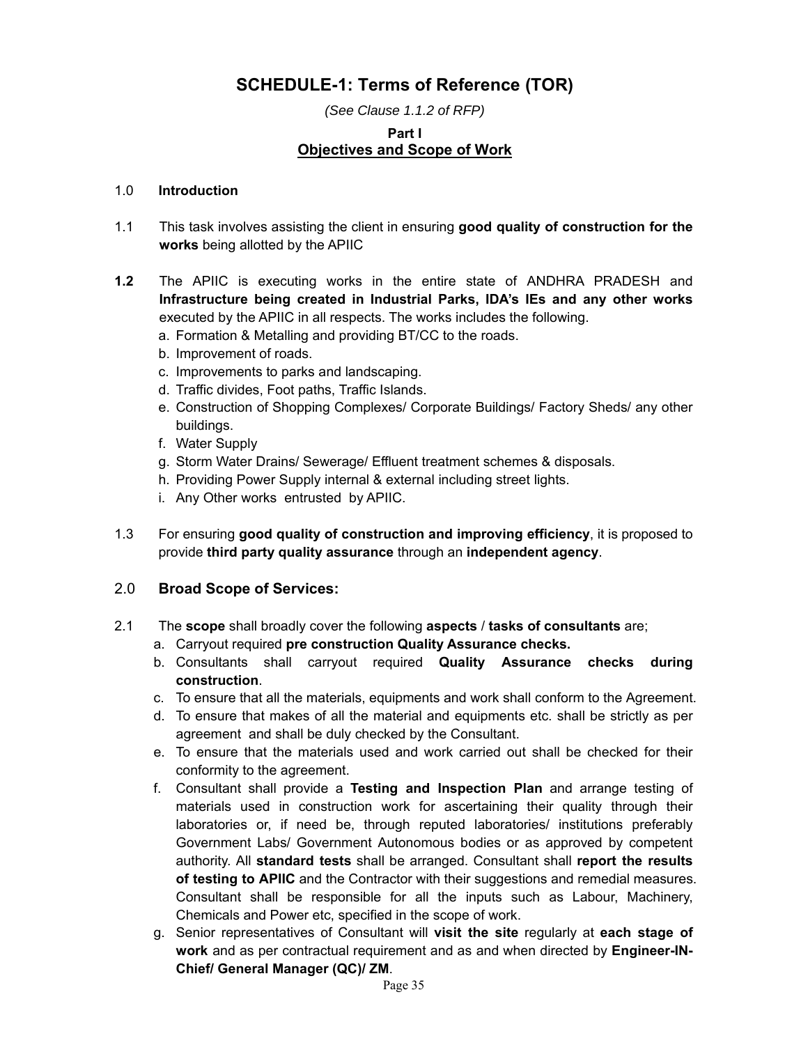# SCHEDULE-1: Terms of Reference (TOR)

*(See Clause 1.1.2 of RFP)*

**Part I**

## Objectives and Scope of Work

1.0 **Introduction**

1.1 This task involves assisting the client in ensuring **good quality of construction for the works** being allotted by the APIIC

**1.2** The APIIC is executing works in the entire state of ANDHRA PRADESH and **Infrastructure being created in Industrial Parks, IDA's IEs and any other works** executed by the APIIC in all respects. The works includes the following.

a. Formation & Metalling and providing BT/CC to the roads.
b. Improvement of roads.
c. Improvements to parks and landscaping.
d. Traffic divides, Foot paths, Traffic Islands.
e. Construction of Shopping Complexes/ Corporate Buildings/ Factory Sheds/ any other buildings.
f. Water Supply
g. Storm Water Drains/ Sewerage/ Effluent treatment schemes & disposals.
h. Providing Power Supply internal & external including street lights.
i. Any Other works entrusted by APIIC.

1.3 For ensuring **good quality of construction and improving efficiency**, it is proposed to provide **third party quality assurance** through an **independent agency**.

## 2.0 Broad Scope of Services:

2.1 The **scope** shall broadly cover the following **aspects** / **tasks of consultants** are;

a. Carryout required **pre construction Quality Assurance checks.**
b. Consultants shall carryout required **Quality Assurance checks during construction**.
c. To ensure that all the materials, equipments and work shall conform to the Agreement.
d. To ensure that makes of all the material and equipments etc. shall be strictly as per agreement and shall be duly checked by the Consultant.
e. To ensure that the materials used and work carried out shall be checked for their conformity to the agreement.
f. Consultant shall provide a **Testing and Inspection Plan** and arrange testing of materials used in construction work for ascertaining their quality through their laboratories or, if need be, through reputed laboratories/ institutions preferably Government Labs/ Government Autonomous bodies or as approved by competent authority. All **standard tests** shall be arranged. Consultant shall **report the results of testing to APIIC** and the Contractor with their suggestions and remedial measures. Consultant shall be responsible for all the inputs such as Labour, Machinery, Chemicals and Power etc, specified in the scope of work.
g. Senior representatives of Consultant will **visit the site** regularly at **each stage of work** and as per contractual requirement and as and when directed by **Engineer-IN-Chief/ General Manager (QC)/ ZM**.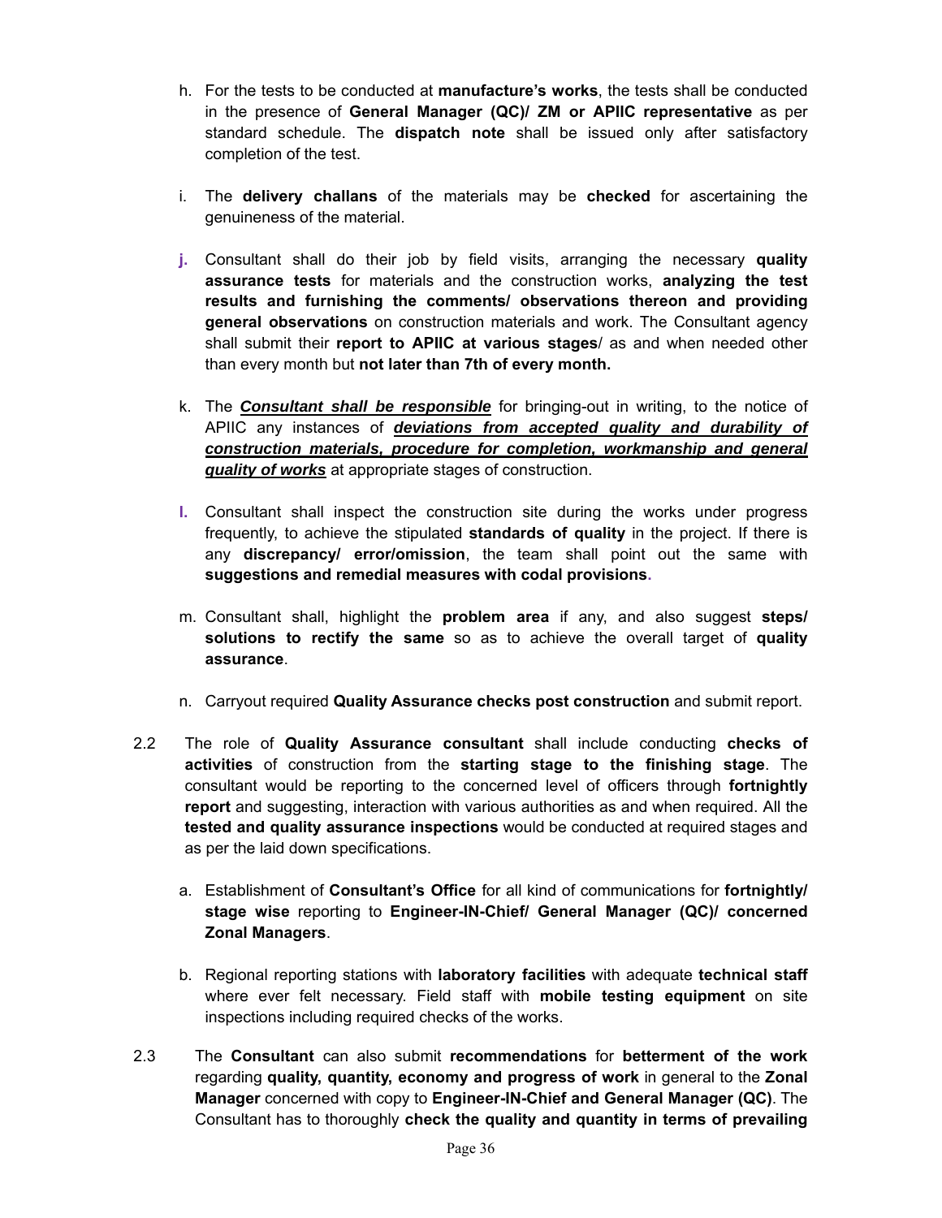h. For the tests to be conducted at **manufacture's works**, the tests shall be conducted in the presence of **General Manager (QC)/ ZM or APIIC representative** as per standard schedule. The **dispatch note** shall be issued only after satisfactory completion of the test.

i. The **delivery challans** of the materials may be **checked** for ascertaining the genuineness of the material.

j. Consultant shall do their job by field visits, arranging the necessary **quality assurance tests** for materials and the construction works, **analyzing the test results and furnishing the comments/ observations thereon and providing general observations** on construction materials and work. The Consultant agency shall submit their **report to APIIC at various stages**/ as and when needed other than every month but **not later than 7th of every month.**

k. The ***<u>Consultant shall be responsible</u>*** for bringing-out in writing, to the notice of APIIC any instances of ***<u>deviations from accepted quality and durability of construction materials, procedure for completion, workmanship and general quality of works</u>*** at appropriate stages of construction.

l. Consultant shall inspect the construction site during the works under progress frequently, to achieve the stipulated **standards of quality** in the project. If there is any **discrepancy/ error/omission**, the team shall point out the same with **suggestions and remedial measures with codal provisions.**

m. Consultant shall, highlight the **problem area** if any, and also suggest **steps/ solutions to rectify the same** so as to achieve the overall target of **quality assurance**.

n. Carryout required **Quality Assurance checks post construction** and submit report.

2.2 The role of **Quality Assurance consultant** shall include conducting **checks of activities** of construction from the **starting stage to the finishing stage**. The consultant would be reporting to the concerned level of officers through **fortnightly report** and suggesting, interaction with various authorities as and when required. All the **tested and quality assurance inspections** would be conducted at required stages and as per the laid down specifications.

a. Establishment of **Consultant's Office** for all kind of communications for **fortnightly/ stage wise** reporting to **Engineer-IN-Chief/ General Manager (QC)/ concerned Zonal Managers**.

b. Regional reporting stations with **laboratory facilities** with adequate **technical staff** where ever felt necessary. Field staff with **mobile testing equipment** on site inspections including required checks of the works.

2.3 The **Consultant** can also submit **recommendations** for **betterment of the work** regarding **quality, quantity, economy and progress of work** in general to the **Zonal Manager** concerned with copy to **Engineer-IN-Chief and General Manager (QC)**. The Consultant has to thoroughly **check the quality and quantity in terms of prevailing**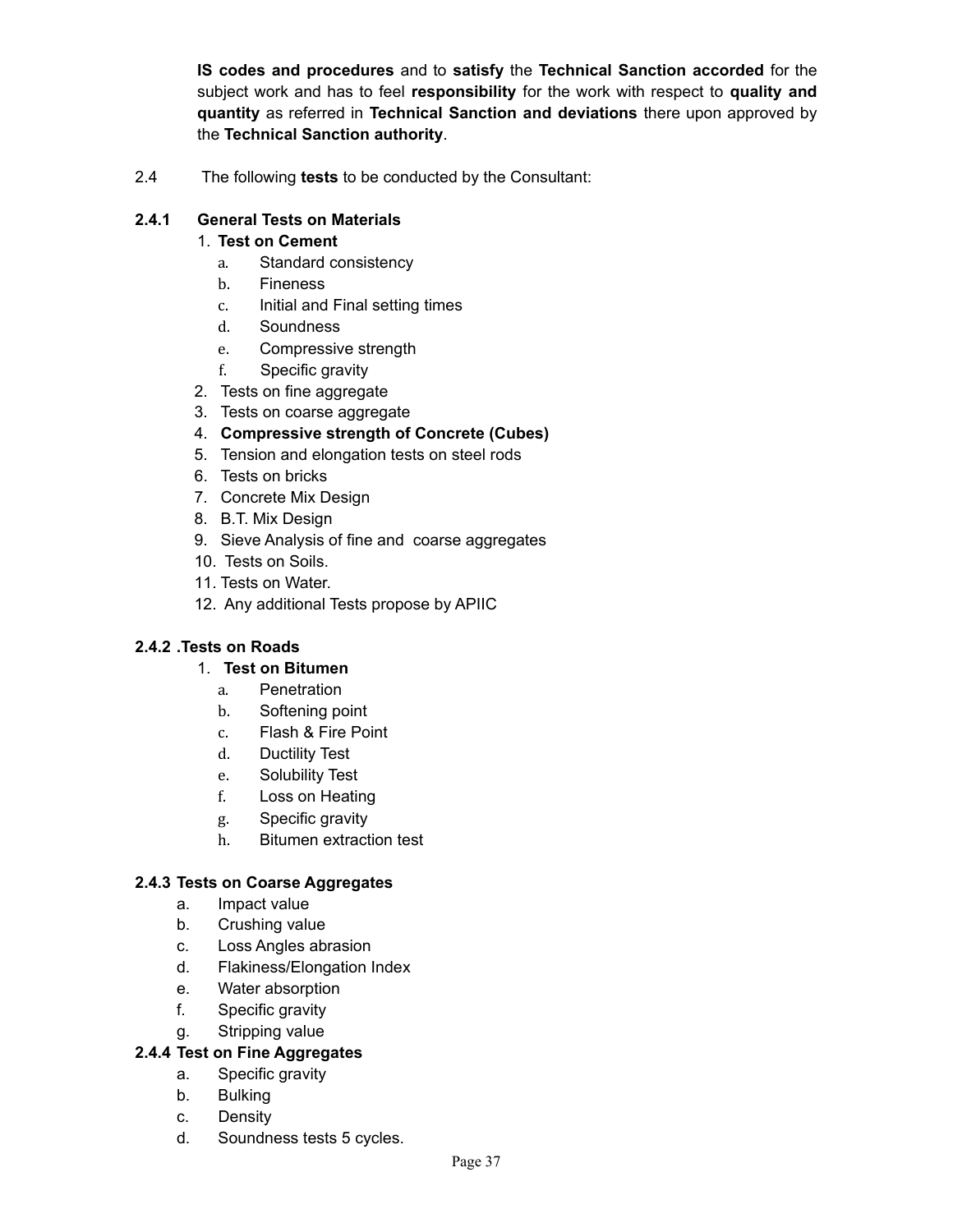**IS codes and procedures** and to **satisfy** the **Technical Sanction accorded** for the subject work and has to feel **responsibility** for the work with respect to **quality and quantity** as referred in **Technical Sanction and deviations** there upon approved by the **Technical Sanction authority**.

2.4 The following **tests** to be conducted by the Consultant:

**2.4.1 General Tests on Materials**

1. **Test on Cement**
   a. Standard consistency
   b. Fineness
   c. Initial and Final setting times
   d. Soundness
   e. Compressive strength
   f. Specific gravity
2. Tests on fine aggregate
3. Tests on coarse aggregate
4. **Compressive strength of Concrete (Cubes)**
5. Tension and elongation tests on steel rods
6. Tests on bricks
7. Concrete Mix Design
8. B.T. Mix Design
9. Sieve Analysis of fine and coarse aggregates
10. Tests on Soils.
11. Tests on Water.
12. Any additional Tests propose by APIIC

**2.4.2 .Tests on Roads**

1. **Test on Bitumen**
   a. Penetration
   b. Softening point
   c. Flash & Fire Point
   d. Ductility Test
   e. Solubility Test
   f. Loss on Heating
   g. Specific gravity
   h. Bitumen extraction test

**2.4.3 Tests on Coarse Aggregates**

a. Impact value
b. Crushing value
c. Loss Angles abrasion
d. Flakiness/Elongation Index
e. Water absorption
f. Specific gravity
g. Stripping value

**2.4.4 Test on Fine Aggregates**

a. Specific gravity
b. Bulking
c. Density
d. Soundness tests 5 cycles.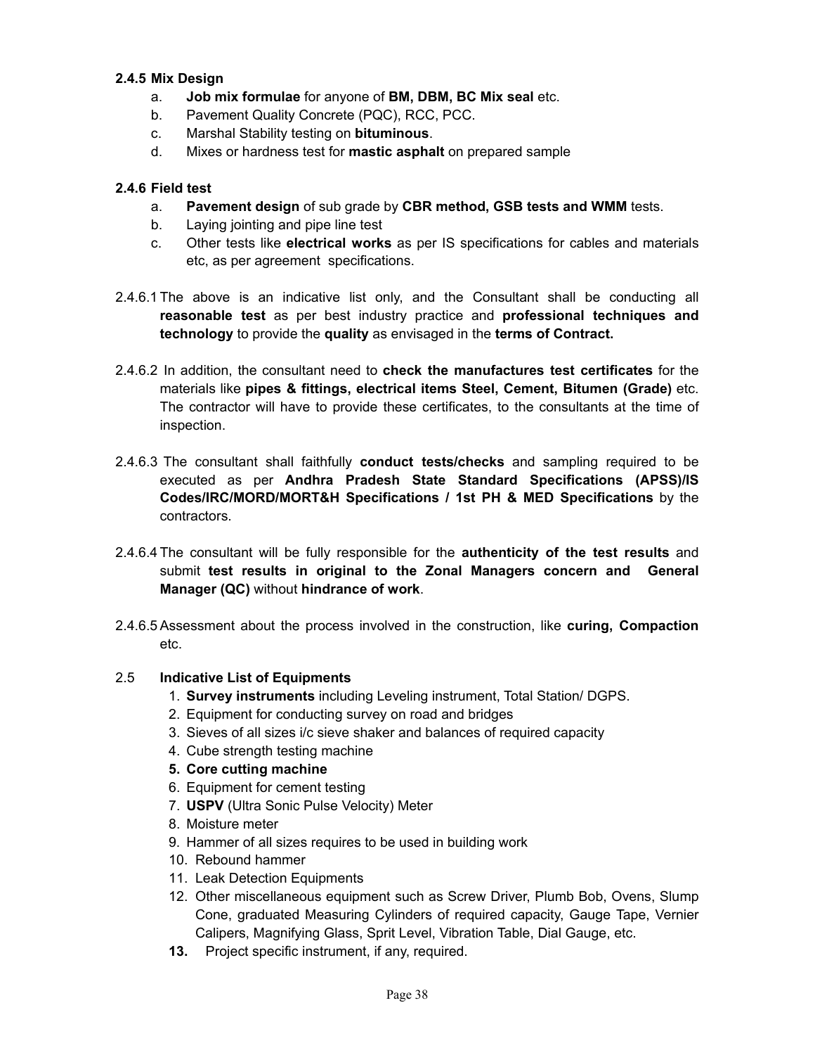### 2.4.5 Mix Design

a. **Job mix formulae** for anyone of **BM, DBM, BC Mix seal** etc.
b. Pavement Quality Concrete (PQC), RCC, PCC.
c. Marshal Stability testing on **bituminous**.
d. Mixes or hardness test for **mastic asphalt** on prepared sample

### 2.4.6 Field test

a. **Pavement design** of sub grade by **CBR method, GSB tests and WMM** tests.
b. Laying jointing and pipe line test
c. Other tests like **electrical works** as per IS specifications for cables and materials etc, as per agreement specifications.

2.4.6.1 The above is an indicative list only, and the Consultant shall be conducting all **reasonable test** as per best industry practice and **professional techniques and technology** to provide the **quality** as envisaged in the **terms of Contract.**

2.4.6.2 In addition, the consultant need to **check the manufactures test certificates** for the materials like **pipes & fittings, electrical items Steel, Cement, Bitumen (Grade)** etc. The contractor will have to provide these certificates, to the consultants at the time of inspection.

2.4.6.3 The consultant shall faithfully **conduct tests/checks** and sampling required to be executed as per **Andhra Pradesh State Standard Specifications (APSS)/IS Codes/IRC/MORD/MORT&H Specifications / 1st PH & MED Specifications** by the contractors.

2.4.6.4 The consultant will be fully responsible for the **authenticity of the test results** and submit **test results in original to the Zonal Managers concern and General Manager (QC)** without **hindrance of work**.

2.4.6.5 Assessment about the process involved in the construction, like **curing, Compaction** etc.

### 2.5 Indicative List of Equipments

1. **Survey instruments** including Leveling instrument, Total Station/ DGPS.
2. Equipment for conducting survey on road and bridges
3. Sieves of all sizes i/c sieve shaker and balances of required capacity
4. Cube strength testing machine
5. **Core cutting machine**
6. Equipment for cement testing
7. **USPV** (Ultra Sonic Pulse Velocity) Meter
8. Moisture meter
9. Hammer of all sizes requires to be used in building work
10. Rebound hammer
11. Leak Detection Equipments
12. Other miscellaneous equipment such as Screw Driver, Plumb Bob, Ovens, Slump Cone, graduated Measuring Cylinders of required capacity, Gauge Tape, Vernier Calipers, Magnifying Glass, Sprit Level, Vibration Table, Dial Gauge, etc.
13. Project specific instrument, if any, required.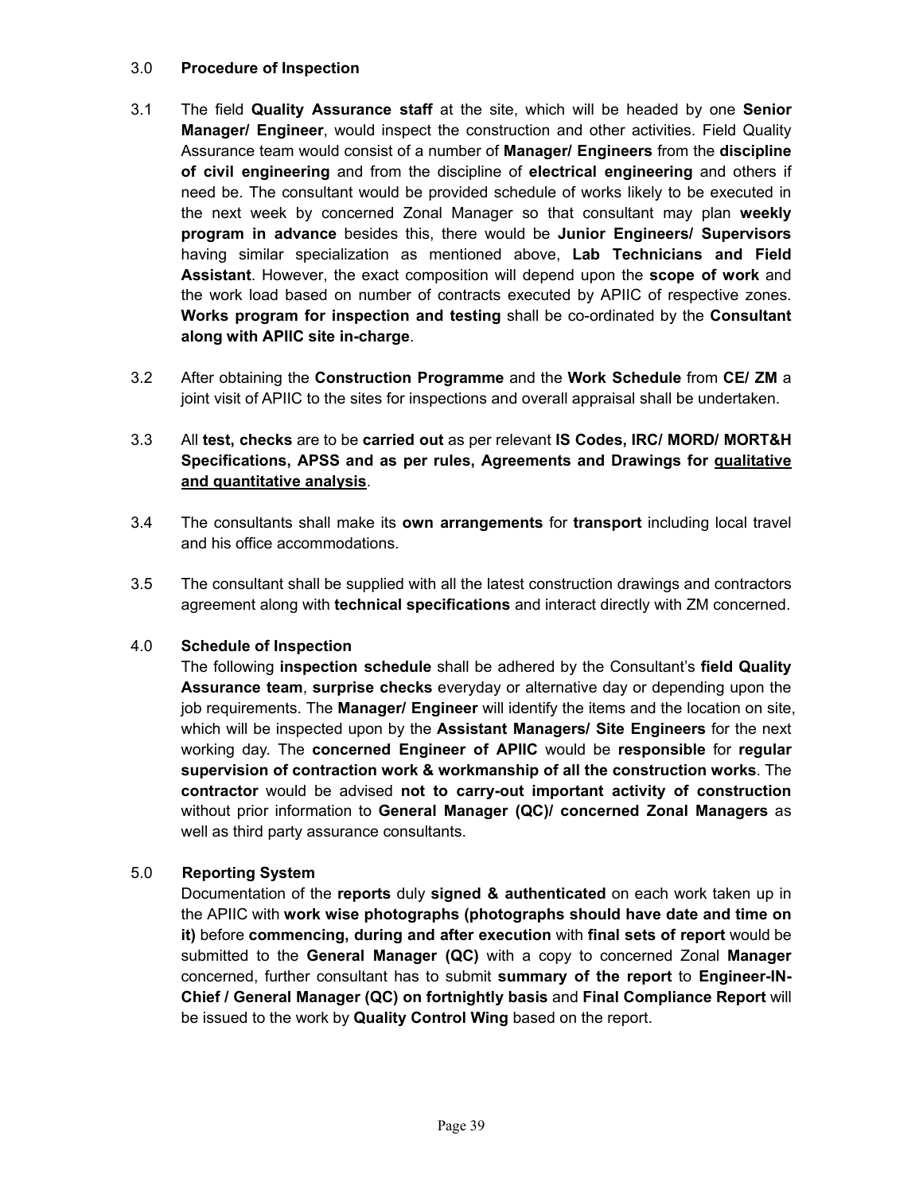## 3.0 Procedure of Inspection

3.1 The field **Quality Assurance staff** at the site, which will be headed by one **Senior Manager/ Engineer**, would inspect the construction and other activities. Field Quality Assurance team would consist of a number of **Manager/ Engineers** from the **discipline of civil engineering** and from the discipline of **electrical engineering** and others if need be. The consultant would be provided schedule of works likely to be executed in the next week by concerned Zonal Manager so that consultant may plan **weekly program in advance** besides this, there would be **Junior Engineers/ Supervisors** having similar specialization as mentioned above, **Lab Technicians and Field Assistant**. However, the exact composition will depend upon the **scope of work** and the work load based on number of contracts executed by APIIC of respective zones. **Works program for inspection and testing** shall be co-ordinated by the **Consultant along with APIIC site in-charge**.

3.2 After obtaining the **Construction Programme** and the **Work Schedule** from **CE/ ZM** a joint visit of APIIC to the sites for inspections and overall appraisal shall be undertaken.

3.3 All **test, checks** are to be **carried out** as per relevant **IS Codes, IRC/ MORD/ MORT&H Specifications, APSS and as per rules, Agreements and Drawings for <u>qualitative and quantitative analysis</u>**.

3.4 The consultants shall make its **own arrangements** for **transport** including local travel and his office accommodations.

3.5 The consultant shall be supplied with all the latest construction drawings and contractors agreement along with **technical specifications** and interact directly with ZM concerned.

## 4.0 Schedule of Inspection

The following **inspection schedule** shall be adhered by the Consultant's **field Quality Assurance team**, **surprise checks** everyday or alternative day or depending upon the job requirements. The **Manager/ Engineer** will identify the items and the location on site, which will be inspected upon by the **Assistant Managers/ Site Engineers** for the next working day. The **concerned Engineer of APIIC** would be **responsible** for **regular supervision of contraction work & workmanship of all the construction works**. The **contractor** would be advised **not to carry-out important activity of construction** without prior information to **General Manager (QC)/ concerned Zonal Managers** as well as third party assurance consultants.

## 5.0 Reporting System

Documentation of the **reports** duly **signed & authenticated** on each work taken up in the APIIC with **work wise photographs (photographs should have date and time on it)** before **commencing, during and after execution** with **final sets of report** would be submitted to the **General Manager (QC)** with a copy to concerned Zonal **Manager** concerned, further consultant has to submit **summary of the report** to **Engineer-IN-Chief / General Manager (QC) on fortnightly basis** and **Final Compliance Report** will be issued to the work by **Quality Control Wing** based on the report.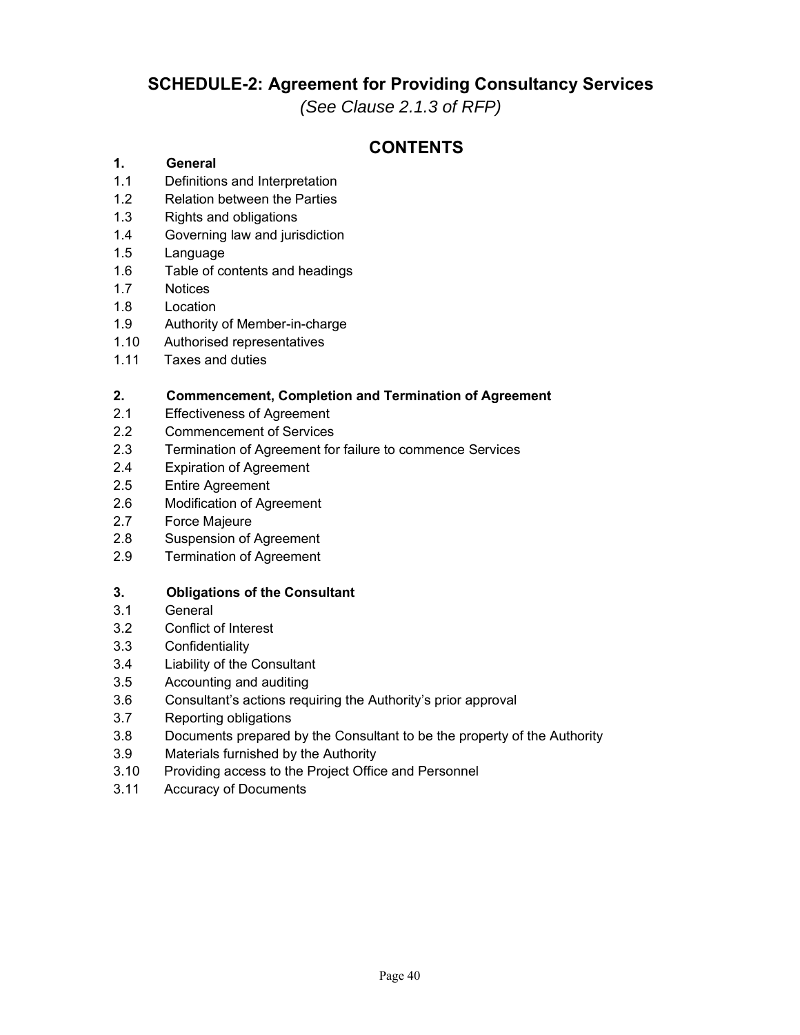## SCHEDULE-2: Agreement for Providing Consultancy Services

*(See Clause 2.1.3 of RFP)*

## CONTENTS

**1. General**

1.1 Definitions and Interpretation
1.2 Relation between the Parties
1.3 Rights and obligations
1.4 Governing law and jurisdiction
1.5 Language
1.6 Table of contents and headings
1.7 Notices
1.8 Location
1.9 Authority of Member-in-charge
1.10 Authorised representatives
1.11 Taxes and duties

**2. Commencement, Completion and Termination of Agreement**

2.1 Effectiveness of Agreement
2.2 Commencement of Services
2.3 Termination of Agreement for failure to commence Services
2.4 Expiration of Agreement
2.5 Entire Agreement
2.6 Modification of Agreement
2.7 Force Majeure
2.8 Suspension of Agreement
2.9 Termination of Agreement

**3. Obligations of the Consultant**

3.1 General
3.2 Conflict of Interest
3.3 Confidentiality
3.4 Liability of the Consultant
3.5 Accounting and auditing
3.6 Consultant's actions requiring the Authority's prior approval
3.7 Reporting obligations
3.8 Documents prepared by the Consultant to be the property of the Authority
3.9 Materials furnished by the Authority
3.10 Providing access to the Project Office and Personnel
3.11 Accuracy of Documents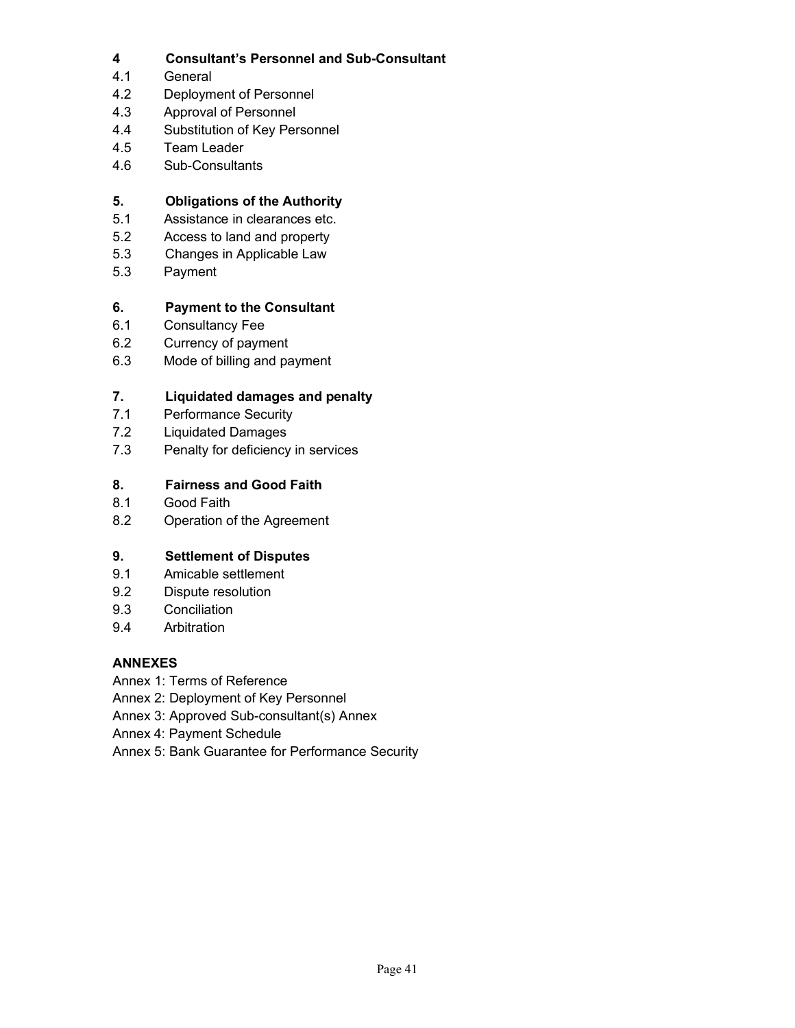**4 Consultant's Personnel and Sub-Consultant**

4.1 General

4.2 Deployment of Personnel

4.3 Approval of Personnel

4.4 Substitution of Key Personnel

4.5 Team Leader

4.6 Sub-Consultants

**5. Obligations of the Authority**

5.1 Assistance in clearances etc.

5.2 Access to land and property

5.3 Changes in Applicable Law

5.3 Payment

**6. Payment to the Consultant**

6.1 Consultancy Fee

6.2 Currency of payment

6.3 Mode of billing and payment

**7. Liquidated damages and penalty**

7.1 Performance Security

7.2 Liquidated Damages

7.3 Penalty for deficiency in services

**8. Fairness and Good Faith**

8.1 Good Faith

8.2 Operation of the Agreement

**9. Settlement of Disputes**

9.1 Amicable settlement

9.2 Dispute resolution

9.3 Conciliation

9.4 Arbitration

**ANNEXES**

Annex 1: Terms of Reference

Annex 2: Deployment of Key Personnel

Annex 3: Approved Sub-consultant(s) Annex

Annex 4: Payment Schedule

Annex 5: Bank Guarantee for Performance Security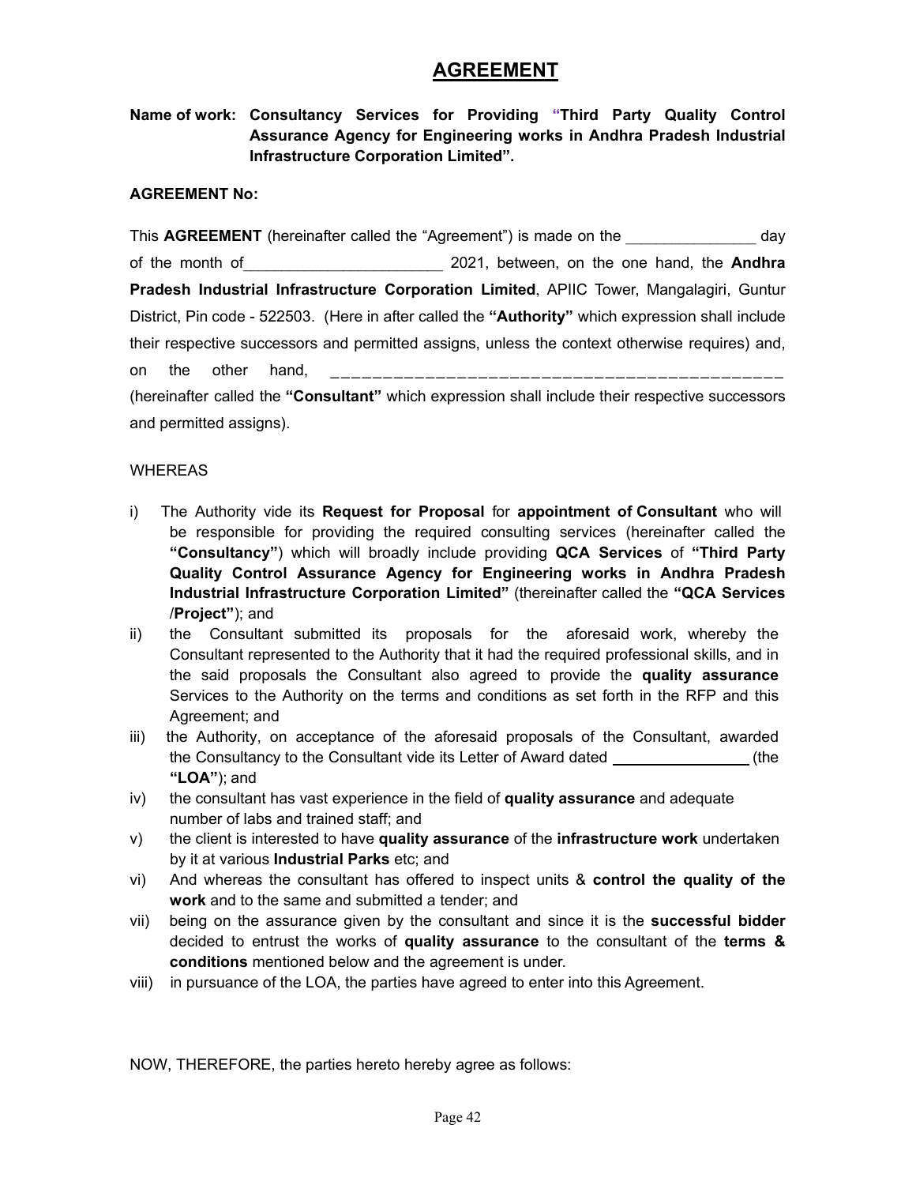# AGREEMENT

**Name of work: Consultancy Services for Providing "Third Party Quality Control Assurance Agency for Engineering works in Andhra Pradesh Industrial Infrastructure Corporation Limited".**

**AGREEMENT No:**

This **AGREEMENT** (hereinafter called the "Agreement") is made on the _______________ day of the month of_______________________ 2021, between, on the one hand, the **Andhra Pradesh Industrial Infrastructure Corporation Limited**, APIIC Tower, Mangalagiri, Guntur District, Pin code - 522503. (Here in after called the **"Authority"** which expression shall include their respective successors and permitted assigns, unless the context otherwise requires) and, on the other hand, _____________________________________________ (hereinafter called the **"Consultant"** which expression shall include their respective successors and permitted assigns).

WHEREAS

i) The Authority vide its **Request for Proposal** for **appointment of Consultant** who will be responsible for providing the required consulting services (hereinafter called the **"Consultancy"**) which will broadly include providing **QCA Services** of **"Third Party Quality Control Assurance Agency for Engineering works in Andhra Pradesh Industrial Infrastructure Corporation Limited"** (thereinafter called the **"QCA Services /Project"**); and
ii) the Consultant submitted its proposals for the aforesaid work, whereby the Consultant represented to the Authority that it had the required professional skills, and in the said proposals the Consultant also agreed to provide the **quality assurance** Services to the Authority on the terms and conditions as set forth in the RFP and this Agreement; and
iii) the Authority, on acceptance of the aforesaid proposals of the Consultant, awarded the Consultancy to the Consultant vide its Letter of Award dated ________________ (the **"LOA"**); and
iv) the consultant has vast experience in the field of **quality assurance** and adequate number of labs and trained staff; and
v) the client is interested to have **quality assurance** of the **infrastructure work** undertaken by it at various **Industrial Parks** etc; and
vi) And whereas the consultant has offered to inspect units & **control the quality of the work** and to the same and submitted a tender; and
vii) being on the assurance given by the consultant and since it is the **successful bidder** decided to entrust the works of **quality assurance** to the consultant of the **terms & conditions** mentioned below and the agreement is under.
viii) in pursuance of the LOA, the parties have agreed to enter into this Agreement.

NOW, THEREFORE, the parties hereto hereby agree as follows: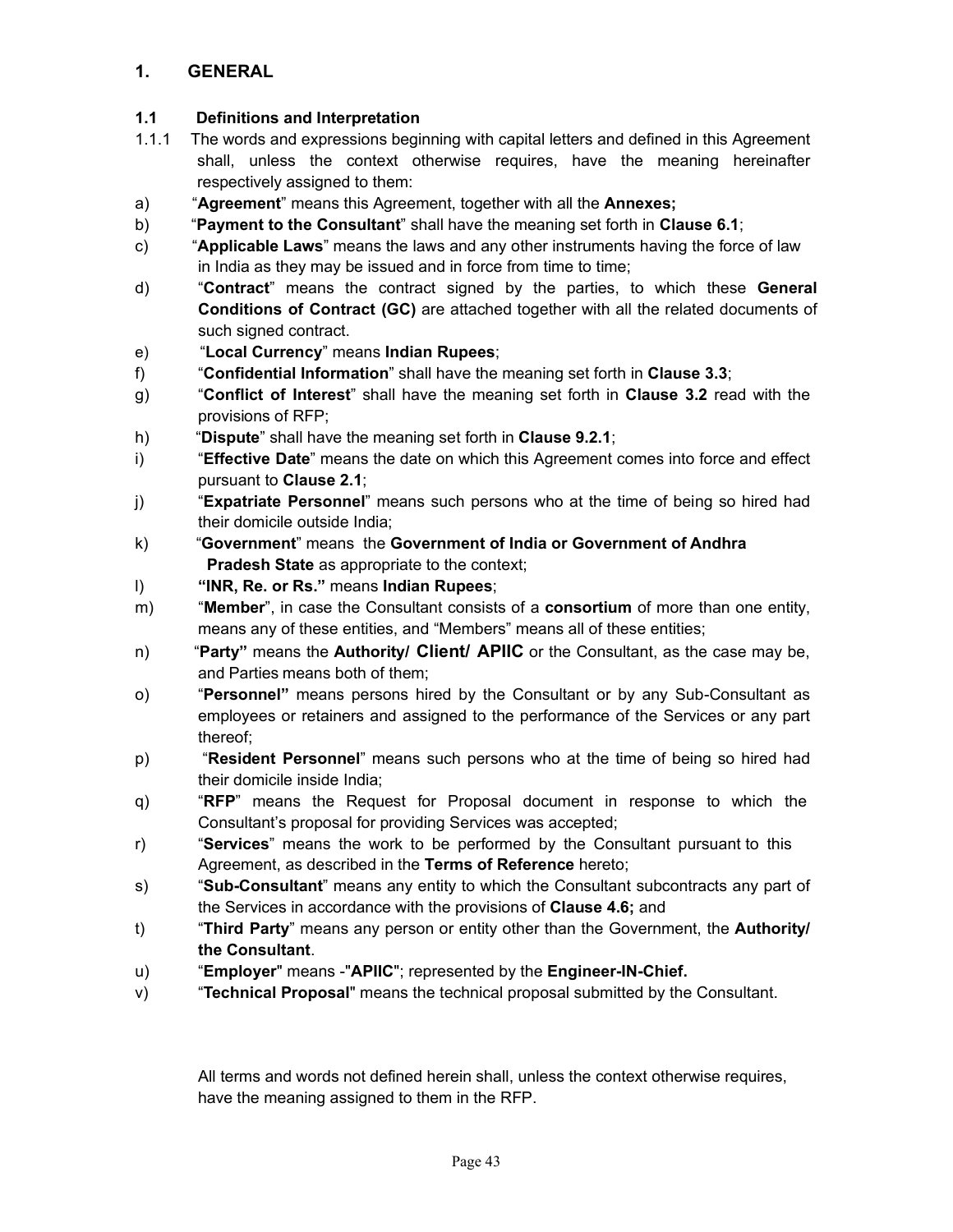## 1. GENERAL

### 1.1 Definitions and Interpretation

1.1.1 The words and expressions beginning with capital letters and defined in this Agreement shall, unless the context otherwise requires, have the meaning hereinafter respectively assigned to them:

a) "**Agreement**" means this Agreement, together with all the **Annexes;**

b) "**Payment to the Consultant**" shall have the meaning set forth in **Clause 6.1**;

c) "**Applicable Laws**" means the laws and any other instruments having the force of law in India as they may be issued and in force from time to time;

d) "**Contract**" means the contract signed by the parties, to which these **General Conditions of Contract (GC)** are attached together with all the related documents of such signed contract.

e) "**Local Currency**" means **Indian Rupees**;

f) "**Confidential Information**" shall have the meaning set forth in **Clause 3.3**;

g) "**Conflict of Interest**" shall have the meaning set forth in **Clause 3.2** read with the provisions of RFP;

h) "**Dispute**" shall have the meaning set forth in **Clause 9.2.1**;

i) "**Effective Date**" means the date on which this Agreement comes into force and effect pursuant to **Clause 2.1**;

j) "**Expatriate Personnel**" means such persons who at the time of being so hired had their domicile outside India;

k) "**Government**" means the **Government of India or Government of Andhra Pradesh State** as appropriate to the context;

l) **"INR, Re. or Rs."** means **Indian Rupees**;

m) "**Member**", in case the Consultant consists of a **consortium** of more than one entity, means any of these entities, and "Members" means all of these entities;

n) "**Party"** means the **Authority/ Client/ APIIC** or the Consultant, as the case may be, and Parties means both of them;

o) "**Personnel"** means persons hired by the Consultant or by any Sub-Consultant as employees or retainers and assigned to the performance of the Services or any part thereof;

p) "**Resident Personnel**" means such persons who at the time of being so hired had their domicile inside India;

q) "**RFP**" means the Request for Proposal document in response to which the Consultant's proposal for providing Services was accepted;

r) "**Services**" means the work to be performed by the Consultant pursuant to this Agreement, as described in the **Terms of Reference** hereto;

s) "**Sub-Consultant**" means any entity to which the Consultant subcontracts any part of the Services in accordance with the provisions of **Clause 4.6;** and

t) "**Third Party**" means any person or entity other than the Government, the **Authority/ the Consultant**.

u) "**Employer**" means -"**APIIC**"; represented by the **Engineer-IN-Chief.**

v) "**Technical Proposal**" means the technical proposal submitted by the Consultant.

All terms and words not defined herein shall, unless the context otherwise requires, have the meaning assigned to them in the RFP.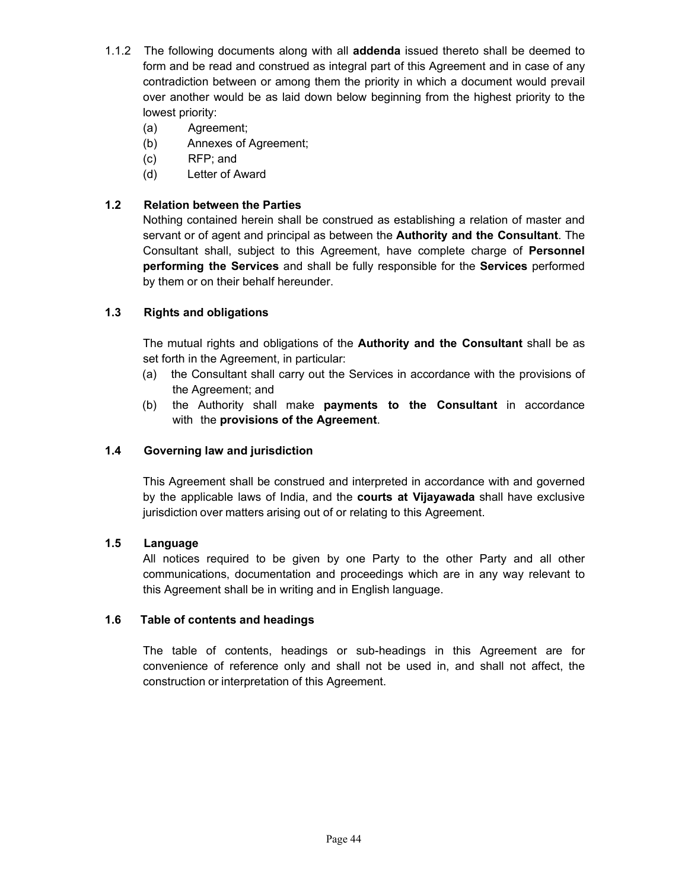1.1.2 The following documents along with all **addenda** issued thereto shall be deemed to form and be read and construed as integral part of this Agreement and in case of any contradiction between or among them the priority in which a document would prevail over another would be as laid down below beginning from the highest priority to the lowest priority:

(a) Agreement;

(b) Annexes of Agreement;

(c) RFP; and

(d) Letter of Award

### 1.2 Relation between the Parties

Nothing contained herein shall be construed as establishing a relation of master and servant or of agent and principal as between the **Authority and the Consultant**. The Consultant shall, subject to this Agreement, have complete charge of **Personnel performing the Services** and shall be fully responsible for the **Services** performed by them or on their behalf hereunder.

### 1.3 Rights and obligations

The mutual rights and obligations of the **Authority and the Consultant** shall be as set forth in the Agreement, in particular:

(a) the Consultant shall carry out the Services in accordance with the provisions of the Agreement; and

(b) the Authority shall make **payments to the Consultant** in accordance with the **provisions of the Agreement**.

### 1.4 Governing law and jurisdiction

This Agreement shall be construed and interpreted in accordance with and governed by the applicable laws of India, and the **courts at Vijayawada** shall have exclusive jurisdiction over matters arising out of or relating to this Agreement.

### 1.5 Language

All notices required to be given by one Party to the other Party and all other communications, documentation and proceedings which are in any way relevant to this Agreement shall be in writing and in English language.

### 1.6 Table of contents and headings

The table of contents, headings or sub-headings in this Agreement are for convenience of reference only and shall not be used in, and shall not affect, the construction or interpretation of this Agreement.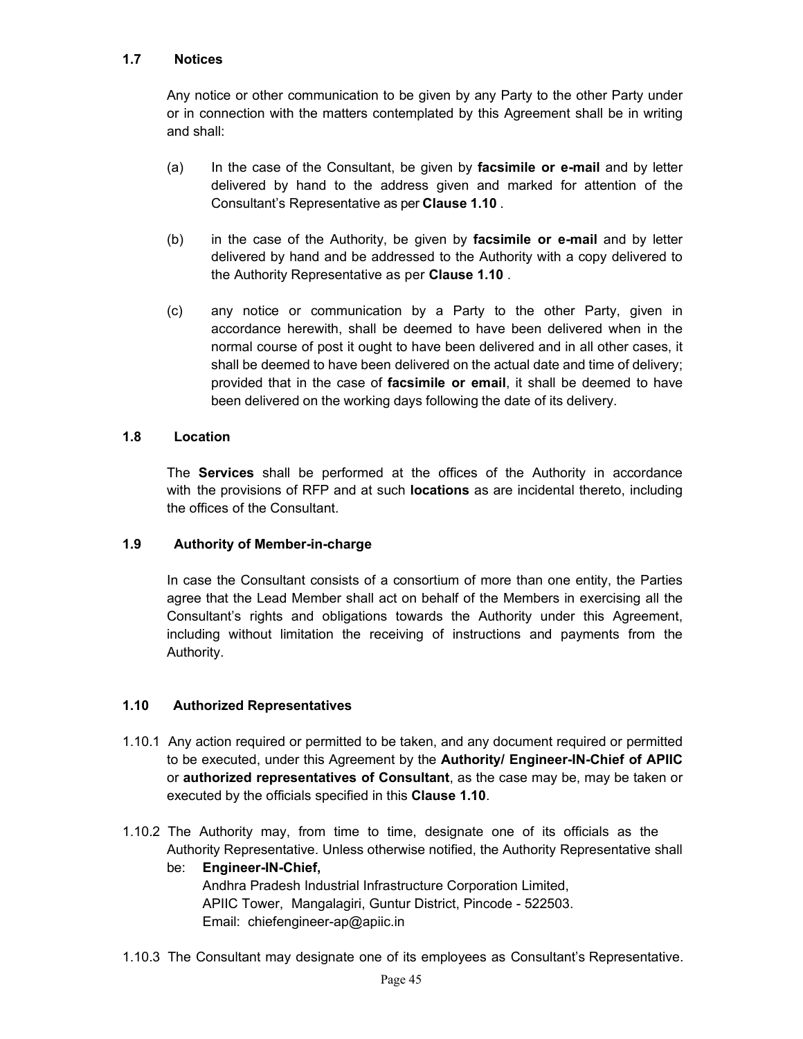### 1.7 Notices

Any notice or other communication to be given by any Party to the other Party under or in connection with the matters contemplated by this Agreement shall be in writing and shall:

(a) In the case of the Consultant, be given by **facsimile or e-mail** and by letter delivered by hand to the address given and marked for attention of the Consultant's Representative as per **Clause 1.10** .

(b) in the case of the Authority, be given by **facsimile or e-mail** and by letter delivered by hand and be addressed to the Authority with a copy delivered to the Authority Representative as per **Clause 1.10** .

(c) any notice or communication by a Party to the other Party, given in accordance herewith, shall be deemed to have been delivered when in the normal course of post it ought to have been delivered and in all other cases, it shall be deemed to have been delivered on the actual date and time of delivery; provided that in the case of **facsimile or email**, it shall be deemed to have been delivered on the working days following the date of its delivery.

### 1.8 Location

The **Services** shall be performed at the offices of the Authority in accordance with the provisions of RFP and at such **locations** as are incidental thereto, including the offices of the Consultant.

### 1.9 Authority of Member-in-charge

In case the Consultant consists of a consortium of more than one entity, the Parties agree that the Lead Member shall act on behalf of the Members in exercising all the Consultant's rights and obligations towards the Authority under this Agreement, including without limitation the receiving of instructions and payments from the Authority.

### 1.10 Authorized Representatives

1.10.1 Any action required or permitted to be taken, and any document required or permitted to be executed, under this Agreement by the **Authority/ Engineer-IN-Chief of APIIC** or **authorized representatives of Consultant**, as the case may be, may be taken or executed by the officials specified in this **Clause 1.10**.

1.10.2 The Authority may, from time to time, designate one of its officials as the Authority Representative. Unless otherwise notified, the Authority Representative shall be: **Engineer-IN-Chief,**
Andhra Pradesh Industrial Infrastructure Corporation Limited,
APIIC Tower, Mangalagiri, Guntur District, Pincode - 522503.
Email: chiefengineer-ap@apiic.in

1.10.3 The Consultant may designate one of its employees as Consultant's Representative.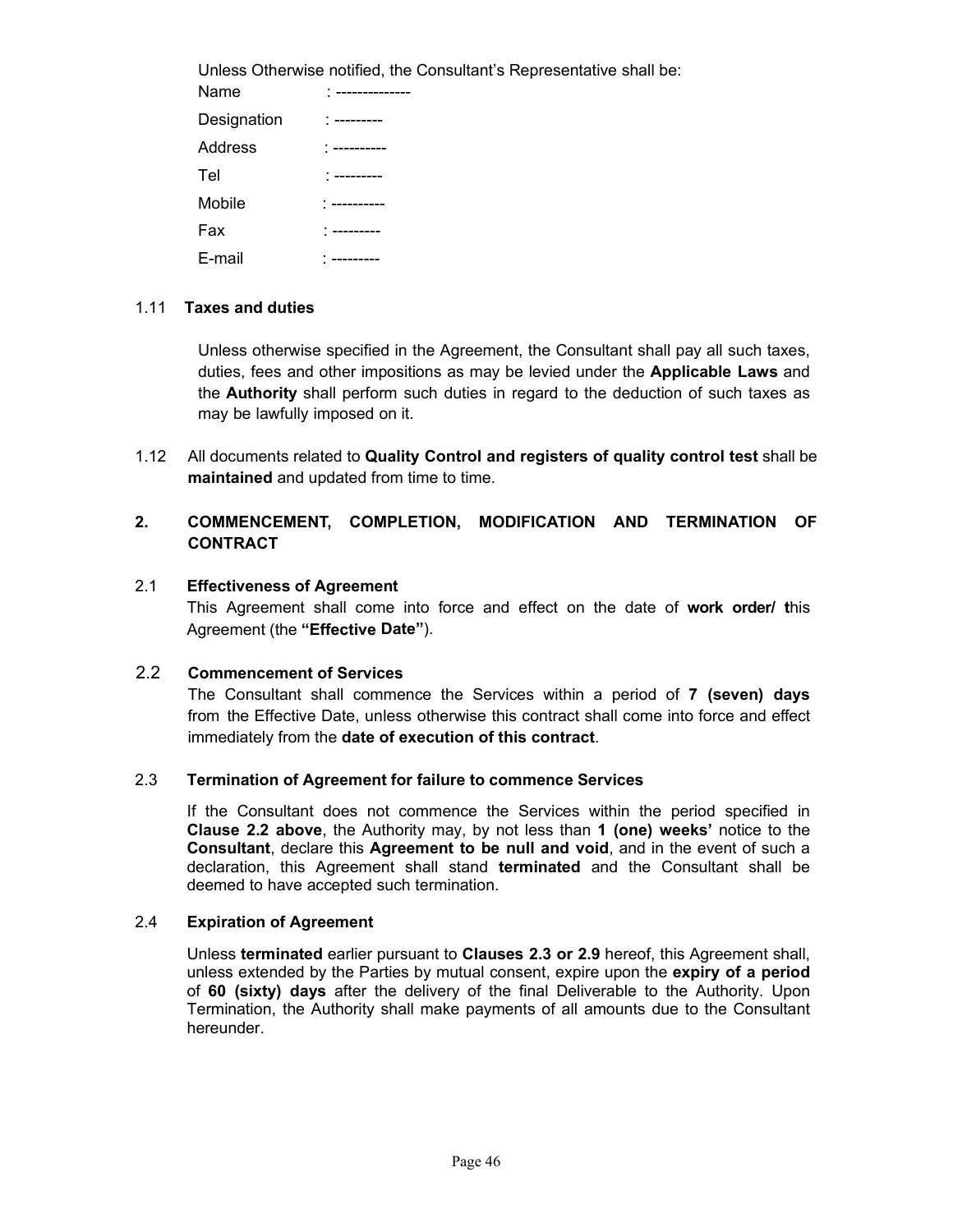Unless Otherwise notified, the Consultant's Representative shall be:

Name : --------------

Designation : ---------

Address : ----------

Tel : ---------

Mobile : ----------

Fax : ---------

E-mail : ---------

1.11 **Taxes and duties**

Unless otherwise specified in the Agreement, the Consultant shall pay all such taxes, duties, fees and other impositions as may be levied under the **Applicable Laws** and the **Authority** shall perform such duties in regard to the deduction of such taxes as may be lawfully imposed on it.

1.12 All documents related to **Quality Control and registers of quality control test** shall be **maintained** and updated from time to time.

## 2. COMMENCEMENT, COMPLETION, MODIFICATION AND TERMINATION OF CONTRACT

2.1 **Effectiveness of Agreement**

This Agreement shall come into force and effect on the date of **work order/ t**his Agreement (the **"Effective Date"**).

2.2 **Commencement of Services**

The Consultant shall commence the Services within a period of **7 (seven) days** from the Effective Date, unless otherwise this contract shall come into force and effect immediately from the **date of execution of this contract**.

2.3 **Termination of Agreement for failure to commence Services**

If the Consultant does not commence the Services within the period specified in **Clause 2.2 above**, the Authority may, by not less than **1 (one) weeks'** notice to the **Consultant**, declare this **Agreement to be null and void**, and in the event of such a declaration, this Agreement shall stand **terminated** and the Consultant shall be deemed to have accepted such termination.

2.4 **Expiration of Agreement**

Unless **terminated** earlier pursuant to **Clauses 2.3 or 2.9** hereof, this Agreement shall, unless extended by the Parties by mutual consent, expire upon the **expiry of a period** of **60 (sixty) days** after the delivery of the final Deliverable to the Authority. Upon Termination, the Authority shall make payments of all amounts due to the Consultant hereunder.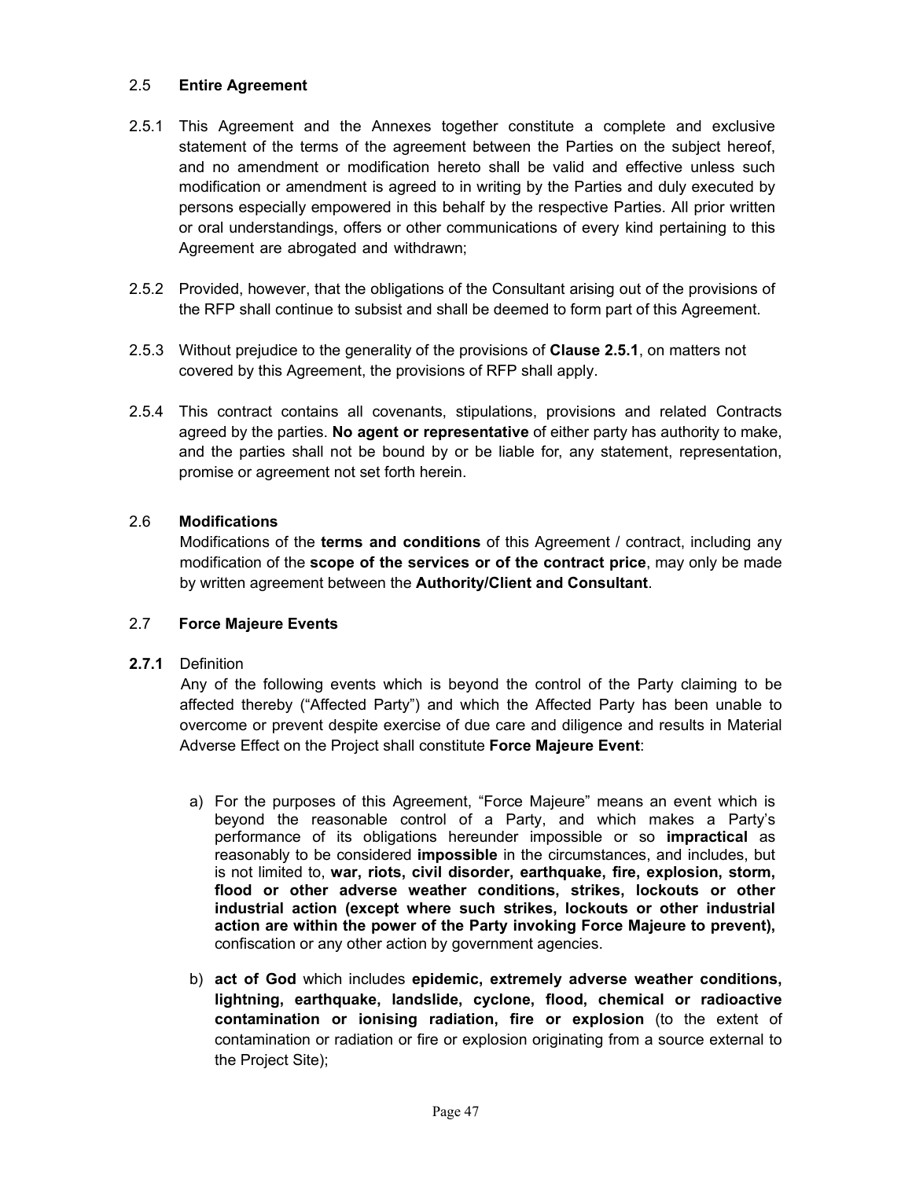### 2.5 **Entire Agreement**

2.5.1 This Agreement and the Annexes together constitute a complete and exclusive statement of the terms of the agreement between the Parties on the subject hereof, and no amendment or modification hereto shall be valid and effective unless such modification or amendment is agreed to in writing by the Parties and duly executed by persons especially empowered in this behalf by the respective Parties. All prior written or oral understandings, offers or other communications of every kind pertaining to this Agreement are abrogated and withdrawn;

2.5.2 Provided, however, that the obligations of the Consultant arising out of the provisions of the RFP shall continue to subsist and shall be deemed to form part of this Agreement.

2.5.3 Without prejudice to the generality of the provisions of **Clause 2.5.1**, on matters not covered by this Agreement, the provisions of RFP shall apply.

2.5.4 This contract contains all covenants, stipulations, provisions and related Contracts agreed by the parties. **No agent or representative** of either party has authority to make, and the parties shall not be bound by or be liable for, any statement, representation, promise or agreement not set forth herein.

### 2.6 **Modifications**

Modifications of the **terms and conditions** of this Agreement / contract, including any modification of the **scope of the services or of the contract price**, may only be made by written agreement between the **Authority/Client and Consultant**.

### 2.7 **Force Majeure Events**

**2.7.1** Definition

Any of the following events which is beyond the control of the Party claiming to be affected thereby ("Affected Party") and which the Affected Party has been unable to overcome or prevent despite exercise of due care and diligence and results in Material Adverse Effect on the Project shall constitute **Force Majeure Event**:

a) For the purposes of this Agreement, "Force Majeure" means an event which is beyond the reasonable control of a Party, and which makes a Party's performance of its obligations hereunder impossible or so **impractical** as reasonably to be considered **impossible** in the circumstances, and includes, but is not limited to, **war, riots, civil disorder, earthquake, fire, explosion, storm, flood or other adverse weather conditions, strikes, lockouts or other industrial action (except where such strikes, lockouts or other industrial action are within the power of the Party invoking Force Majeure to prevent),** confiscation or any other action by government agencies.

b) **act of God** which includes **epidemic, extremely adverse weather conditions, lightning, earthquake, landslide, cyclone, flood, chemical or radioactive contamination or ionising radiation, fire or explosion** (to the extent of contamination or radiation or fire or explosion originating from a source external to the Project Site);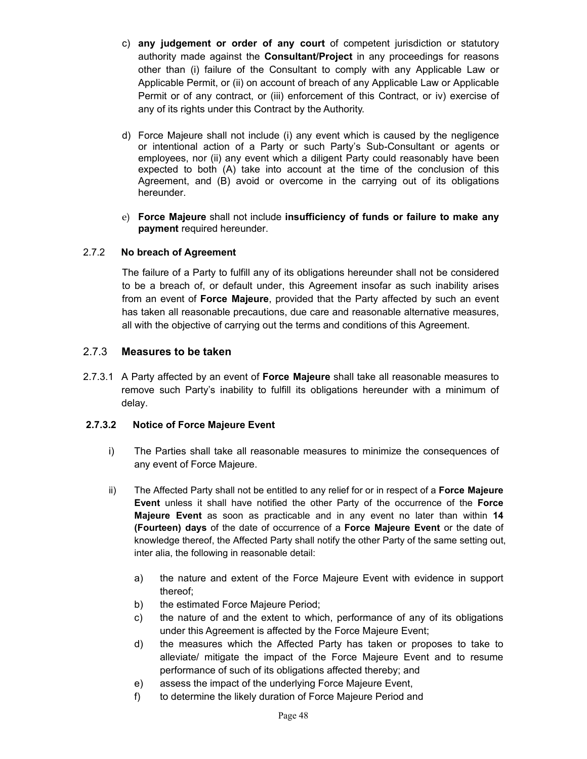c) **any judgement or order of any court** of competent jurisdiction or statutory authority made against the **Consultant/Project** in any proceedings for reasons other than (i) failure of the Consultant to comply with any Applicable Law or Applicable Permit, or (ii) on account of breach of any Applicable Law or Applicable Permit or of any contract, or (iii) enforcement of this Contract, or iv) exercise of any of its rights under this Contract by the Authority.

d) Force Majeure shall not include (i) any event which is caused by the negligence or intentional action of a Party or such Party's Sub-Consultant or agents or employees, nor (ii) any event which a diligent Party could reasonably have been expected to both (A) take into account at the time of the conclusion of this Agreement, and (B) avoid or overcome in the carrying out of its obligations hereunder.

e) **Force Majeure** shall not include **insufficiency of funds or failure to make any payment** required hereunder.

#### 2.7.2 No breach of Agreement

The failure of a Party to fulfill any of its obligations hereunder shall not be considered to be a breach of, or default under, this Agreement insofar as such inability arises from an event of **Force Majeure**, provided that the Party affected by such an event has taken all reasonable precautions, due care and reasonable alternative measures, all with the objective of carrying out the terms and conditions of this Agreement.

### 2.7.3 Measures to be taken

2.7.3.1 A Party affected by an event of **Force Majeure** shall take all reasonable measures to remove such Party's inability to fulfill its obligations hereunder with a minimum of delay.

#### 2.7.3.2 Notice of Force Majeure Event

i) The Parties shall take all reasonable measures to minimize the consequences of any event of Force Majeure.

ii) The Affected Party shall not be entitled to any relief for or in respect of a **Force Majeure Event** unless it shall have notified the other Party of the occurrence of the **Force Majeure Event** as soon as practicable and in any event no later than within **14 (Fourteen) days** of the date of occurrence of a **Force Majeure Event** or the date of knowledge thereof, the Affected Party shall notify the other Party of the same setting out, inter alia, the following in reasonable detail:

   a) the nature and extent of the Force Majeure Event with evidence in support thereof;
   b) the estimated Force Majeure Period;
   c) the nature of and the extent to which, performance of any of its obligations under this Agreement is affected by the Force Majeure Event;
   d) the measures which the Affected Party has taken or proposes to take to alleviate/ mitigate the impact of the Force Majeure Event and to resume performance of such of its obligations affected thereby; and
   e) assess the impact of the underlying Force Majeure Event,
   f) to determine the likely duration of Force Majeure Period and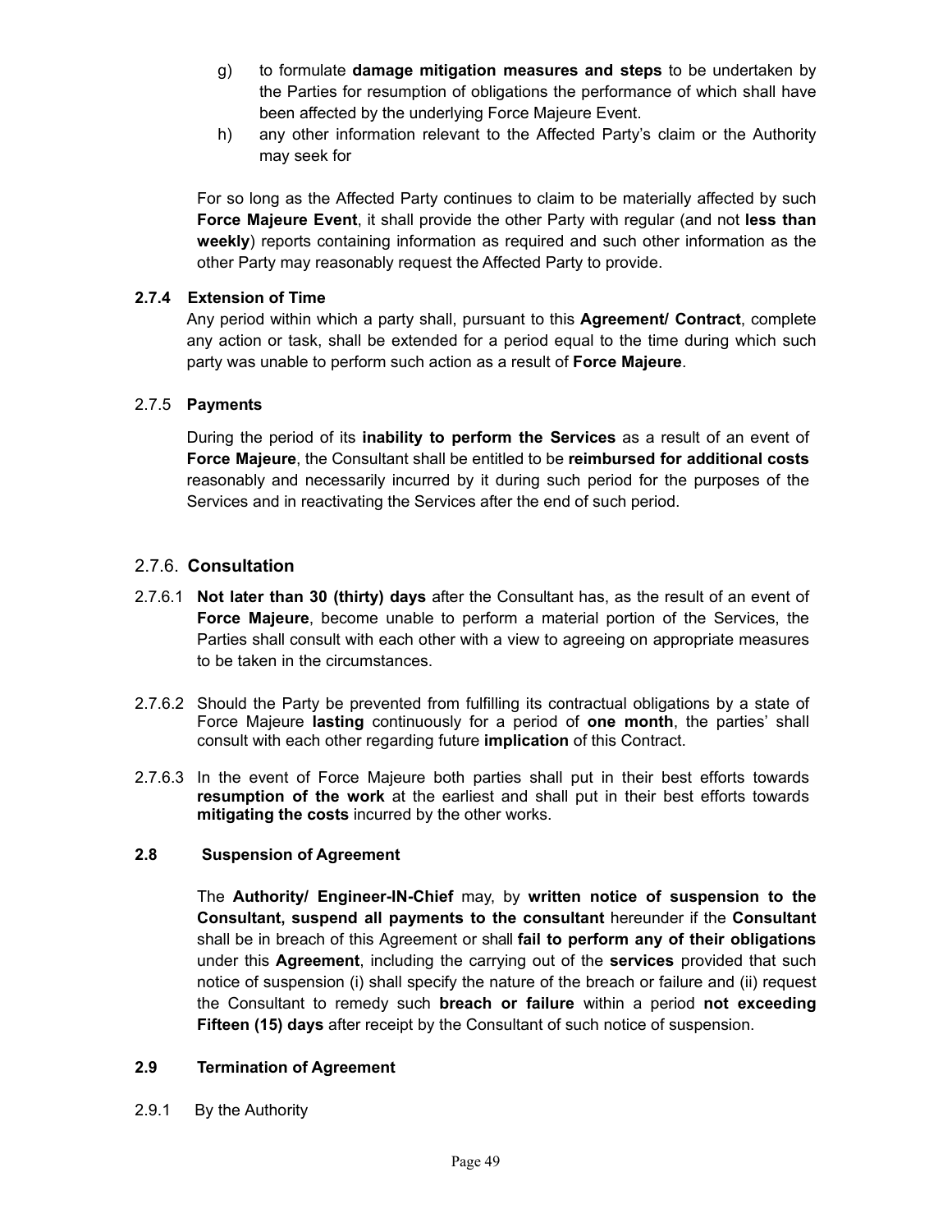g) to formulate **damage mitigation measures and steps** to be undertaken by the Parties for resumption of obligations the performance of which shall have been affected by the underlying Force Majeure Event.

h) any other information relevant to the Affected Party's claim or the Authority may seek for

For so long as the Affected Party continues to claim to be materially affected by such **Force Majeure Event**, it shall provide the other Party with regular (and not **less than weekly**) reports containing information as required and such other information as the other Party may reasonably request the Affected Party to provide.

**2.7.4 Extension of Time**

Any period within which a party shall, pursuant to this **Agreement/ Contract**, complete any action or task, shall be extended for a period equal to the time during which such party was unable to perform such action as a result of **Force Majeure**.

2.7.5 **Payments**

During the period of its **inability to perform the Services** as a result of an event of **Force Majeure**, the Consultant shall be entitled to be **reimbursed for additional costs** reasonably and necessarily incurred by it during such period for the purposes of the Services and in reactivating the Services after the end of such period.

### 2.7.6. **Consultation**

2.7.6.1 **Not later than 30 (thirty) days** after the Consultant has, as the result of an event of **Force Majeure**, become unable to perform a material portion of the Services, the Parties shall consult with each other with a view to agreeing on appropriate measures to be taken in the circumstances.

2.7.6.2 Should the Party be prevented from fulfilling its contractual obligations by a state of Force Majeure **lasting** continuously for a period of **one month**, the parties' shall consult with each other regarding future **implication** of this Contract.

2.7.6.3 In the event of Force Majeure both parties shall put in their best efforts towards **resumption of the work** at the earliest and shall put in their best efforts towards **mitigating the costs** incurred by the other works.

**2.8 Suspension of Agreement**

The **Authority/ Engineer-IN-Chief** may, by **written notice of suspension to the Consultant, suspend all payments to the consultant** hereunder if the **Consultant** shall be in breach of this Agreement or shall **fail to perform any of their obligations** under this **Agreement**, including the carrying out of the **services** provided that such notice of suspension (i) shall specify the nature of the breach or failure and (ii) request the Consultant to remedy such **breach or failure** within a period **not exceeding Fifteen (15) days** after receipt by the Consultant of such notice of suspension.

**2.9 Termination of Agreement**

2.9.1 By the Authority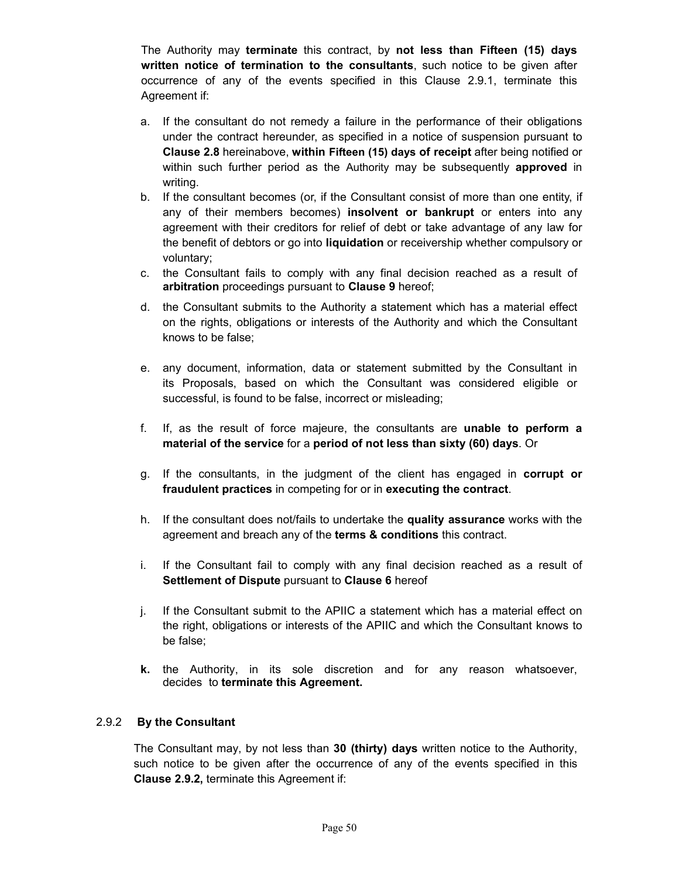The Authority may **terminate** this contract, by **not less than Fifteen (15) days written notice of termination to the consultants**, such notice to be given after occurrence of any of the events specified in this Clause 2.9.1, terminate this Agreement if:

a. If the consultant do not remedy a failure in the performance of their obligations under the contract hereunder, as specified in a notice of suspension pursuant to **Clause 2.8** hereinabove, **within Fifteen (15) days of receipt** after being notified or within such further period as the Authority may be subsequently **approved** in writing.
b. If the consultant becomes (or, if the Consultant consist of more than one entity, if any of their members becomes) **insolvent or bankrupt** or enters into any agreement with their creditors for relief of debt or take advantage of any law for the benefit of debtors or go into **liquidation** or receivership whether compulsory or voluntary;
c. the Consultant fails to comply with any final decision reached as a result of **arbitration** proceedings pursuant to **Clause 9** hereof;
d. the Consultant submits to the Authority a statement which has a material effect on the rights, obligations or interests of the Authority and which the Consultant knows to be false;
e. any document, information, data or statement submitted by the Consultant in its Proposals, based on which the Consultant was considered eligible or successful, is found to be false, incorrect or misleading;
f. If, as the result of force majeure, the consultants are **unable to perform a material of the service** for a **period of not less than sixty (60) days**. Or
g. If the consultants, in the judgment of the client has engaged in **corrupt or fraudulent practices** in competing for or in **executing the contract**.
h. If the consultant does not/fails to undertake the **quality assurance** works with the agreement and breach any of the **terms & conditions** this contract.
i. If the Consultant fail to comply with any final decision reached as a result of **Settlement of Dispute** pursuant to **Clause 6** hereof
j. If the Consultant submit to the APIIC a statement which has a material effect on the right, obligations or interests of the APIIC and which the Consultant knows to be false;
**k.** the Authority, in its sole discretion and for any reason whatsoever, decides to **terminate this Agreement.**

### 2.9.2 By the Consultant

The Consultant may, by not less than **30 (thirty) days** written notice to the Authority, such notice to be given after the occurrence of any of the events specified in this **Clause 2.9.2,** terminate this Agreement if: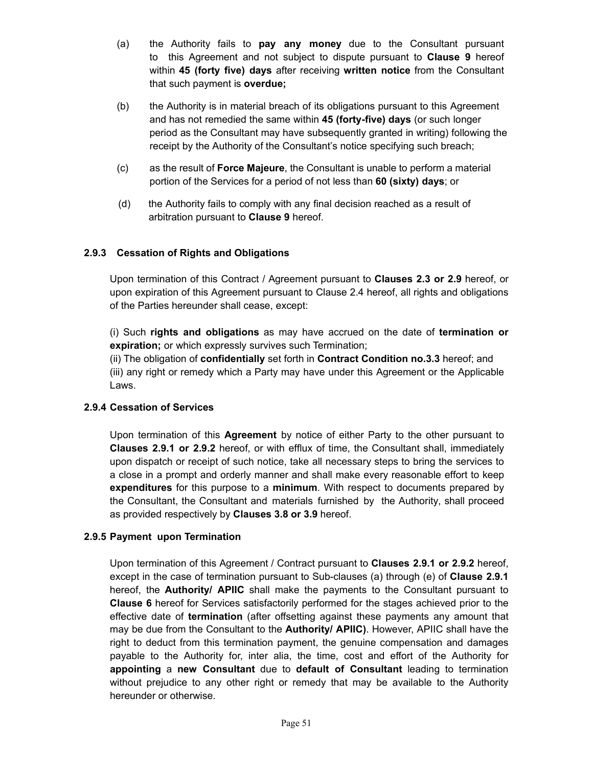(a) the Authority fails to **pay any money** due to the Consultant pursuant to this Agreement and not subject to dispute pursuant to **Clause 9** hereof within **45 (forty five) days** after receiving **written notice** from the Consultant that such payment is **overdue;**

(b) the Authority is in material breach of its obligations pursuant to this Agreement and has not remedied the same within **45 (forty-five) days** (or such longer period as the Consultant may have subsequently granted in writing) following the receipt by the Authority of the Consultant's notice specifying such breach;

(c) as the result of **Force Majeure**, the Consultant is unable to perform a material portion of the Services for a period of not less than **60 (sixty) days**; or

(d) the Authority fails to comply with any final decision reached as a result of arbitration pursuant to **Clause 9** hereof.

### 2.9.3 Cessation of Rights and Obligations

Upon termination of this Contract / Agreement pursuant to **Clauses 2.3 or 2.9** hereof, or upon expiration of this Agreement pursuant to Clause 2.4 hereof, all rights and obligations of the Parties hereunder shall cease, except:

(i) Such **rights and obligations** as may have accrued on the date of **termination or expiration;** or which expressly survives such Termination;
(ii) The obligation of **confidentially** set forth in **Contract Condition no.3.3** hereof; and
(iii) any right or remedy which a Party may have under this Agreement or the Applicable Laws.

### 2.9.4 Cessation of Services

Upon termination of this **Agreement** by notice of either Party to the other pursuant to **Clauses 2.9.1 or 2.9.2** hereof, or with efflux of time, the Consultant shall, immediately upon dispatch or receipt of such notice, take all necessary steps to bring the services to a close in a prompt and orderly manner and shall make every reasonable effort to keep **expenditures** for this purpose to a **minimum**. With respect to documents prepared by the Consultant, the Consultant and materials furnished by the Authority, shall proceed as provided respectively by **Clauses 3.8 or 3.9** hereof.

### 2.9.5 Payment upon Termination

Upon termination of this Agreement / Contract pursuant to **Clauses 2.9.1 or 2.9.2** hereof, except in the case of termination pursuant to Sub-clauses (a) through (e) of **Clause 2.9.1** hereof, the **Authority/ APIIC** shall make the payments to the Consultant pursuant to **Clause 6** hereof for Services satisfactorily performed for the stages achieved prior to the effective date of **termination** (after offsetting against these payments any amount that may be due from the Consultant to the **Authority/ APIIC)**. However, APIIC shall have the right to deduct from this termination payment, the genuine compensation and damages payable to the Authority for, inter alia, the time, cost and effort of the Authority for **appointing** a **new Consultant** due to **default of Consultant** leading to termination without prejudice to any other right or remedy that may be available to the Authority hereunder or otherwise.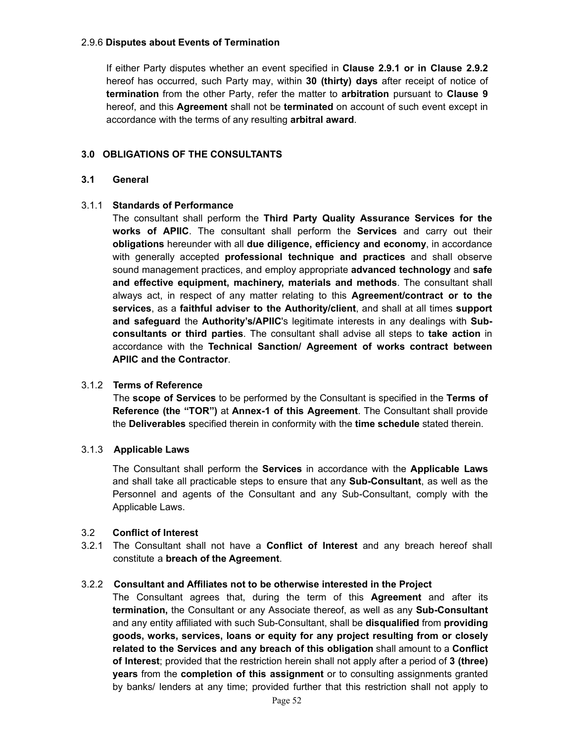2.9.6 **Disputes about Events of Termination**

If either Party disputes whether an event specified in **Clause 2.9.1 or in Clause 2.9.2** hereof has occurred, such Party may, within **30 (thirty) days** after receipt of notice of **termination** from the other Party, refer the matter to **arbitration** pursuant to **Clause 9** hereof, and this **Agreement** shall not be **terminated** on account of such event except in accordance with the terms of any resulting **arbitral award**.

## 3.0 OBLIGATIONS OF THE CONSULTANTS

### 3.1 General

3.1.1 **Standards of Performance**

The consultant shall perform the **Third Party Quality Assurance Services for the works of APIIC**. The consultant shall perform the **Services** and carry out their **obligations** hereunder with all **due diligence, efficiency and economy**, in accordance with generally accepted **professional technique and practices** and shall observe sound management practices, and employ appropriate **advanced technology** and **safe and effective equipment, machinery, materials and methods**. The consultant shall always act, in respect of any matter relating to this **Agreement/contract or to the services**, as a **faithful adviser to the Authority/client**, and shall at all times **support and safeguard** the **Authority's/APIIC**'s legitimate interests in any dealings with **Sub-consultants or third parties**. The consultant shall advise all steps to **take action** in accordance with the **Technical Sanction/ Agreement of works contract between APIIC and the Contractor**.

3.1.2 **Terms of Reference**

The **scope of Services** to be performed by the Consultant is specified in the **Terms of Reference (the "TOR")** at **Annex-1 of this Agreement**. The Consultant shall provide the **Deliverables** specified therein in conformity with the **time schedule** stated therein.

3.1.3 **Applicable Laws**

The Consultant shall perform the **Services** in accordance with the **Applicable Laws** and shall take all practicable steps to ensure that any **Sub-Consultant**, as well as the Personnel and agents of the Consultant and any Sub-Consultant, comply with the Applicable Laws.

3.2 **Conflict of Interest**

3.2.1 The Consultant shall not have a **Conflict of Interest** and any breach hereof shall constitute a **breach of the Agreement**.

3.2.2 **Consultant and Affiliates not to be otherwise interested in the Project**

The Consultant agrees that, during the term of this **Agreement** and after its **termination,** the Consultant or any Associate thereof, as well as any **Sub-Consultant** and any entity affiliated with such Sub-Consultant, shall be **disqualified** from **providing goods, works, services, loans or equity for any project resulting from or closely related to the Services and any breach of this obligation** shall amount to a **Conflict of Interest**; provided that the restriction herein shall not apply after a period of **3 (three) years** from the **completion of this assignment** or to consulting assignments granted by banks/ lenders at any time; provided further that this restriction shall not apply to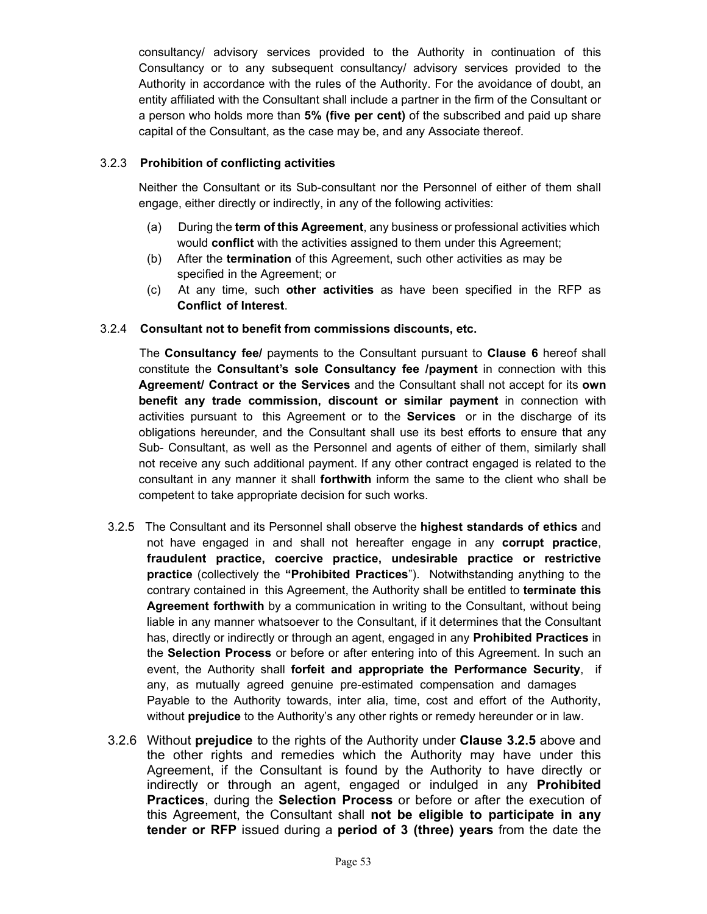consultancy/ advisory services provided to the Authority in continuation of this Consultancy or to any subsequent consultancy/ advisory services provided to the Authority in accordance with the rules of the Authority. For the avoidance of doubt, an entity affiliated with the Consultant shall include a partner in the firm of the Consultant or a person who holds more than **5% (five per cent)** of the subscribed and paid up share capital of the Consultant, as the case may be, and any Associate thereof.

3.2.3 **Prohibition of conflicting activities**

Neither the Consultant or its Sub-consultant nor the Personnel of either of them shall engage, either directly or indirectly, in any of the following activities:

(a) During the **term of this Agreement**, any business or professional activities which would **conflict** with the activities assigned to them under this Agreement;
(b) After the **termination** of this Agreement, such other activities as may be specified in the Agreement; or
(c) At any time, such **other activities** as have been specified in the RFP as **Conflict of Interest**.

3.2.4 **Consultant not to benefit from commissions discounts, etc.**

The **Consultancy fee/** payments to the Consultant pursuant to **Clause 6** hereof shall constitute the **Consultant's sole Consultancy fee /payment** in connection with this **Agreement/ Contract or the Services** and the Consultant shall not accept for its **own benefit any trade commission, discount or similar payment** in connection with activities pursuant to this Agreement or to the **Services** or in the discharge of its obligations hereunder, and the Consultant shall use its best efforts to ensure that any Sub- Consultant, as well as the Personnel and agents of either of them, similarly shall not receive any such additional payment. If any other contract engaged is related to the consultant in any manner it shall **forthwith** inform the same to the client who shall be competent to take appropriate decision for such works.

3.2.5 The Consultant and its Personnel shall observe the **highest standards of ethics** and not have engaged in and shall not hereafter engage in any **corrupt practice**, **fraudulent practice, coercive practice, undesirable practice or restrictive practice** (collectively the **"Prohibited Practices**"). Notwithstanding anything to the contrary contained in this Agreement, the Authority shall be entitled to **terminate this Agreement forthwith** by a communication in writing to the Consultant, without being liable in any manner whatsoever to the Consultant, if it determines that the Consultant has, directly or indirectly or through an agent, engaged in any **Prohibited Practices** in the **Selection Process** or before or after entering into of this Agreement. In such an event, the Authority shall **forfeit and appropriate the Performance Security**, if any, as mutually agreed genuine pre-estimated compensation and damages Payable to the Authority towards, inter alia, time, cost and effort of the Authority, without **prejudice** to the Authority's any other rights or remedy hereunder or in law.

3.2.6 Without **prejudice** to the rights of the Authority under **Clause 3.2.5** above and the other rights and remedies which the Authority may have under this Agreement, if the Consultant is found by the Authority to have directly or indirectly or through an agent, engaged or indulged in any **Prohibited Practices**, during the **Selection Process** or before or after the execution of this Agreement, the Consultant shall **not be eligible to participate in any tender or RFP** issued during a **period of 3 (three) years** from the date the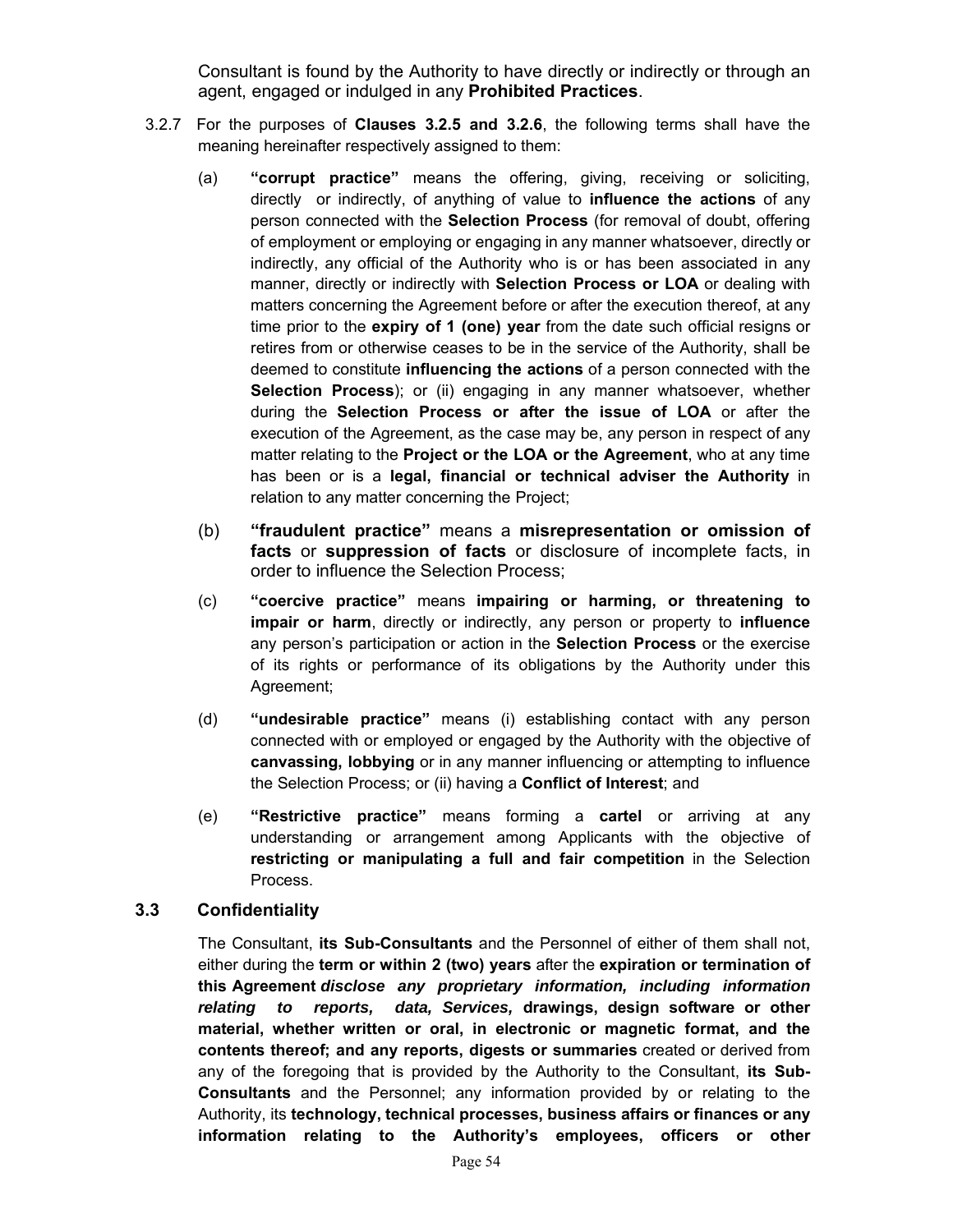Consultant is found by the Authority to have directly or indirectly or through an agent, engaged or indulged in any **Prohibited Practices**.

3.2.7 For the purposes of **Clauses 3.2.5 and 3.2.6**, the following terms shall have the meaning hereinafter respectively assigned to them:

(a) **"corrupt practice"** means the offering, giving, receiving or soliciting, directly or indirectly, of anything of value to **influence the actions** of any person connected with the **Selection Process** (for removal of doubt, offering of employment or employing or engaging in any manner whatsoever, directly or indirectly, any official of the Authority who is or has been associated in any manner, directly or indirectly with **Selection Process or LOA** or dealing with matters concerning the Agreement before or after the execution thereof, at any time prior to the **expiry of 1 (one) year** from the date such official resigns or retires from or otherwise ceases to be in the service of the Authority, shall be deemed to constitute **influencing the actions** of a person connected with the **Selection Process**); or (ii) engaging in any manner whatsoever, whether during the **Selection Process or after the issue of LOA** or after the execution of the Agreement, as the case may be, any person in respect of any matter relating to the **Project or the LOA or the Agreement**, who at any time has been or is a **legal, financial or technical adviser the Authority** in relation to any matter concerning the Project;

(b) **"fraudulent practice"** means a **misrepresentation or omission of facts** or **suppression of facts** or disclosure of incomplete facts, in order to influence the Selection Process;

(c) **"coercive practice"** means **impairing or harming, or threatening to impair or harm**, directly or indirectly, any person or property to **influence** any person's participation or action in the **Selection Process** or the exercise of its rights or performance of its obligations by the Authority under this Agreement;

(d) **"undesirable practice"** means (i) establishing contact with any person connected with or employed or engaged by the Authority with the objective of **canvassing, lobbying** or in any manner influencing or attempting to influence the Selection Process; or (ii) having a **Conflict of Interest**; and

(e) **"Restrictive practice"** means forming a **cartel** or arriving at any understanding or arrangement among Applicants with the objective of **restricting or manipulating a full and fair competition** in the Selection Process.

## 3.3 Confidentiality

The Consultant, **its Sub-Consultants** and the Personnel of either of them shall not, either during the **term or within 2 (two) years** after the **expiration or termination of this Agreement** ***disclose any proprietary information, including information relating to reports, data, Services,*** **drawings, design software or other material, whether written or oral, in electronic or magnetic format, and the contents thereof; and any reports, digests or summaries** created or derived from any of the foregoing that is provided by the Authority to the Consultant, **its Sub-Consultants** and the Personnel; any information provided by or relating to the Authority, its **technology, technical processes, business affairs or finances or any information relating to the Authority's employees, officers or other**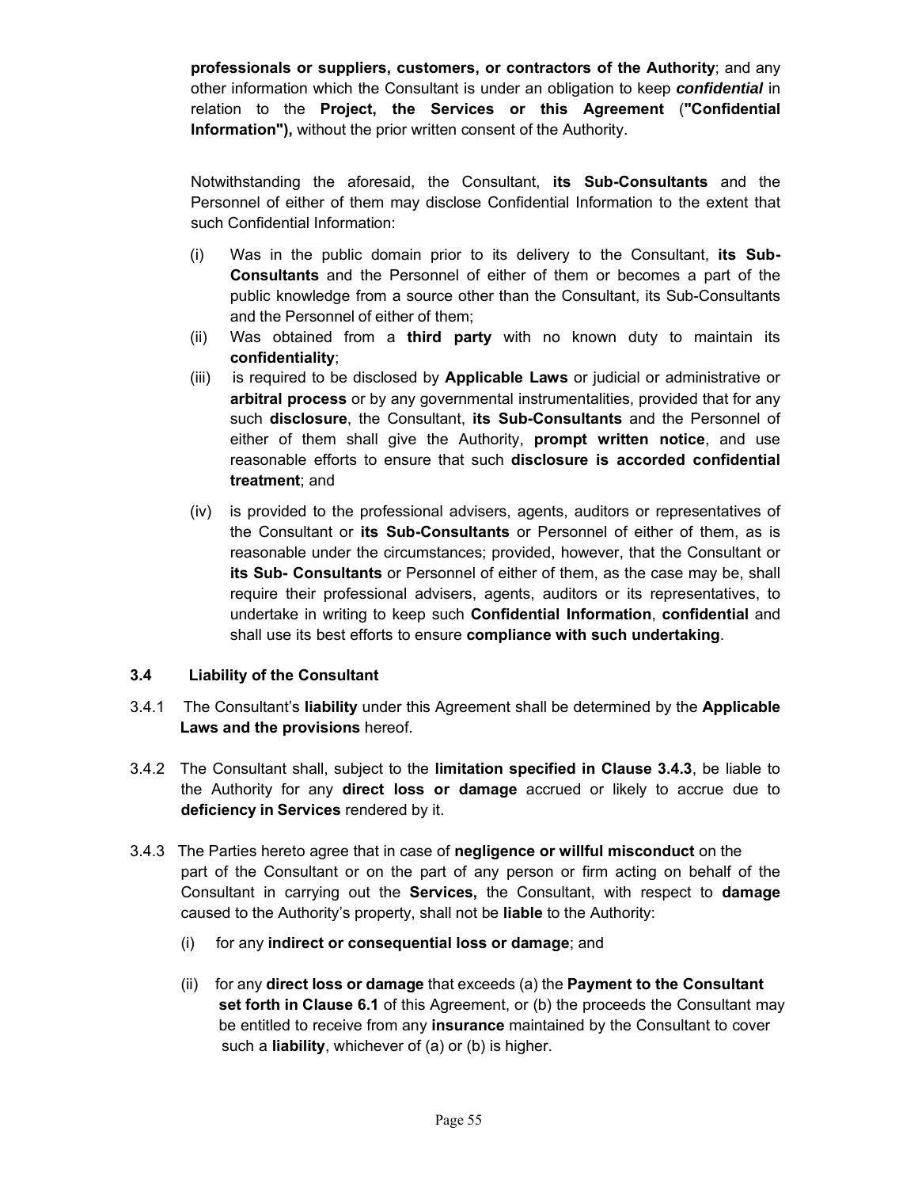**professionals or suppliers, customers, or contractors of the Authority**; and any other information which the Consultant is under an obligation to keep ***confidential*** in relation to the **Project, the Services or this Agreement** (**"Confidential Information"),** without the prior written consent of the Authority.

Notwithstanding the aforesaid, the Consultant, **its Sub-Consultants** and the Personnel of either of them may disclose Confidential Information to the extent that such Confidential Information:

(i) Was in the public domain prior to its delivery to the Consultant, **its Sub-Consultants** and the Personnel of either of them or becomes a part of the public knowledge from a source other than the Consultant, its Sub-Consultants and the Personnel of either of them;

(ii) Was obtained from a **third party** with no known duty to maintain its **confidentiality**;

(iii) is required to be disclosed by **Applicable Laws** or judicial or administrative or **arbitral process** or by any governmental instrumentalities, provided that for any such **disclosure**, the Consultant, **its Sub-Consultants** and the Personnel of either of them shall give the Authority, **prompt written notice**, and use reasonable efforts to ensure that such **disclosure is accorded confidential treatment**; and

(iv) is provided to the professional advisers, agents, auditors or representatives of the Consultant or **its Sub-Consultants** or Personnel of either of them, as is reasonable under the circumstances; provided, however, that the Consultant or **its Sub- Consultants** or Personnel of either of them, as the case may be, shall require their professional advisers, agents, auditors or its representatives, to undertake in writing to keep such **Confidential Information**, **confidential** and shall use its best efforts to ensure **compliance with such undertaking**.

### 3.4 Liability of the Consultant

3.4.1 The Consultant's **liability** under this Agreement shall be determined by the **Applicable Laws and the provisions** hereof.

3.4.2 The Consultant shall, subject to the **limitation specified in Clause 3.4.3**, be liable to the Authority for any **direct loss or damage** accrued or likely to accrue due to **deficiency in Services** rendered by it.

3.4.3 The Parties hereto agree that in case of **negligence or willful misconduct** on the part of the Consultant or on the part of any person or firm acting on behalf of the Consultant in carrying out the **Services,** the Consultant, with respect to **damage** caused to the Authority's property, shall not be **liable** to the Authority:

(i) for any **indirect or consequential loss or damage**; and

(ii) for any **direct loss or damage** that exceeds (a) the **Payment to the Consultant set forth in Clause 6.1** of this Agreement, or (b) the proceeds the Consultant may be entitled to receive from any **insurance** maintained by the Consultant to cover such a **liability**, whichever of (a) or (b) is higher.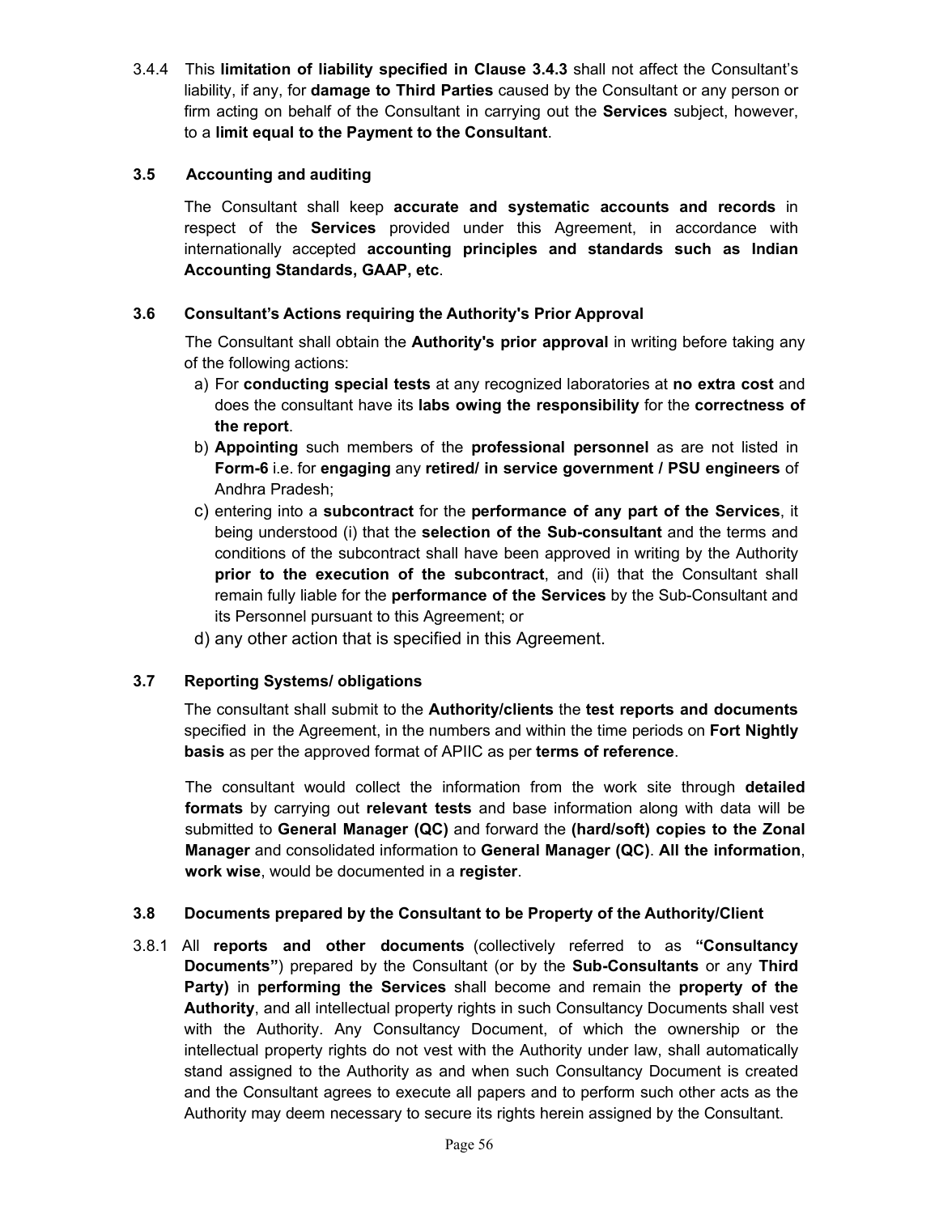3.4.4 This **limitation of liability specified in Clause 3.4.3** shall not affect the Consultant's liability, if any, for **damage to Third Parties** caused by the Consultant or any person or firm acting on behalf of the Consultant in carrying out the **Services** subject, however, to a **limit equal to the Payment to the Consultant**.

### 3.5 Accounting and auditing

The Consultant shall keep **accurate and systematic accounts and records** in respect of the **Services** provided under this Agreement, in accordance with internationally accepted **accounting principles and standards such as Indian Accounting Standards, GAAP, etc**.

### 3.6 Consultant's Actions requiring the Authority's Prior Approval

The Consultant shall obtain the **Authority's prior approval** in writing before taking any of the following actions:

a) For **conducting special tests** at any recognized laboratories at **no extra cost** and does the consultant have its **labs owing the responsibility** for the **correctness of the report**.

b) **Appointing** such members of the **professional personnel** as are not listed in **Form-6** i.e. for **engaging** any **retired/ in service government / PSU engineers** of Andhra Pradesh;

c) entering into a **subcontract** for the **performance of any part of the Services**, it being understood (i) that the **selection of the Sub-consultant** and the terms and conditions of the subcontract shall have been approved in writing by the Authority **prior to the execution of the subcontract**, and (ii) that the Consultant shall remain fully liable for the **performance of the Services** by the Sub-Consultant and its Personnel pursuant to this Agreement; or

d) any other action that is specified in this Agreement.

### 3.7 Reporting Systems/ obligations

The consultant shall submit to the **Authority/clients** the **test reports and documents** specified in the Agreement, in the numbers and within the time periods on **Fort Nightly basis** as per the approved format of APIIC as per **terms of reference**.

The consultant would collect the information from the work site through **detailed formats** by carrying out **relevant tests** and base information along with data will be submitted to **General Manager (QC)** and forward the **(hard/soft) copies to the Zonal Manager** and consolidated information to **General Manager (QC)**. **All the information**, **work wise**, would be documented in a **register**.

### 3.8 Documents prepared by the Consultant to be Property of the Authority/Client

3.8.1 All **reports and other documents** (collectively referred to as **"Consultancy Documents"**) prepared by the Consultant (or by the **Sub-Consultants** or any **Third Party)** in **performing the Services** shall become and remain the **property of the Authority**, and all intellectual property rights in such Consultancy Documents shall vest with the Authority. Any Consultancy Document, of which the ownership or the intellectual property rights do not vest with the Authority under law, shall automatically stand assigned to the Authority as and when such Consultancy Document is created and the Consultant agrees to execute all papers and to perform such other acts as the Authority may deem necessary to secure its rights herein assigned by the Consultant.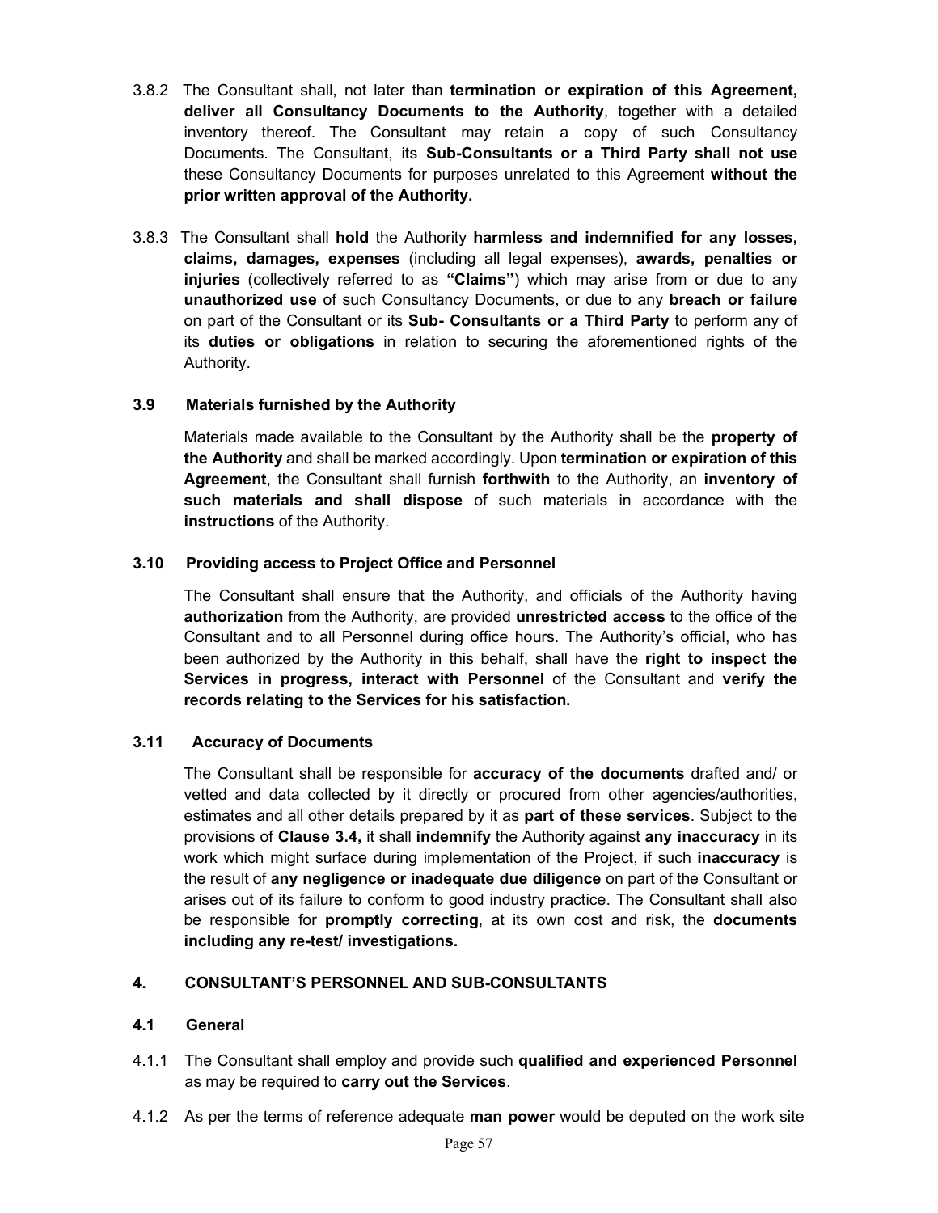3.8.2 The Consultant shall, not later than **termination or expiration of this Agreement, deliver all Consultancy Documents to the Authority**, together with a detailed inventory thereof. The Consultant may retain a copy of such Consultancy Documents. The Consultant, its **Sub-Consultants or a Third Party shall not use** these Consultancy Documents for purposes unrelated to this Agreement **without the prior written approval of the Authority.**

3.8.3 The Consultant shall **hold** the Authority **harmless and indemnified for any losses, claims, damages, expenses** (including all legal expenses), **awards, penalties or injuries** (collectively referred to as **"Claims"**) which may arise from or due to any **unauthorized use** of such Consultancy Documents, or due to any **breach or failure** on part of the Consultant or its **Sub- Consultants or a Third Party** to perform any of its **duties or obligations** in relation to securing the aforementioned rights of the Authority.

### 3.9 Materials furnished by the Authority

Materials made available to the Consultant by the Authority shall be the **property of the Authority** and shall be marked accordingly. Upon **termination or expiration of this Agreement**, the Consultant shall furnish **forthwith** to the Authority, an **inventory of such materials and shall dispose** of such materials in accordance with the **instructions** of the Authority.

### 3.10 Providing access to Project Office and Personnel

The Consultant shall ensure that the Authority, and officials of the Authority having **authorization** from the Authority, are provided **unrestricted access** to the office of the Consultant and to all Personnel during office hours. The Authority's official, who has been authorized by the Authority in this behalf, shall have the **right to inspect the Services in progress, interact with Personnel** of the Consultant and **verify the records relating to the Services for his satisfaction.**

### 3.11 Accuracy of Documents

The Consultant shall be responsible for **accuracy of the documents** drafted and/ or vetted and data collected by it directly or procured from other agencies/authorities, estimates and all other details prepared by it as **part of these services**. Subject to the provisions of **Clause 3.4,** it shall **indemnify** the Authority against **any inaccuracy** in its work which might surface during implementation of the Project, if such **inaccuracy** is the result of **any negligence or inadequate due diligence** on part of the Consultant or arises out of its failure to conform to good industry practice. The Consultant shall also be responsible for **promptly correcting**, at its own cost and risk, the **documents including any re-test/ investigations.**

## 4. CONSULTANT'S PERSONNEL AND SUB-CONSULTANTS

### 4.1 General

4.1.1 The Consultant shall employ and provide such **qualified and experienced Personnel** as may be required to **carry out the Services**.

4.1.2 As per the terms of reference adequate **man power** would be deputed on the work site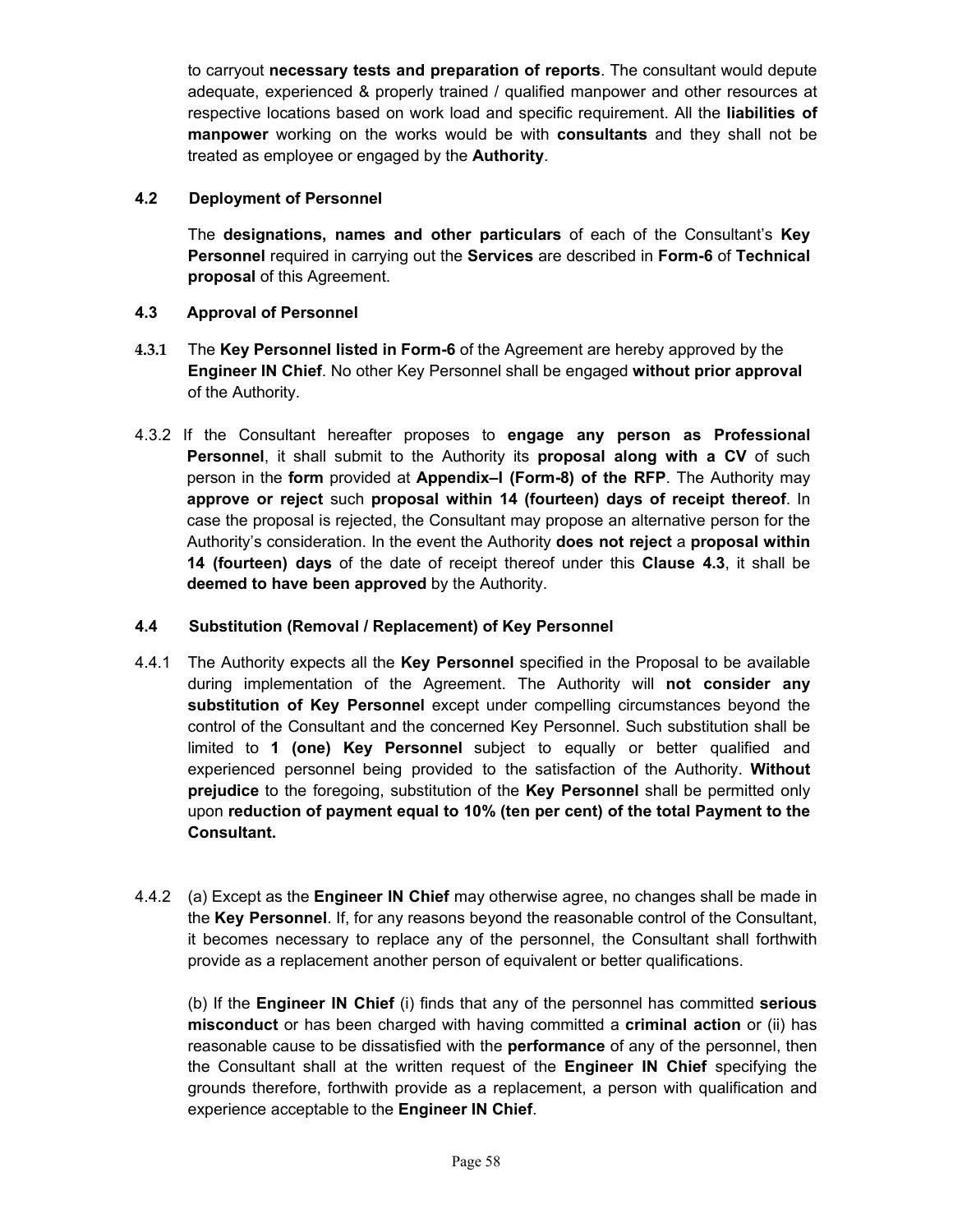to carryout **necessary tests and preparation of reports**. The consultant would depute adequate, experienced & properly trained / qualified manpower and other resources at respective locations based on work load and specific requirement. All the **liabilities of manpower** working on the works would be with **consultants** and they shall not be treated as employee or engaged by the **Authority**.

### 4.2 Deployment of Personnel

The **designations, names and other particulars** of each of the Consultant's **Key Personnel** required in carrying out the **Services** are described in **Form-6** of **Technical proposal** of this Agreement.

### 4.3 Approval of Personnel

**4.3.1** The **Key Personnel listed in Form-6** of the Agreement are hereby approved by the **Engineer IN Chief**. No other Key Personnel shall be engaged **without prior approval** of the Authority.

4.3.2 If the Consultant hereafter proposes to **engage any person as Professional Personnel**, it shall submit to the Authority its **proposal along with a CV** of such person in the **form** provided at **Appendix–I (Form-8) of the RFP**. The Authority may **approve or reject** such **proposal within 14 (fourteen) days of receipt thereof**. In case the proposal is rejected, the Consultant may propose an alternative person for the Authority's consideration. In the event the Authority **does not reject** a **proposal within 14 (fourteen) days** of the date of receipt thereof under this **Clause 4.3**, it shall be **deemed to have been approved** by the Authority.

### 4.4 Substitution (Removal / Replacement) of Key Personnel

4.4.1 The Authority expects all the **Key Personnel** specified in the Proposal to be available during implementation of the Agreement. The Authority will **not consider any substitution of Key Personnel** except under compelling circumstances beyond the control of the Consultant and the concerned Key Personnel. Such substitution shall be limited to **1 (one) Key Personnel** subject to equally or better qualified and experienced personnel being provided to the satisfaction of the Authority. **Without prejudice** to the foregoing, substitution of the **Key Personnel** shall be permitted only upon **reduction of payment equal to 10% (ten per cent) of the total Payment to the Consultant.**

4.4.2 (a) Except as the **Engineer IN Chief** may otherwise agree, no changes shall be made in the **Key Personnel**. If, for any reasons beyond the reasonable control of the Consultant, it becomes necessary to replace any of the personnel, the Consultant shall forthwith provide as a replacement another person of equivalent or better qualifications.

(b) If the **Engineer IN Chief** (i) finds that any of the personnel has committed **serious misconduct** or has been charged with having committed a **criminal action** or (ii) has reasonable cause to be dissatisfied with the **performance** of any of the personnel, then the Consultant shall at the written request of the **Engineer IN Chief** specifying the grounds therefore, forthwith provide as a replacement, a person with qualification and experience acceptable to the **Engineer IN Chief**.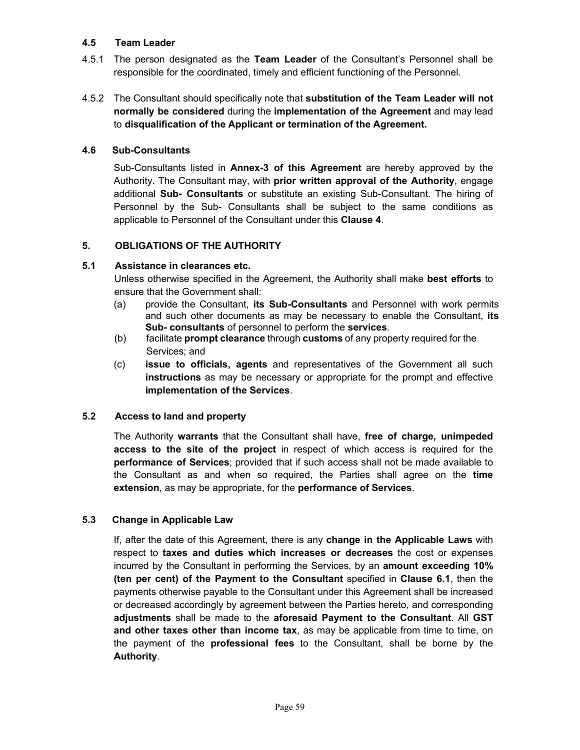### 4.5 Team Leader

4.5.1 The person designated as the **Team Leader** of the Consultant's Personnel shall be responsible for the coordinated, timely and efficient functioning of the Personnel.

4.5.2 The Consultant should specifically note that **substitution of the Team Leader will not normally be considered** during the **implementation of the Agreement** and may lead to **disqualification of the Applicant or termination of the Agreement.**

### 4.6 Sub-Consultants

Sub-Consultants listed in **Annex-3 of this Agreement** are hereby approved by the Authority. The Consultant may, with **prior written approval of the Authority**, engage additional **Sub- Consultants** or substitute an existing Sub-Consultant. The hiring of Personnel by the Sub- Consultants shall be subject to the same conditions as applicable to Personnel of the Consultant under this **Clause 4**.

## 5. OBLIGATIONS OF THE AUTHORITY

### 5.1 Assistance in clearances etc.

Unless otherwise specified in the Agreement, the Authority shall make **best efforts** to ensure that the Government shall:

(a) provide the Consultant, **its Sub-Consultants** and Personnel with work permits and such other documents as may be necessary to enable the Consultant, **its Sub- consultants** of personnel to perform the **services**.

(b) facilitate **prompt clearance** through **customs** of any property required for the Services; and

(c) **issue to officials, agents** and representatives of the Government all such **instructions** as may be necessary or appropriate for the prompt and effective **implementation of the Services**.

### 5.2 Access to land and property

The Authority **warrants** that the Consultant shall have, **free of charge, unimpeded access to the site of the project** in respect of which access is required for the **performance of Services**; provided that if such access shall not be made available to the Consultant as and when so required, the Parties shall agree on the **time extension**, as may be appropriate, for the **performance of Services**.

### 5.3 Change in Applicable Law

If, after the date of this Agreement, there is any **change in the Applicable Laws** with respect to **taxes and duties which increases or decreases** the cost or expenses incurred by the Consultant in performing the Services, by an **amount exceeding 10% (ten per cent) of the Payment to the Consultant** specified in **Clause 6.1**, then the payments otherwise payable to the Consultant under this Agreement shall be increased or decreased accordingly by agreement between the Parties hereto, and corresponding **adjustments** shall be made to the **aforesaid Payment to the Consultant**. All **GST and other taxes other than income tax**, as may be applicable from time to time, on the payment of the **professional fees** to the Consultant, shall be borne by the **Authority**.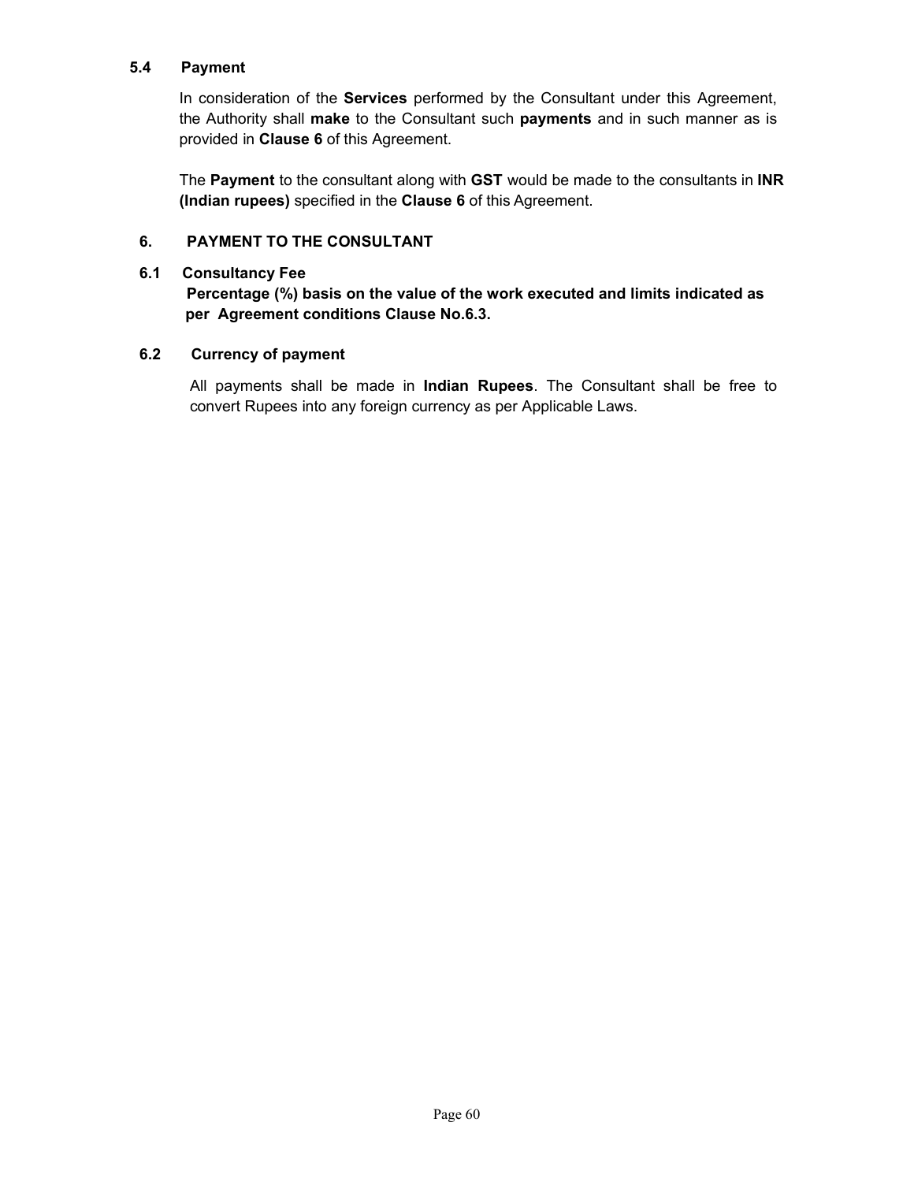### 5.4 Payment

In consideration of the **Services** performed by the Consultant under this Agreement, the Authority shall **make** to the Consultant such **payments** and in such manner as is provided in **Clause 6** of this Agreement.

The **Payment** to the consultant along with **GST** would be made to the consultants in **INR (Indian rupees)** specified in the **Clause 6** of this Agreement.

## 6. PAYMENT TO THE CONSULTANT

### 6.1 Consultancy Fee

**Percentage (%) basis on the value of the work executed and limits indicated as per Agreement conditions Clause No.6.3.**

### 6.2 Currency of payment

All payments shall be made in **Indian Rupees**. The Consultant shall be free to convert Rupees into any foreign currency as per Applicable Laws.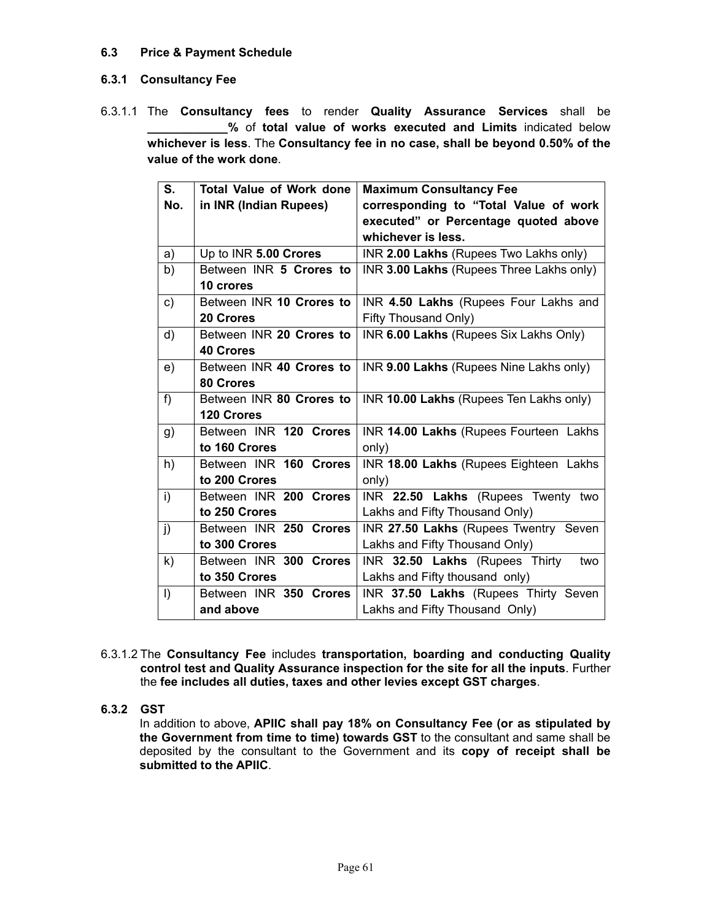### 6.3 Price & Payment Schedule

#### 6.3.1 Consultancy Fee

6.3.1.1 The **Consultancy fees** to render **Quality Assurance Services** shall be **____________% of total value of works executed and Limits** indicated below **whichever is less**. The **Consultancy fee in no case, shall be beyond 0.50% of the value of the work done**.

| S. No. | Total Value of Work done in INR (Indian Rupees) | Maximum Consultancy Fee corresponding to "Total Value of work executed" or Percentage quoted above whichever is less. |
|---|---|---|
| a) | Up to INR **5.00 Crores** | INR **2.00 Lakhs** (Rupees Two Lakhs only) |
| b) | Between INR **5 Crores to 10 crores** | INR **3.00 Lakhs** (Rupees Three Lakhs only) |
| c) | Between INR **10 Crores to 20 Crores** | INR **4.50 Lakhs** (Rupees Four Lakhs and Fifty Thousand Only) |
| d) | Between INR **20 Crores to 40 Crores** | INR **6.00 Lakhs** (Rupees Six Lakhs Only) |
| e) | Between INR **40 Crores to 80 Crores** | INR **9.00 Lakhs** (Rupees Nine Lakhs only) |
| f) | Between INR **80 Crores to 120 Crores** | INR **10.00 Lakhs** (Rupees Ten Lakhs only) |
| g) | Between INR **120 Crores to 160 Crores** | INR **14.00 Lakhs** (Rupees Fourteen Lakhs only) |
| h) | Between INR **160 Crores to 200 Crores** | INR **18.00 Lakhs** (Rupees Eighteen Lakhs only) |
| i) | Between INR **200 Crores to 250 Crores** | INR **22.50 Lakhs** (Rupees Twenty two Lakhs and Fifty Thousand Only) |
| j) | Between INR **250 Crores to 300 Crores** | INR **27.50 Lakhs** (Rupees Twentry Seven Lakhs and Fifty Thousand Only) |
| k) | Between INR **300 Crores to 350 Crores** | INR **32.50 Lakhs** (Rupees Thirty two Lakhs and Fifty thousand only) |
| l) | Between INR **350 Crores and above** | INR **37.50 Lakhs** (Rupees Thirty Seven Lakhs and Fifty Thousand Only) |

6.3.1.2 The **Consultancy Fee** includes **transportation, boarding and conducting Quality control test and Quality Assurance inspection for the site for all the inputs**. Further the **fee includes all duties, taxes and other levies except GST charges**.

#### 6.3.2 GST

In addition to above, **APIIC shall pay 18% on Consultancy Fee (or as stipulated by the Government from time to time) towards GST** to the consultant and same shall be deposited by the consultant to the Government and its **copy of receipt shall be submitted to the APIIC**.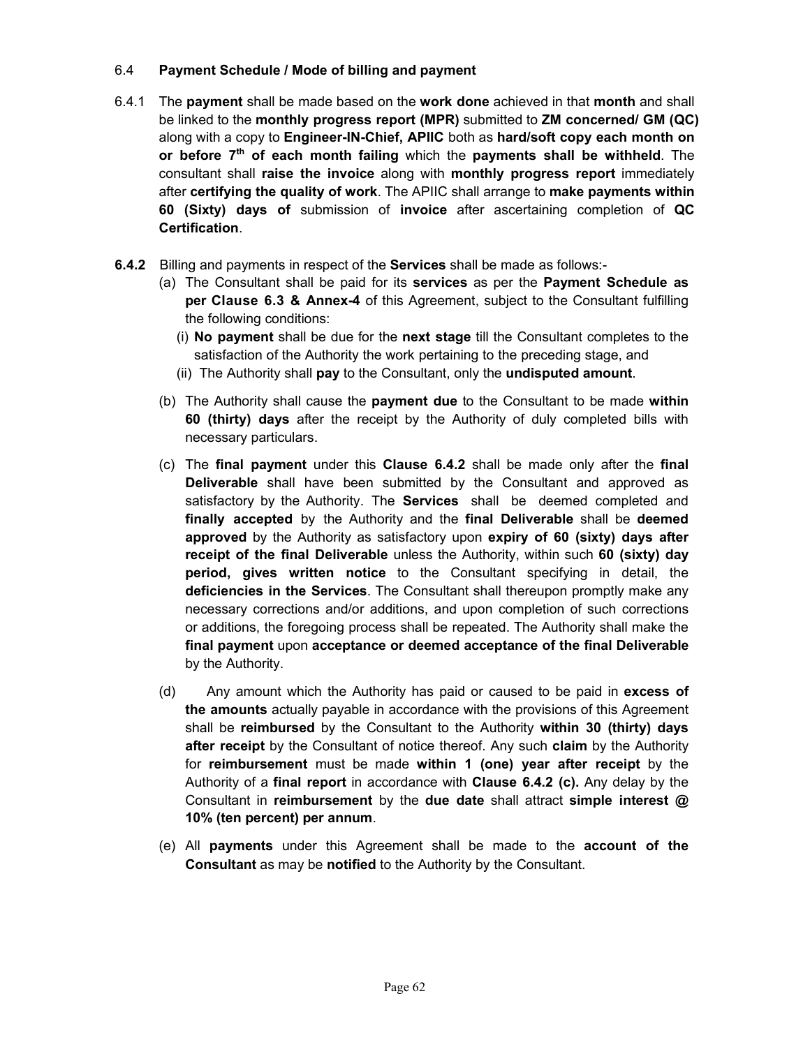6.4 **Payment Schedule / Mode of billing and payment**

6.4.1 The **payment** shall be made based on the **work done** achieved in that **month** and shall be linked to the **monthly progress report (MPR)** submitted to **ZM concerned/ GM (QC)** along with a copy to **Engineer-IN-Chief, APIIC** both as **hard/soft copy each month on or before 7th of each month failing** which the **payments shall be withheld**. The consultant shall **raise the invoice** along with **monthly progress report** immediately after **certifying the quality of work**. The APIIC shall arrange to **make payments within 60 (Sixty) days of** submission of **invoice** after ascertaining completion of **QC Certification**.

**6.4.2** Billing and payments in respect of the **Services** shall be made as follows:-

(a) The Consultant shall be paid for its **services** as per the **Payment Schedule as per Clause 6.3 & Annex-4** of this Agreement, subject to the Consultant fulfilling the following conditions:

(i) **No payment** shall be due for the **next stage** till the Consultant completes to the satisfaction of the Authority the work pertaining to the preceding stage, and

(ii) The Authority shall **pay** to the Consultant, only the **undisputed amount**.

(b) The Authority shall cause the **payment due** to the Consultant to be made **within 60 (thirty) days** after the receipt by the Authority of duly completed bills with necessary particulars.

(c) The **final payment** under this **Clause 6.4.2** shall be made only after the **final Deliverable** shall have been submitted by the Consultant and approved as satisfactory by the Authority. The **Services** shall be deemed completed and **finally accepted** by the Authority and the **final Deliverable** shall be **deemed approved** by the Authority as satisfactory upon **expiry of 60 (sixty) days after receipt of the final Deliverable** unless the Authority, within such **60 (sixty) day period, gives written notice** to the Consultant specifying in detail, the **deficiencies in the Services**. The Consultant shall thereupon promptly make any necessary corrections and/or additions, and upon completion of such corrections or additions, the foregoing process shall be repeated. The Authority shall make the **final payment** upon **acceptance or deemed acceptance of the final Deliverable** by the Authority.

(d) Any amount which the Authority has paid or caused to be paid in **excess of the amounts** actually payable in accordance with the provisions of this Agreement shall be **reimbursed** by the Consultant to the Authority **within 30 (thirty) days after receipt** by the Consultant of notice thereof. Any such **claim** by the Authority for **reimbursement** must be made **within 1 (one) year after receipt** by the Authority of a **final report** in accordance with **Clause 6.4.2 (c).** Any delay by the Consultant in **reimbursement** by the **due date** shall attract **simple interest @ 10% (ten percent) per annum**.

(e) All **payments** under this Agreement shall be made to the **account of the Consultant** as may be **notified** to the Authority by the Consultant.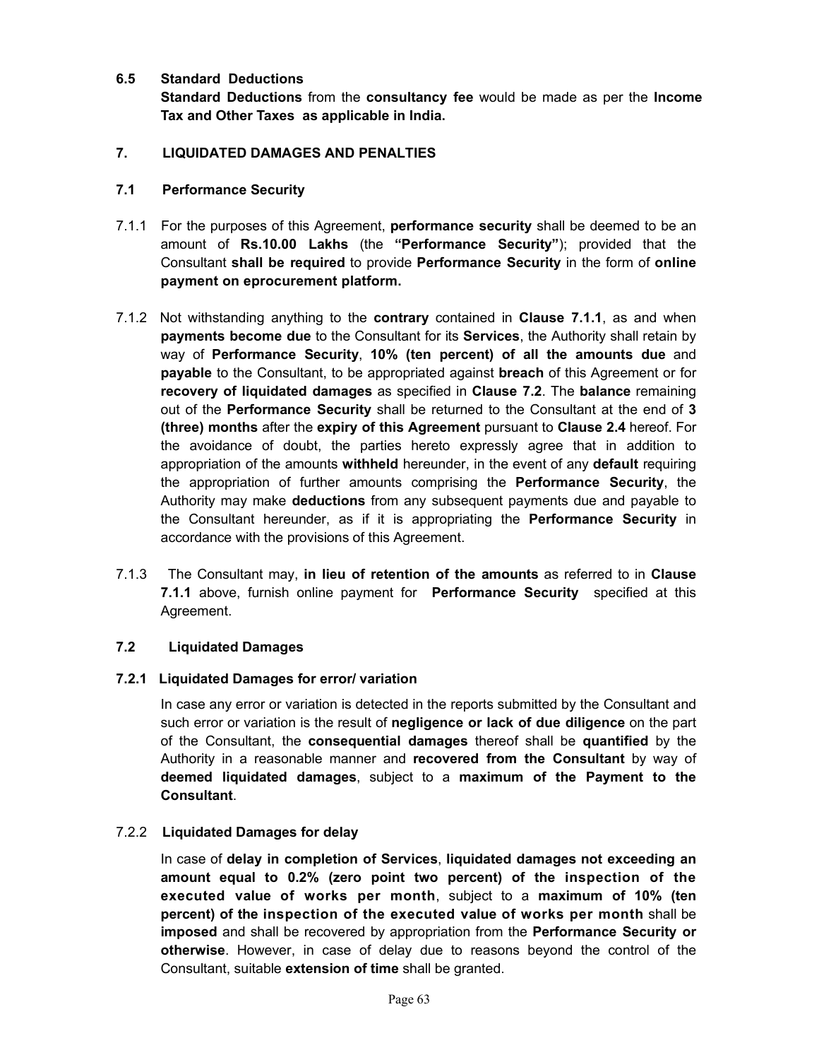### 6.5 Standard Deductions

**Standard Deductions** from the **consultancy fee** would be made as per the **Income Tax and Other Taxes as applicable in India.**

## 7. LIQUIDATED DAMAGES AND PENALTIES

### 7.1 Performance Security

7.1.1 For the purposes of this Agreement, **performance security** shall be deemed to be an amount of **Rs.10.00 Lakhs** (the **"Performance Security"**); provided that the Consultant **shall be required** to provide **Performance Security** in the form of **online payment on eprocurement platform.**

7.1.2 Not withstanding anything to the **contrary** contained in **Clause 7.1.1**, as and when **payments become due** to the Consultant for its **Services**, the Authority shall retain by way of **Performance Security**, **10% (ten percent) of all the amounts due** and **payable** to the Consultant, to be appropriated against **breach** of this Agreement or for **recovery of liquidated damages** as specified in **Clause 7.2**. The **balance** remaining out of the **Performance Security** shall be returned to the Consultant at the end of **3 (three) months** after the **expiry of this Agreement** pursuant to **Clause 2.4** hereof. For the avoidance of doubt, the parties hereto expressly agree that in addition to appropriation of the amounts **withheld** hereunder, in the event of any **default** requiring the appropriation of further amounts comprising the **Performance Security**, the Authority may make **deductions** from any subsequent payments due and payable to the Consultant hereunder, as if it is appropriating the **Performance Security** in accordance with the provisions of this Agreement.

7.1.3 The Consultant may, **in lieu of retention of the amounts** as referred to in **Clause 7.1.1** above, furnish online payment for **Performance Security** specified at this Agreement.

### 7.2 Liquidated Damages

#### 7.2.1 Liquidated Damages for error/ variation

In case any error or variation is detected in the reports submitted by the Consultant and such error or variation is the result of **negligence or lack of due diligence** on the part of the Consultant, the **consequential damages** thereof shall be **quantified** by the Authority in a reasonable manner and **recovered from the Consultant** by way of **deemed liquidated damages**, subject to a **maximum of the Payment to the Consultant**.

#### 7.2.2 Liquidated Damages for delay

In case of **delay in completion of Services**, **liquidated damages not exceeding an amount equal to 0.2% (zero point two percent) of the inspection of the executed value of works per month**, subject to a **maximum of 10% (ten percent) of the inspection of the executed value of works per month** shall be **imposed** and shall be recovered by appropriation from the **Performance Security or otherwise**. However, in case of delay due to reasons beyond the control of the Consultant, suitable **extension of time** shall be granted.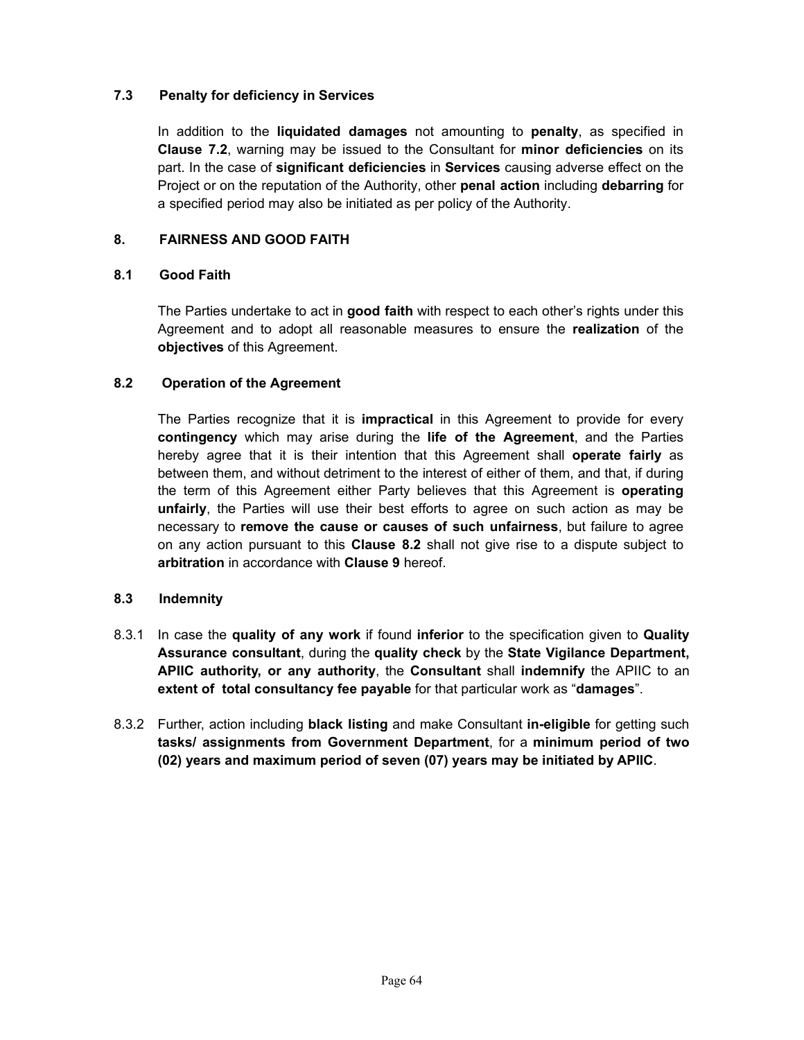### 7.3 Penalty for deficiency in Services

In addition to the **liquidated damages** not amounting to **penalty**, as specified in **Clause 7.2**, warning may be issued to the Consultant for **minor deficiencies** on its part. In the case of **significant deficiencies** in **Services** causing adverse effect on the Project or on the reputation of the Authority, other **penal action** including **debarring** for a specified period may also be initiated as per policy of the Authority.

## 8. FAIRNESS AND GOOD FAITH

### 8.1 Good Faith

The Parties undertake to act in **good faith** with respect to each other's rights under this Agreement and to adopt all reasonable measures to ensure the **realization** of the **objectives** of this Agreement.

### 8.2 Operation of the Agreement

The Parties recognize that it is **impractical** in this Agreement to provide for every **contingency** which may arise during the **life of the Agreement**, and the Parties hereby agree that it is their intention that this Agreement shall **operate fairly** as between them, and without detriment to the interest of either of them, and that, if during the term of this Agreement either Party believes that this Agreement is **operating unfairly**, the Parties will use their best efforts to agree on such action as may be necessary to **remove the cause or causes of such unfairness**, but failure to agree on any action pursuant to this **Clause 8.2** shall not give rise to a dispute subject to **arbitration** in accordance with **Clause 9** hereof.

### 8.3 Indemnity

8.3.1 In case the **quality of any work** if found **inferior** to the specification given to **Quality Assurance consultant**, during the **quality check** by the **State Vigilance Department, APIIC authority, or any authority**, the **Consultant** shall **indemnify** the APIIC to an **extent of total consultancy fee payable** for that particular work as "**damages**".

8.3.2 Further, action including **black listing** and make Consultant **in-eligible** for getting such **tasks/ assignments from Government Department**, for a **minimum period of two (02) years and maximum period of seven (07) years may be initiated by APIIC**.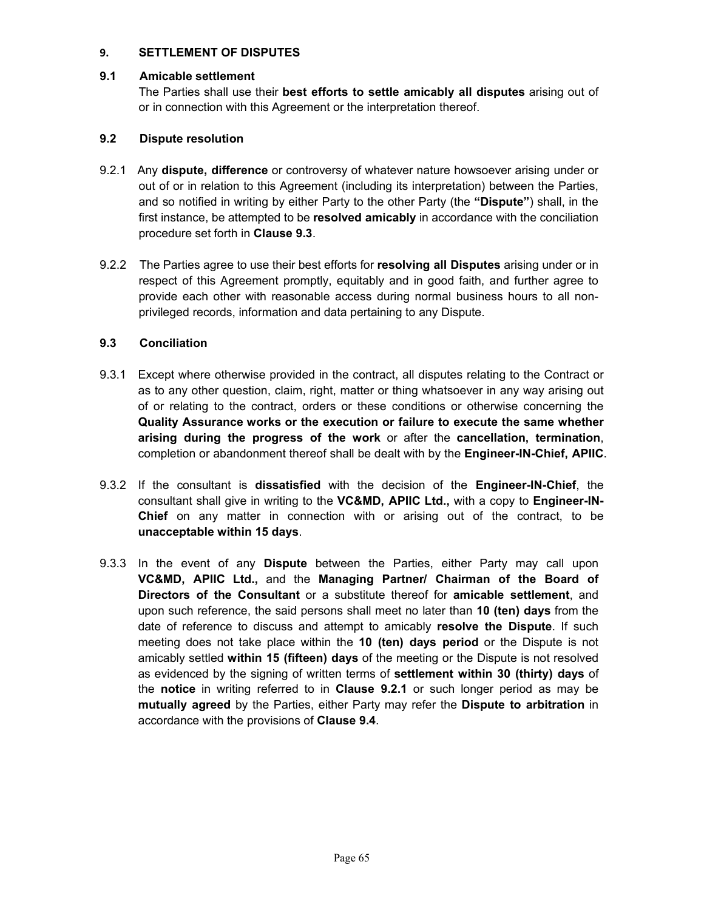## 9. SETTLEMENT OF DISPUTES

### 9.1 Amicable settlement

The Parties shall use their **best efforts to settle amicably all disputes** arising out of or in connection with this Agreement or the interpretation thereof.

### 9.2 Dispute resolution

9.2.1 Any **dispute, difference** or controversy of whatever nature howsoever arising under or out of or in relation to this Agreement (including its interpretation) between the Parties, and so notified in writing by either Party to the other Party (the **"Dispute"**) shall, in the first instance, be attempted to be **resolved amicably** in accordance with the conciliation procedure set forth in **Clause 9.3**.

9.2.2 The Parties agree to use their best efforts for **resolving all Disputes** arising under or in respect of this Agreement promptly, equitably and in good faith, and further agree to provide each other with reasonable access during normal business hours to all non-privileged records, information and data pertaining to any Dispute.

### 9.3 Conciliation

9.3.1 Except where otherwise provided in the contract, all disputes relating to the Contract or as to any other question, claim, right, matter or thing whatsoever in any way arising out of or relating to the contract, orders or these conditions or otherwise concerning the **Quality Assurance works or the execution or failure to execute the same whether arising during the progress of the work** or after the **cancellation, termination**, completion or abandonment thereof shall be dealt with by the **Engineer-IN-Chief, APIIC**.

9.3.2 If the consultant is **dissatisfied** with the decision of the **Engineer-IN-Chief**, the consultant shall give in writing to the **VC&MD, APIIC Ltd.,** with a copy to **Engineer-IN-Chief** on any matter in connection with or arising out of the contract, to be **unacceptable within 15 days**.

9.3.3 In the event of any **Dispute** between the Parties, either Party may call upon **VC&MD, APIIC Ltd.,** and the **Managing Partner/ Chairman of the Board of Directors of the Consultant** or a substitute thereof for **amicable settlement**, and upon such reference, the said persons shall meet no later than **10 (ten) days** from the date of reference to discuss and attempt to amicably **resolve the Dispute**. If such meeting does not take place within the **10 (ten) days period** or the Dispute is not amicably settled **within 15 (fifteen) days** of the meeting or the Dispute is not resolved as evidenced by the signing of written terms of **settlement within 30 (thirty) days** of the **notice** in writing referred to in **Clause 9.2.1** or such longer period as may be **mutually agreed** by the Parties, either Party may refer the **Dispute to arbitration** in accordance with the provisions of **Clause 9.4**.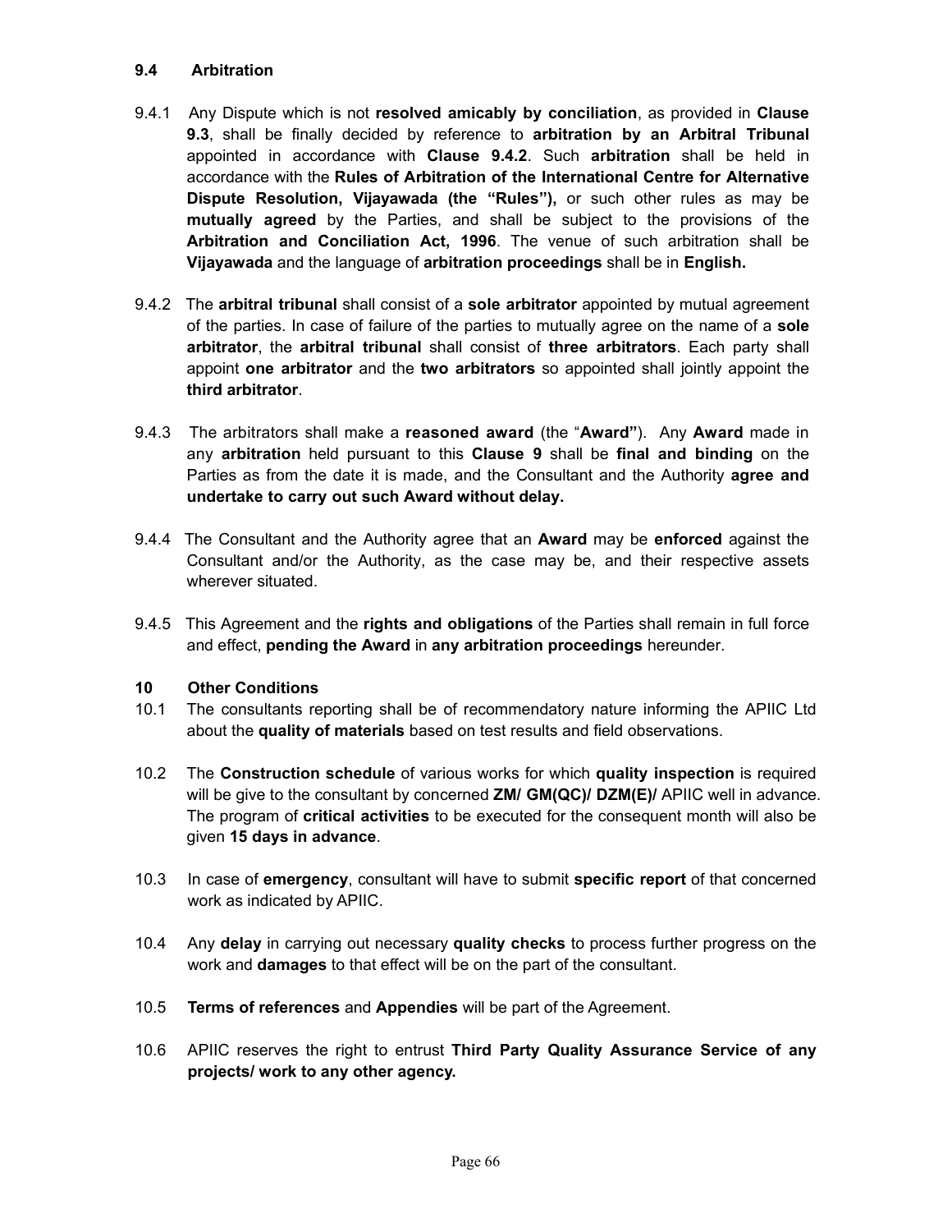### 9.4 Arbitration

9.4.1 Any Dispute which is not **resolved amicably by conciliation**, as provided in **Clause 9.3**, shall be finally decided by reference to **arbitration by an Arbitral Tribunal** appointed in accordance with **Clause 9.4.2**. Such **arbitration** shall be held in accordance with the **Rules of Arbitration of the International Centre for Alternative Dispute Resolution, Vijayawada (the "Rules"),** or such other rules as may be **mutually agreed** by the Parties, and shall be subject to the provisions of the **Arbitration and Conciliation Act, 1996**. The venue of such arbitration shall be **Vijayawada** and the language of **arbitration proceedings** shall be in **English.**

9.4.2 The **arbitral tribunal** shall consist of a **sole arbitrator** appointed by mutual agreement of the parties. In case of failure of the parties to mutually agree on the name of a **sole arbitrator**, the **arbitral tribunal** shall consist of **three arbitrators**. Each party shall appoint **one arbitrator** and the **two arbitrators** so appointed shall jointly appoint the **third arbitrator**.

9.4.3 The arbitrators shall make a **reasoned award** (the "**Award"**). Any **Award** made in any **arbitration** held pursuant to this **Clause 9** shall be **final and binding** on the Parties as from the date it is made, and the Consultant and the Authority **agree and undertake to carry out such Award without delay.**

9.4.4 The Consultant and the Authority agree that an **Award** may be **enforced** against the Consultant and/or the Authority, as the case may be, and their respective assets wherever situated.

9.4.5 This Agreement and the **rights and obligations** of the Parties shall remain in full force and effect, **pending the Award** in **any arbitration proceedings** hereunder.

### 10 Other Conditions

10.1 The consultants reporting shall be of recommendatory nature informing the APIIC Ltd about the **quality of materials** based on test results and field observations.

10.2 The **Construction schedule** of various works for which **quality inspection** is required will be give to the consultant by concerned **ZM/ GM(QC)/ DZM(E)/** APIIC well in advance. The program of **critical activities** to be executed for the consequent month will also be given **15 days in advance**.

10.3 In case of **emergency**, consultant will have to submit **specific report** of that concerned work as indicated by APIIC.

10.4 Any **delay** in carrying out necessary **quality checks** to process further progress on the work and **damages** to that effect will be on the part of the consultant.

10.5 **Terms of references** and **Appendies** will be part of the Agreement.

10.6 APIIC reserves the right to entrust **Third Party Quality Assurance Service of any projects/ work to any other agency.**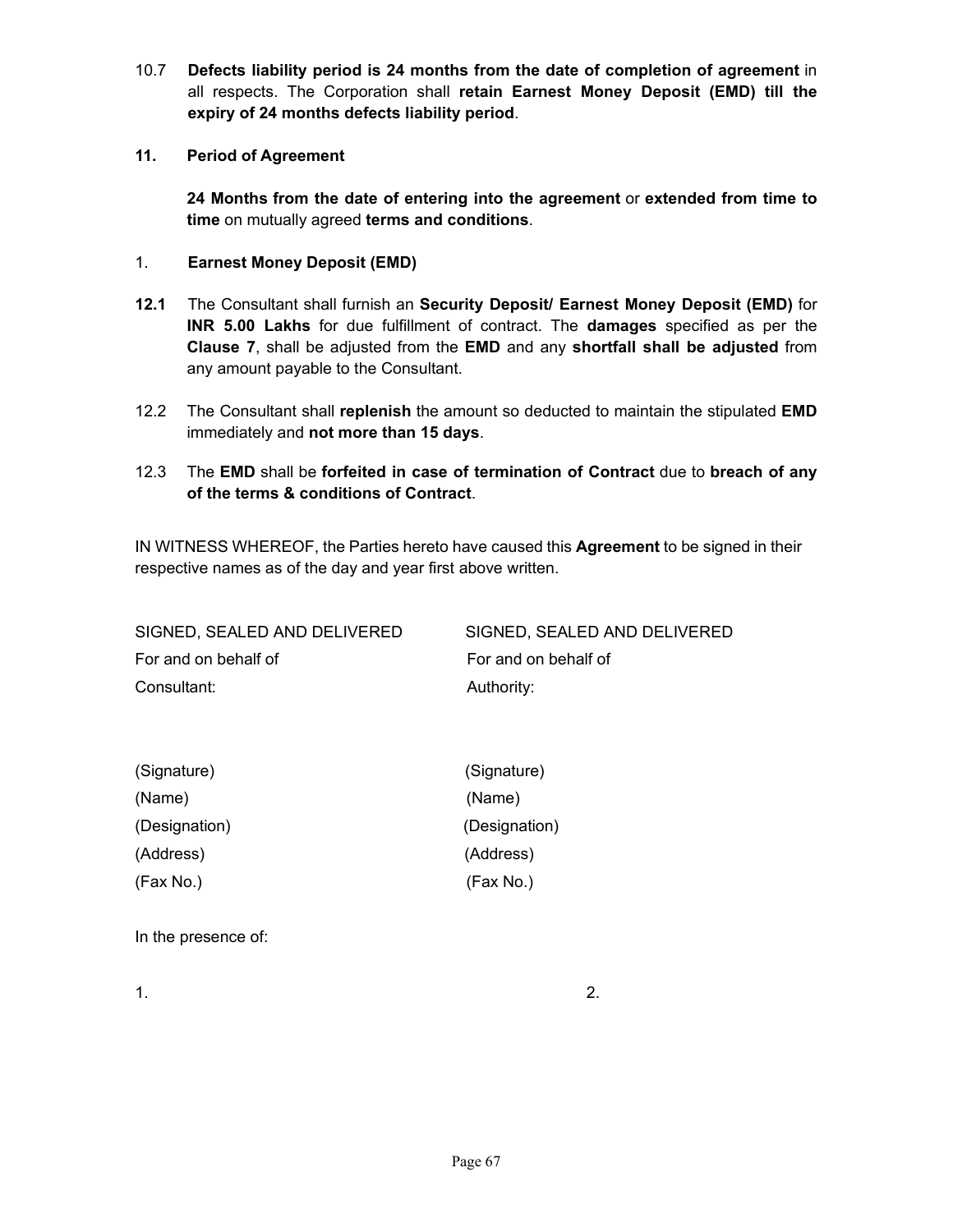10.7 **Defects liability period is 24 months from the date of completion of agreement** in all respects. The Corporation shall **retain Earnest Money Deposit (EMD) till the expiry of 24 months defects liability period**.

**11. Period of Agreement**

**24 Months from the date of entering into the agreement** or **extended from time to time** on mutually agreed **terms and conditions**.

1. **Earnest Money Deposit (EMD)**

**12.1** The Consultant shall furnish an **Security Deposit/ Earnest Money Deposit (EMD)** for **INR 5.00 Lakhs** for due fulfillment of contract. The **damages** specified as per the **Clause 7**, shall be adjusted from the **EMD** and any **shortfall shall be adjusted** from any amount payable to the Consultant.

12.2 The Consultant shall **replenish** the amount so deducted to maintain the stipulated **EMD** immediately and **not more than 15 days**.

12.3 The **EMD** shall be **forfeited in case of termination of Contract** due to **breach of any of the terms & conditions of Contract**.

IN WITNESS WHEREOF, the Parties hereto have caused this **Agreement** to be signed in their respective names as of the day and year first above written.

| SIGNED, SEALED AND DELIVERED | SIGNED, SEALED AND DELIVERED |
|---|---|
| For and on behalf of | For and on behalf of |
| Consultant: | Authority: |
| (Signature) | (Signature) |
| (Name) | (Name) |
| (Designation) | (Designation) |
| (Address) | (Address) |
| (Fax No.) | (Fax No.) |

In the presence of:

1. 

2.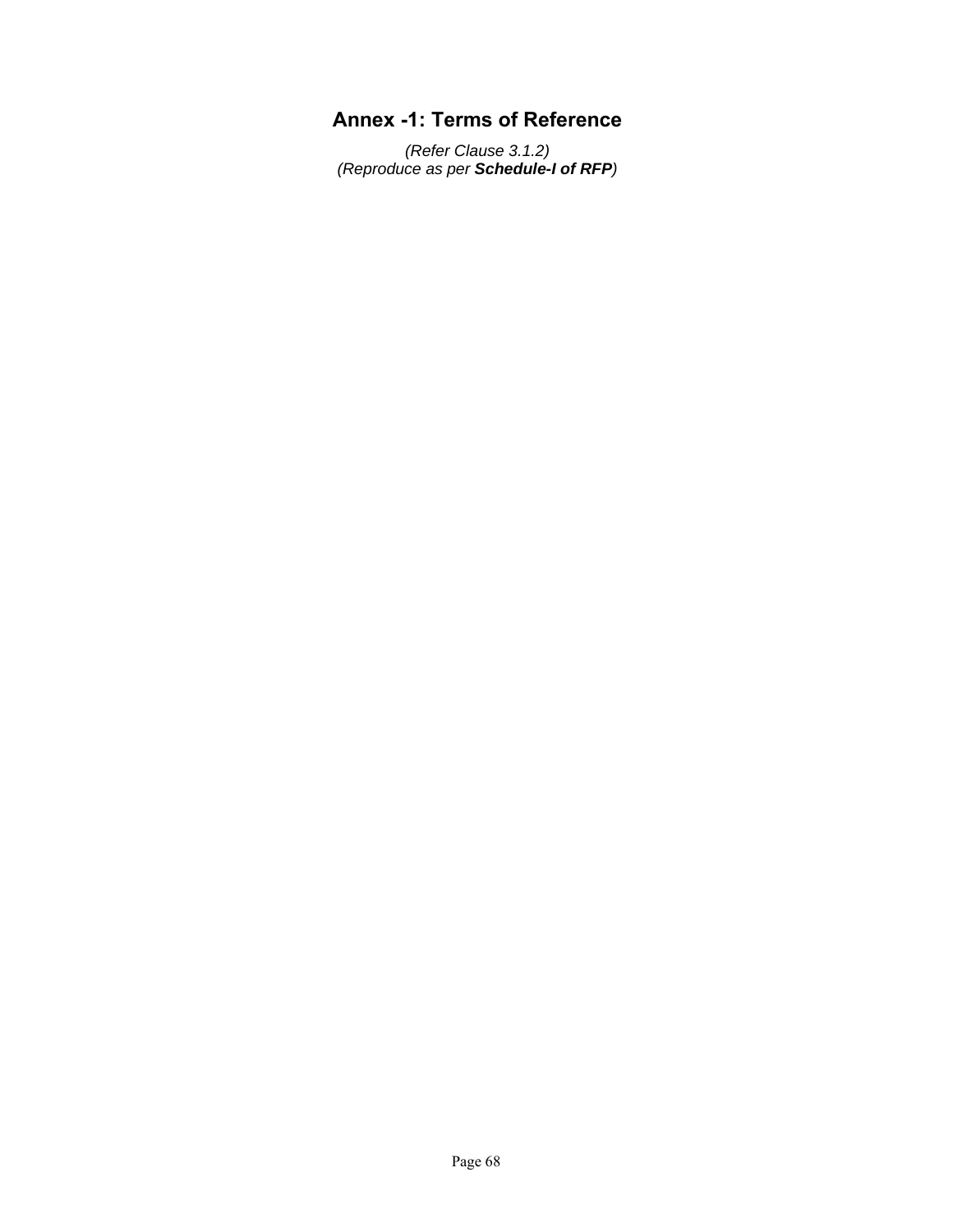# Annex -1: Terms of Reference

*(Refer Clause 3.1.2)*
*(Reproduce as per* ***Schedule-I of RFP****)*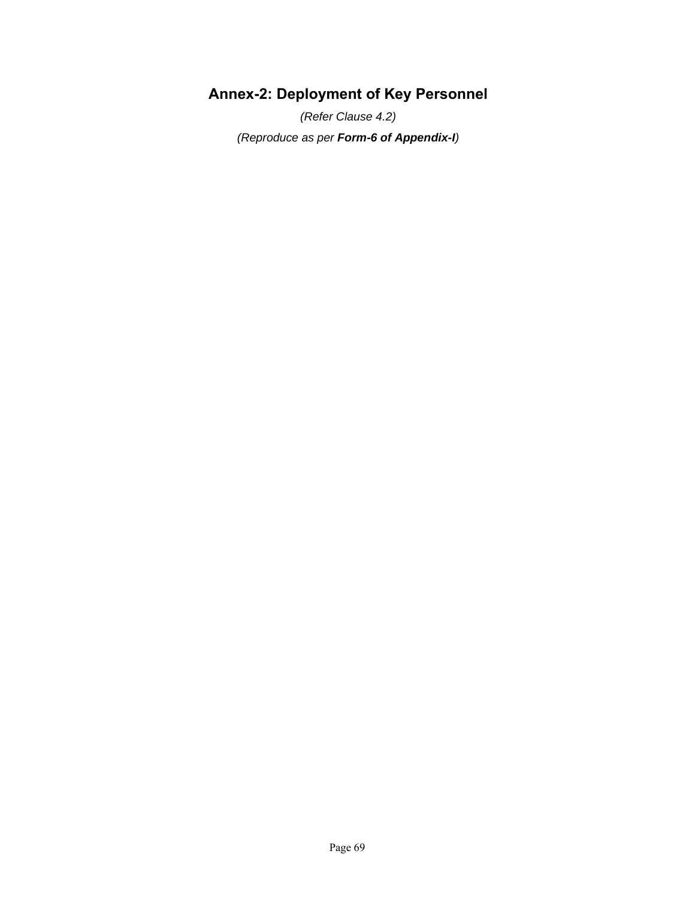## Annex-2: Deployment of Key Personnel

*(Refer Clause 4.2)*

*(Reproduce as per* ***Form-6 of Appendix-I****)*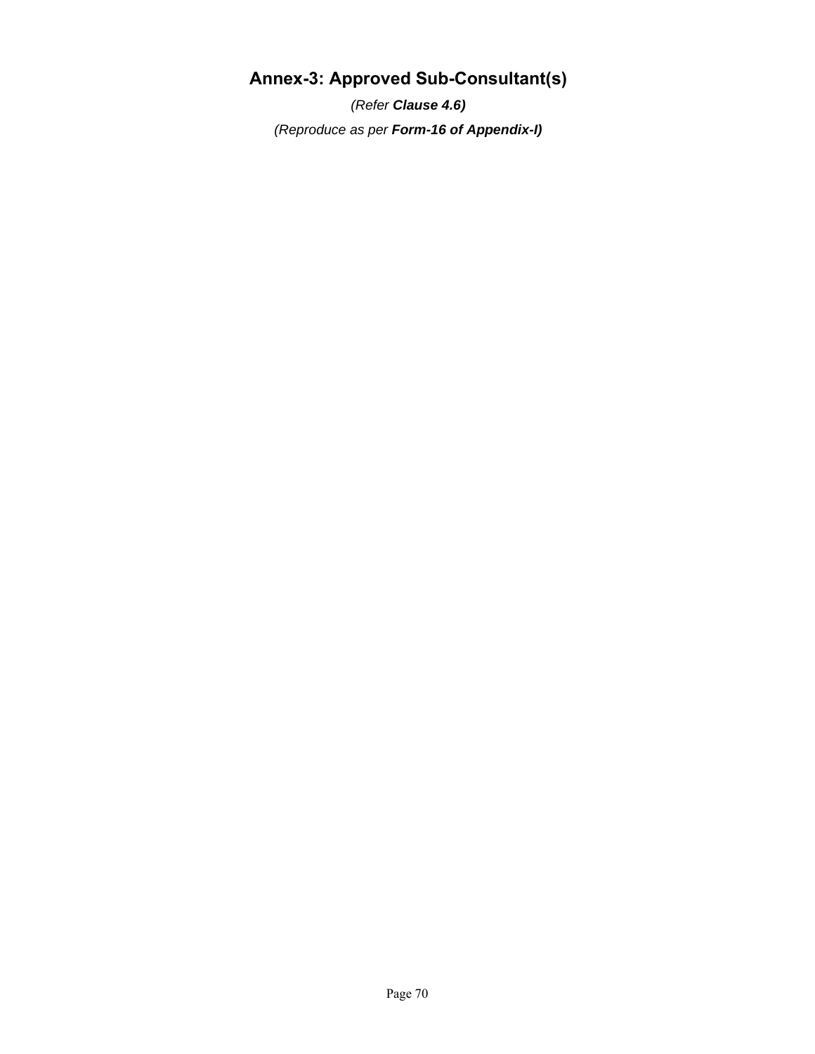# Annex-3: Approved Sub-Consultant(s)

*(Refer **Clause 4.6)***

*(Reproduce as per **Form-16 of Appendix-I)***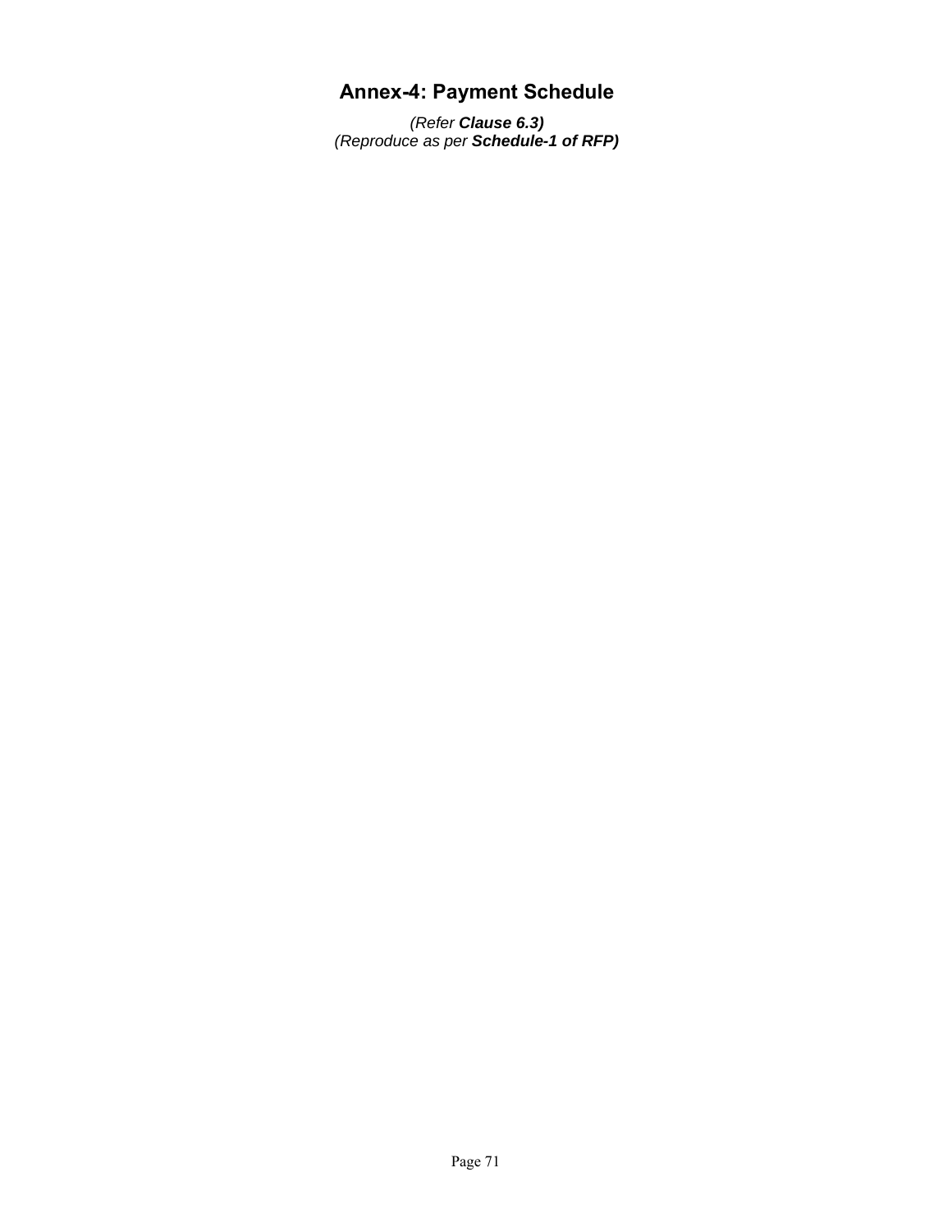## Annex-4: Payment Schedule

*(Refer **Clause 6.3)***
*(Reproduce as per **Schedule-1 of RFP)***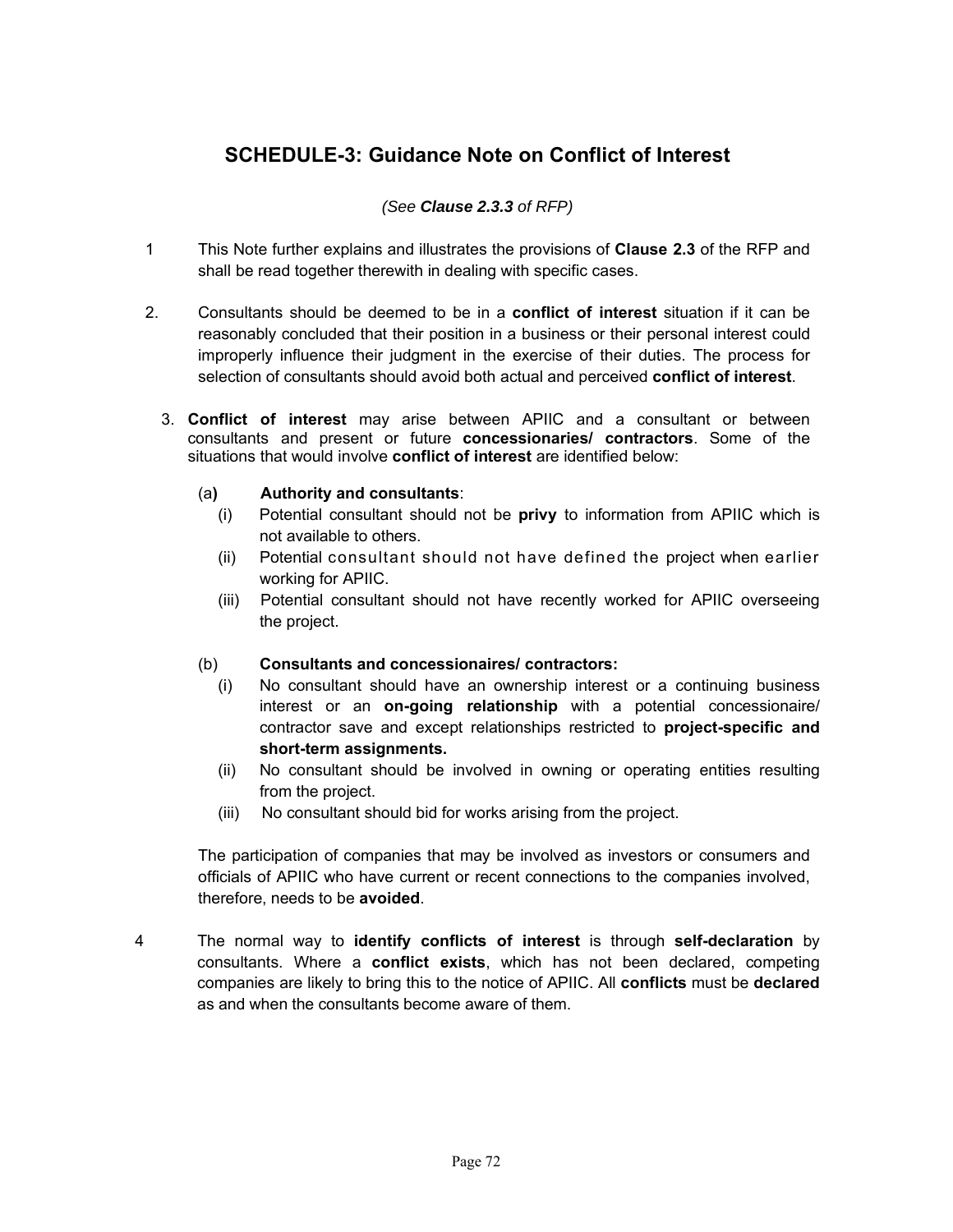## SCHEDULE-3: Guidance Note on Conflict of Interest

*(See **Clause 2.3.3** of RFP)*

1. This Note further explains and illustrates the provisions of **Clause 2.3** of the RFP and shall be read together therewith in dealing with specific cases.

2. Consultants should be deemed to be in a **conflict of interest** situation if it can be reasonably concluded that their position in a business or their personal interest could improperly influence their judgment in the exercise of their duties. The process for selection of consultants should avoid both actual and perceived **conflict of interest**.

3. **Conflict of interest** may arise between APIIC and a consultant or between consultants and present or future **concessionaries/ contractors**. Some of the situations that would involve **conflict of interest** are identified below:

   (a) **Authority and consultants**:
   
   (i) Potential consultant should not be **privy** to information from APIIC which is not available to others.
   
   (ii) Potential consultant should not have defined the project when earlier working for APIIC.
   
   (iii) Potential consultant should not have recently worked for APIIC overseeing the project.

   (b) **Consultants and concessionaires/ contractors:**
   
   (i) No consultant should have an ownership interest or a continuing business interest or an **on-going relationship** with a potential concessionaire/ contractor save and except relationships restricted to **project-specific and short-term assignments.**
   
   (ii) No consultant should be involved in owning or operating entities resulting from the project.
   
   (iii) No consultant should bid for works arising from the project.

   The participation of companies that may be involved as investors or consumers and officials of APIIC who have current or recent connections to the companies involved, therefore, needs to be **avoided**.

4. The normal way to **identify conflicts of interest** is through **self-declaration** by consultants. Where a **conflict exists**, which has not been declared, competing companies are likely to bring this to the notice of APIIC. All **conflicts** must be **declared** as and when the consultants become aware of them.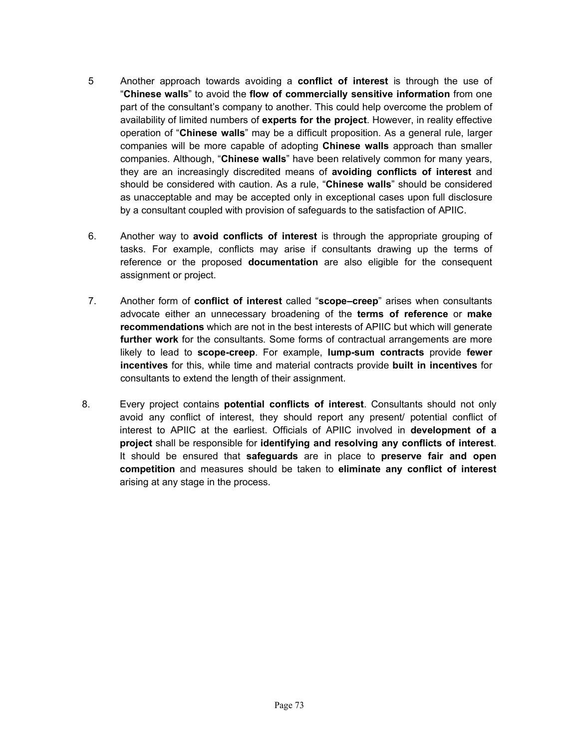5 Another approach towards avoiding a **conflict of interest** is through the use of "**Chinese walls**" to avoid the **flow of commercially sensitive information** from one part of the consultant's company to another. This could help overcome the problem of availability of limited numbers of **experts for the project**. However, in reality effective operation of "**Chinese walls**" may be a difficult proposition. As a general rule, larger companies will be more capable of adopting **Chinese walls** approach than smaller companies. Although, "**Chinese walls**" have been relatively common for many years, they are an increasingly discredited means of **avoiding conflicts of interest** and should be considered with caution. As a rule, "**Chinese walls**" should be considered as unacceptable and may be accepted only in exceptional cases upon full disclosure by a consultant coupled with provision of safeguards to the satisfaction of APIIC.

6. Another way to **avoid conflicts of interest** is through the appropriate grouping of tasks. For example, conflicts may arise if consultants drawing up the terms of reference or the proposed **documentation** are also eligible for the consequent assignment or project.

7. Another form of **conflict of interest** called "**scope–creep**" arises when consultants advocate either an unnecessary broadening of the **terms of reference** or **make recommendations** which are not in the best interests of APIIC but which will generate **further work** for the consultants. Some forms of contractual arrangements are more likely to lead to **scope-creep**. For example, **lump-sum contracts** provide **fewer incentives** for this, while time and material contracts provide **built in incentives** for consultants to extend the length of their assignment.

8. Every project contains **potential conflicts of interest**. Consultants should not only avoid any conflict of interest, they should report any present/ potential conflict of interest to APIIC at the earliest. Officials of APIIC involved in **development of a project** shall be responsible for **identifying and resolving any conflicts of interest**. It should be ensured that **safeguards** are in place to **preserve fair and open competition** and measures should be taken to **eliminate any conflict of interest** arising at any stage in the process.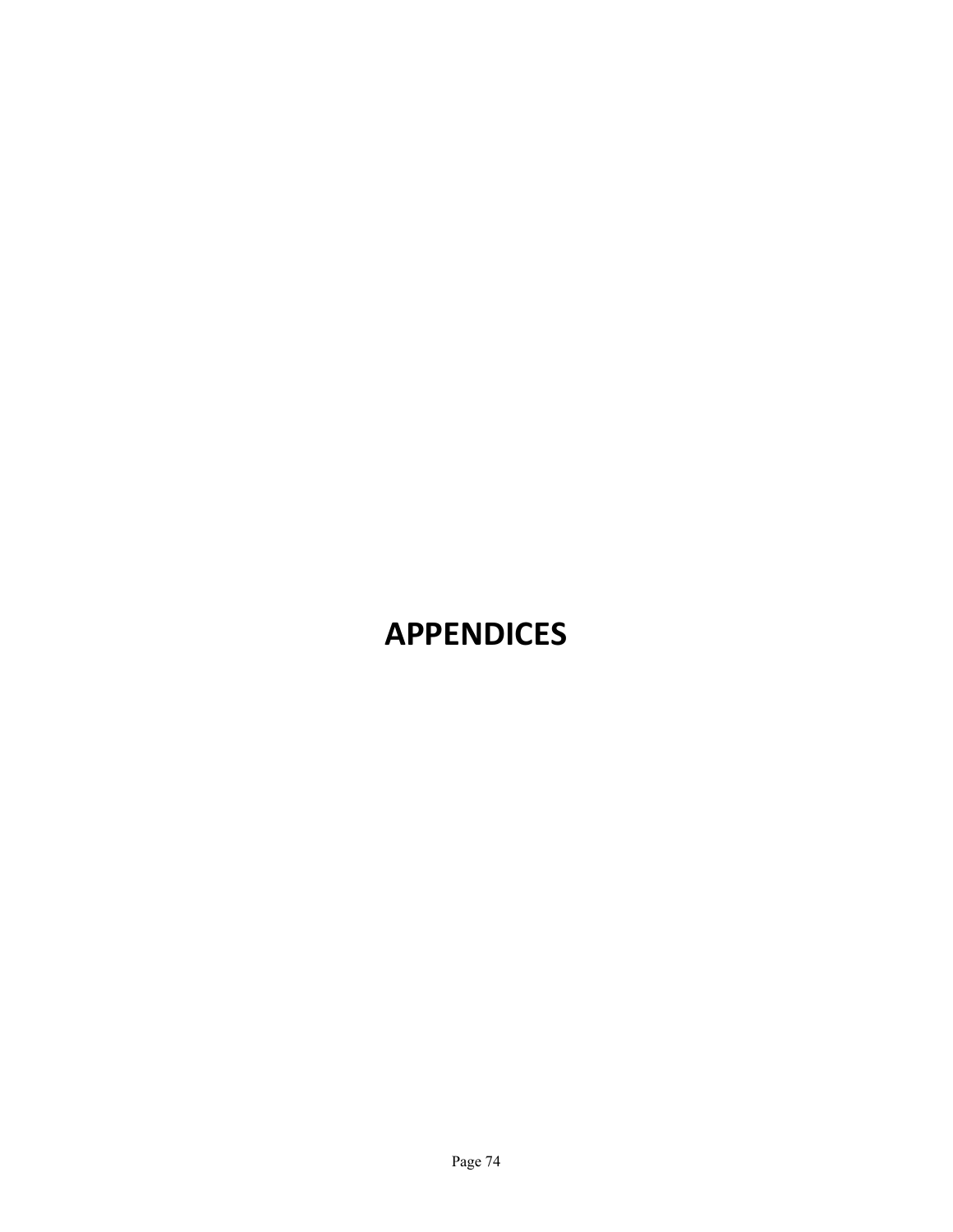# APPENDICES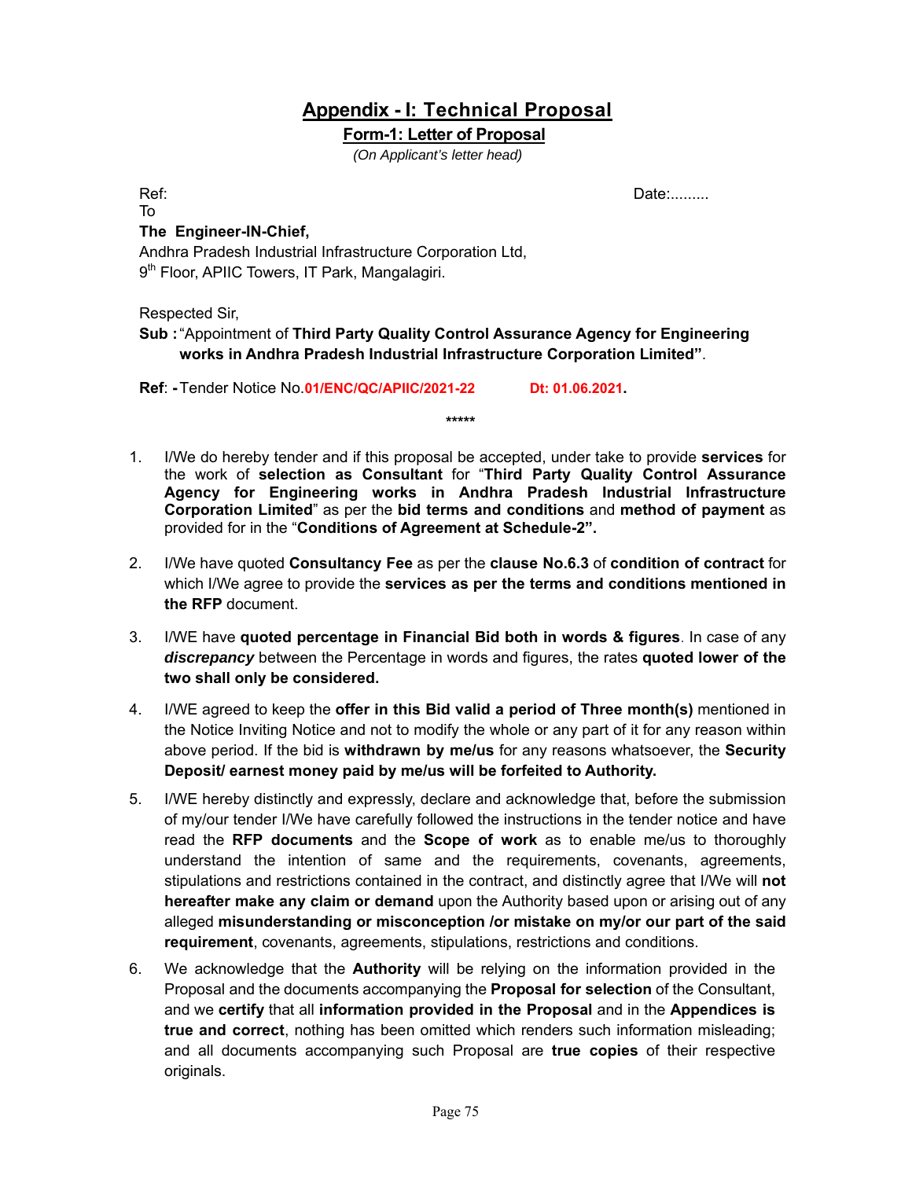# Appendix - I: Technical Proposal

## Form-1: Letter of Proposal

*(On Applicant's letter head)*

Ref: Date:.........

To

**The Engineer-IN-Chief,**

Andhra Pradesh Industrial Infrastructure Corporation Ltd,

9th Floor, APIIC Towers, IT Park, Mangalagiri.

Respected Sir,

**Sub :** "Appointment of **Third Party Quality Control Assurance Agency for Engineering works in Andhra Pradesh Industrial Infrastructure Corporation Limited"**.

**Ref**: **-** Tender Notice No.**01/ENC/QC/APIIC/2021-22** **Dt: 01.06.2021.**

\*\*\*\*\*

1. I/We do hereby tender and if this proposal be accepted, under take to provide **services** for the work of **selection as Consultant** for "**Third Party Quality Control Assurance Agency for Engineering works in Andhra Pradesh Industrial Infrastructure Corporation Limited**" as per the **bid terms and conditions** and **method of payment** as provided for in the "**Conditions of Agreement at Schedule-2".**

2. I/We have quoted **Consultancy Fee** as per the **clause No.6.3** of **condition of contract** for which I/We agree to provide the **services as per the terms and conditions mentioned in the RFP** document.

3. I/WE have **quoted percentage in Financial Bid both in words & figures**. In case of any ***discrepancy*** between the Percentage in words and figures, the rates **quoted lower of the two shall only be considered.**

4. I/WE agreed to keep the **offer in this Bid valid a period of Three month(s)** mentioned in the Notice Inviting Notice and not to modify the whole or any part of it for any reason within above period. If the bid is **withdrawn by me/us** for any reasons whatsoever, the **Security Deposit/ earnest money paid by me/us will be forfeited to Authority.**

5. I/WE hereby distinctly and expressly, declare and acknowledge that, before the submission of my/our tender I/We have carefully followed the instructions in the tender notice and have read the **RFP documents** and the **Scope of work** as to enable me/us to thoroughly understand the intention of same and the requirements, covenants, agreements, stipulations and restrictions contained in the contract, and distinctly agree that I/We will **not hereafter make any claim or demand** upon the Authority based upon or arising out of any alleged **misunderstanding or misconception /or mistake on my/or our part of the said requirement**, covenants, agreements, stipulations, restrictions and conditions.

6. We acknowledge that the **Authority** will be relying on the information provided in the Proposal and the documents accompanying the **Proposal for selection** of the Consultant, and we **certify** that all **information provided in the Proposal** and in the **Appendices is true and correct**, nothing has been omitted which renders such information misleading; and all documents accompanying such Proposal are **true copies** of their respective originals.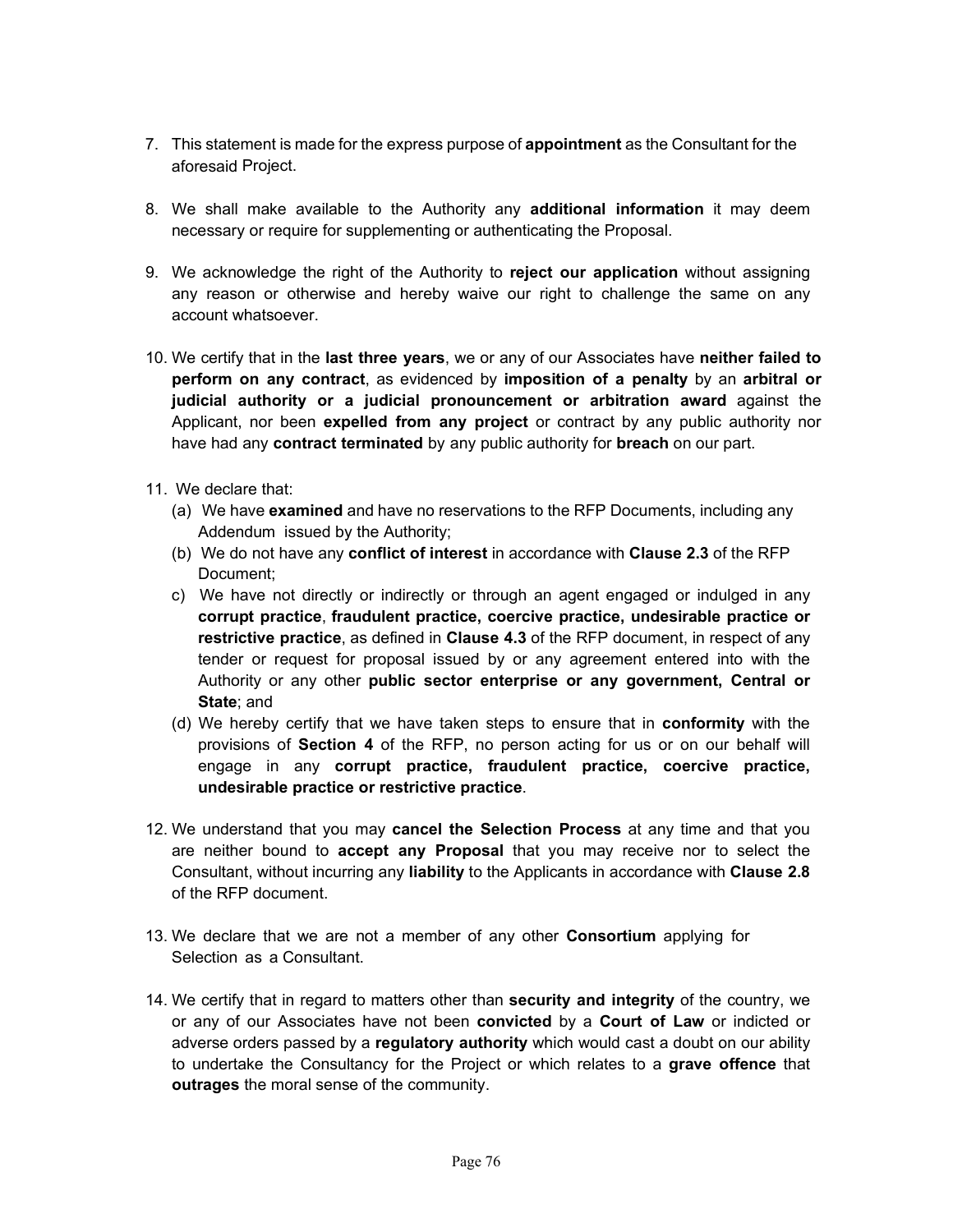7. This statement is made for the express purpose of **appointment** as the Consultant for the aforesaid Project.

8. We shall make available to the Authority any **additional information** it may deem necessary or require for supplementing or authenticating the Proposal.

9. We acknowledge the right of the Authority to **reject our application** without assigning any reason or otherwise and hereby waive our right to challenge the same on any account whatsoever.

10. We certify that in the **last three years**, we or any of our Associates have **neither failed to perform on any contract**, as evidenced by **imposition of a penalty** by an **arbitral or judicial authority or a judicial pronouncement or arbitration award** against the Applicant, nor been **expelled from any project** or contract by any public authority nor have had any **contract terminated** by any public authority for **breach** on our part.

11. We declare that:
    (a) We have **examined** and have no reservations to the RFP Documents, including any Addendum issued by the Authority;
    (b) We do not have any **conflict of interest** in accordance with **Clause 2.3** of the RFP Document;
    c) We have not directly or indirectly or through an agent engaged or indulged in any **corrupt practice**, **fraudulent practice, coercive practice, undesirable practice or restrictive practice**, as defined in **Clause 4.3** of the RFP document, in respect of any tender or request for proposal issued by or any agreement entered into with the Authority or any other **public sector enterprise or any government, Central or State**; and
    (d) We hereby certify that we have taken steps to ensure that in **conformity** with the provisions of **Section 4** of the RFP, no person acting for us or on our behalf will engage in any **corrupt practice, fraudulent practice, coercive practice, undesirable practice or restrictive practice**.

12. We understand that you may **cancel the Selection Process** at any time and that you are neither bound to **accept any Proposal** that you may receive nor to select the Consultant, without incurring any **liability** to the Applicants in accordance with **Clause 2.8** of the RFP document.

13. We declare that we are not a member of any other **Consortium** applying for Selection as a Consultant.

14. We certify that in regard to matters other than **security and integrity** of the country, we or any of our Associates have not been **convicted** by a **Court of Law** or indicted or adverse orders passed by a **regulatory authority** which would cast a doubt on our ability to undertake the Consultancy for the Project or which relates to a **grave offence** that **outrages** the moral sense of the community.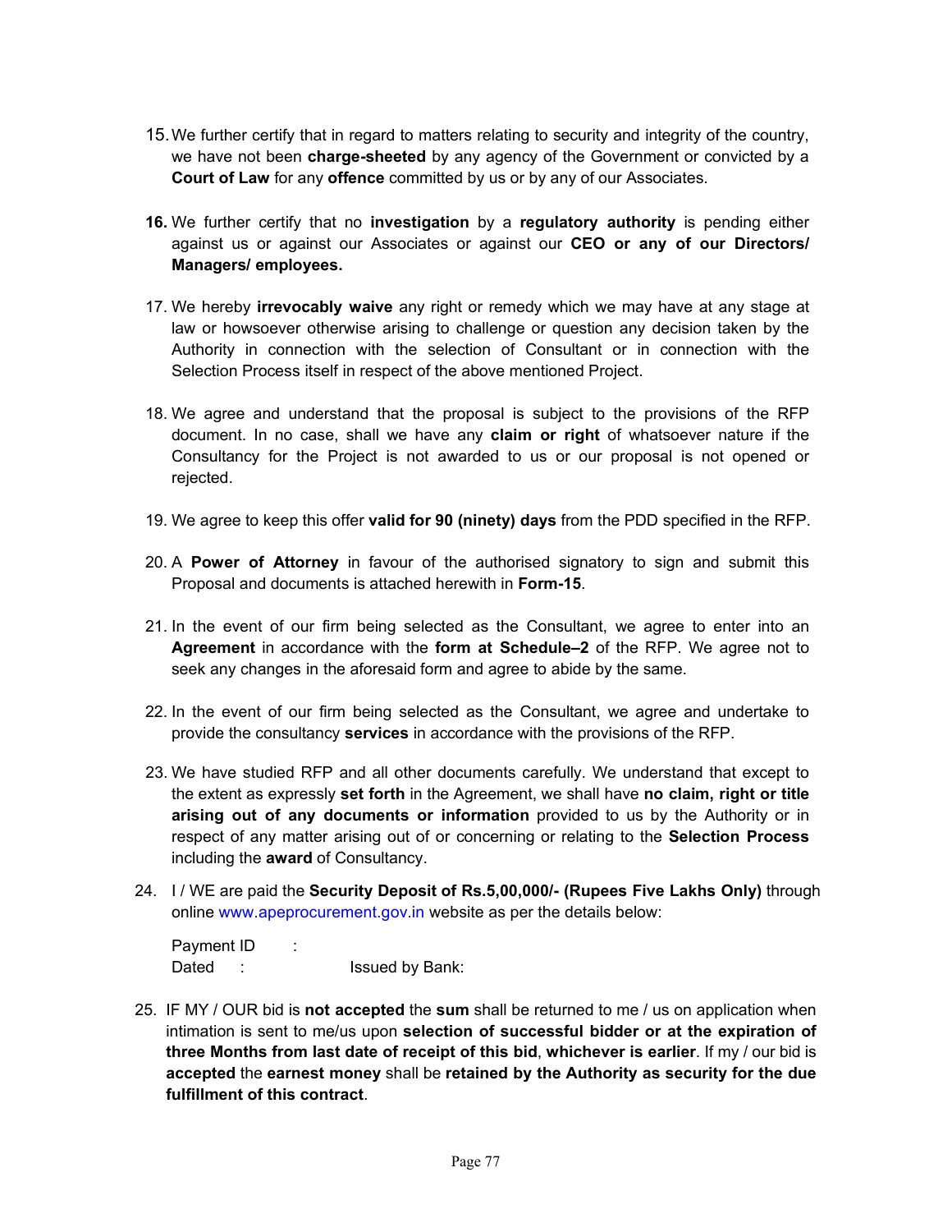15. We further certify that in regard to matters relating to security and integrity of the country, we have not been **charge-sheeted** by any agency of the Government or convicted by a **Court of Law** for any **offence** committed by us or by any of our Associates.

16. We further certify that no **investigation** by a **regulatory authority** is pending either against us or against our Associates or against our **CEO or any of our Directors/ Managers/ employees.**

17. We hereby **irrevocably waive** any right or remedy which we may have at any stage at law or howsoever otherwise arising to challenge or question any decision taken by the Authority in connection with the selection of Consultant or in connection with the Selection Process itself in respect of the above mentioned Project.

18. We agree and understand that the proposal is subject to the provisions of the RFP document. In no case, shall we have any **claim or right** of whatsoever nature if the Consultancy for the Project is not awarded to us or our proposal is not opened or rejected.

19. We agree to keep this offer **valid for 90 (ninety) days** from the PDD specified in the RFP.

20. A **Power of Attorney** in favour of the authorised signatory to sign and submit this Proposal and documents is attached herewith in **Form-15**.

21. In the event of our firm being selected as the Consultant, we agree to enter into an **Agreement** in accordance with the **form at Schedule–2** of the RFP. We agree not to seek any changes in the aforesaid form and agree to abide by the same.

22. In the event of our firm being selected as the Consultant, we agree and undertake to provide the consultancy **services** in accordance with the provisions of the RFP.

23. We have studied RFP and all other documents carefully. We understand that except to the extent as expressly **set forth** in the Agreement, we shall have **no claim, right or title arising out of any documents or information** provided to us by the Authority or in respect of any matter arising out of or concerning or relating to the **Selection Process** including the **award** of Consultancy.

24. I / WE are paid the **Security Deposit of Rs.5,00,000/- (Rupees Five Lakhs Only)** through online www.apeprocurement.gov.in website as per the details below:

    Payment ID :
    Dated : Issued by Bank:

25. IF MY / OUR bid is **not accepted** the **sum** shall be returned to me / us on application when intimation is sent to me/us upon **selection of successful bidder or at the expiration of three Months from last date of receipt of this bid**, **whichever is earlier**. If my / our bid is **accepted** the **earnest money** shall be **retained by the Authority as security for the due fulfillment of this contract**.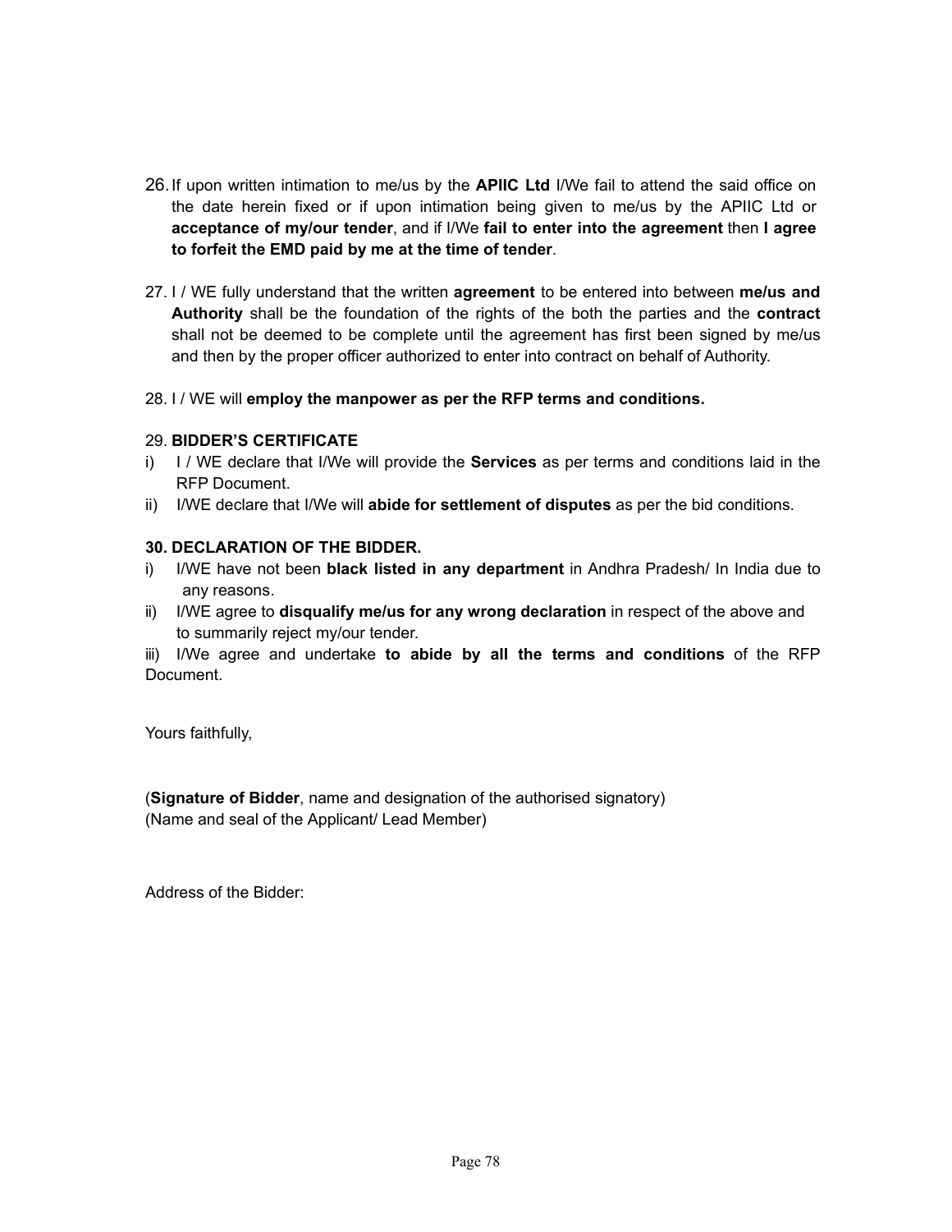26. If upon written intimation to me/us by the **APIIC Ltd** I/We fail to attend the said office on the date herein fixed or if upon intimation being given to me/us by the APIIC Ltd or **acceptance of my/our tender**, and if I/We **fail to enter into the agreement** then **I agree to forfeit the EMD paid by me at the time of tender**.

27. I / WE fully understand that the written **agreement** to be entered into between **me/us and Authority** shall be the foundation of the rights of the both the parties and the **contract** shall not be deemed to be complete until the agreement has first been signed by me/us and then by the proper officer authorized to enter into contract on behalf of Authority.

28. I / WE will **employ the manpower as per the RFP terms and conditions.**

29. **BIDDER'S CERTIFICATE**

i) I / WE declare that I/We will provide the **Services** as per terms and conditions laid in the RFP Document.

ii) I/WE declare that I/We will **abide for settlement of disputes** as per the bid conditions.

**30. DECLARATION OF THE BIDDER.**

i) I/WE have not been **black listed in any department** in Andhra Pradesh/ In India due to any reasons.

ii) I/WE agree to **disqualify me/us for any wrong declaration** in respect of the above and to summarily reject my/our tender.

iii) I/We agree and undertake **to abide by all the terms and conditions** of the RFP Document.

Yours faithfully,

(**Signature of Bidder**, name and designation of the authorised signatory)
(Name and seal of the Applicant/ Lead Member)

Address of the Bidder: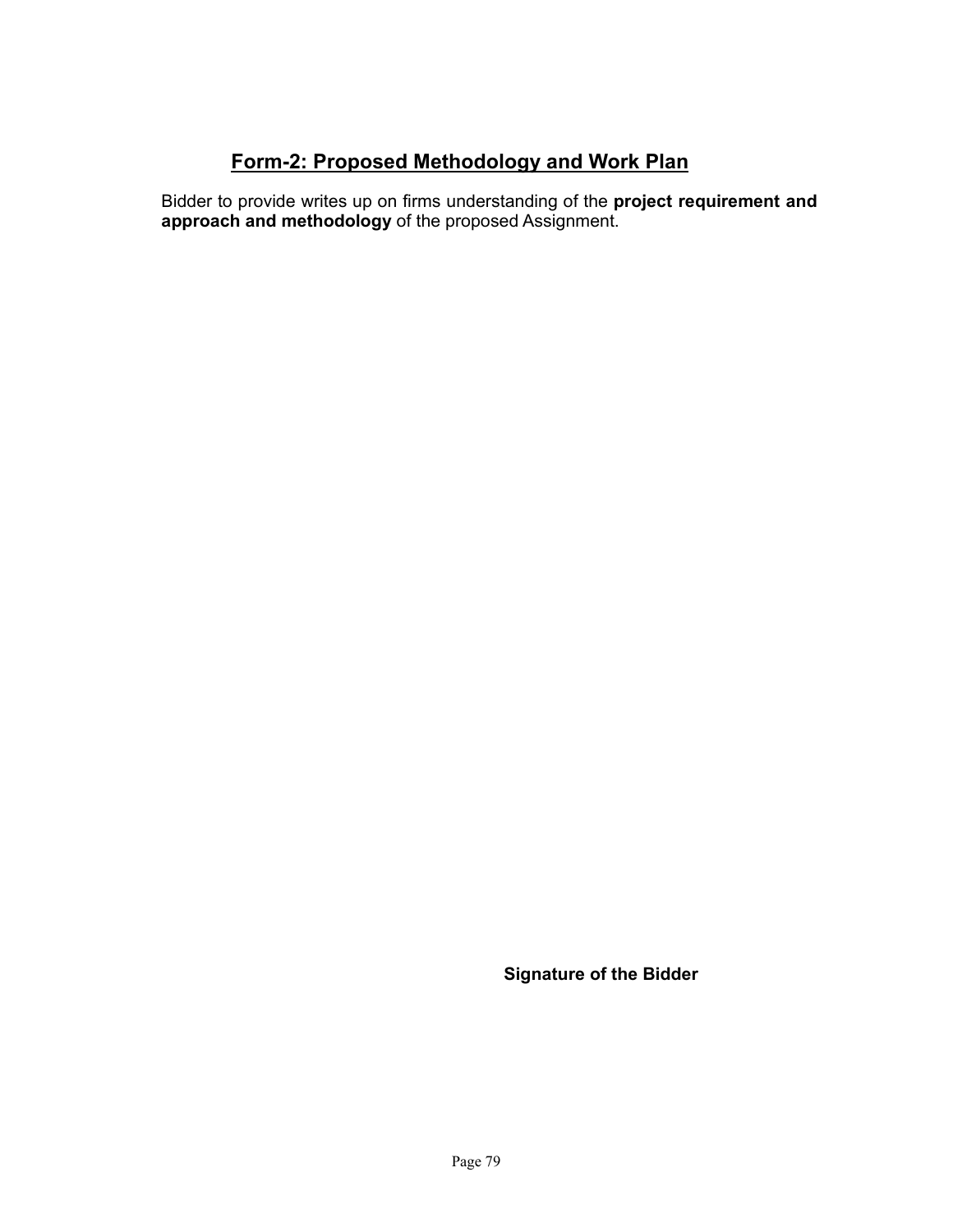## Form-2: Proposed Methodology and Work Plan

Bidder to provide writes up on firms understanding of the **project requirement and approach and methodology** of the proposed Assignment.

**Signature of the Bidder**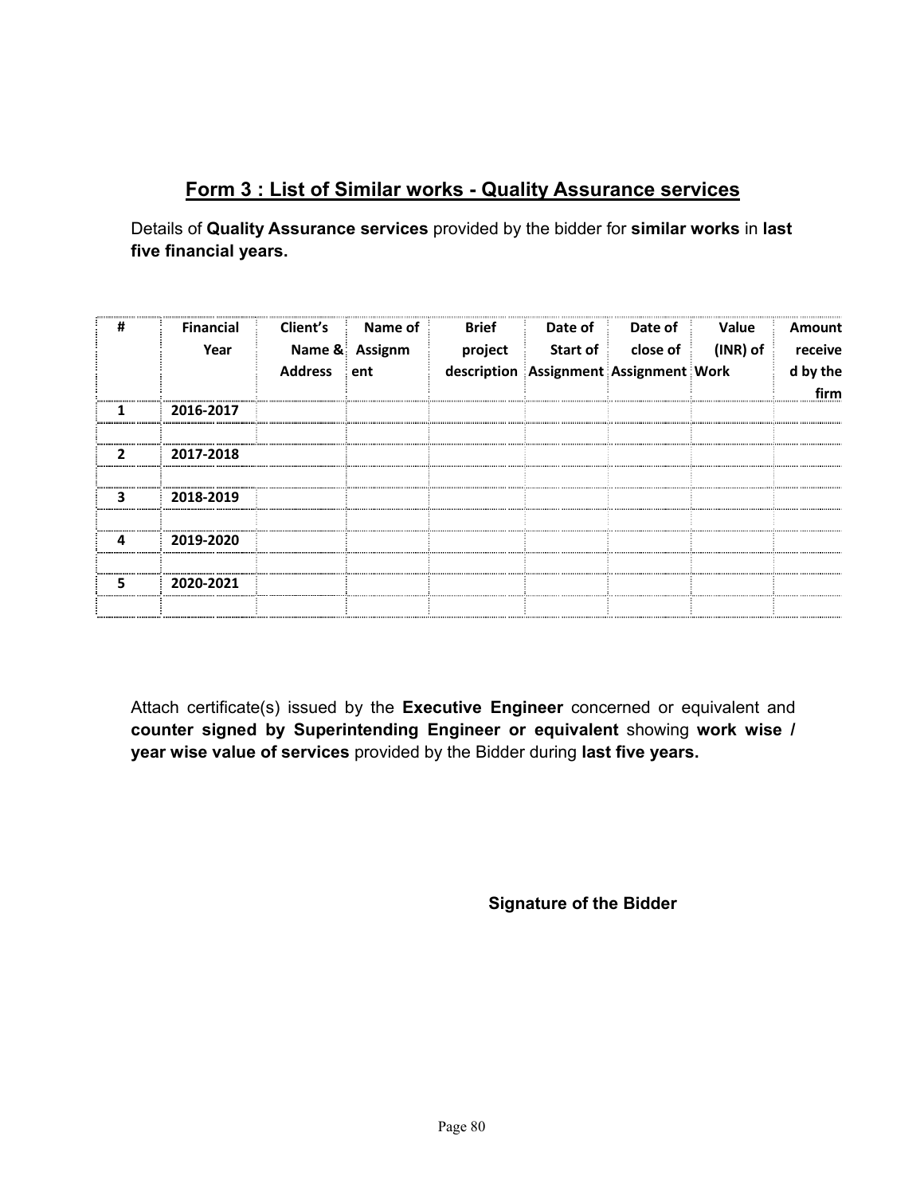## Form 3 : List of Similar works - Quality Assurance services

Details of **Quality Assurance services** provided by the bidder for **similar works** in **last five financial years.**

| # | Financial Year | Client's Name & Address | Name of Assignment | Brief project description | Date of Start of Assignment | Date of close of Assignment | Value (INR) of Work | Amount received by the firm |
|---|---|---|---|---|---|---|---|---|
| 1 | 2016-2017 | | | | | | | |
| | | | | | | | | |
| 2 | 2017-2018 | | | | | | | |
| | | | | | | | | |
| 3 | 2018-2019 | | | | | | | |
| | | | | | | | | |
| 4 | 2019-2020 | | | | | | | |
| | | | | | | | | |
| 5 | 2020-2021 | | | | | | | |
| | | | | | | | | |

Attach certificate(s) issued by the **Executive Engineer** concerned or equivalent and **counter signed by Superintending Engineer or equivalent** showing **work wise / year wise value of services** provided by the Bidder during **last five years.**

**Signature of the Bidder**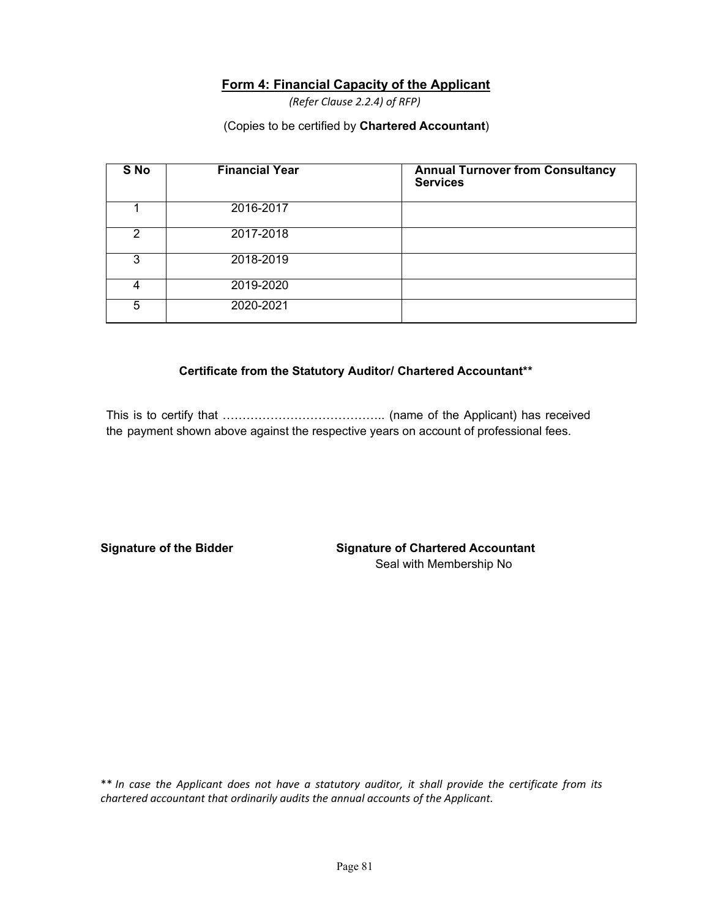## Form 4: Financial Capacity of the Applicant

*(Refer Clause 2.2.4) of RFP)*

(Copies to be certified by **Chartered Accountant**)

| S No | Financial Year | Annual Turnover from Consultancy Services |
|---|---|---|
| 1 | 2016-2017 | |
| 2 | 2017-2018 | |
| 3 | 2018-2019 | |
| 4 | 2019-2020 | |
| 5 | 2020-2021 | |

**Certificate from the Statutory Auditor/ Chartered Accountant****

This is to certify that ………………………………….. (name of the Applicant) has received the payment shown above against the respective years on account of professional fees.

**Signature of the Bidder**

**Signature of Chartered Accountant**
Seal with Membership No

** *In case the Applicant does not have a statutory auditor, it shall provide the certificate from its chartered accountant that ordinarily audits the annual accounts of the Applicant.*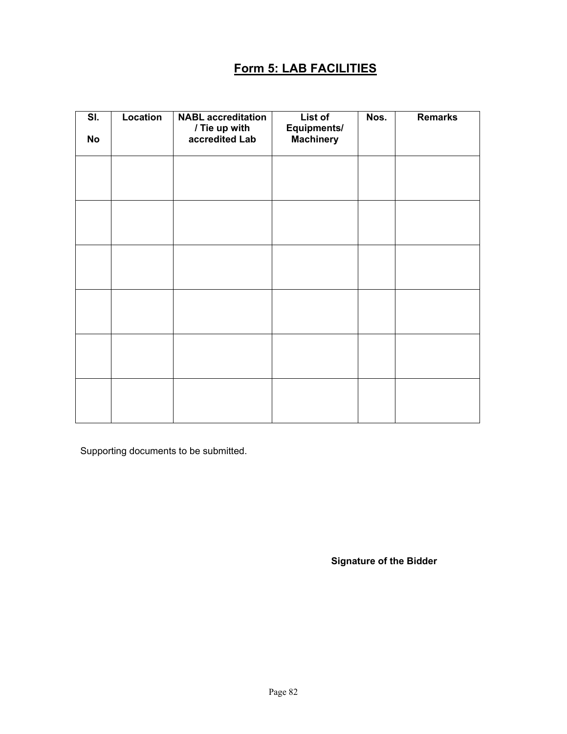# Form 5: LAB FACILITIES

| Sl. No | Location | NABL accreditation / Tie up with accredited Lab | List of Equipments/ Machinery | Nos. | Remarks |
|---|---|---|---|---|---|
| | | | | | |
| | | | | | |
| | | | | | |
| | | | | | |
| | | | | | |
| | | | | | |

Supporting documents to be submitted.

**Signature of the Bidder**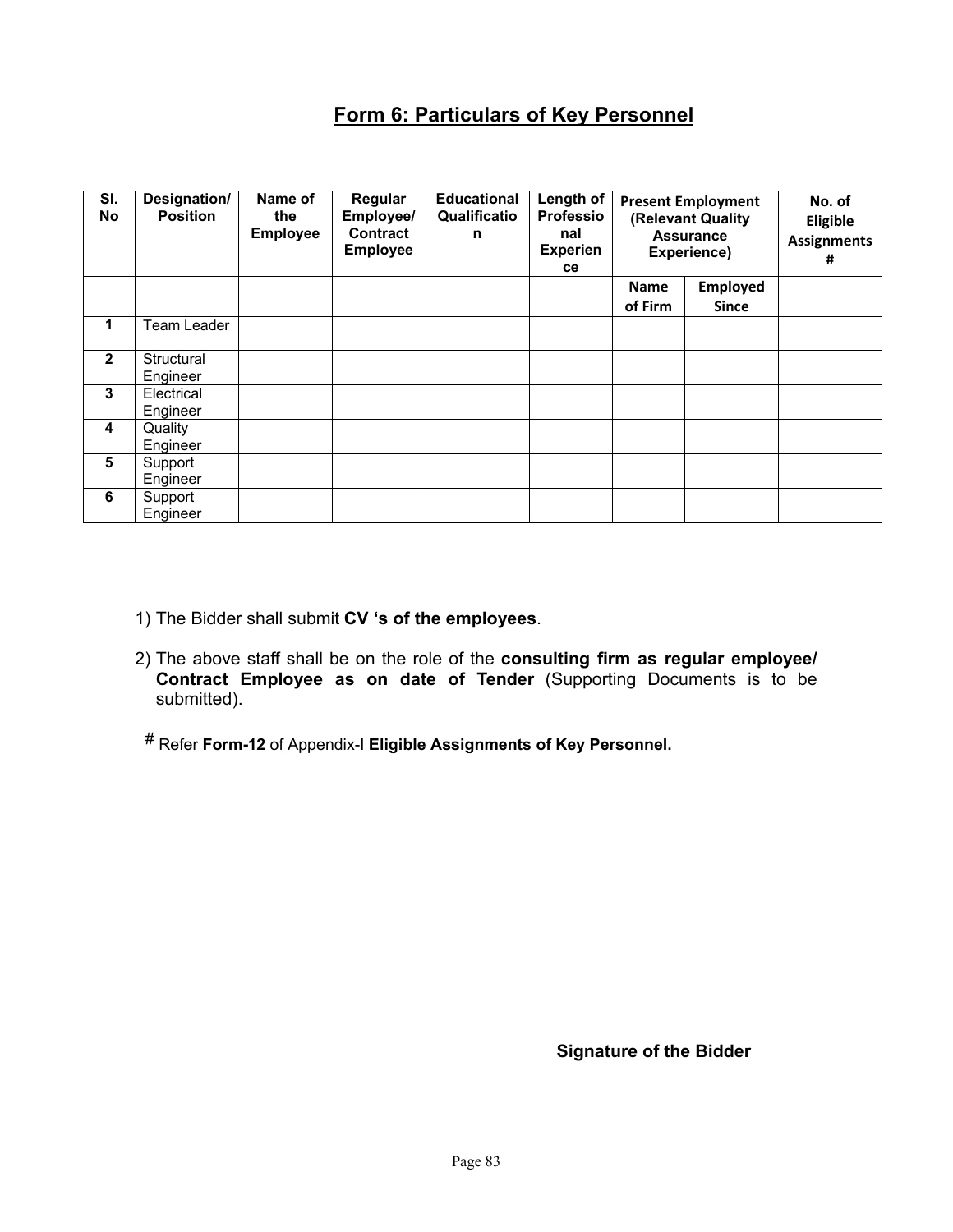## Form 6: Particulars of Key Personnel

| Sl. No | Designation/ Position | Name of the Employee | Regular Employee/ Contract Employee | Educational Qualification | Length of Professional Experience | Present Employment (Relevant Quality Assurance Experience) | | No. of Eligible Assignments # |
|---|---|---|---|---|---|---|---|---|
| | | | | | | Name of Firm | Employed Since | |
| 1 | Team Leader | | | | | | | |
| 2 | Structural Engineer | | | | | | | |
| 3 | Electrical Engineer | | | | | | | |
| 4 | Quality Engineer | | | | | | | |
| 5 | Support Engineer | | | | | | | |
| 6 | Support Engineer | | | | | | | |

1) The Bidder shall submit **CV 's of the employees**.

2) The above staff shall be on the role of the **consulting firm as regular employee/ Contract Employee as on date of Tender** (Supporting Documents is to be submitted).

# Refer **Form-12** of Appendix-I **Eligible Assignments of Key Personnel.**

**Signature of the Bidder**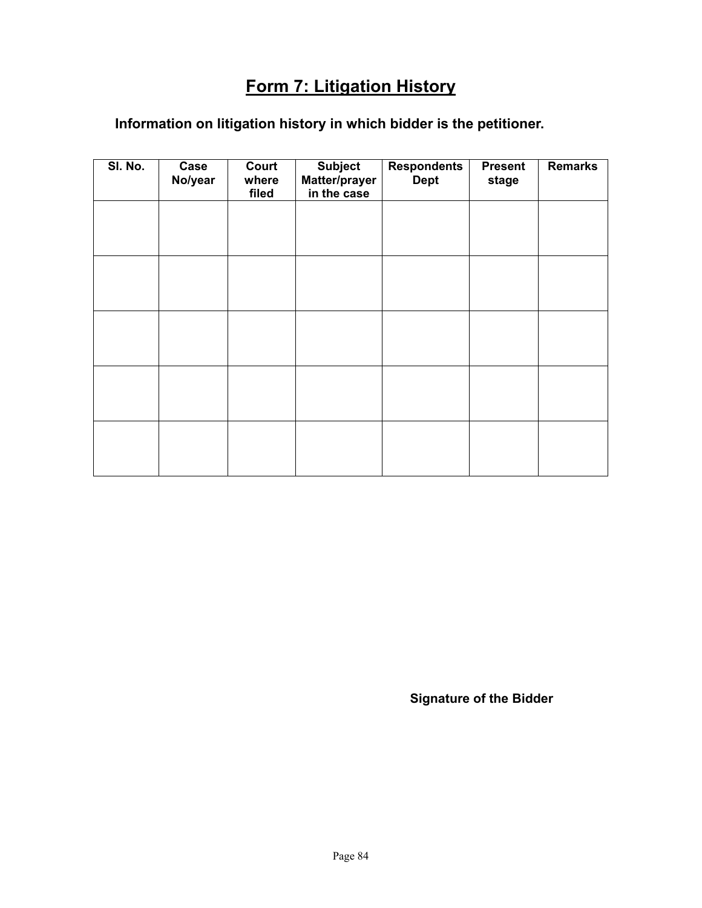# Form 7: Litigation History

**Information on litigation history in which bidder is the petitioner.**

| Sl. No. | Case No/year | Court where filed | Subject Matter/prayer in the case | Respondents Dept | Present stage | Remarks |
|---|---|---|---|---|---|---|
| | | | | | | |
| | | | | | | |
| | | | | | | |
| | | | | | | |
| | | | | | | |

**Signature of the Bidder**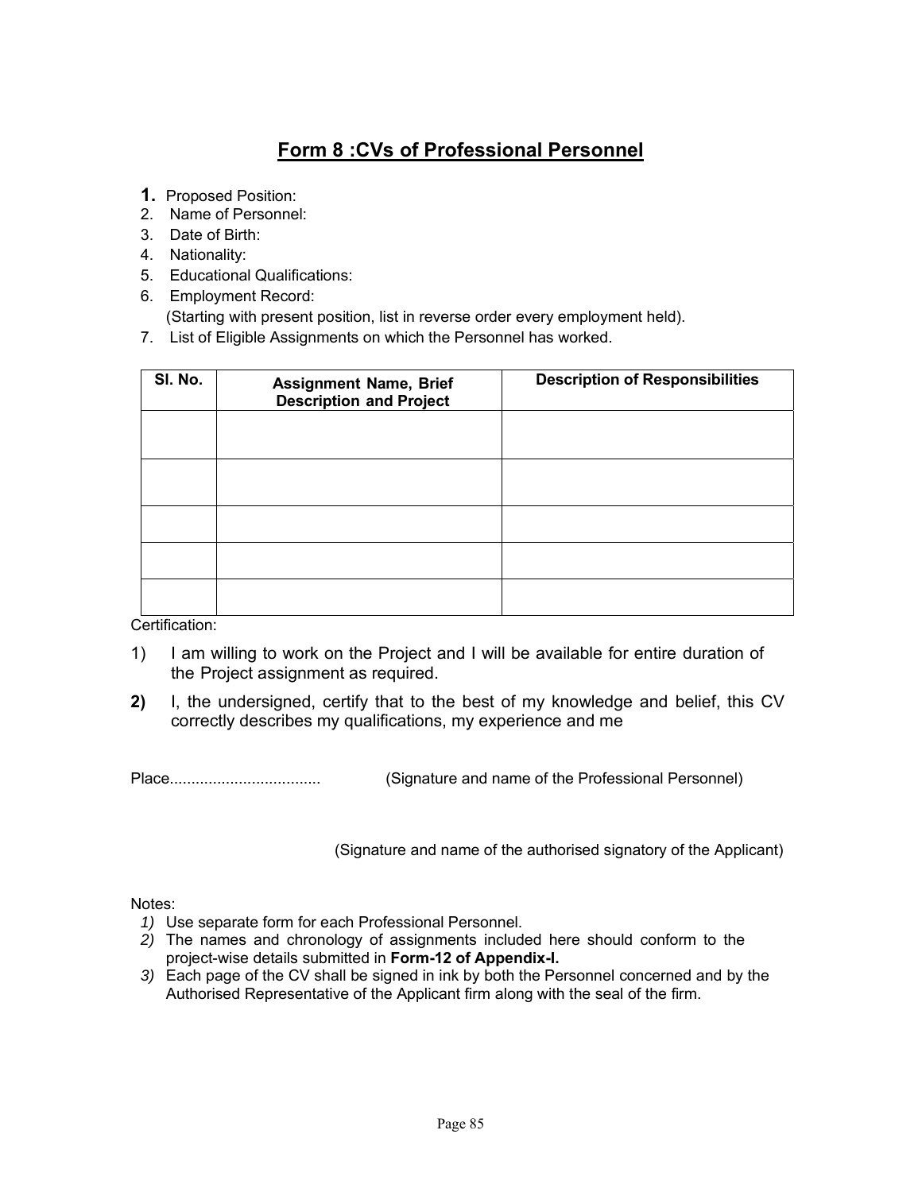# Form 8 :CVs of Professional Personnel

1. Proposed Position:
2. Name of Personnel:
3. Date of Birth:
4. Nationality:
5. Educational Qualifications:
6. Employment Record:
   (Starting with present position, list in reverse order every employment held).
7. List of Eligible Assignments on which the Personnel has worked.

| Sl. No. | Assignment Name, Brief Description and Project | Description of Responsibilities |
|---|---|---|
| | | |
| | | |
| | | |
| | | |
| | | |

Certification:

1) I am willing to work on the Project and I will be available for entire duration of the Project assignment as required.
2) I, the undersigned, certify that to the best of my knowledge and belief, this CV correctly describes my qualifications, my experience and me

Place.................................. (Signature and name of the Professional Personnel)

(Signature and name of the authorised signatory of the Applicant)

Notes:

1) Use separate form for each Professional Personnel.
2) The names and chronology of assignments included here should conform to the project-wise details submitted in **Form-12 of Appendix-I.**
3) Each page of the CV shall be signed in ink by both the Personnel concerned and by the Authorised Representative of the Applicant firm along with the seal of the firm.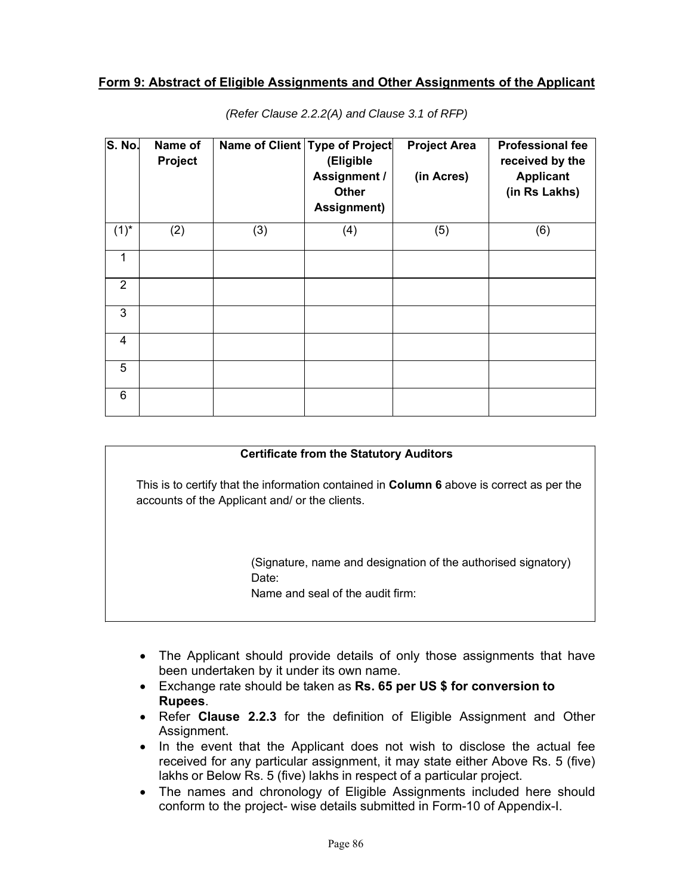## Form 9: Abstract of Eligible Assignments and Other Assignments of the Applicant

*(Refer Clause 2.2.2(A) and Clause 3.1 of RFP)*

| S. No. | Name of Project | Name of Client | Type of Project (Eligible Assignment / Other Assignment) | Project Area (in Acres) | Professional fee received by the Applicant (in Rs Lakhs) |
|---|---|---|---|---|---|
| (1)* | (2) | (3) | (4) | (5) | (6) |
| 1 | | | | | |
| 2 | | | | | |
| 3 | | | | | |
| 4 | | | | | |
| 5 | | | | | |
| 6 | | | | | |

**Certificate from the Statutory Auditors**

This is to certify that the information contained in **Column 6** above is correct as per the accounts of the Applicant and/ or the clients.

(Signature, name and designation of the authorised signatory)
Date:
Name and seal of the audit firm:

- The Applicant should provide details of only those assignments that have been undertaken by it under its own name.
- Exchange rate should be taken as **Rs. 65 per US $ for conversion to Rupees**.
- Refer **Clause 2.2.3** for the definition of Eligible Assignment and Other Assignment.
- In the event that the Applicant does not wish to disclose the actual fee received for any particular assignment, it may state either Above Rs. 5 (five) lakhs or Below Rs. 5 (five) lakhs in respect of a particular project.
- The names and chronology of Eligible Assignments included here should conform to the project- wise details submitted in Form-10 of Appendix-I.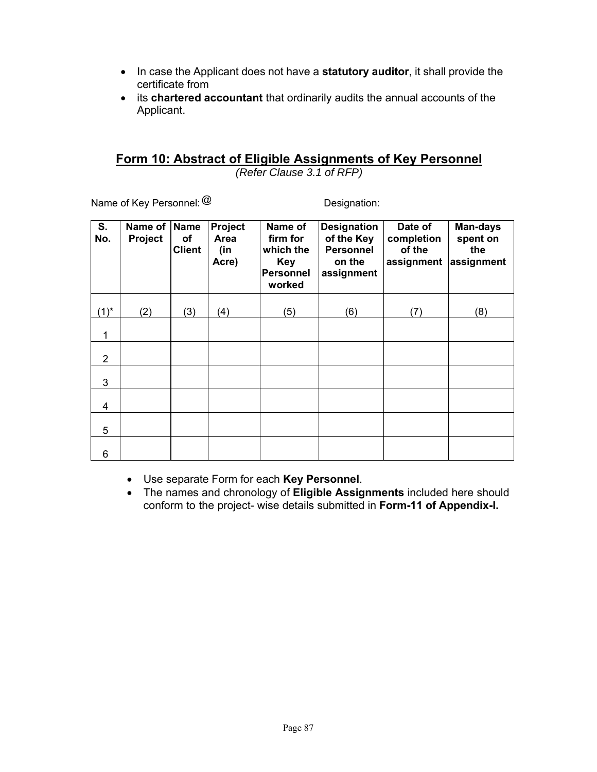- In case the Applicant does not have a **statutory auditor**, it shall provide the certificate from
- its **chartered accountant** that ordinarily audits the annual accounts of the Applicant.

## Form 10: Abstract of Eligible Assignments of Key Personnel

*(Refer Clause 3.1 of RFP)*

Name of Key Personnel: @ Designation:

| S. No. | Name of Project | Name of Client | Project Area (in Acre) | Name of firm for which the Key Personnel worked | Designation of the Key Personnel on the assignment | Date of completion of the assignment | Man-days spent on the assignment |
|---|---|---|---|---|---|---|---|
| (1)* | (2) | (3) | (4) | (5) | (6) | (7) | (8) |
| 1 | | | | | | | |
| 2 | | | | | | | |
| 3 | | | | | | | |
| 4 | | | | | | | |
| 5 | | | | | | | |
| 6 | | | | | | | |

- Use separate Form for each **Key Personnel**.
- The names and chronology of **Eligible Assignments** included here should conform to the project- wise details submitted in **Form-11 of Appendix-I.**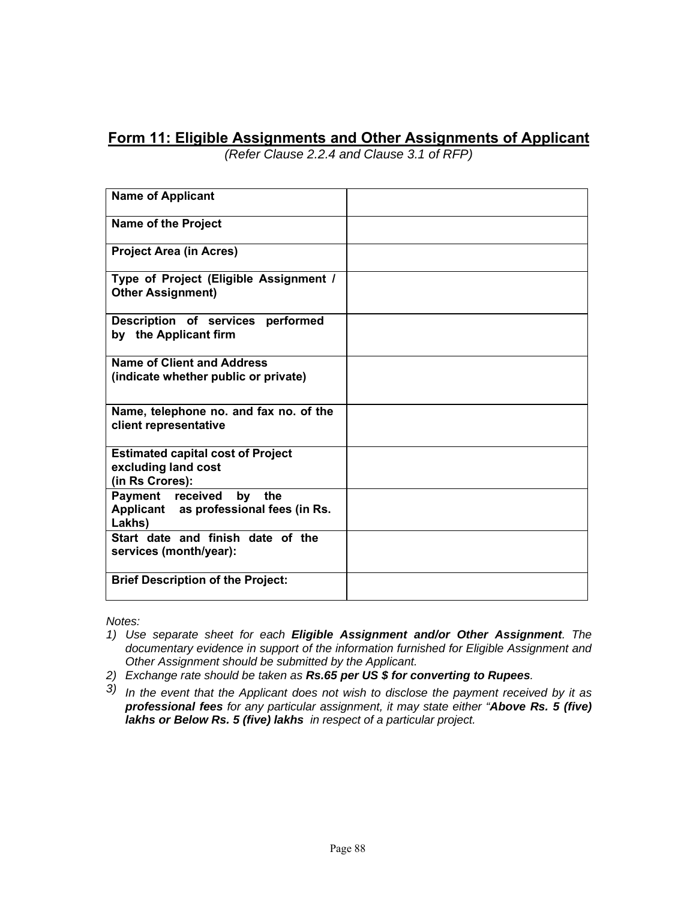## Form 11: Eligible Assignments and Other Assignments of Applicant

*(Refer Clause 2.2.4 and Clause 3.1 of RFP)*

| | |
|---|---|
| **Name of Applicant** | |
| **Name of the Project** | |
| **Project Area (in Acres)** | |
| **Type of Project (Eligible Assignment / Other Assignment)** | |
| **Description of services performed by the Applicant firm** | |
| **Name of Client and Address (indicate whether public or private)** | |
| **Name, telephone no. and fax no. of the client representative** | |
| **Estimated capital cost of Project excluding land cost (in Rs Crores):** | |
| **Payment received by the Applicant as professional fees (in Rs. Lakhs)** | |
| **Start date and finish date of the services (month/year):** | |
| **Brief Description of the Project:** | |

*Notes:*

1) *Use separate sheet for each* ***Eligible Assignment and/or Other Assignment****. The documentary evidence in support of the information furnished for Eligible Assignment and Other Assignment should be submitted by the Applicant.*
2) *Exchange rate should be taken as* ***Rs.65 per US $ for converting to Rupees****.*
3) *In the event that the Applicant does not wish to disclose the payment received by it as* ***professional fees*** *for any particular assignment, it may state either "****Above Rs. 5 (five) lakhs or Below Rs. 5 (five) lakhs*** *in respect of a particular project.*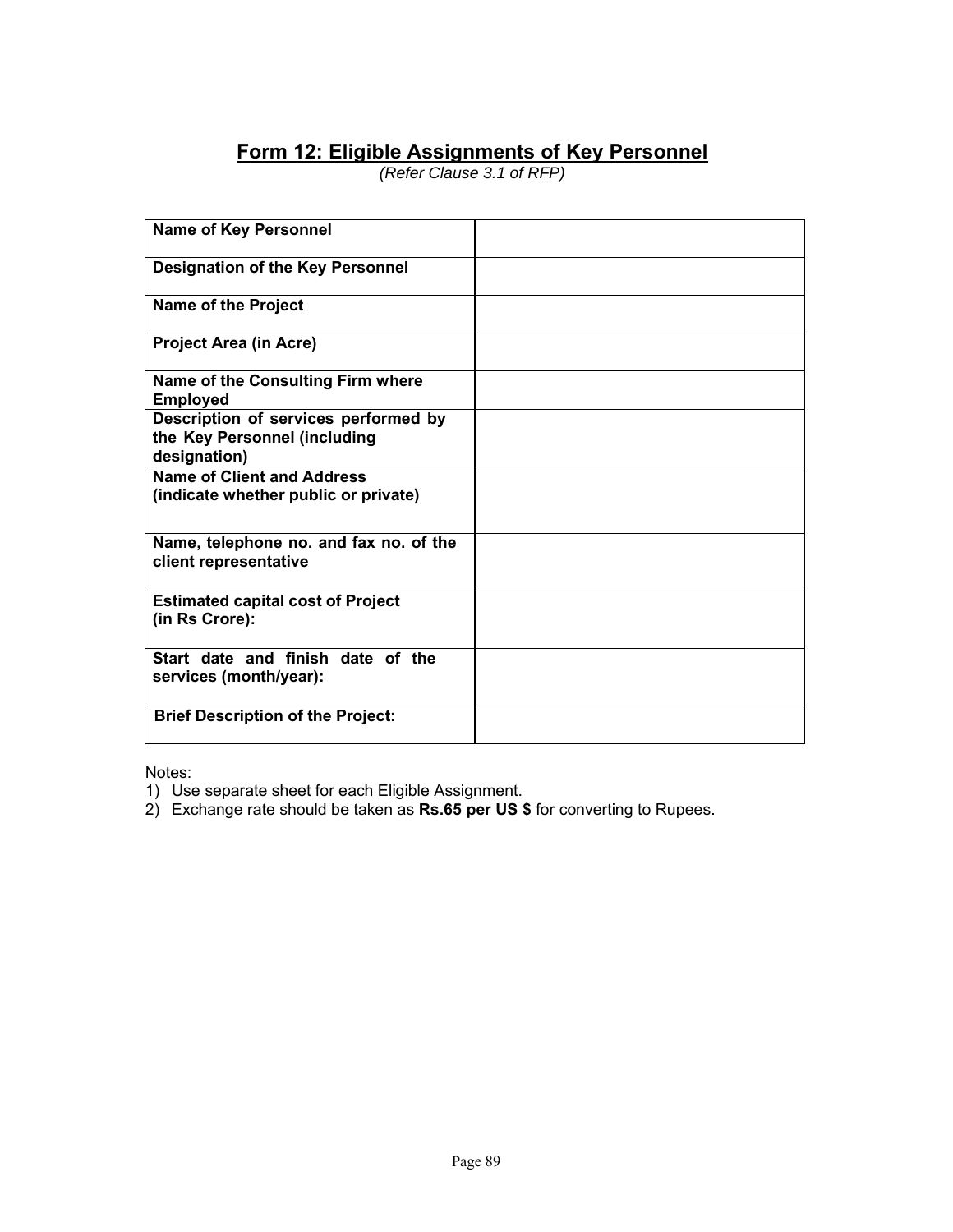# Form 12: Eligible Assignments of Key Personnel

*(Refer Clause 3.1 of RFP)*

| | |
|---|---|
| **Name of Key Personnel** | |
| **Designation of the Key Personnel** | |
| **Name of the Project** | |
| **Project Area (in Acre)** | |
| **Name of the Consulting Firm where Employed** | |
| **Description of services performed by the Key Personnel (including designation)** | |
| **Name of Client and Address (indicate whether public or private)** | |
| **Name, telephone no. and fax no. of the client representative** | |
| **Estimated capital cost of Project (in Rs Crore):** | |
| **Start date and finish date of the services (month/year):** | |
| **Brief Description of the Project:** | |

Notes:

1) Use separate sheet for each Eligible Assignment.
2) Exchange rate should be taken as **Rs.65 per US $** for converting to Rupees.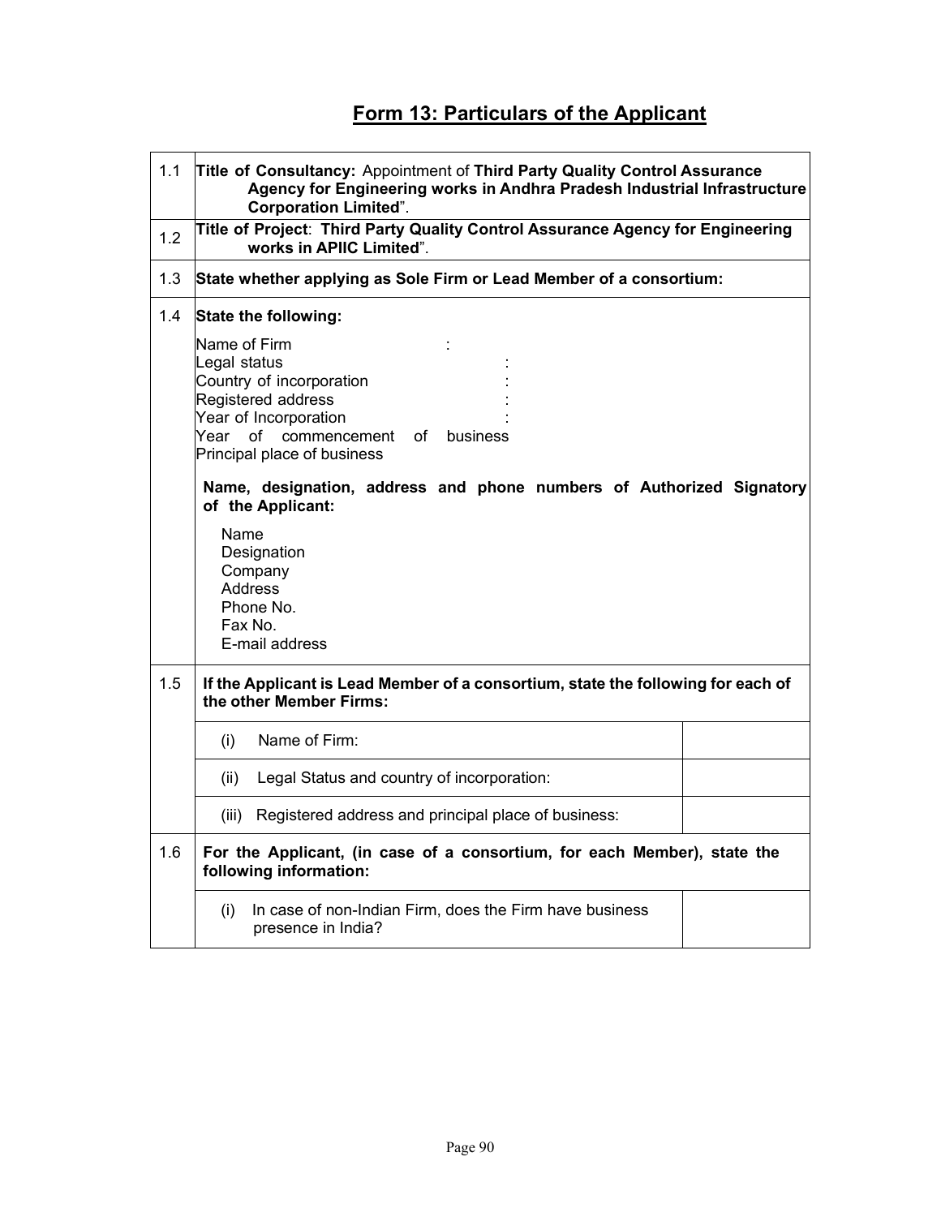## Form 13: Particulars of the Applicant

| | | |
|---|---|---|
| 1.1 | **Title of Consultancy:** Appointment of **Third Party Quality Control Assurance Agency for Engineering works in Andhra Pradesh Industrial Infrastructure Corporation Limited**". | |
| 1.2 | **Title of Project**: **Third Party Quality Control Assurance Agency for Engineering works in APIIC Limited**". | |
| 1.3 | **State whether applying as Sole Firm or Lead Member of a consortium:** | |
| 1.4 | **State the following:**<br><br>Name of Firm :<br>Legal status :<br>Country of incorporation :<br>Registered address :<br>Year of Incorporation :<br>Year of commencement of business<br>Principal place of business<br><br>**Name, designation, address and phone numbers of Authorized Signatory of the Applicant:**<br><br>Name<br>Designation<br>Company<br>Address<br>Phone No.<br>Fax No.<br>E-mail address | |
| 1.5 | **If the Applicant is Lead Member of a consortium, state the following for each of the other Member Firms:** | |
| | (i) Name of Firm: | |
| | (ii) Legal Status and country of incorporation: | |
| | (iii) Registered address and principal place of business: | |
| 1.6 | **For the Applicant, (in case of a consortium, for each Member), state the following information:** | |
| | (i) In case of non-Indian Firm, does the Firm have business presence in India? | |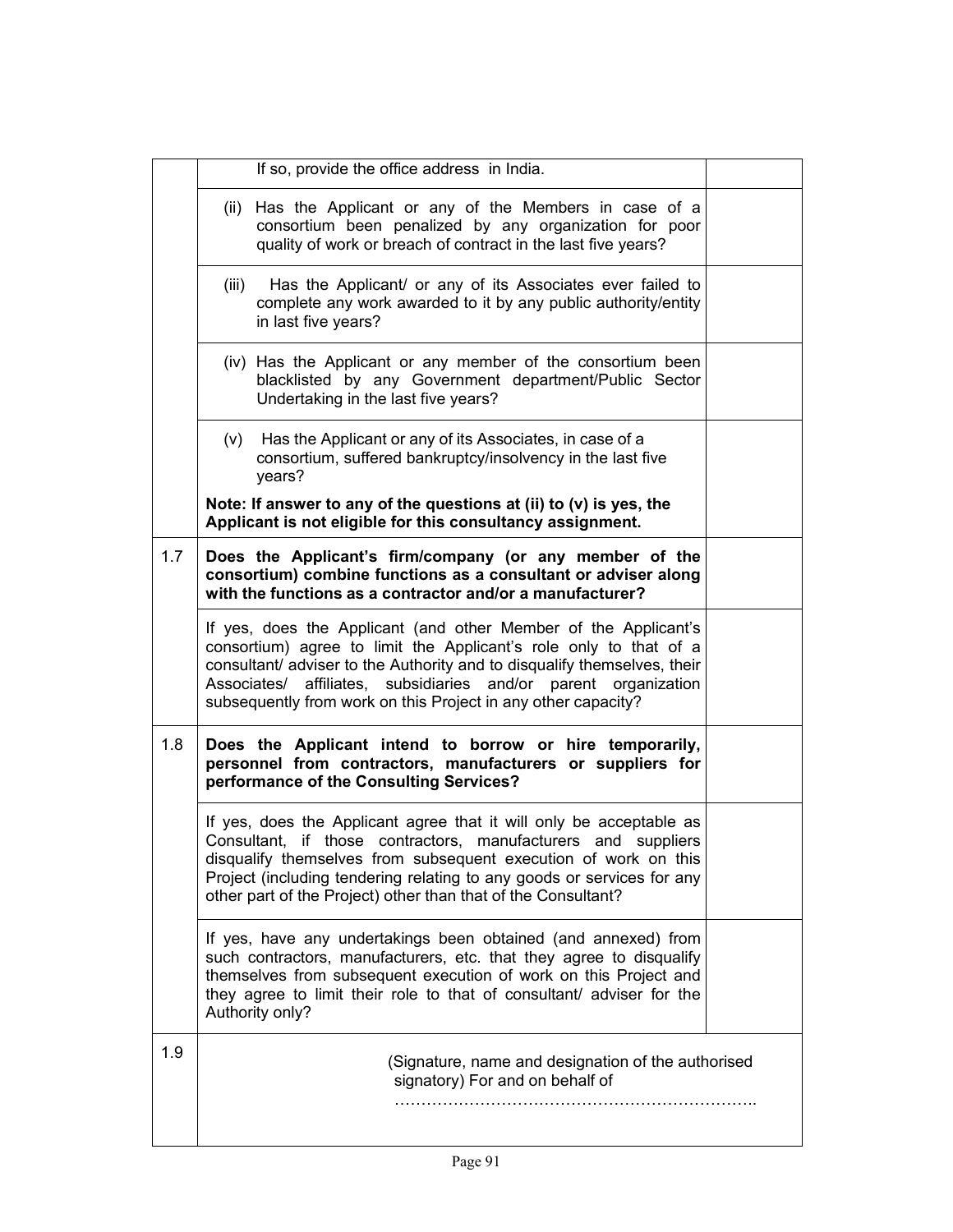|  |  |  |
|---|---|---|
|  | If so, provide the office address in India. |  |
|  | (ii) Has the Applicant or any of the Members in case of a consortium been penalized by any organization for poor quality of work or breach of contract in the last five years? |  |
|  | (iii) Has the Applicant/ or any of its Associates ever failed to complete any work awarded to it by any public authority/entity in last five years? |  |
|  | (iv) Has the Applicant or any member of the consortium been blacklisted by any Government department/Public Sector Undertaking in the last five years? |  |
|  | (v) Has the Applicant or any of its Associates, in case of a consortium, suffered bankruptcy/insolvency in the last five years?<br><br>**Note: If answer to any of the questions at (ii) to (v) is yes, the Applicant is not eligible for this consultancy assignment.** |  |
| 1.7 | **Does the Applicant's firm/company (or any member of the consortium) combine functions as a consultant or adviser along with the functions as a contractor and/or a manufacturer?** |  |
|  | If yes, does the Applicant (and other Member of the Applicant's consortium) agree to limit the Applicant's role only to that of a consultant/ adviser to the Authority and to disqualify themselves, their Associates/ affiliates, subsidiaries and/or parent organization subsequently from work on this Project in any other capacity? |  |
| 1.8 | **Does the Applicant intend to borrow or hire temporarily, personnel from contractors, manufacturers or suppliers for performance of the Consulting Services?** |  |
|  | If yes, does the Applicant agree that it will only be acceptable as Consultant, if those contractors, manufacturers and suppliers disqualify themselves from subsequent execution of work on this Project (including tendering relating to any goods or services for any other part of the Project) other than that of the Consultant? |  |
|  | If yes, have any undertakings been obtained (and annexed) from such contractors, manufacturers, etc. that they agree to disqualify themselves from subsequent execution of work on this Project and they agree to limit their role to that of consultant/ adviser for the Authority only? |  |
| 1.9 | (Signature, name and designation of the authorised signatory) For and on behalf of<br>………………………………………………………….. |  |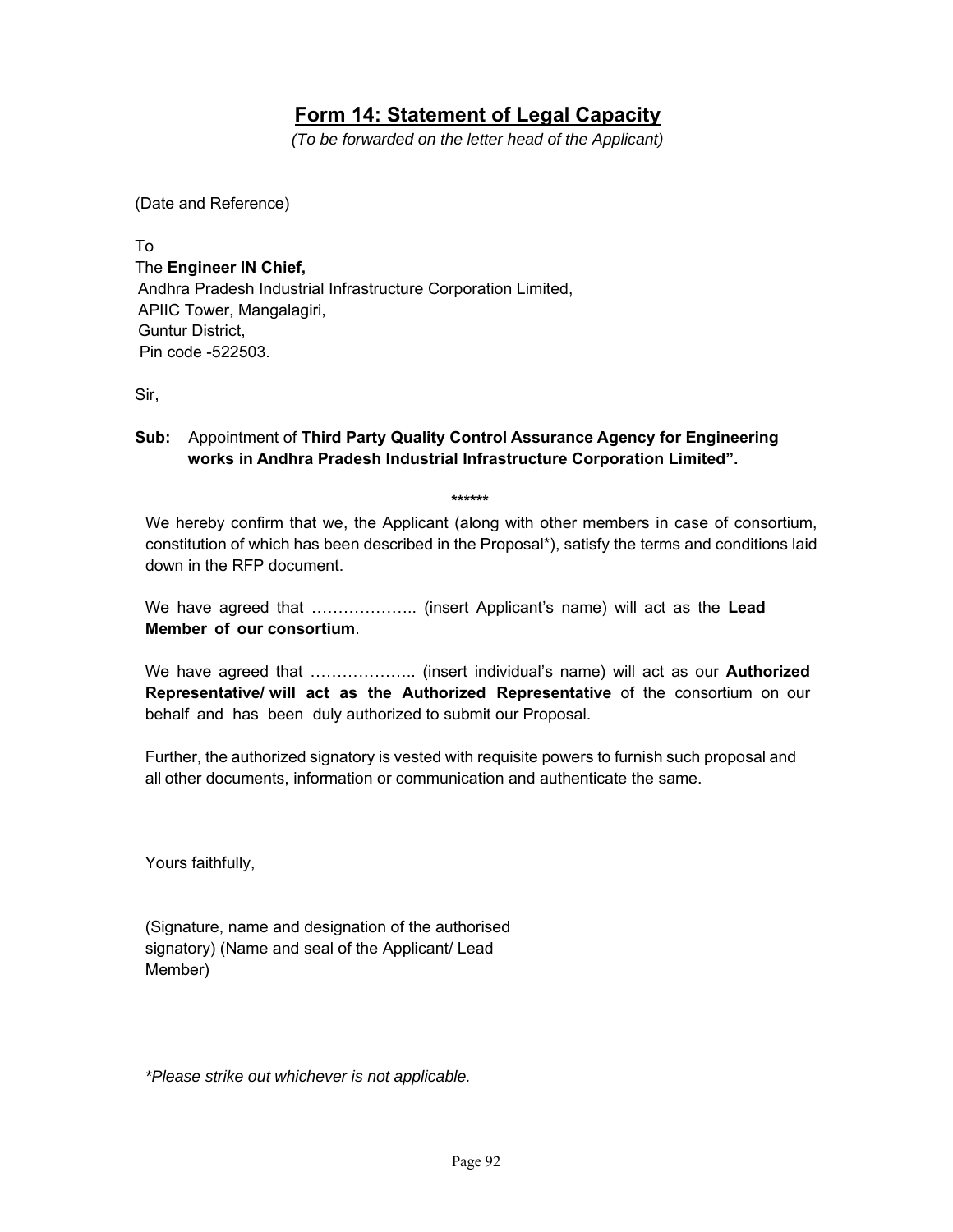## Form 14: Statement of Legal Capacity

*(To be forwarded on the letter head of the Applicant)*

(Date and Reference)

To
The **Engineer IN Chief,**
Andhra Pradesh Industrial Infrastructure Corporation Limited,
APIIC Tower, Mangalagiri,
Guntur District,
Pin code -522503.

Sir,

**Sub:** Appointment of **Third Party Quality Control Assurance Agency for Engineering works in Andhra Pradesh Industrial Infrastructure Corporation Limited".**

******

We hereby confirm that we, the Applicant (along with other members in case of consortium, constitution of which has been described in the Proposal*), satisfy the terms and conditions laid down in the RFP document.

We have agreed that ……………….. (insert Applicant's name) will act as the **Lead Member of our consortium**.

We have agreed that ……………….. (insert individual's name) will act as our **Authorized Representative/ will act as the Authorized Representative** of the consortium on our behalf and has been duly authorized to submit our Proposal.

Further, the authorized signatory is vested with requisite powers to furnish such proposal and all other documents, information or communication and authenticate the same.

Yours faithfully,

(Signature, name and designation of the authorised signatory) (Name and seal of the Applicant/ Lead Member)

**Please strike out whichever is not applicable.*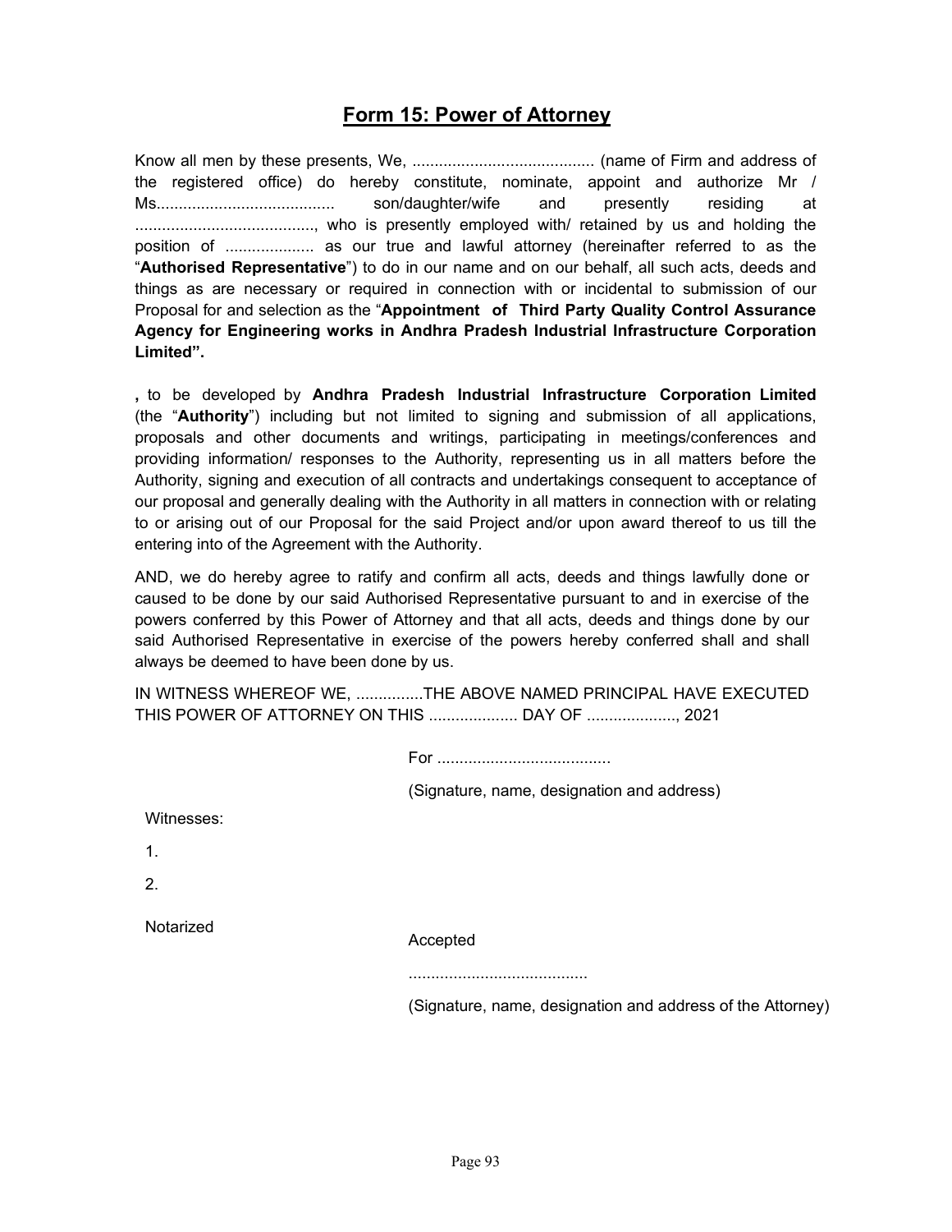## Form 15: Power of Attorney

Know all men by these presents, We, ......................................... (name of Firm and address of the registered office) do hereby constitute, nominate, appoint and authorize Mr / Ms........................................ son/daughter/wife and presently residing at ........................................, who is presently employed with/ retained by us and holding the position of .................... as our true and lawful attorney (hereinafter referred to as the "**Authorised Representative**") to do in our name and on our behalf, all such acts, deeds and things as are necessary or required in connection with or incidental to submission of our Proposal for and selection as the "**Appointment of Third Party Quality Control Assurance Agency for Engineering works in Andhra Pradesh Industrial Infrastructure Corporation Limited".**

**,** to be developed by **Andhra Pradesh Industrial Infrastructure Corporation Limited** (the "**Authority**") including but not limited to signing and submission of all applications, proposals and other documents and writings, participating in meetings/conferences and providing information/ responses to the Authority, representing us in all matters before the Authority, signing and execution of all contracts and undertakings consequent to acceptance of our proposal and generally dealing with the Authority in all matters in connection with or relating to or arising out of our Proposal for the said Project and/or upon award thereof to us till the entering into of the Agreement with the Authority.

AND, we do hereby agree to ratify and confirm all acts, deeds and things lawfully done or caused to be done by our said Authorised Representative pursuant to and in exercise of the powers conferred by this Power of Attorney and that all acts, deeds and things done by our said Authorised Representative in exercise of the powers hereby conferred shall and shall always be deemed to have been done by us.

IN WITNESS WHEREOF WE, ...............THE ABOVE NAMED PRINCIPAL HAVE EXECUTED THIS POWER OF ATTORNEY ON THIS .................... DAY OF ...................., 2021

For .......................................

(Signature, name, designation and address)

Witnesses:

1.

2.

Notarized

Accepted

........................................

(Signature, name, designation and address of the Attorney)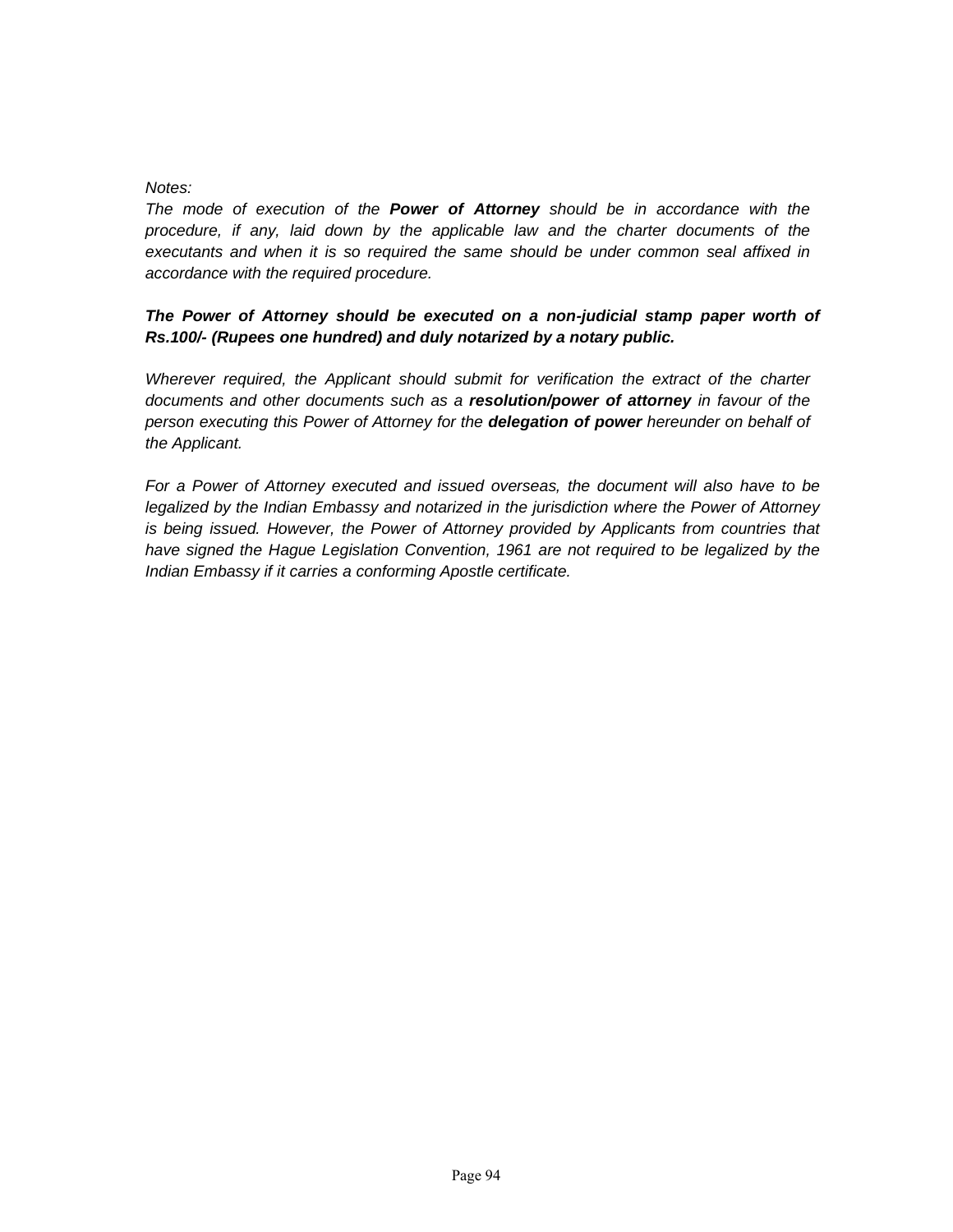*Notes:*

*The mode of execution of the **Power of Attorney** should be in accordance with the procedure, if any, laid down by the applicable law and the charter documents of the executants and when it is so required the same should be under common seal affixed in accordance with the required procedure.*

***The Power of Attorney should be executed on a non-judicial stamp paper worth of Rs.100/- (Rupees one hundred) and duly notarized by a notary public.***

*Wherever required, the Applicant should submit for verification the extract of the charter documents and other documents such as a **resolution/power of attorney** in favour of the person executing this Power of Attorney for the **delegation of power** hereunder on behalf of the Applicant.*

*For a Power of Attorney executed and issued overseas, the document will also have to be legalized by the Indian Embassy and notarized in the jurisdiction where the Power of Attorney is being issued. However, the Power of Attorney provided by Applicants from countries that have signed the Hague Legislation Convention, 1961 are not required to be legalized by the Indian Embassy if it carries a conforming Apostle certificate.*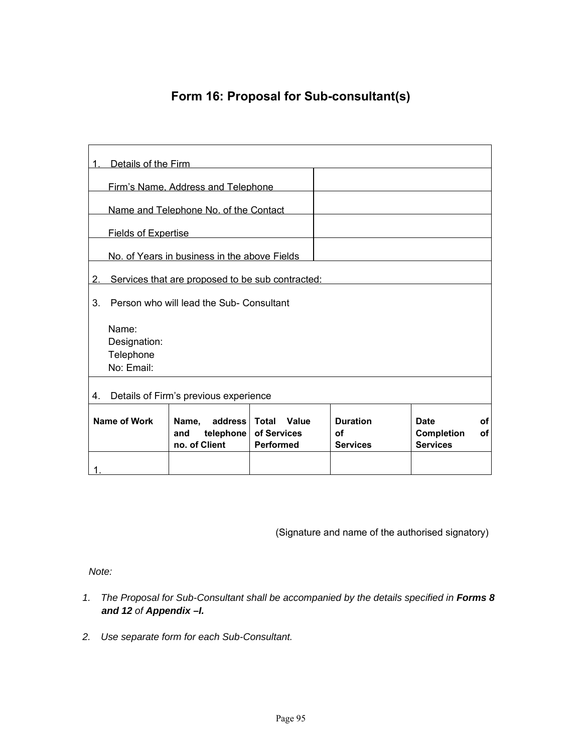# Form 16: Proposal for Sub-consultant(s)

| 1. Details of the Firm | |
|---|---|
| Firm's Name, Address and Telephone | |
| Name and Telephone No. of the Contact | |
| Fields of Expertise | |
| No. of Years in business in the above Fields | |
| 2. Services that are proposed to be sub contracted: | |
| 3. Person who will lead the Sub- Consultant<br><br>Name:<br>Designation:<br>Telephone<br>No: Email: | |
| 4. Details of Firm's previous experience | |

| Name of Work | Name, address and telephone no. of Client | Total Value of Services Performed | Duration of Services | Date of Completion of Services |
|---|---|---|---|---|
| 1. | | | | |

(Signature and name of the authorised signatory)

*Note:*

1. *The Proposal for Sub-Consultant shall be accompanied by the details specified in **Forms 8 and 12** of **Appendix –I.***
2. *Use separate form for each Sub-Consultant.*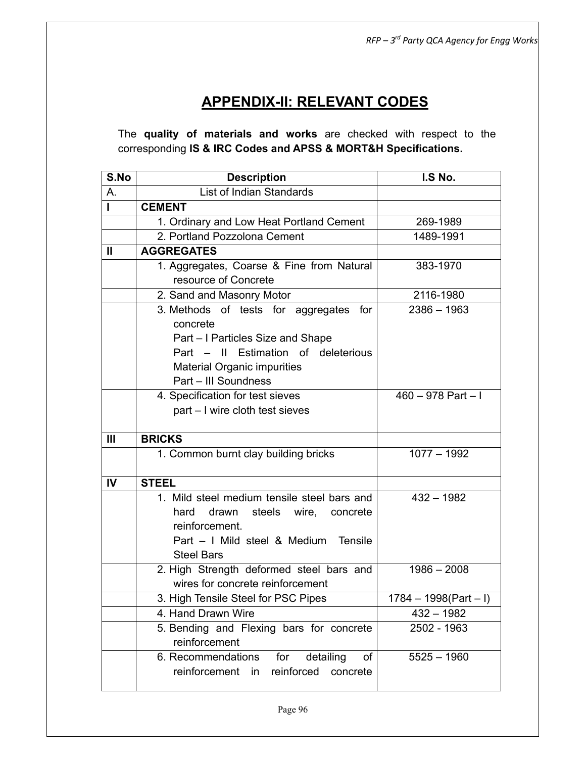## APPENDIX-II: RELEVANT CODES

The **quality of materials and works** are checked with respect to the corresponding **IS & IRC Codes and APSS & MORT&H Specifications.**

| S.No | Description | I.S No. |
|---|---|---|
| A. | List of Indian Standards | |
| **I** | **CEMENT** | |
| | 1. Ordinary and Low Heat Portland Cement | 269-1989 |
| | 2. Portland Pozzolona Cement | 1489-1991 |
| **II** | **AGGREGATES** | |
| | 1. Aggregates, Coarse & Fine from Natural resource of Concrete | 383-1970 |
| | 2. Sand and Masonry Motor | 2116-1980 |
| | 3. Methods of tests for aggregates for concrete<br>Part – I Particles Size and Shape<br>Part – II Estimation of deleterious Material Organic impurities<br>Part – III Soundness | 2386 – 1963 |
| | 4. Specification for test sieves<br>part – I wire cloth test sieves | 460 – 978 Part – I |
| **III** | **BRICKS** | |
| | 1. Common burnt clay building bricks | 1077 – 1992 |
| **IV** | **STEEL** | |
| | 1. Mild steel medium tensile steel bars and hard drawn steels wire, concrete reinforcement.<br>Part – I Mild steel & Medium Tensile Steel Bars | 432 – 1982 |
| | 2. High Strength deformed steel bars and wires for concrete reinforcement | 1986 – 2008 |
| | 3. High Tensile Steel for PSC Pipes | 1784 – 1998(Part – I) |
| | 4. Hand Drawn Wire | 432 – 1982 |
| | 5. Bending and Flexing bars for concrete reinforcement | 2502 - 1963 |
| | 6. Recommendations for detailing of reinforcement in reinforced concrete | 5525 – 1960 |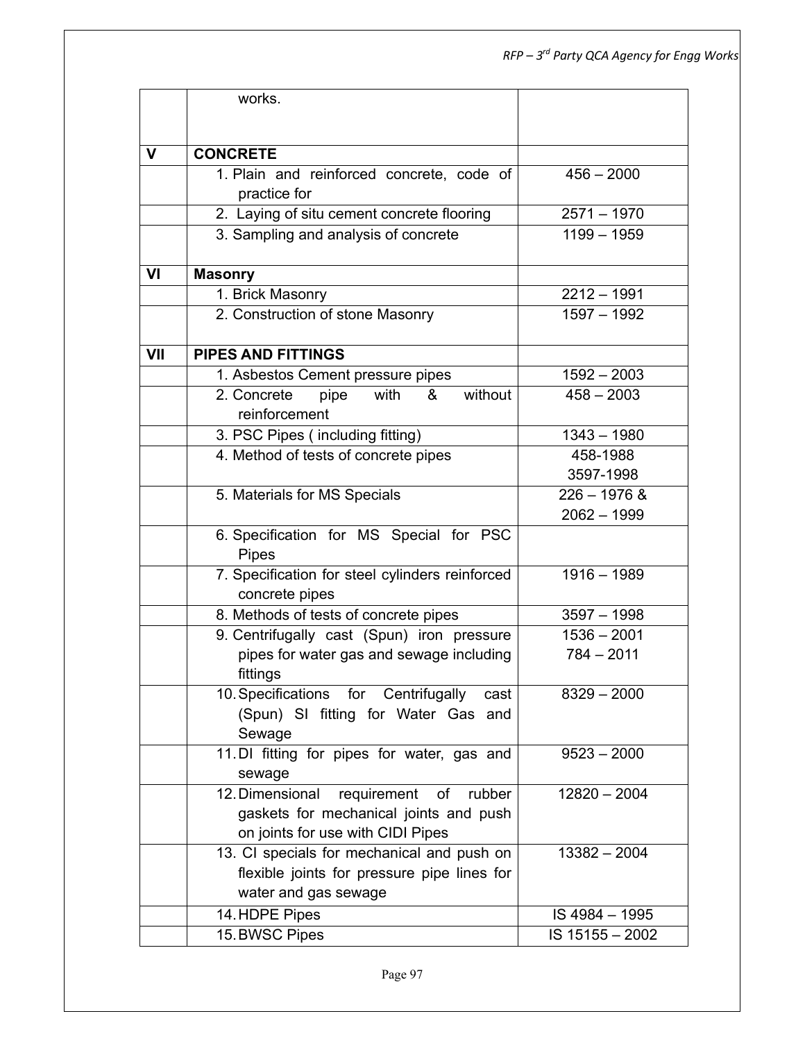|  |  |  |
|---|---|---|
|  | works. |  |
| V | **CONCRETE** |  |
|  | 1. Plain and reinforced concrete, code of practice for | 456 – 2000 |
|  | 2. Laying of situ cement concrete flooring | 2571 – 1970 |
|  | 3. Sampling and analysis of concrete | 1199 – 1959 |
| VI | **Masonry** |  |
|  | 1. Brick Masonry | 2212 – 1991 |
|  | 2. Construction of stone Masonry | 1597 – 1992 |
| VII | **PIPES AND FITTINGS** |  |
|  | 1. Asbestos Cement pressure pipes | 1592 – 2003 |
|  | 2. Concrete pipe with & without reinforcement | 458 – 2003 |
|  | 3. PSC Pipes ( including fitting) | 1343 – 1980 |
|  | 4. Method of tests of concrete pipes | 458-1988<br>3597-1998 |
|  | 5. Materials for MS Specials | 226 – 1976 &<br>2062 – 1999 |
|  | 6. Specification for MS Special for PSC Pipes |  |
|  | 7. Specification for steel cylinders reinforced concrete pipes | 1916 – 1989 |
|  | 8. Methods of tests of concrete pipes | 3597 – 1998 |
|  | 9. Centrifugally cast (Spun) iron pressure pipes for water gas and sewage including fittings | 1536 – 2001<br>784 – 2011 |
|  | 10. Specifications for Centrifugally cast (Spun) SI fitting for Water Gas and Sewage | 8329 – 2000 |
|  | 11. DI fitting for pipes for water, gas and sewage | 9523 – 2000 |
|  | 12. Dimensional requirement of rubber gaskets for mechanical joints and push on joints for use with CIDI Pipes | 12820 – 2004 |
|  | 13. CI specials for mechanical and push on flexible joints for pressure pipe lines for water and gas sewage | 13382 – 2004 |
|  | 14. HDPE Pipes | IS 4984 – 1995 |
|  | 15. BWSC Pipes | IS 15155 – 2002 |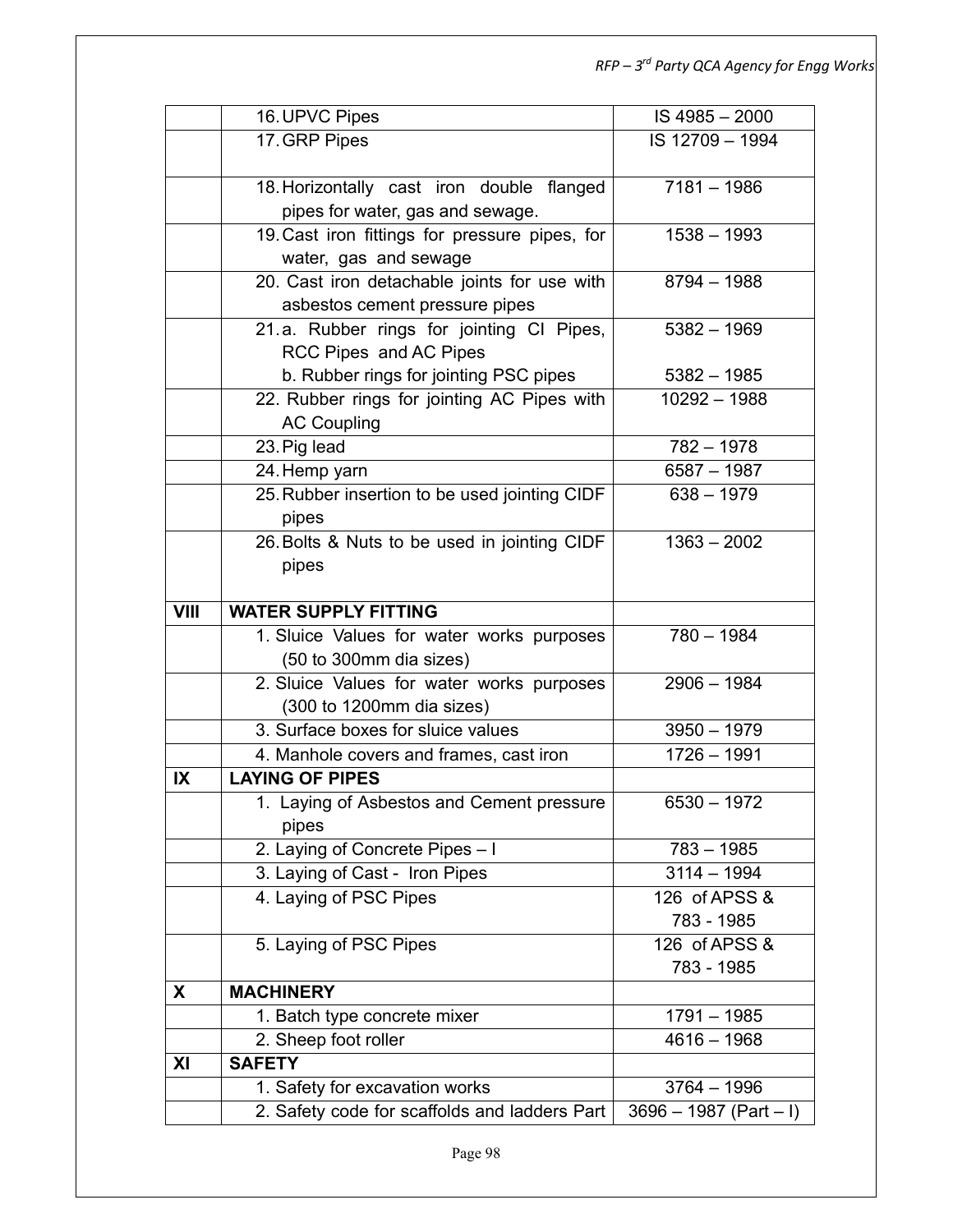|  |  |  |
|---|---|---|
|  | 16. UPVC Pipes | IS 4985 – 2000 |
|  | 17. GRP Pipes | IS 12709 – 1994 |
|  | 18. Horizontally cast iron double flanged pipes for water, gas and sewage. | 7181 – 1986 |
|  | 19. Cast iron fittings for pressure pipes, for water, gas and sewage | 1538 – 1993 |
|  | 20. Cast iron detachable joints for use with asbestos cement pressure pipes | 8794 – 1988 |
|  | 21. a. Rubber rings for jointing CI Pipes, RCC Pipes and AC Pipes<br>b. Rubber rings for jointing PSC pipes | 5382 – 1969<br><br>5382 – 1985 |
|  | 22. Rubber rings for jointing AC Pipes with AC Coupling | 10292 – 1988 |
|  | 23. Pig lead | 782 – 1978 |
|  | 24. Hemp yarn | 6587 – 1987 |
|  | 25. Rubber insertion to be used jointing CIDF pipes | 638 – 1979 |
|  | 26. Bolts & Nuts to be used in jointing CIDF pipes | 1363 – 2002 |
| **VIII** | **WATER SUPPLY FITTING** |  |
|  | 1. Sluice Values for water works purposes (50 to 300mm dia sizes) | 780 – 1984 |
|  | 2. Sluice Values for water works purposes (300 to 1200mm dia sizes) | 2906 – 1984 |
|  | 3. Surface boxes for sluice values | 3950 – 1979 |
|  | 4. Manhole covers and frames, cast iron | 1726 – 1991 |
| **IX** | **LAYING OF PIPES** |  |
|  | 1. Laying of Asbestos and Cement pressure pipes | 6530 – 1972 |
|  | 2. Laying of Concrete Pipes – I | 783 – 1985 |
|  | 3. Laying of Cast - Iron Pipes | 3114 – 1994 |
|  | 4. Laying of PSC Pipes | 126 of APSS & 783 - 1985 |
|  | 5. Laying of PSC Pipes | 126 of APSS & 783 - 1985 |
| **X** | **MACHINERY** |  |
|  | 1. Batch type concrete mixer | 1791 – 1985 |
|  | 2. Sheep foot roller | 4616 – 1968 |
| **XI** | **SAFETY** |  |
|  | 1. Safety for excavation works | 3764 – 1996 |
|  | 2. Safety code for scaffolds and ladders Part | 3696 – 1987 (Part – I) |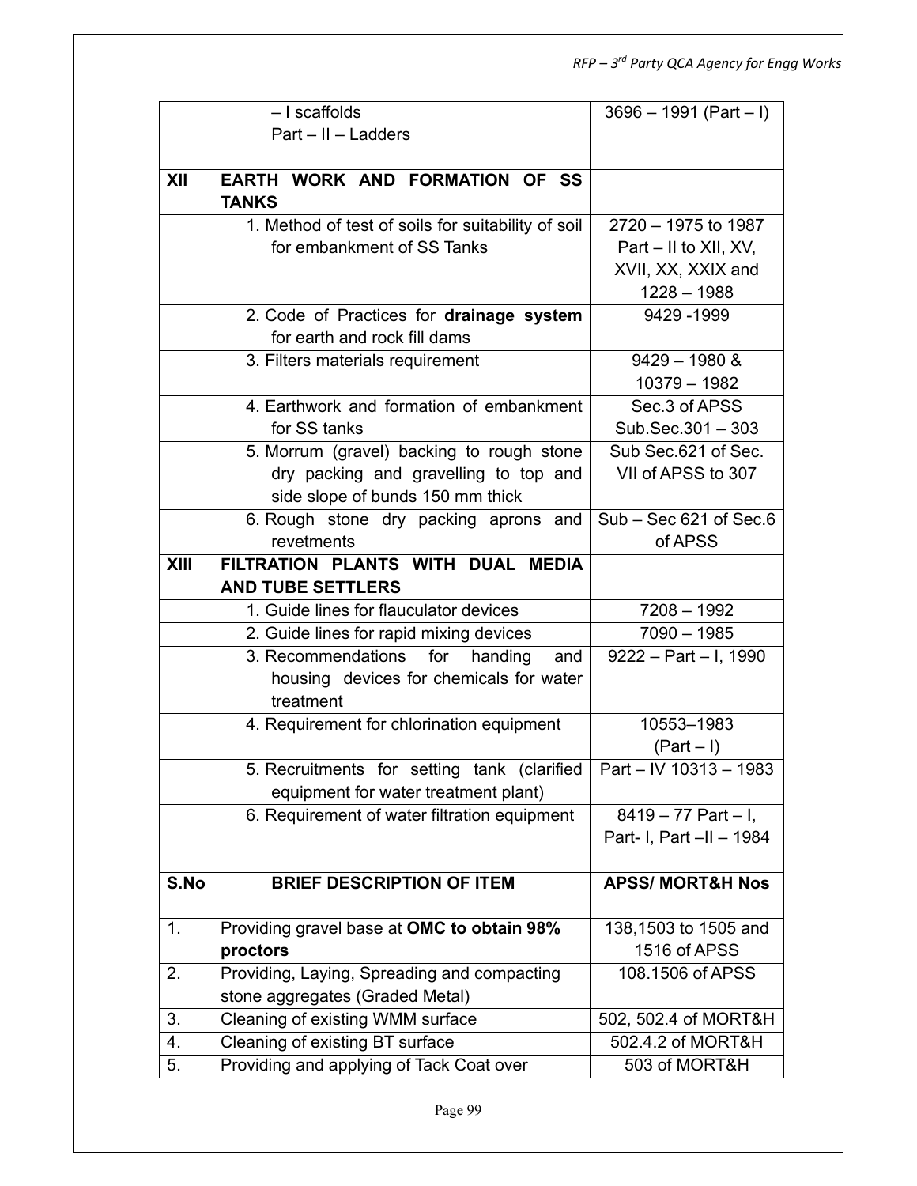|  | – I scaffolds<br>Part – II – Ladders | 3696 – 1991 (Part – I) |
|---|---|---|
| **XII** | **EARTH WORK AND FORMATION OF SS TANKS** |  |
|  | 1. Method of test of soils for suitability of soil for embankment of SS Tanks | 2720 – 1975 to 1987 Part – II to XII, XV, XVII, XX, XXIX and 1228 – 1988 |
|  | 2. Code of Practices for **drainage system** for earth and rock fill dams | 9429 -1999 |
|  | 3. Filters materials requirement | 9429 – 1980 & 10379 – 1982 |
|  | 4. Earthwork and formation of embankment for SS tanks | Sec.3 of APSS Sub.Sec.301 – 303 |
|  | 5. Morrum (gravel) backing to rough stone dry packing and gravelling to top and side slope of bunds 150 mm thick | Sub Sec.621 of Sec. VII of APSS to 307 |
|  | 6. Rough stone dry packing aprons and revetments | Sub – Sec 621 of Sec.6 of APSS |
| **XIII** | **FILTRATION PLANTS WITH DUAL MEDIA AND TUBE SETTLERS** |  |
|  | 1. Guide lines for flauculator devices | 7208 – 1992 |
|  | 2. Guide lines for rapid mixing devices | 7090 – 1985 |
|  | 3. Recommendations for handing and housing devices for chemicals for water treatment | 9222 – Part – I, 1990 |
|  | 4. Requirement for chlorination equipment | 10553–1983 (Part – I) |
|  | 5. Recruitments for setting tank (clarified equipment for water treatment plant) | Part – IV 10313 – 1983 |
|  | 6. Requirement of water filtration equipment | 8419 – 77 Part – I, Part- I, Part –II – 1984 |

| S.No | BRIEF DESCRIPTION OF ITEM | APSS/ MORT&H Nos |
|---|---|---|
| 1. | Providing gravel base at **OMC to obtain 98% proctors** | 138,1503 to 1505 and 1516 of APSS |
| 2. | Providing, Laying, Spreading and compacting stone aggregates (Graded Metal) | 108.1506 of APSS |
| 3. | Cleaning of existing WMM surface | 502, 502.4 of MORT&H |
| 4. | Cleaning of existing BT surface | 502.4.2 of MORT&H |
| 5. | Providing and applying of Tack Coat over | 503 of MORT&H |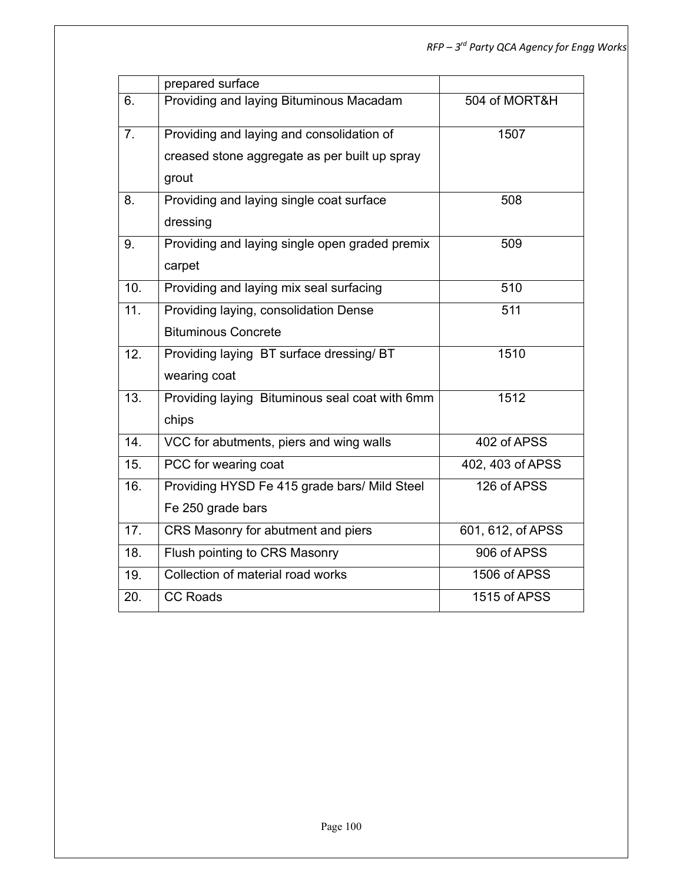|  | prepared surface |  |
|---|---|---|
| 6. | Providing and laying Bituminous Macadam | 504 of MORT&H |
| 7. | Providing and laying and consolidation of creased stone aggregate as per built up spray grout | 1507 |
| 8. | Providing and laying single coat surface dressing | 508 |
| 9. | Providing and laying single open graded premix carpet | 509 |
| 10. | Providing and laying mix seal surfacing | 510 |
| 11. | Providing laying, consolidation Dense Bituminous Concrete | 511 |
| 12. | Providing laying BT surface dressing/ BT wearing coat | 1510 |
| 13. | Providing laying Bituminous seal coat with 6mm chips | 1512 |
| 14. | VCC for abutments, piers and wing walls | 402 of APSS |
| 15. | PCC for wearing coat | 402, 403 of APSS |
| 16. | Providing HYSD Fe 415 grade bars/ Mild Steel Fe 250 grade bars | 126 of APSS |
| 17. | CRS Masonry for abutment and piers | 601, 612, of APSS |
| 18. | Flush pointing to CRS Masonry | 906 of APSS |
| 19. | Collection of material road works | 1506 of APSS |
| 20. | CC Roads | 1515 of APSS |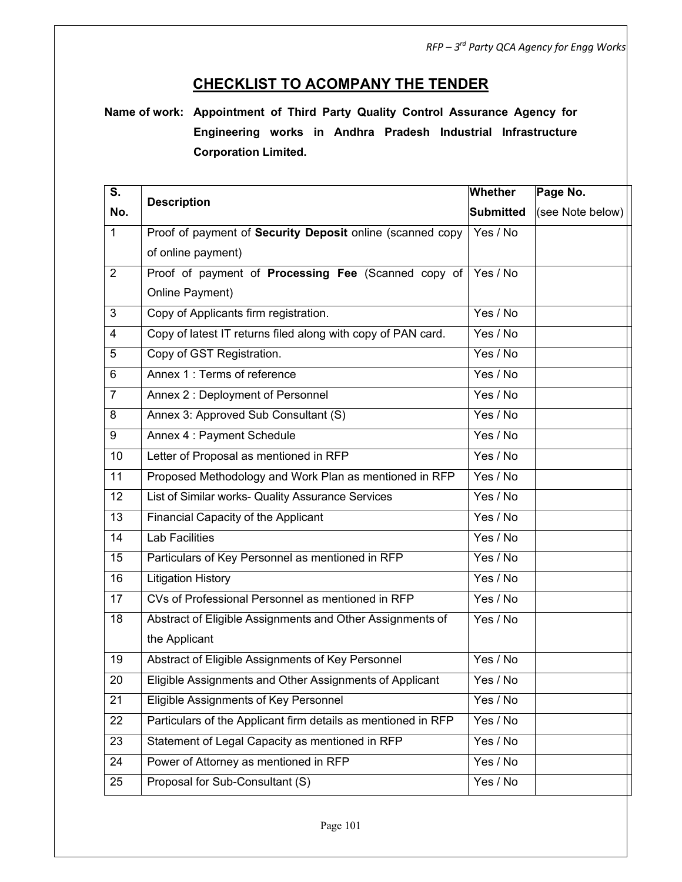## CHECKLIST TO ACOMPANY THE TENDER

**Name of work:** **Appointment of Third Party Quality Control Assurance Agency for Engineering works in Andhra Pradesh Industrial Infrastructure Corporation Limited.**

| S. No. | Description | Whether Submitted | Page No. (see Note below) |
|---|---|---|---|
| 1 | Proof of payment of **Security Deposit** online (scanned copy of online payment) | Yes / No | |
| 2 | Proof of payment of **Processing Fee** (Scanned copy of Online Payment) | Yes / No | |
| 3 | Copy of Applicants firm registration. | Yes / No | |
| 4 | Copy of latest IT returns filed along with copy of PAN card. | Yes / No | |
| 5 | Copy of GST Registration. | Yes / No | |
| 6 | Annex 1 : Terms of reference | Yes / No | |
| 7 | Annex 2 : Deployment of Personnel | Yes / No | |
| 8 | Annex 3: Approved Sub Consultant (S) | Yes / No | |
| 9 | Annex 4 : Payment Schedule | Yes / No | |
| 10 | Letter of Proposal as mentioned in RFP | Yes / No | |
| 11 | Proposed Methodology and Work Plan as mentioned in RFP | Yes / No | |
| 12 | List of Similar works- Quality Assurance Services | Yes / No | |
| 13 | Financial Capacity of the Applicant | Yes / No | |
| 14 | Lab Facilities | Yes / No | |
| 15 | Particulars of Key Personnel as mentioned in RFP | Yes / No | |
| 16 | Litigation History | Yes / No | |
| 17 | CVs of Professional Personnel as mentioned in RFP | Yes / No | |
| 18 | Abstract of Eligible Assignments and Other Assignments of the Applicant | Yes / No | |
| 19 | Abstract of Eligible Assignments of Key Personnel | Yes / No | |
| 20 | Eligible Assignments and Other Assignments of Applicant | Yes / No | |
| 21 | Eligible Assignments of Key Personnel | Yes / No | |
| 22 | Particulars of the Applicant firm details as mentioned in RFP | Yes / No | |
| 23 | Statement of Legal Capacity as mentioned in RFP | Yes / No | |
| 24 | Power of Attorney as mentioned in RFP | Yes / No | |
| 25 | Proposal for Sub-Consultant (S) | Yes / No | |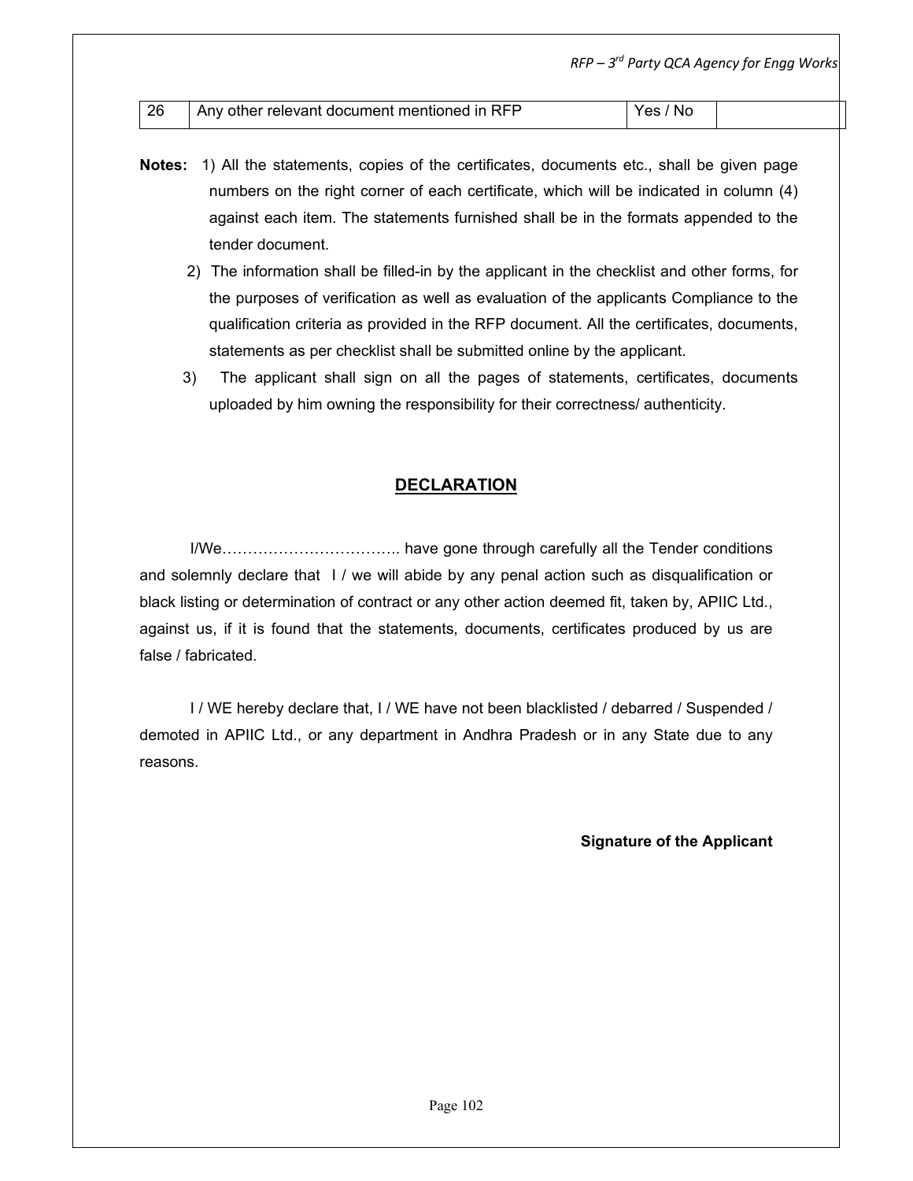| 26 | Any other relevant document mentioned in RFP | Yes / No | |
|---|---|---|---|

**Notes:** 1) All the statements, copies of the certificates, documents etc., shall be given page numbers on the right corner of each certificate, which will be indicated in column (4) against each item. The statements furnished shall be in the formats appended to the tender document.

2) The information shall be filled-in by the applicant in the checklist and other forms, for the purposes of verification as well as evaluation of the applicants Compliance to the qualification criteria as provided in the RFP document. All the certificates, documents, statements as per checklist shall be submitted online by the applicant.

3) The applicant shall sign on all the pages of statements, certificates, documents uploaded by him owning the responsibility for their correctness/ authenticity.

## DECLARATION

I/We…………………………….. have gone through carefully all the Tender conditions and solemnly declare that I / we will abide by any penal action such as disqualification or black listing or determination of contract or any other action deemed fit, taken by, APIIC Ltd., against us, if it is found that the statements, documents, certificates produced by us are false / fabricated.

I / WE hereby declare that, I / WE have not been blacklisted / debarred / Suspended / demoted in APIIC Ltd., or any department in Andhra Pradesh or in any State due to any reasons.

**Signature of the Applicant**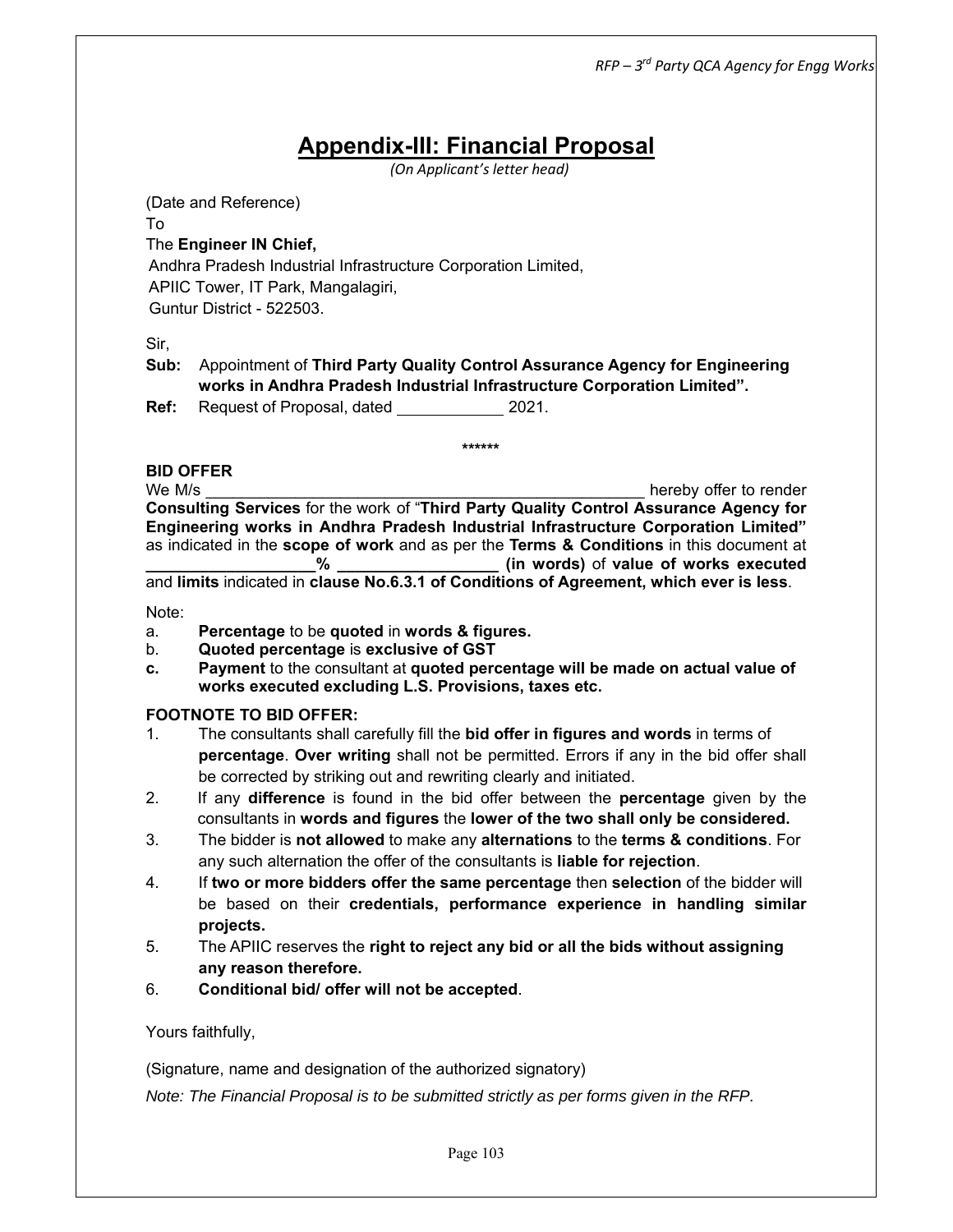# Appendix-III: Financial Proposal

*(On Applicant's letter head)*

(Date and Reference)

To

The **Engineer IN Chief,**
Andhra Pradesh Industrial Infrastructure Corporation Limited,
APIIC Tower, IT Park, Mangalagiri,
Guntur District - 522503.

Sir,

**Sub:** Appointment of **Third Party Quality Control Assurance Agency for Engineering works in Andhra Pradesh Industrial Infrastructure Corporation Limited".**

**Ref:** Request of Proposal, dated ____________ 2021.

\*\*\*\*\*\*

**BID OFFER**

We M/s __________________________________________________ hereby offer to render **Consulting Services** for the work of "**Third Party Quality Control Assurance Agency for Engineering works in Andhra Pradesh Industrial Infrastructure Corporation Limited"** as indicated in the **scope of work** and as per the **Terms & Conditions** in this document at **__________________% _________________ (in words)** of **value of works executed** and **limits** indicated in **clause No.6.3.1 of Conditions of Agreement, which ever is less**.

Note:

a. **Percentage** to be **quoted** in **words & figures.**
b. **Quoted percentage** is **exclusive of GST**
c. **Payment** to the consultant at **quoted percentage will be made on actual value of works executed excluding L.S. Provisions, taxes etc.**

**FOOTNOTE TO BID OFFER:**

1. The consultants shall carefully fill the **bid offer in figures and words** in terms of **percentage**. **Over writing** shall not be permitted. Errors if any in the bid offer shall be corrected by striking out and rewriting clearly and initiated.
2. If any **difference** is found in the bid offer between the **percentage** given by the consultants in **words and figures** the **lower of the two shall only be considered.**
3. The bidder is **not allowed** to make any **alternations** to the **terms & conditions**. For any such alternation the offer of the consultants is **liable for rejection**.
4. If **two or more bidders offer the same percentage** then **selection** of the bidder will be based on their **credentials, performance experience in handling similar projects.**
5. The APIIC reserves the **right to reject any bid or all the bids without assigning any reason therefore.**
6. **Conditional bid/ offer will not be accepted**.

Yours faithfully,

(Signature, name and designation of the authorized signatory)

*Note: The Financial Proposal is to be submitted strictly as per forms given in the RFP.*